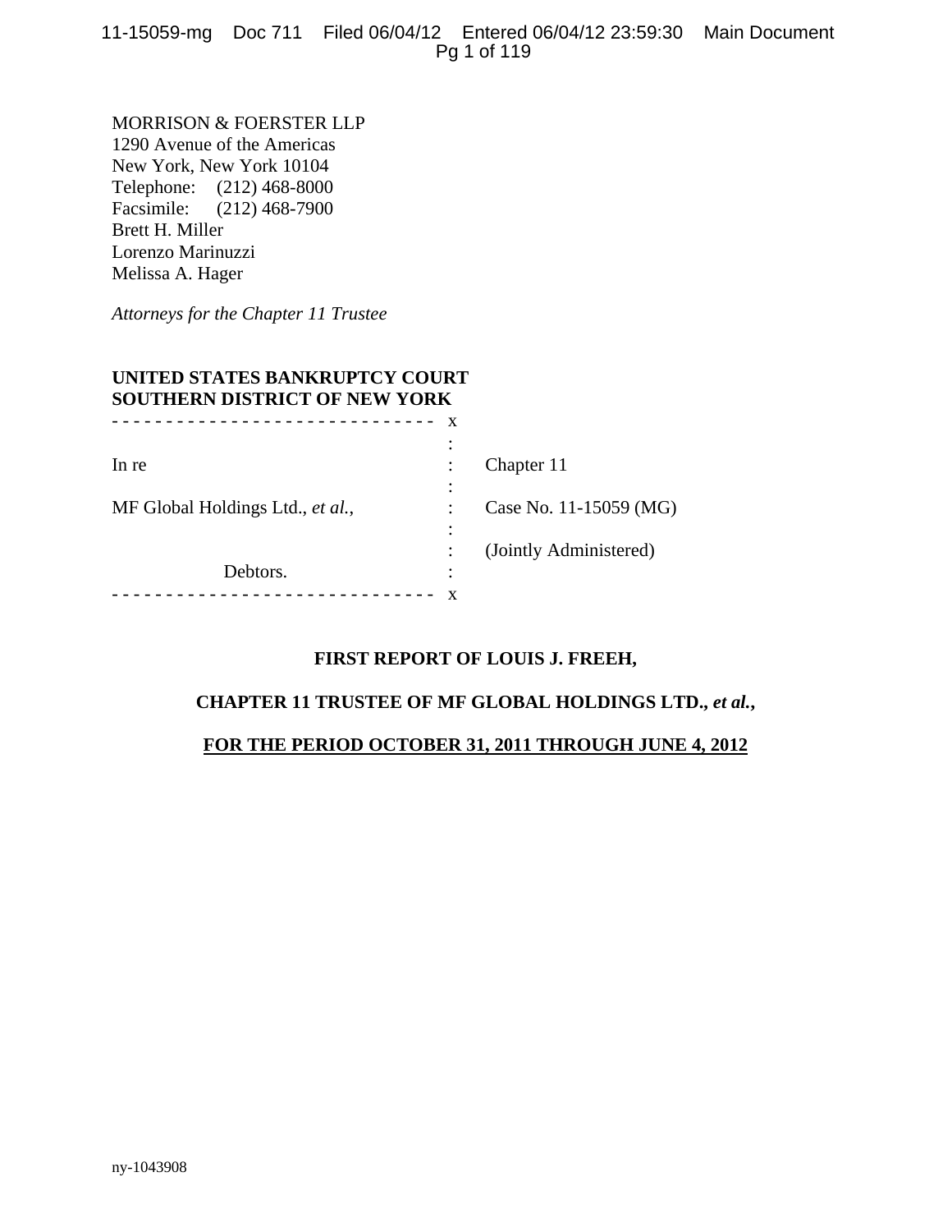MORRISON & FOERSTER LLP
1290 Avenue of the Americas
New York, New York 10104
Telephone: (212) 468-8000
Facsimile: (212) 468-7900
Brett H. Miller
Lorenzo Marinuzzi
Melissa A. Hager

*Attorneys for the Chapter 11 Trustee*

**UNITED STATES BANKRUPTCY COURT**
**SOUTHERN DISTRICT OF NEW YORK**

| | | |
|---|---|---|
| In re | : | Chapter 11 |
| MF Global Holdings Ltd., *et al.*, | : | Case No. 11-15059 (MG) |
| | : | (Jointly Administered) |
| Debtors. | : | |

**FIRST REPORT OF LOUIS J. FREEH,**

**CHAPTER 11 TRUSTEE OF MF GLOBAL HOLDINGS LTD., *et al.*,**

**FOR THE PERIOD OCTOBER 31, 2011 THROUGH JUNE 4, 2012**

ny-1043908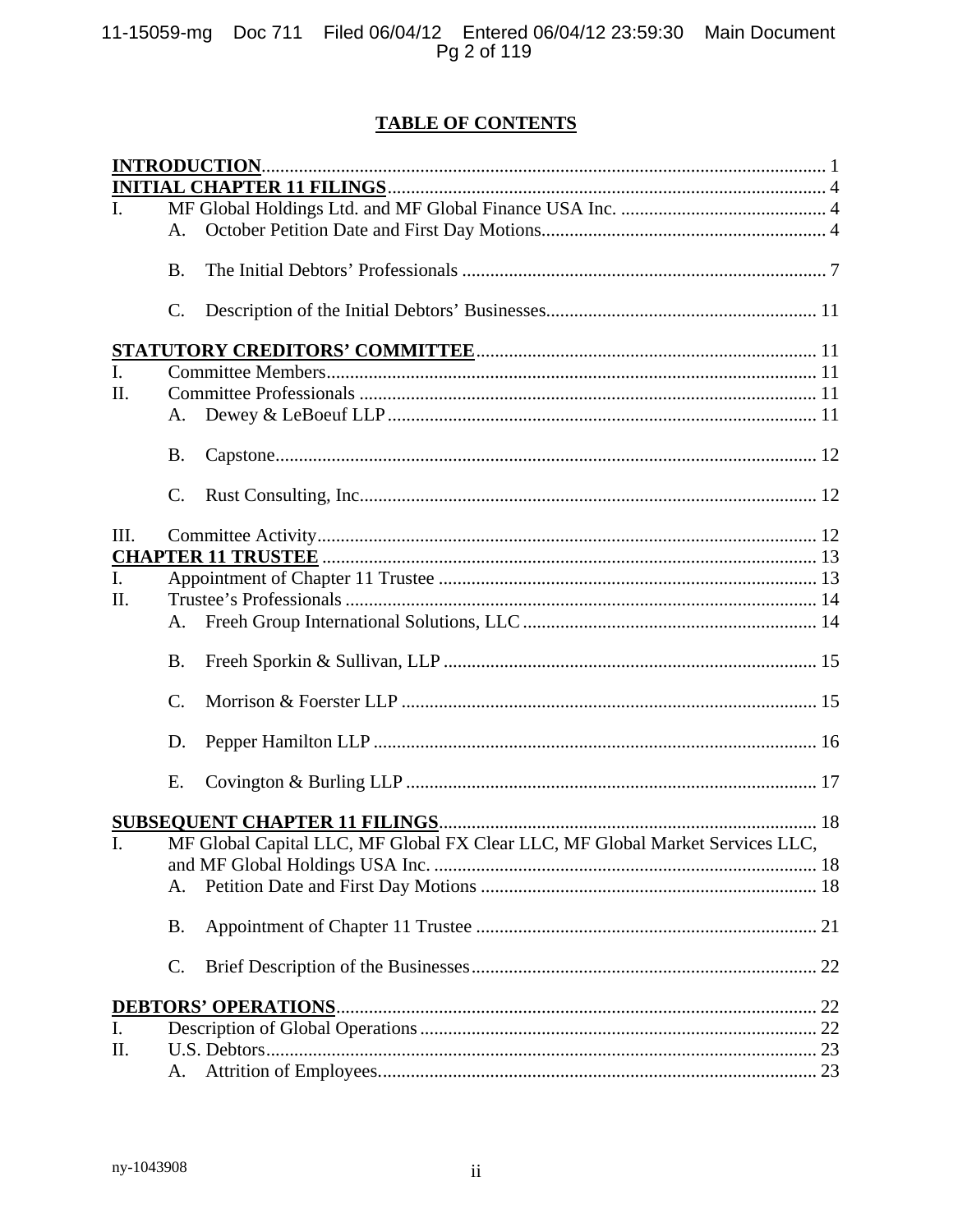**TABLE OF CONTENTS**

**INTRODUCTION** ........................................................................ 1

**INITIAL CHAPTER 11 FILINGS** ........................................................................ 4

I. MF Global Holdings Ltd. and MF Global Finance USA Inc. ........................................................................ 4

- A. October Petition Date and First Day Motions ........................................................................ 4
- B. The Initial Debtors' Professionals ........................................................................ 7
- C. Description of the Initial Debtors' Businesses ........................................................................ 11

**STATUTORY CREDITORS' COMMITTEE** ........................................................................ 11

I. Committee Members ........................................................................ 11

II. Committee Professionals ........................................................................ 11

- A. Dewey & LeBoeuf LLP ........................................................................ 11
- B. Capstone ........................................................................ 12
- C. Rust Consulting, Inc. ........................................................................ 12

III. Committee Activity ........................................................................ 12

**CHAPTER 11 TRUSTEE** ........................................................................ 13

I. Appointment of Chapter 11 Trustee ........................................................................ 13

II. Trustee's Professionals ........................................................................ 14

- A. Freeh Group International Solutions, LLC ........................................................................ 14
- B. Freeh Sporkin & Sullivan, LLP ........................................................................ 15
- C. Morrison & Foerster LLP ........................................................................ 15
- D. Pepper Hamilton LLP ........................................................................ 16
- E. Covington & Burling LLP ........................................................................ 17

**SUBSEQUENT CHAPTER 11 FILINGS** ........................................................................ 18

I. MF Global Capital LLC, MF Global FX Clear LLC, MF Global Market Services LLC, and MF Global Holdings USA Inc. ........................................................................ 18

- A. Petition Date and First Day Motions ........................................................................ 18
- B. Appointment of Chapter 11 Trustee ........................................................................ 21
- C. Brief Description of the Businesses ........................................................................ 22

**DEBTORS' OPERATIONS** ........................................................................ 22

I. Description of Global Operations ........................................................................ 22

II. U.S. Debtors ........................................................................ 23

- A. Attrition of Employees ........................................................................ 23

ny-1043908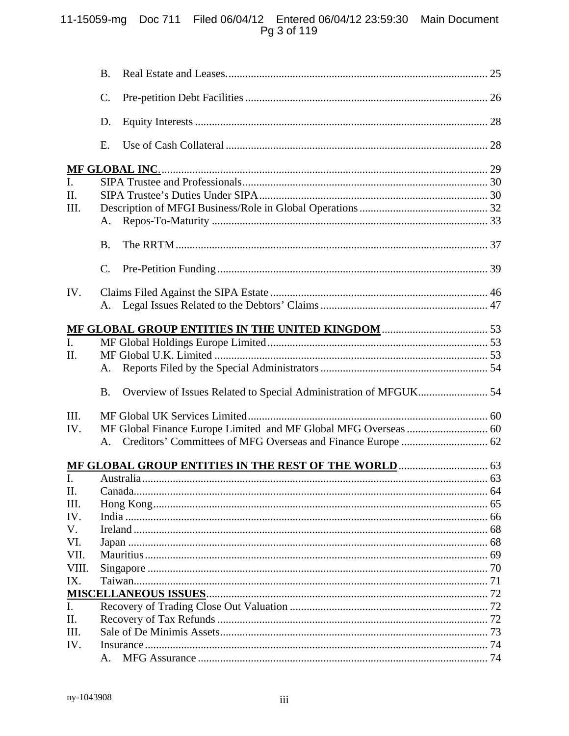B. Real Estate and Leases ..... 25

C. Pre-petition Debt Facilities ..... 26

D. Equity Interests ..... 28

E. Use of Cash Collateral ..... 28

**MF GLOBAL INC.** ..... 29

I. SIPA Trustee and Professionals ..... 30

II. SIPA Trustee's Duties Under SIPA ..... 30

III. Description of MFGI Business/Role in Global Operations ..... 32

A. Repos-To-Maturity ..... 33

B. The RRTM ..... 37

C. Pre-Petition Funding ..... 39

IV. Claims Filed Against the SIPA Estate ..... 46

A. Legal Issues Related to the Debtors' Claims ..... 47

**MF GLOBAL GROUP ENTITIES IN THE UNITED KINGDOM** ..... 53

I. MF Global Holdings Europe Limited ..... 53

II. MF Global U.K. Limited ..... 53

A. Reports Filed by the Special Administrators ..... 54

B. Overview of Issues Related to Special Administration of MFGUK ..... 54

III. MF Global UK Services Limited ..... 60

IV. MF Global Finance Europe Limited and MF Global MFG Overseas ..... 60

A. Creditors' Committees of MFG Overseas and Finance Europe ..... 62

**MF GLOBAL GROUP ENTITIES IN THE REST OF THE WORLD** ..... 63

I. Australia ..... 63

II. Canada ..... 64

III. Hong Kong ..... 65

IV. India ..... 66

V. Ireland ..... 68

VI. Japan ..... 68

VII. Mauritius ..... 69

VIII. Singapore ..... 70

IX. Taiwan ..... 71

**MISCELLANEOUS ISSUES** ..... 72

I. Recovery of Trading Close Out Valuation ..... 72

II. Recovery of Tax Refunds ..... 72

III. Sale of De Minimis Assets ..... 73

IV. Insurance ..... 74

A. MFG Assurance ..... 74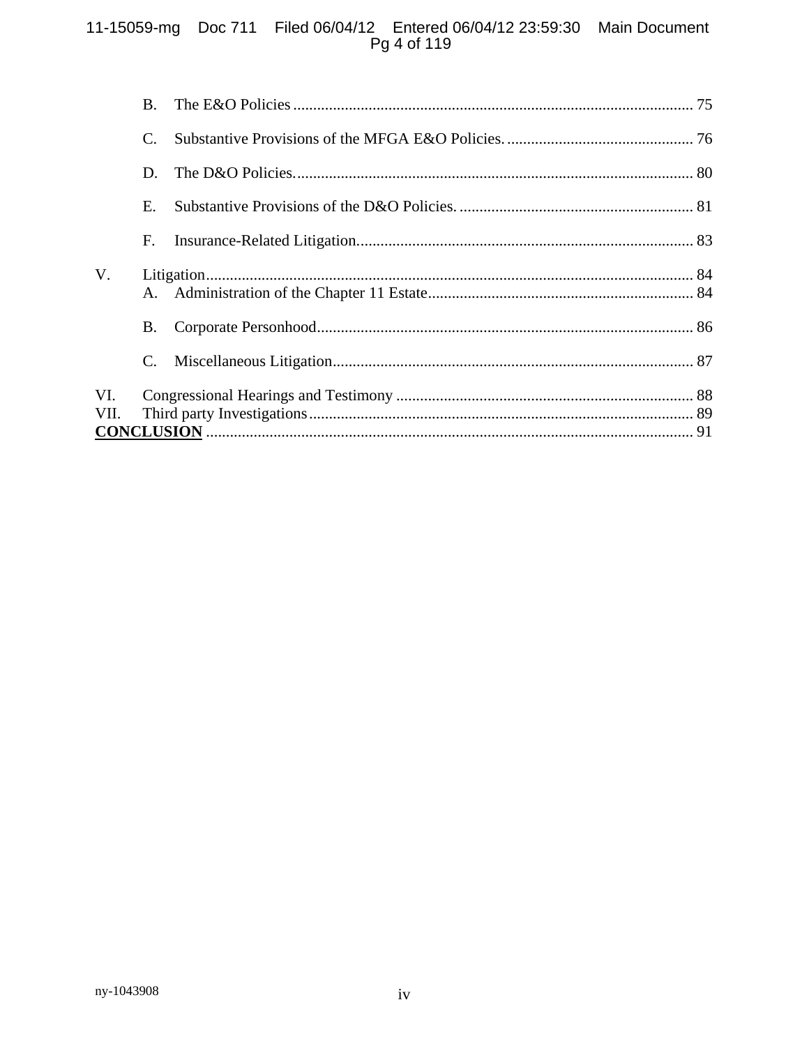B. The E&O Policies ..................................................................................................... 75

C. Substantive Provisions of the MFGA E&O Policies. ............................................... 76

D. The D&O Policies. .................................................................................................... 80

E. Substantive Provisions of the D&O Policies. ........................................................... 81

F. Insurance-Related Litigation. .................................................................................... 83

V. Litigation ........................................................................................................................ 84

A. Administration of the Chapter 11 Estate ................................................................... 84

B. Corporate Personhood ............................................................................................... 86

C. Miscellaneous Litigation ........................................................................................... 87

VI. Congressional Hearings and Testimony ........................................................................... 88

VII. Third party Investigations ................................................................................................. 89

**CONCLUSION** .......................................................................................................................... 91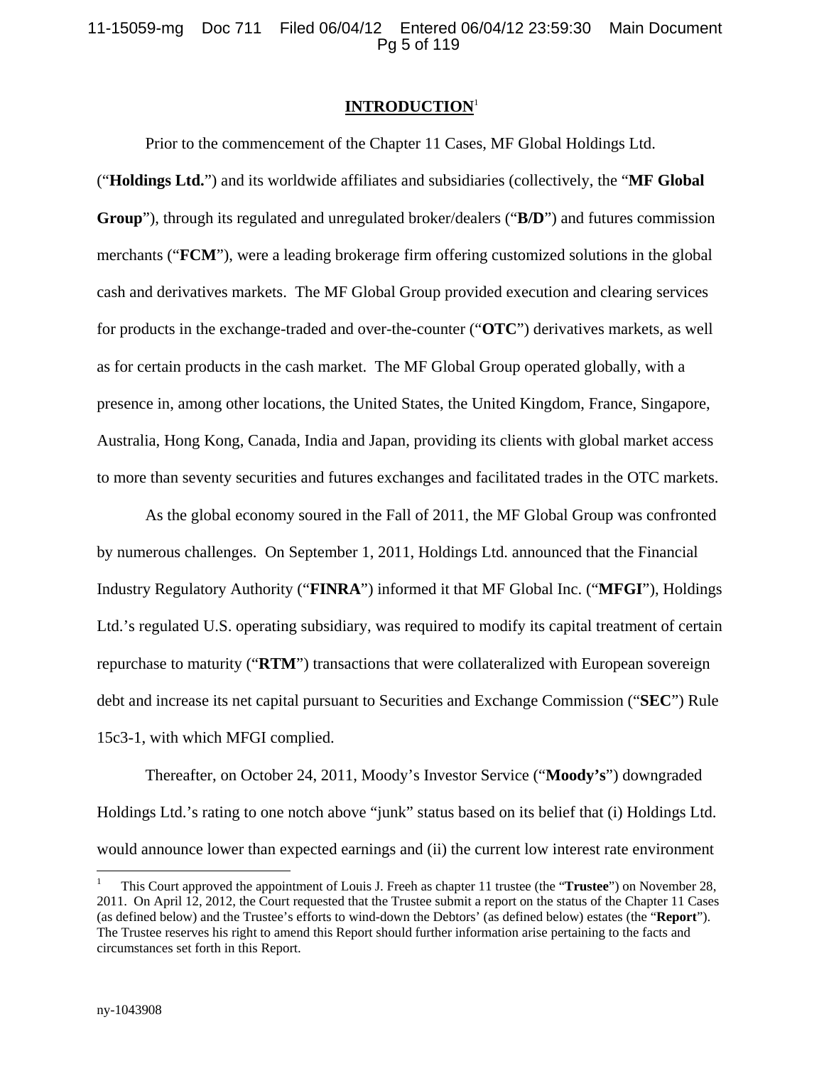## INTRODUCTION[1]

Prior to the commencement of the Chapter 11 Cases, MF Global Holdings Ltd. ("**Holdings Ltd.**") and its worldwide affiliates and subsidiaries (collectively, the "**MF Global Group**"), through its regulated and unregulated broker/dealers ("**B/D**") and futures commission merchants ("**FCM**"), were a leading brokerage firm offering customized solutions in the global cash and derivatives markets. The MF Global Group provided execution and clearing services for products in the exchange-traded and over-the-counter ("**OTC**") derivatives markets, as well as for certain products in the cash market. The MF Global Group operated globally, with a presence in, among other locations, the United States, the United Kingdom, France, Singapore, Australia, Hong Kong, Canada, India and Japan, providing its clients with global market access to more than seventy securities and futures exchanges and facilitated trades in the OTC markets.

As the global economy soured in the Fall of 2011, the MF Global Group was confronted by numerous challenges. On September 1, 2011, Holdings Ltd. announced that the Financial Industry Regulatory Authority ("**FINRA**") informed it that MF Global Inc. ("**MFGI**"), Holdings Ltd.'s regulated U.S. operating subsidiary, was required to modify its capital treatment of certain repurchase to maturity ("**RTM**") transactions that were collateralized with European sovereign debt and increase its net capital pursuant to Securities and Exchange Commission ("**SEC**") Rule 15c3-1, with which MFGI complied.

Thereafter, on October 24, 2011, Moody's Investor Service ("**Moody's**") downgraded Holdings Ltd.'s rating to one notch above "junk" status based on its belief that (i) Holdings Ltd. would announce lower than expected earnings and (ii) the current low interest rate environment

---

[1] This Court approved the appointment of Louis J. Freeh as chapter 11 trustee (the "**Trustee**") on November 28, 2011. On April 12, 2012, the Court requested that the Trustee submit a report on the status of the Chapter 11 Cases (as defined below) and the Trustee's efforts to wind-down the Debtors' (as defined below) estates (the "**Report**"). The Trustee reserves his right to amend this Report should further information arise pertaining to the facts and circumstances set forth in this Report.

ny-1043908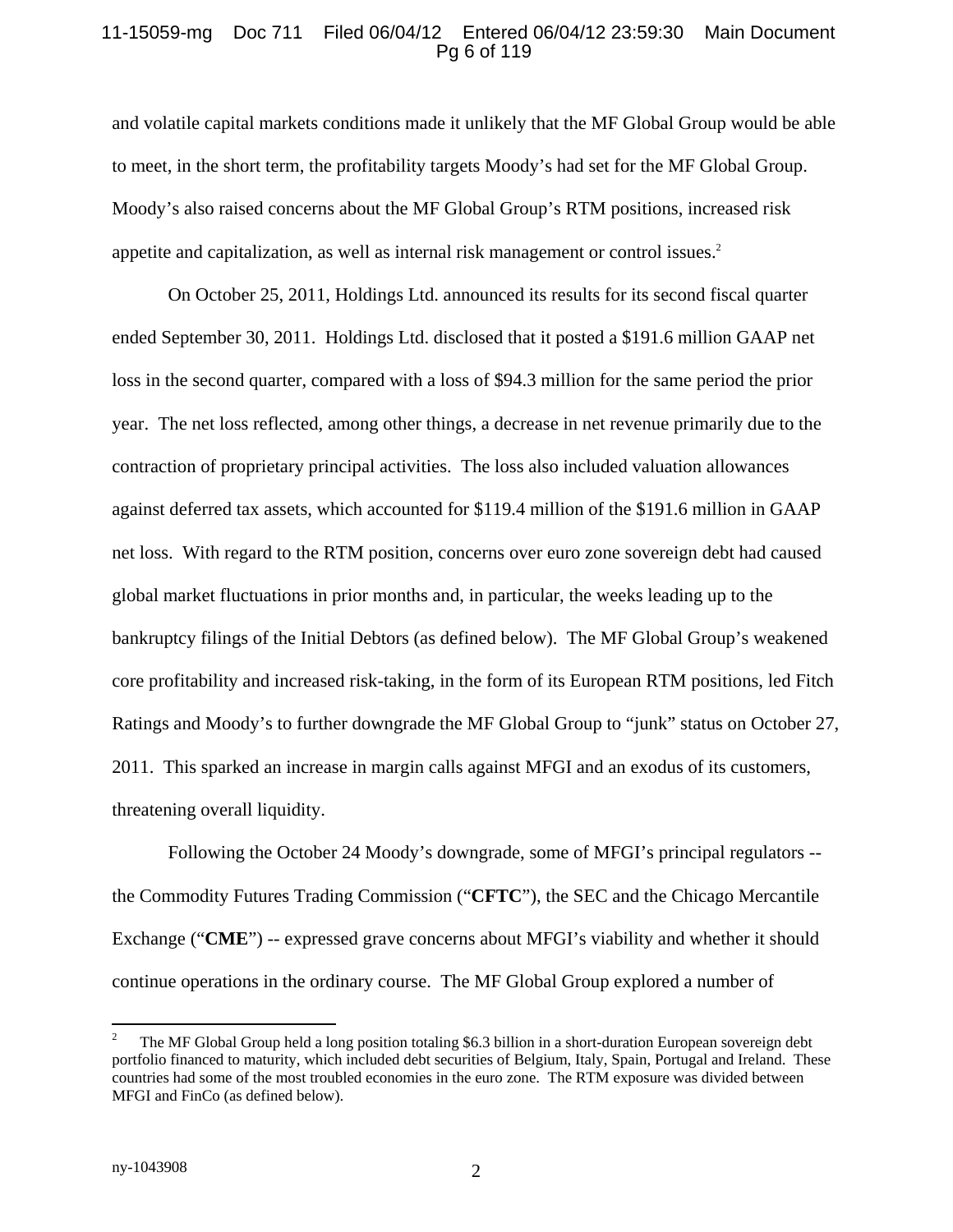and volatile capital markets conditions made it unlikely that the MF Global Group would be able to meet, in the short term, the profitability targets Moody's had set for the MF Global Group. Moody's also raised concerns about the MF Global Group's RTM positions, increased risk appetite and capitalization, as well as internal risk management or control issues.[2]

On October 25, 2011, Holdings Ltd. announced its results for its second fiscal quarter ended September 30, 2011. Holdings Ltd. disclosed that it posted a $191.6 million GAAP net loss in the second quarter, compared with a loss of $94.3 million for the same period the prior year. The net loss reflected, among other things, a decrease in net revenue primarily due to the contraction of proprietary principal activities. The loss also included valuation allowances against deferred tax assets, which accounted for $119.4 million of the $191.6 million in GAAP net loss. With regard to the RTM position, concerns over euro zone sovereign debt had caused global market fluctuations in prior months and, in particular, the weeks leading up to the bankruptcy filings of the Initial Debtors (as defined below). The MF Global Group's weakened core profitability and increased risk-taking, in the form of its European RTM positions, led Fitch Ratings and Moody's to further downgrade the MF Global Group to "junk" status on October 27, 2011. This sparked an increase in margin calls against MFGI and an exodus of its customers, threatening overall liquidity.

Following the October 24 Moody's downgrade, some of MFGI's principal regulators -- the Commodity Futures Trading Commission ("**CFTC**"), the SEC and the Chicago Mercantile Exchange ("**CME**") -- expressed grave concerns about MFGI's viability and whether it should continue operations in the ordinary course. The MF Global Group explored a number of

[2] The MF Global Group held a long position totaling $6.3 billion in a short-duration European sovereign debt portfolio financed to maturity, which included debt securities of Belgium, Italy, Spain, Portugal and Ireland. These countries had some of the most troubled economies in the euro zone. The RTM exposure was divided between MFGI and FinCo (as defined below).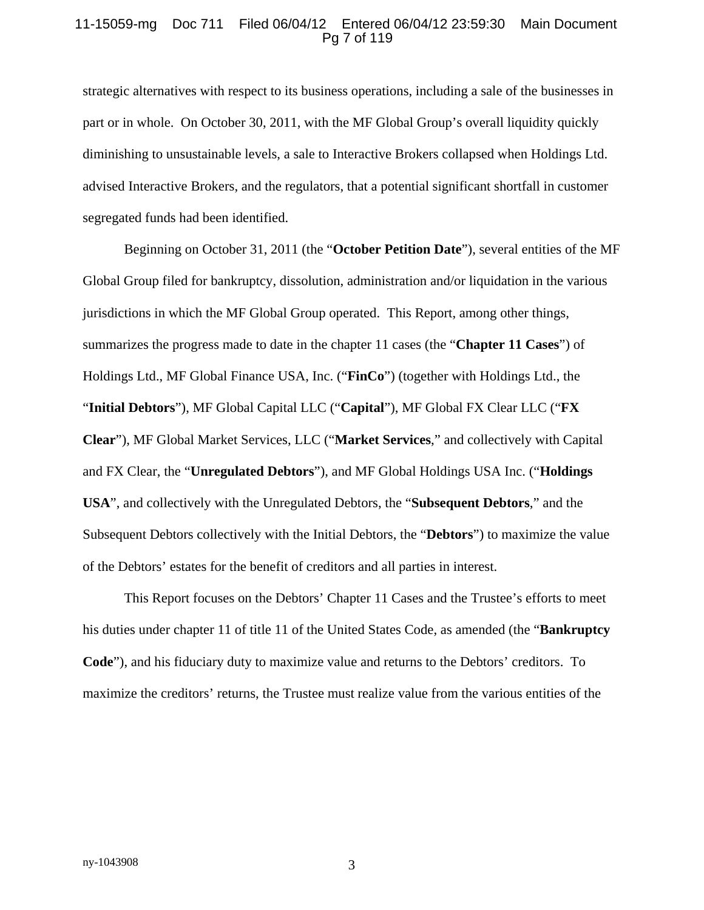strategic alternatives with respect to its business operations, including a sale of the businesses in part or in whole. On October 30, 2011, with the MF Global Group's overall liquidity quickly diminishing to unsustainable levels, a sale to Interactive Brokers collapsed when Holdings Ltd. advised Interactive Brokers, and the regulators, that a potential significant shortfall in customer segregated funds had been identified.

Beginning on October 31, 2011 (the "**October Petition Date**"), several entities of the MF Global Group filed for bankruptcy, dissolution, administration and/or liquidation in the various jurisdictions in which the MF Global Group operated. This Report, among other things, summarizes the progress made to date in the chapter 11 cases (the "**Chapter 11 Cases**") of Holdings Ltd., MF Global Finance USA, Inc. ("**FinCo**") (together with Holdings Ltd., the "**Initial Debtors**"), MF Global Capital LLC ("**Capital**"), MF Global FX Clear LLC ("**FX Clear**"), MF Global Market Services, LLC ("**Market Services**," and collectively with Capital and FX Clear, the "**Unregulated Debtors**"), and MF Global Holdings USA Inc. ("**Holdings USA**", and collectively with the Unregulated Debtors, the "**Subsequent Debtors**," and the Subsequent Debtors collectively with the Initial Debtors, the "**Debtors**") to maximize the value of the Debtors' estates for the benefit of creditors and all parties in interest.

This Report focuses on the Debtors' Chapter 11 Cases and the Trustee's efforts to meet his duties under chapter 11 of title 11 of the United States Code, as amended (the "**Bankruptcy Code**"), and his fiduciary duty to maximize value and returns to the Debtors' creditors. To maximize the creditors' returns, the Trustee must realize value from the various entities of the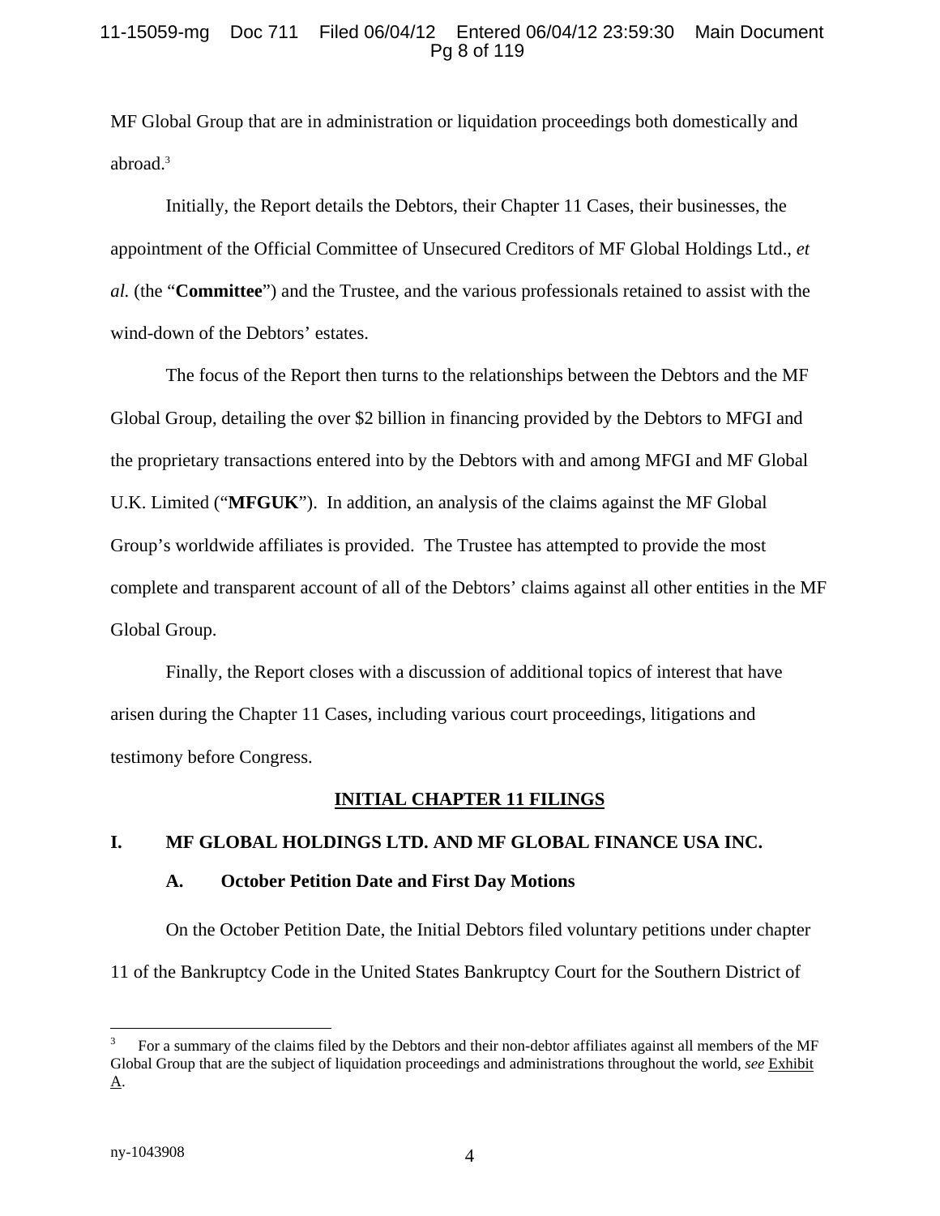MF Global Group that are in administration or liquidation proceedings both domestically and abroad.[3]

Initially, the Report details the Debtors, their Chapter 11 Cases, their businesses, the appointment of the Official Committee of Unsecured Creditors of MF Global Holdings Ltd., *et al.* (the "**Committee**") and the Trustee, and the various professionals retained to assist with the wind-down of the Debtors' estates.

The focus of the Report then turns to the relationships between the Debtors and the MF Global Group, detailing the over $2 billion in financing provided by the Debtors to MFGI and the proprietary transactions entered into by the Debtors with and among MFGI and MF Global U.K. Limited ("**MFGUK**"). In addition, an analysis of the claims against the MF Global Group's worldwide affiliates is provided. The Trustee has attempted to provide the most complete and transparent account of all of the Debtors' claims against all other entities in the MF Global Group.

Finally, the Report closes with a discussion of additional topics of interest that have arisen during the Chapter 11 Cases, including various court proceedings, litigations and testimony before Congress.

## INITIAL CHAPTER 11 FILINGS

### I. MF GLOBAL HOLDINGS LTD. AND MF GLOBAL FINANCE USA INC.

#### A. October Petition Date and First Day Motions

On the October Petition Date, the Initial Debtors filed voluntary petitions under chapter 11 of the Bankruptcy Code in the United States Bankruptcy Court for the Southern District of

[3] For a summary of the claims filed by the Debtors and their non-debtor affiliates against all members of the MF Global Group that are the subject of liquidation proceedings and administrations throughout the world, *see* Exhibit A.

ny-1043908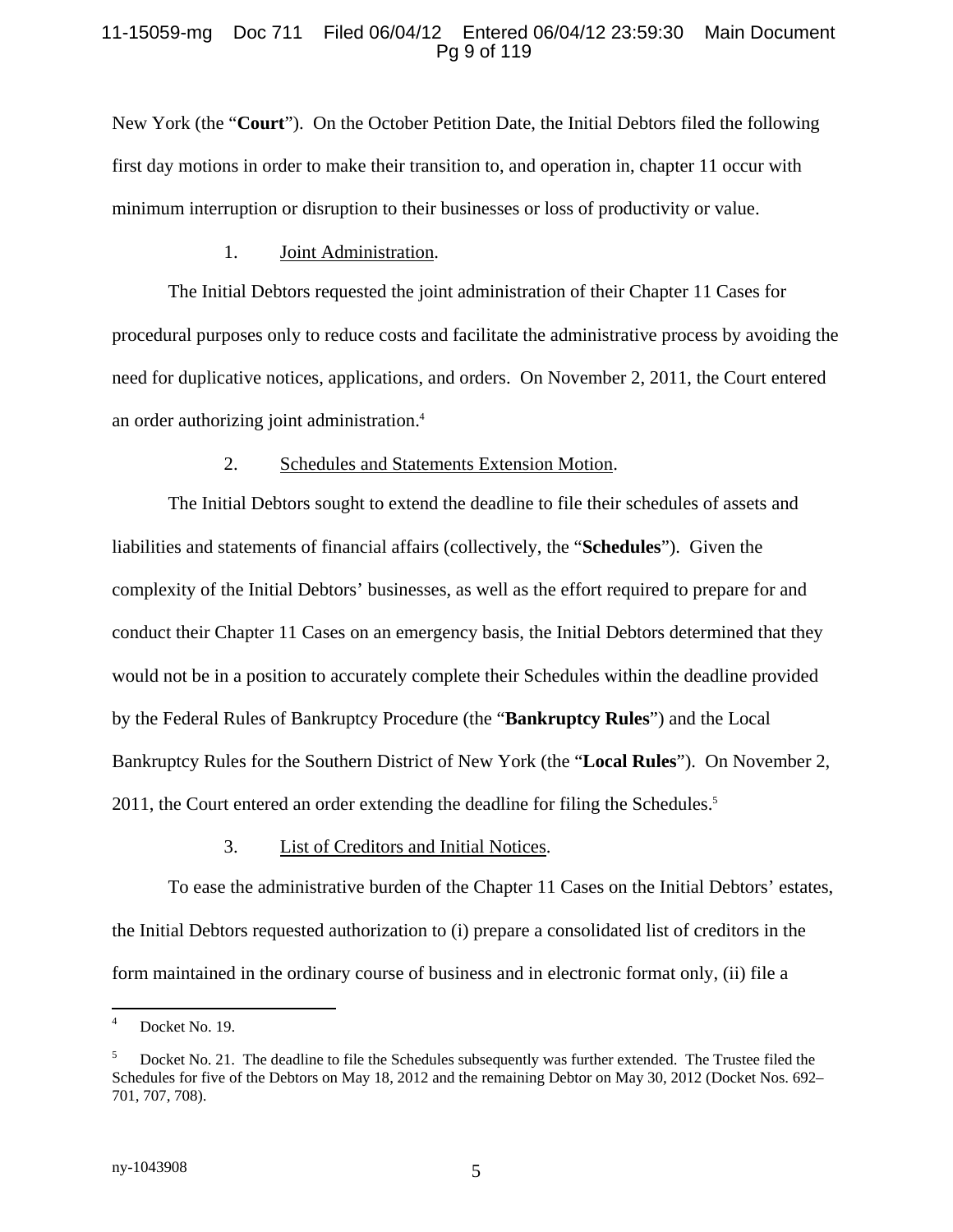New York (the "**Court**"). On the October Petition Date, the Initial Debtors filed the following first day motions in order to make their transition to, and operation in, chapter 11 occur with minimum interruption or disruption to their businesses or loss of productivity or value.

1. Joint Administration.

The Initial Debtors requested the joint administration of their Chapter 11 Cases for procedural purposes only to reduce costs and facilitate the administrative process by avoiding the need for duplicative notices, applications, and orders. On November 2, 2011, the Court entered an order authorizing joint administration.[4]

2. Schedules and Statements Extension Motion.

The Initial Debtors sought to extend the deadline to file their schedules of assets and liabilities and statements of financial affairs (collectively, the "**Schedules**"). Given the complexity of the Initial Debtors' businesses, as well as the effort required to prepare for and conduct their Chapter 11 Cases on an emergency basis, the Initial Debtors determined that they would not be in a position to accurately complete their Schedules within the deadline provided by the Federal Rules of Bankruptcy Procedure (the "**Bankruptcy Rules**") and the Local Bankruptcy Rules for the Southern District of New York (the "**Local Rules**"). On November 2, 2011, the Court entered an order extending the deadline for filing the Schedules.[5]

3. List of Creditors and Initial Notices.

To ease the administrative burden of the Chapter 11 Cases on the Initial Debtors' estates, the Initial Debtors requested authorization to (i) prepare a consolidated list of creditors in the form maintained in the ordinary course of business and in electronic format only, (ii) file a

---

[4] Docket No. 19.

[5] Docket No. 21. The deadline to file the Schedules subsequently was further extended. The Trustee filed the Schedules for five of the Debtors on May 18, 2012 and the remaining Debtor on May 30, 2012 (Docket Nos. 692–701, 707, 708).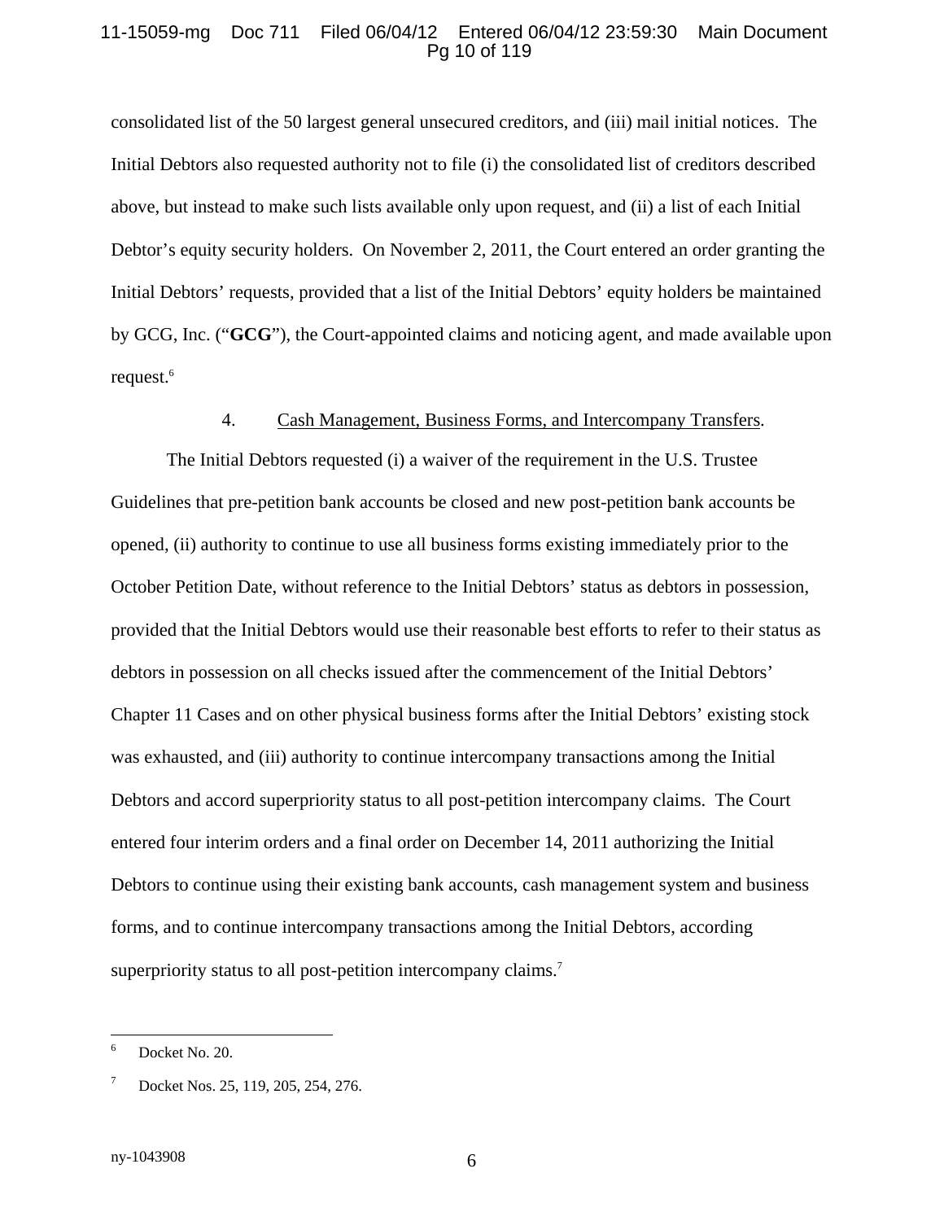consolidated list of the 50 largest general unsecured creditors, and (iii) mail initial notices. The Initial Debtors also requested authority not to file (i) the consolidated list of creditors described above, but instead to make such lists available only upon request, and (ii) a list of each Initial Debtor's equity security holders. On November 2, 2011, the Court entered an order granting the Initial Debtors' requests, provided that a list of the Initial Debtors' equity holders be maintained by GCG, Inc. ("**GCG**"), the Court-appointed claims and noticing agent, and made available upon request.[6]

4. Cash Management, Business Forms, and Intercompany Transfers.

The Initial Debtors requested (i) a waiver of the requirement in the U.S. Trustee Guidelines that pre-petition bank accounts be closed and new post-petition bank accounts be opened, (ii) authority to continue to use all business forms existing immediately prior to the October Petition Date, without reference to the Initial Debtors' status as debtors in possession, provided that the Initial Debtors would use their reasonable best efforts to refer to their status as debtors in possession on all checks issued after the commencement of the Initial Debtors' Chapter 11 Cases and on other physical business forms after the Initial Debtors' existing stock was exhausted, and (iii) authority to continue intercompany transactions among the Initial Debtors and accord superpriority status to all post-petition intercompany claims. The Court entered four interim orders and a final order on December 14, 2011 authorizing the Initial Debtors to continue using their existing bank accounts, cash management system and business forms, and to continue intercompany transactions among the Initial Debtors, according superpriority status to all post-petition intercompany claims.[7]

---

[6] Docket No. 20.

[7] Docket Nos. 25, 119, 205, 254, 276.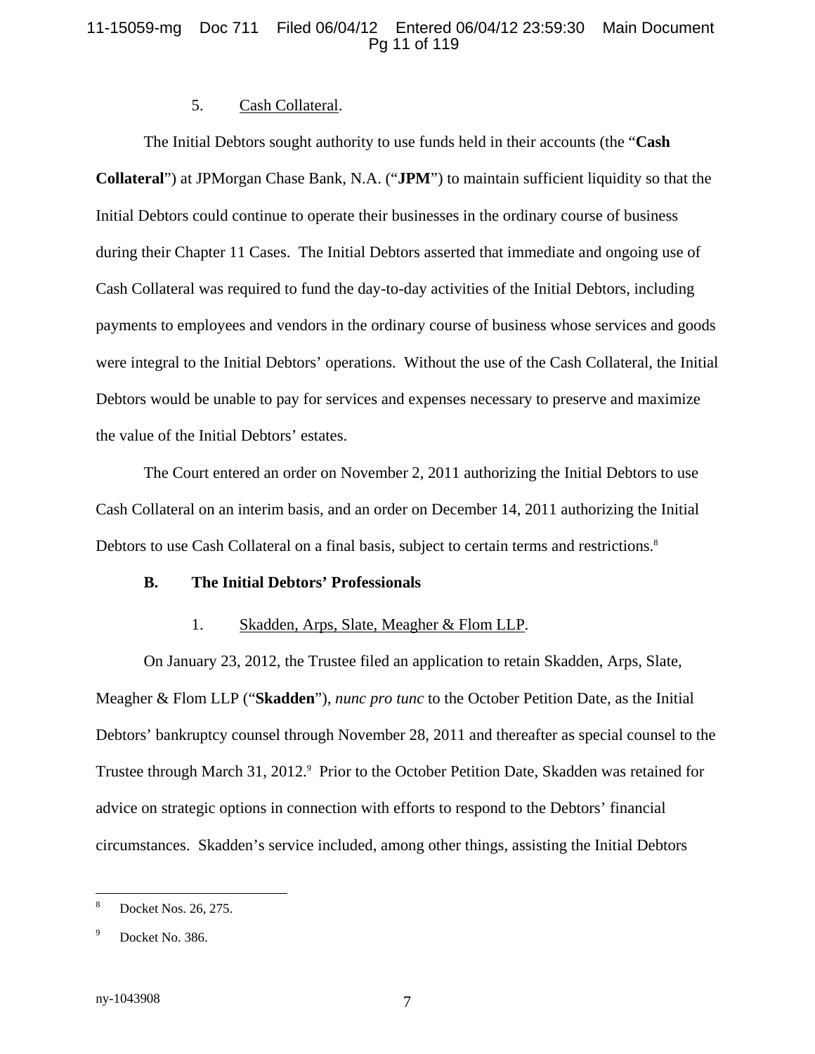5. Cash Collateral.

The Initial Debtors sought authority to use funds held in their accounts (the "**Cash Collateral**") at JPMorgan Chase Bank, N.A. ("**JPM**") to maintain sufficient liquidity so that the Initial Debtors could continue to operate their businesses in the ordinary course of business during their Chapter 11 Cases. The Initial Debtors asserted that immediate and ongoing use of Cash Collateral was required to fund the day-to-day activities of the Initial Debtors, including payments to employees and vendors in the ordinary course of business whose services and goods were integral to the Initial Debtors' operations. Without the use of the Cash Collateral, the Initial Debtors would be unable to pay for services and expenses necessary to preserve and maximize the value of the Initial Debtors' estates.

The Court entered an order on November 2, 2011 authorizing the Initial Debtors to use Cash Collateral on an interim basis, and an order on December 14, 2011 authorizing the Initial Debtors to use Cash Collateral on a final basis, subject to certain terms and restrictions.[8]

**B. The Initial Debtors' Professionals**

1. Skadden, Arps, Slate, Meagher & Flom LLP.

On January 23, 2012, the Trustee filed an application to retain Skadden, Arps, Slate, Meagher & Flom LLP ("**Skadden**"), *nunc pro tunc* to the October Petition Date, as the Initial Debtors' bankruptcy counsel through November 28, 2011 and thereafter as special counsel to the Trustee through March 31, 2012.[9] Prior to the October Petition Date, Skadden was retained for advice on strategic options in connection with efforts to respond to the Debtors' financial circumstances. Skadden's service included, among other things, assisting the Initial Debtors

---

[8] Docket Nos. 26, 275.

[9] Docket No. 386.

ny-1043908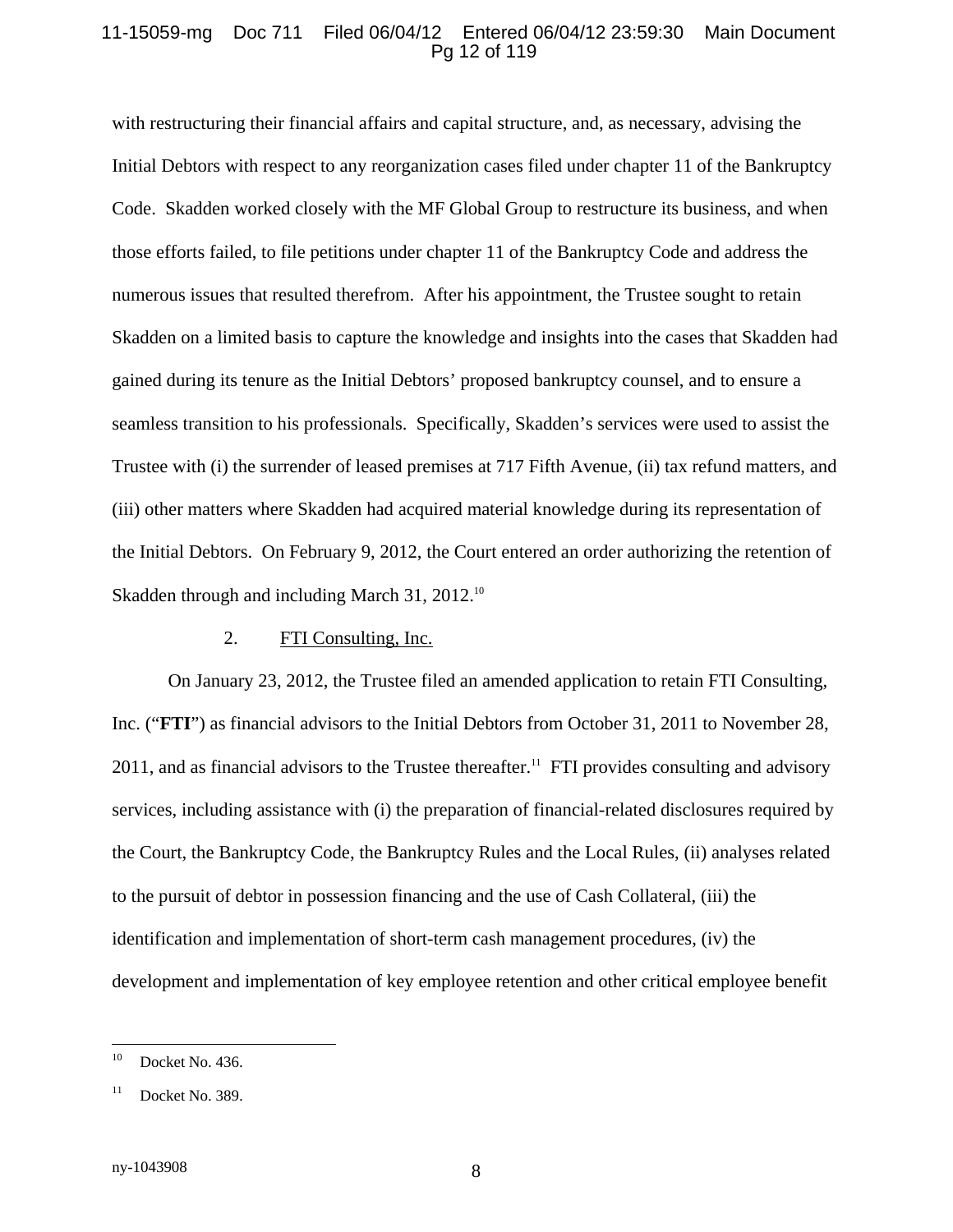with restructuring their financial affairs and capital structure, and, as necessary, advising the Initial Debtors with respect to any reorganization cases filed under chapter 11 of the Bankruptcy Code. Skadden worked closely with the MF Global Group to restructure its business, and when those efforts failed, to file petitions under chapter 11 of the Bankruptcy Code and address the numerous issues that resulted therefrom. After his appointment, the Trustee sought to retain Skadden on a limited basis to capture the knowledge and insights into the cases that Skadden had gained during its tenure as the Initial Debtors' proposed bankruptcy counsel, and to ensure a seamless transition to his professionals. Specifically, Skadden's services were used to assist the Trustee with (i) the surrender of leased premises at 717 Fifth Avenue, (ii) tax refund matters, and (iii) other matters where Skadden had acquired material knowledge during its representation of the Initial Debtors. On February 9, 2012, the Court entered an order authorizing the retention of Skadden through and including March 31, 2012.[10]

2. FTI Consulting, Inc.

On January 23, 2012, the Trustee filed an amended application to retain FTI Consulting, Inc. ("**FTI**") as financial advisors to the Initial Debtors from October 31, 2011 to November 28, 2011, and as financial advisors to the Trustee thereafter.[11] FTI provides consulting and advisory services, including assistance with (i) the preparation of financial-related disclosures required by the Court, the Bankruptcy Code, the Bankruptcy Rules and the Local Rules, (ii) analyses related to the pursuit of debtor in possession financing and the use of Cash Collateral, (iii) the identification and implementation of short-term cash management procedures, (iv) the development and implementation of key employee retention and other critical employee benefit

---

[10] Docket No. 436.

[11] Docket No. 389.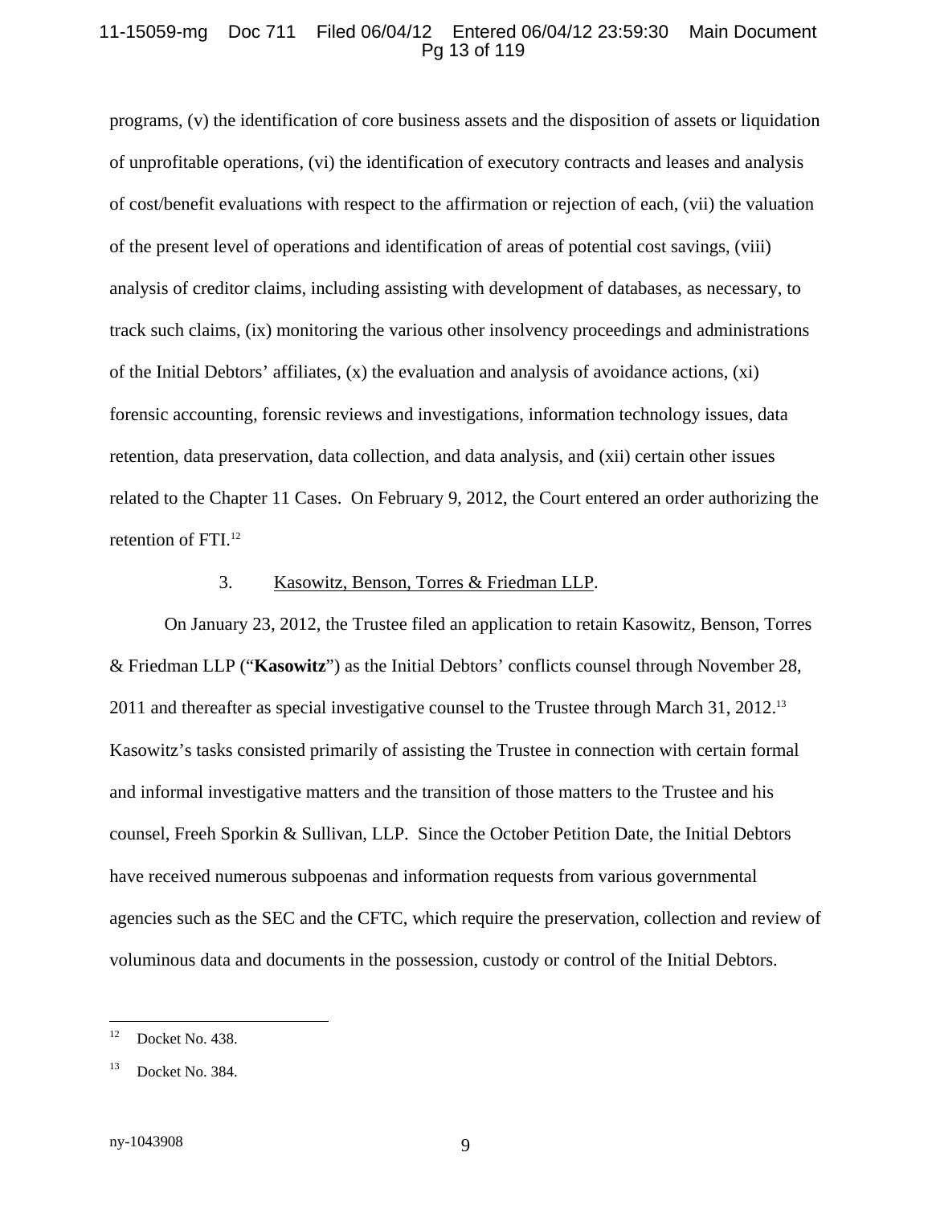programs, (v) the identification of core business assets and the disposition of assets or liquidation of unprofitable operations, (vi) the identification of executory contracts and leases and analysis of cost/benefit evaluations with respect to the affirmation or rejection of each, (vii) the valuation of the present level of operations and identification of areas of potential cost savings, (viii) analysis of creditor claims, including assisting with development of databases, as necessary, to track such claims, (ix) monitoring the various other insolvency proceedings and administrations of the Initial Debtors' affiliates, (x) the evaluation and analysis of avoidance actions, (xi) forensic accounting, forensic reviews and investigations, information technology issues, data retention, data preservation, data collection, and data analysis, and (xii) certain other issues related to the Chapter 11 Cases. On February 9, 2012, the Court entered an order authorizing the retention of FTI.[12]

3. Kasowitz, Benson, Torres & Friedman LLP.

On January 23, 2012, the Trustee filed an application to retain Kasowitz, Benson, Torres & Friedman LLP ("**Kasowitz**") as the Initial Debtors' conflicts counsel through November 28, 2011 and thereafter as special investigative counsel to the Trustee through March 31, 2012.[13] Kasowitz's tasks consisted primarily of assisting the Trustee in connection with certain formal and informal investigative matters and the transition of those matters to the Trustee and his counsel, Freeh Sporkin & Sullivan, LLP. Since the October Petition Date, the Initial Debtors have received numerous subpoenas and information requests from various governmental agencies such as the SEC and the CFTC, which require the preservation, collection and review of voluminous data and documents in the possession, custody or control of the Initial Debtors.

---

[12] Docket No. 438.

[13] Docket No. 384.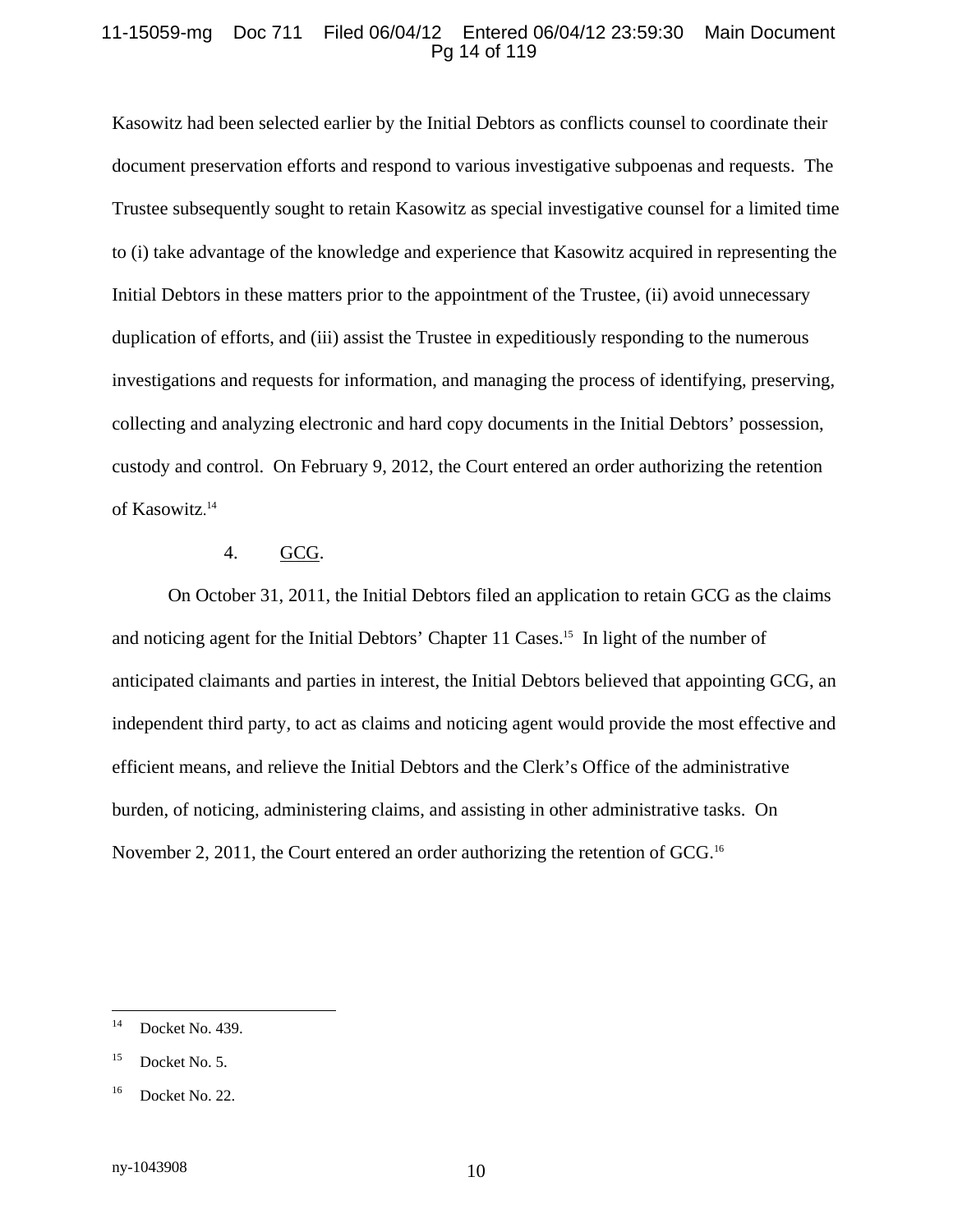Kasowitz had been selected earlier by the Initial Debtors as conflicts counsel to coordinate their document preservation efforts and respond to various investigative subpoenas and requests. The Trustee subsequently sought to retain Kasowitz as special investigative counsel for a limited time to (i) take advantage of the knowledge and experience that Kasowitz acquired in representing the Initial Debtors in these matters prior to the appointment of the Trustee, (ii) avoid unnecessary duplication of efforts, and (iii) assist the Trustee in expeditiously responding to the numerous investigations and requests for information, and managing the process of identifying, preserving, collecting and analyzing electronic and hard copy documents in the Initial Debtors' possession, custody and control. On February 9, 2012, the Court entered an order authorizing the retention of Kasowitz.[14]

4. GCG.

On October 31, 2011, the Initial Debtors filed an application to retain GCG as the claims and noticing agent for the Initial Debtors' Chapter 11 Cases.[15] In light of the number of anticipated claimants and parties in interest, the Initial Debtors believed that appointing GCG, an independent third party, to act as claims and noticing agent would provide the most effective and efficient means, and relieve the Initial Debtors and the Clerk's Office of the administrative burden, of noticing, administering claims, and assisting in other administrative tasks. On November 2, 2011, the Court entered an order authorizing the retention of GCG.[16]

---

[14] Docket No. 439.

[15] Docket No. 5.

[16] Docket No. 22.

ny-1043908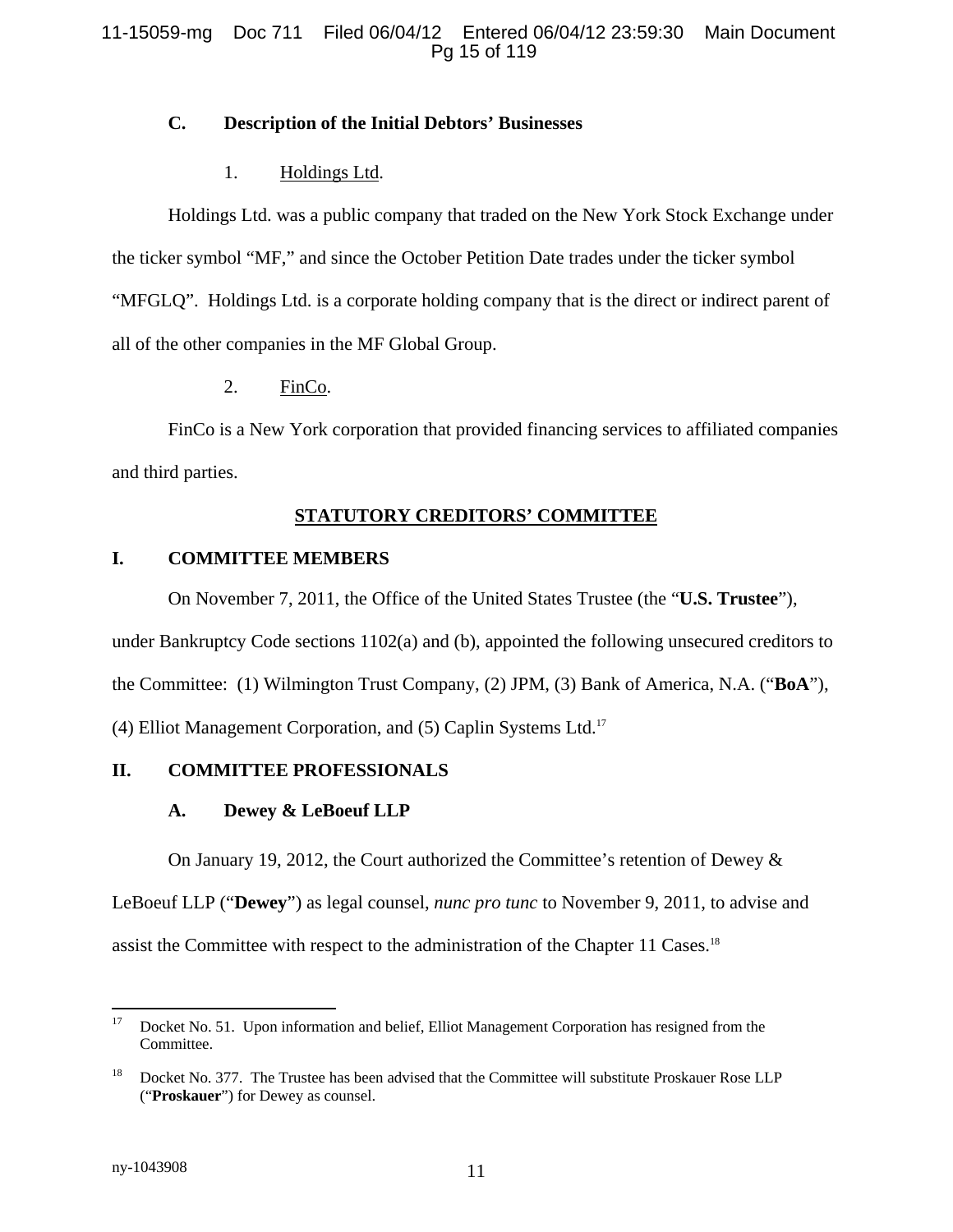### C. Description of the Initial Debtors' Businesses

#### 1. Holdings Ltd.

Holdings Ltd. was a public company that traded on the New York Stock Exchange under the ticker symbol "MF," and since the October Petition Date trades under the ticker symbol "MFGLQ". Holdings Ltd. is a corporate holding company that is the direct or indirect parent of all of the other companies in the MF Global Group.

#### 2. FinCo.

FinCo is a New York corporation that provided financing services to affiliated companies and third parties.

## STATUTORY CREDITORS' COMMITTEE

## I. COMMITTEE MEMBERS

On November 7, 2011, the Office of the United States Trustee (the "**U.S. Trustee**"), under Bankruptcy Code sections 1102(a) and (b), appointed the following unsecured creditors to the Committee: (1) Wilmington Trust Company, (2) JPM, (3) Bank of America, N.A. ("**BoA**"), (4) Elliot Management Corporation, and (5) Caplin Systems Ltd.[17]

## II. COMMITTEE PROFESSIONALS

### A. Dewey & LeBoeuf LLP

On January 19, 2012, the Court authorized the Committee's retention of Dewey & LeBoeuf LLP ("**Dewey**") as legal counsel, *nunc pro tunc* to November 9, 2011, to advise and assist the Committee with respect to the administration of the Chapter 11 Cases.[18]

---

[17] Docket No. 51. Upon information and belief, Elliot Management Corporation has resigned from the Committee.

[18] Docket No. 377. The Trustee has been advised that the Committee will substitute Proskauer Rose LLP ("**Proskauer**") for Dewey as counsel.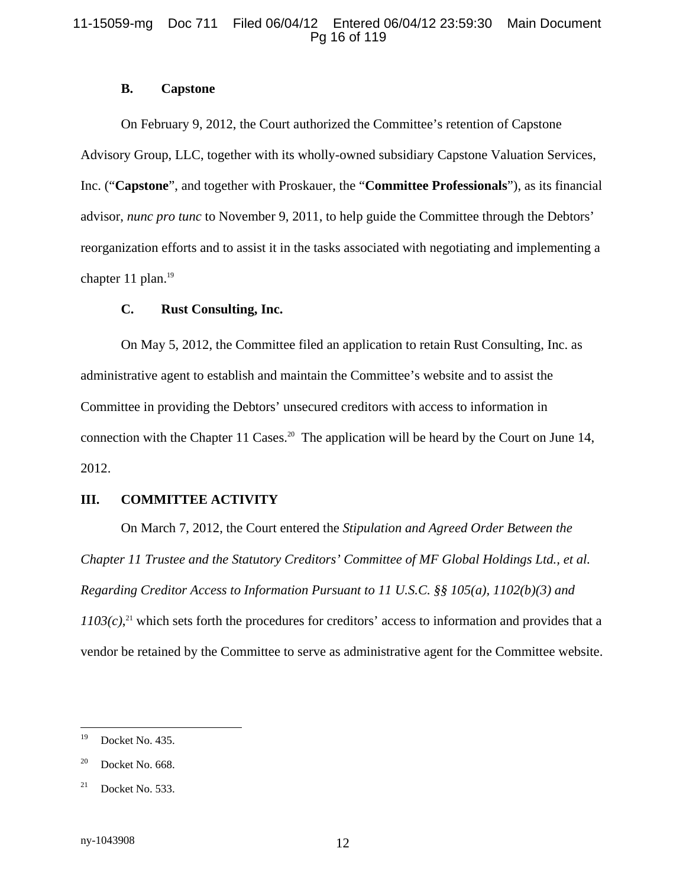### B. Capstone

On February 9, 2012, the Court authorized the Committee's retention of Capstone Advisory Group, LLC, together with its wholly-owned subsidiary Capstone Valuation Services, Inc. ("**Capstone**", and together with Proskauer, the "**Committee Professionals**"), as its financial advisor, *nunc pro tunc* to November 9, 2011, to help guide the Committee through the Debtors' reorganization efforts and to assist it in the tasks associated with negotiating and implementing a chapter 11 plan.[19]

### C. Rust Consulting, Inc.

On May 5, 2012, the Committee filed an application to retain Rust Consulting, Inc. as administrative agent to establish and maintain the Committee's website and to assist the Committee in providing the Debtors' unsecured creditors with access to information in connection with the Chapter 11 Cases.[20] The application will be heard by the Court on June 14, 2012.

## III. COMMITTEE ACTIVITY

On March 7, 2012, the Court entered the *Stipulation and Agreed Order Between the Chapter 11 Trustee and the Statutory Creditors' Committee of MF Global Holdings Ltd., et al. Regarding Creditor Access to Information Pursuant to 11 U.S.C. §§ 105(a), 1102(b)(3) and 1103(c)*,[21] which sets forth the procedures for creditors' access to information and provides that a vendor be retained by the Committee to serve as administrative agent for the Committee website.

---

[19] Docket No. 435.

[20] Docket No. 668.

[21] Docket No. 533.

ny-1043908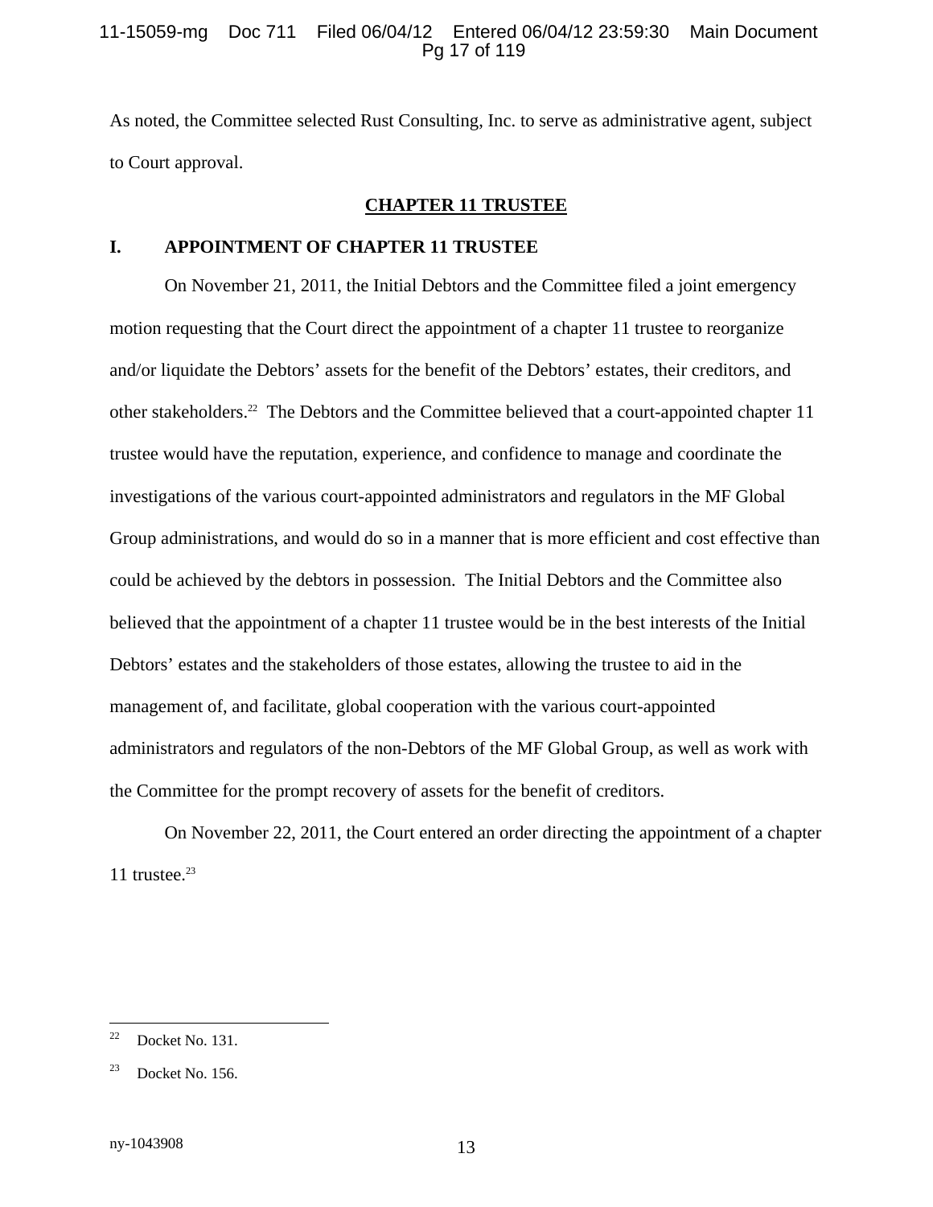As noted, the Committee selected Rust Consulting, Inc. to serve as administrative agent, subject to Court approval.

## CHAPTER 11 TRUSTEE

### I. APPOINTMENT OF CHAPTER 11 TRUSTEE

On November 21, 2011, the Initial Debtors and the Committee filed a joint emergency motion requesting that the Court direct the appointment of a chapter 11 trustee to reorganize and/or liquidate the Debtors' assets for the benefit of the Debtors' estates, their creditors, and other stakeholders.[22] The Debtors and the Committee believed that a court-appointed chapter 11 trustee would have the reputation, experience, and confidence to manage and coordinate the investigations of the various court-appointed administrators and regulators in the MF Global Group administrations, and would do so in a manner that is more efficient and cost effective than could be achieved by the debtors in possession. The Initial Debtors and the Committee also believed that the appointment of a chapter 11 trustee would be in the best interests of the Initial Debtors' estates and the stakeholders of those estates, allowing the trustee to aid in the management of, and facilitate, global cooperation with the various court-appointed administrators and regulators of the non-Debtors of the MF Global Group, as well as work with the Committee for the prompt recovery of assets for the benefit of creditors.

On November 22, 2011, the Court entered an order directing the appointment of a chapter 11 trustee.[23]

---

[22] Docket No. 131.

[23] Docket No. 156.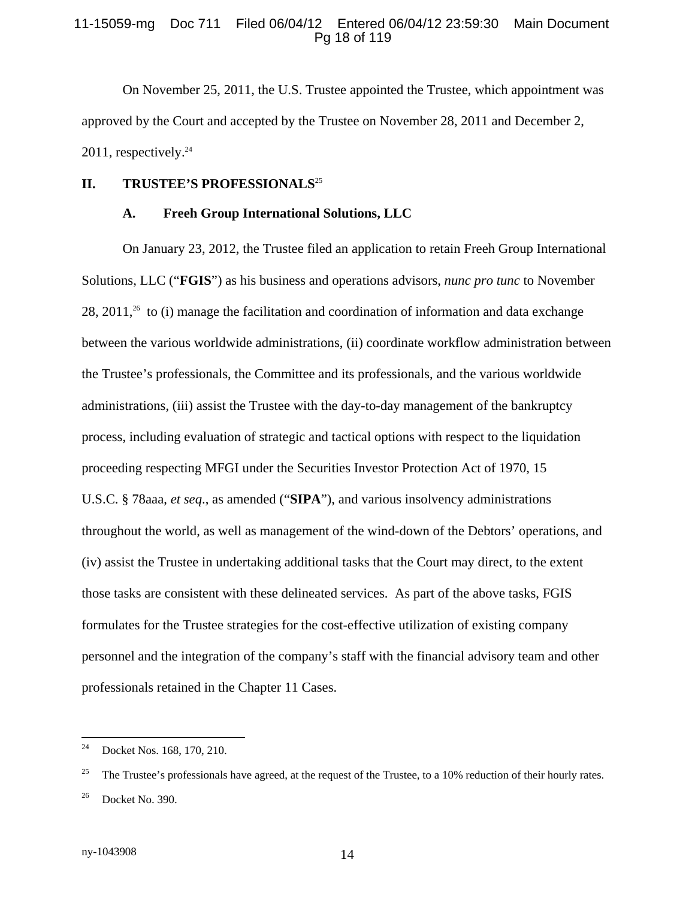On November 25, 2011, the U.S. Trustee appointed the Trustee, which appointment was approved by the Court and accepted by the Trustee on November 28, 2011 and December 2, 2011, respectively.[24]

## II. TRUSTEE'S PROFESSIONALS[25]

### A. Freeh Group International Solutions, LLC

On January 23, 2012, the Trustee filed an application to retain Freeh Group International Solutions, LLC ("**FGIS**") as his business and operations advisors, *nunc pro tunc* to November 28, 2011,[26] to (i) manage the facilitation and coordination of information and data exchange between the various worldwide administrations, (ii) coordinate workflow administration between the Trustee's professionals, the Committee and its professionals, and the various worldwide administrations, (iii) assist the Trustee with the day-to-day management of the bankruptcy process, including evaluation of strategic and tactical options with respect to the liquidation proceeding respecting MFGI under the Securities Investor Protection Act of 1970, 15 U.S.C. § 78aaa, *et seq.*, as amended ("**SIPA**"), and various insolvency administrations throughout the world, as well as management of the wind-down of the Debtors' operations, and (iv) assist the Trustee in undertaking additional tasks that the Court may direct, to the extent those tasks are consistent with these delineated services. As part of the above tasks, FGIS formulates for the Trustee strategies for the cost-effective utilization of existing company personnel and the integration of the company's staff with the financial advisory team and other professionals retained in the Chapter 11 Cases.

---

[24] Docket Nos. 168, 170, 210.

[25] The Trustee's professionals have agreed, at the request of the Trustee, to a 10% reduction of their hourly rates.

[26] Docket No. 390.

ny-1043908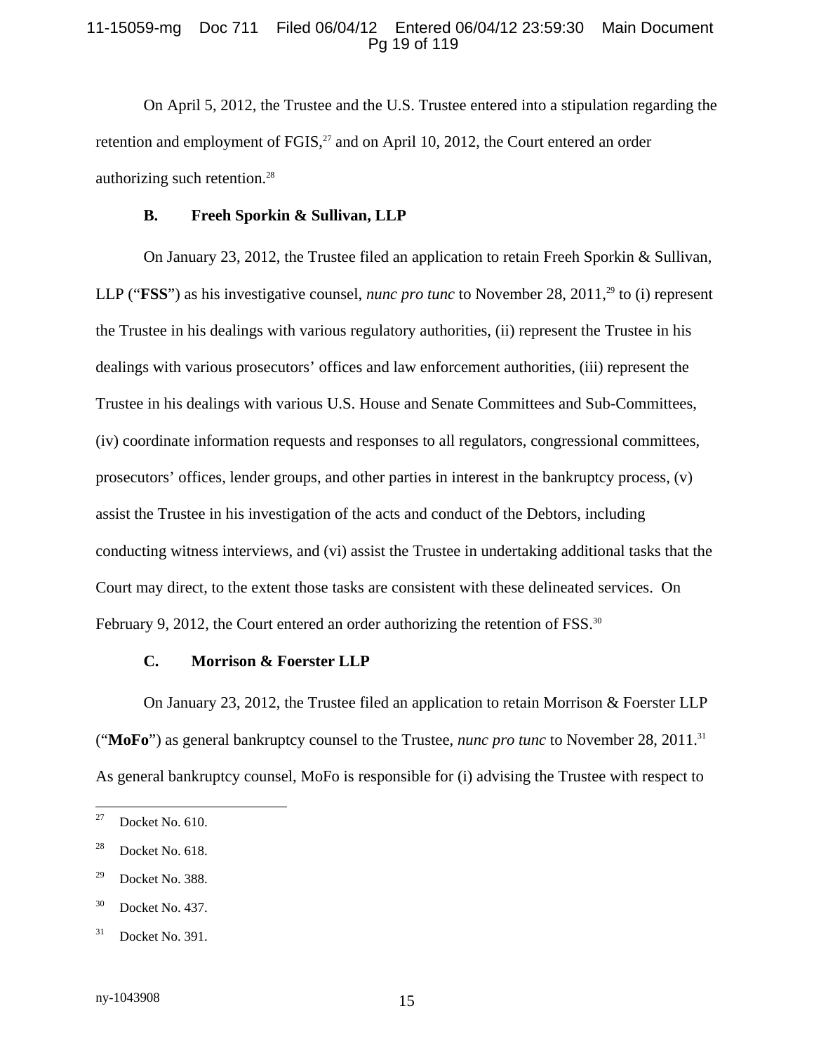On April 5, 2012, the Trustee and the U.S. Trustee entered into a stipulation regarding the retention and employment of FGIS,[27] and on April 10, 2012, the Court entered an order authorizing such retention.[28]

### B. Freeh Sporkin & Sullivan, LLP

On January 23, 2012, the Trustee filed an application to retain Freeh Sporkin & Sullivan, LLP ("**FSS**") as his investigative counsel, *nunc pro tunc* to November 28, 2011,[29] to (i) represent the Trustee in his dealings with various regulatory authorities, (ii) represent the Trustee in his dealings with various prosecutors' offices and law enforcement authorities, (iii) represent the Trustee in his dealings with various U.S. House and Senate Committees and Sub-Committees, (iv) coordinate information requests and responses to all regulators, congressional committees, prosecutors' offices, lender groups, and other parties in interest in the bankruptcy process, (v) assist the Trustee in his investigation of the acts and conduct of the Debtors, including conducting witness interviews, and (vi) assist the Trustee in undertaking additional tasks that the Court may direct, to the extent those tasks are consistent with these delineated services. On February 9, 2012, the Court entered an order authorizing the retention of FSS.[30]

### C. Morrison & Foerster LLP

On January 23, 2012, the Trustee filed an application to retain Morrison & Foerster LLP ("**MoFo**") as general bankruptcy counsel to the Trustee, *nunc pro tunc* to November 28, 2011.[31] As general bankruptcy counsel, MoFo is responsible for (i) advising the Trustee with respect to

---

[27] Docket No. 610.

[28] Docket No. 618.

[29] Docket No. 388.

[30] Docket No. 437.

[31] Docket No. 391.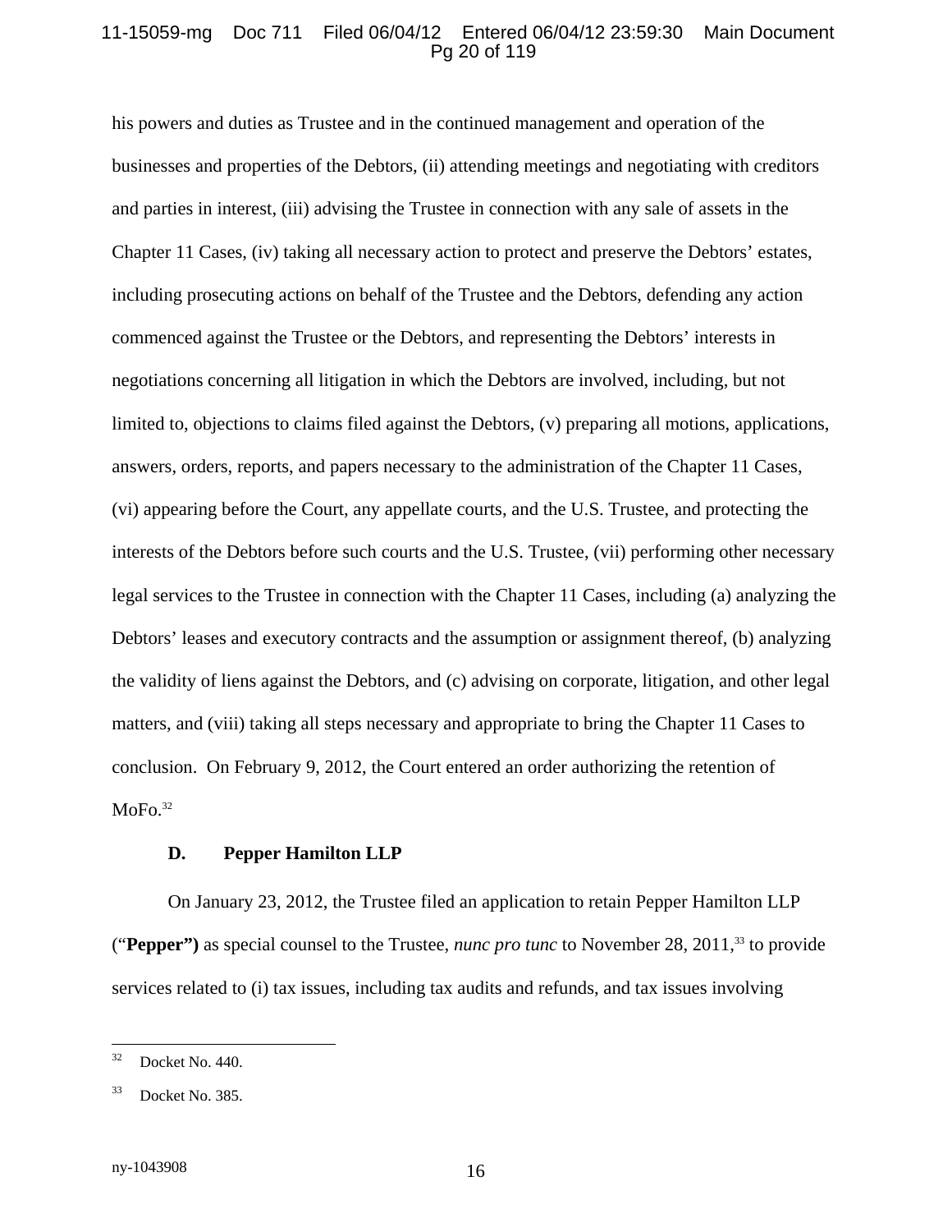his powers and duties as Trustee and in the continued management and operation of the businesses and properties of the Debtors, (ii) attending meetings and negotiating with creditors and parties in interest, (iii) advising the Trustee in connection with any sale of assets in the Chapter 11 Cases, (iv) taking all necessary action to protect and preserve the Debtors' estates, including prosecuting actions on behalf of the Trustee and the Debtors, defending any action commenced against the Trustee or the Debtors, and representing the Debtors' interests in negotiations concerning all litigation in which the Debtors are involved, including, but not limited to, objections to claims filed against the Debtors, (v) preparing all motions, applications, answers, orders, reports, and papers necessary to the administration of the Chapter 11 Cases, (vi) appearing before the Court, any appellate courts, and the U.S. Trustee, and protecting the interests of the Debtors before such courts and the U.S. Trustee, (vii) performing other necessary legal services to the Trustee in connection with the Chapter 11 Cases, including (a) analyzing the Debtors' leases and executory contracts and the assumption or assignment thereof, (b) analyzing the validity of liens against the Debtors, and (c) advising on corporate, litigation, and other legal matters, and (viii) taking all steps necessary and appropriate to bring the Chapter 11 Cases to conclusion. On February 9, 2012, the Court entered an order authorizing the retention of MoFo.[32]

### D. Pepper Hamilton LLP

On January 23, 2012, the Trustee filed an application to retain Pepper Hamilton LLP ("**Pepper**") as special counsel to the Trustee, *nunc pro tunc* to November 28, 2011,[33] to provide services related to (i) tax issues, including tax audits and refunds, and tax issues involving

---

[32] Docket No. 440.

[33] Docket No. 385.

ny-1043908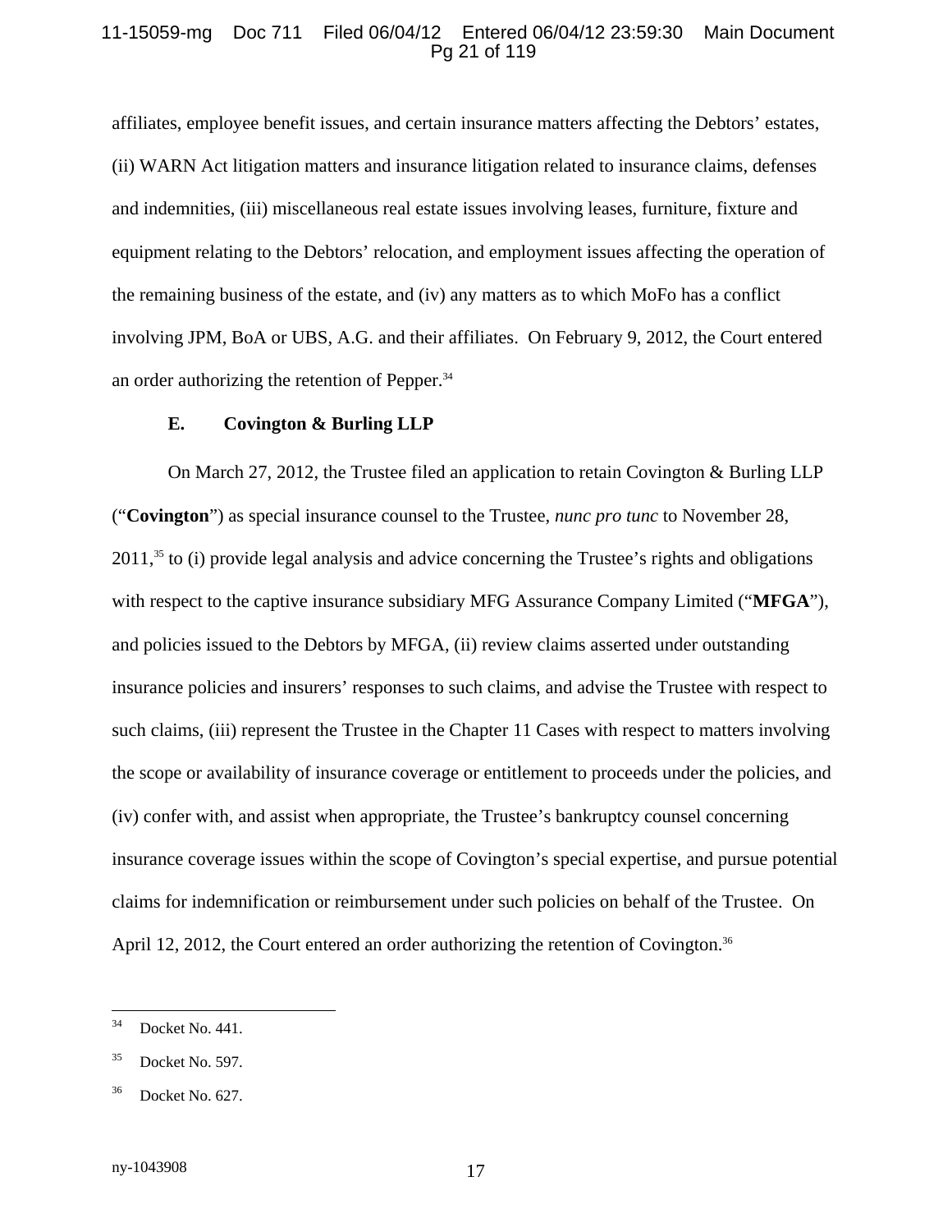affiliates, employee benefit issues, and certain insurance matters affecting the Debtors' estates, (ii) WARN Act litigation matters and insurance litigation related to insurance claims, defenses and indemnities, (iii) miscellaneous real estate issues involving leases, furniture, fixture and equipment relating to the Debtors' relocation, and employment issues affecting the operation of the remaining business of the estate, and (iv) any matters as to which MoFo has a conflict involving JPM, BoA or UBS, A.G. and their affiliates. On February 9, 2012, the Court entered an order authorizing the retention of Pepper.[34]

### E. Covington & Burling LLP

On March 27, 2012, the Trustee filed an application to retain Covington & Burling LLP ("**Covington**") as special insurance counsel to the Trustee, *nunc pro tunc* to November 28, 2011,[35] to (i) provide legal analysis and advice concerning the Trustee's rights and obligations with respect to the captive insurance subsidiary MFG Assurance Company Limited ("**MFGA**"), and policies issued to the Debtors by MFGA, (ii) review claims asserted under outstanding insurance policies and insurers' responses to such claims, and advise the Trustee with respect to such claims, (iii) represent the Trustee in the Chapter 11 Cases with respect to matters involving the scope or availability of insurance coverage or entitlement to proceeds under the policies, and (iv) confer with, and assist when appropriate, the Trustee's bankruptcy counsel concerning insurance coverage issues within the scope of Covington's special expertise, and pursue potential claims for indemnification or reimbursement under such policies on behalf of the Trustee. On April 12, 2012, the Court entered an order authorizing the retention of Covington.[36]

---

[34] Docket No. 441.

[35] Docket No. 597.

[36] Docket No. 627.

ny-1043908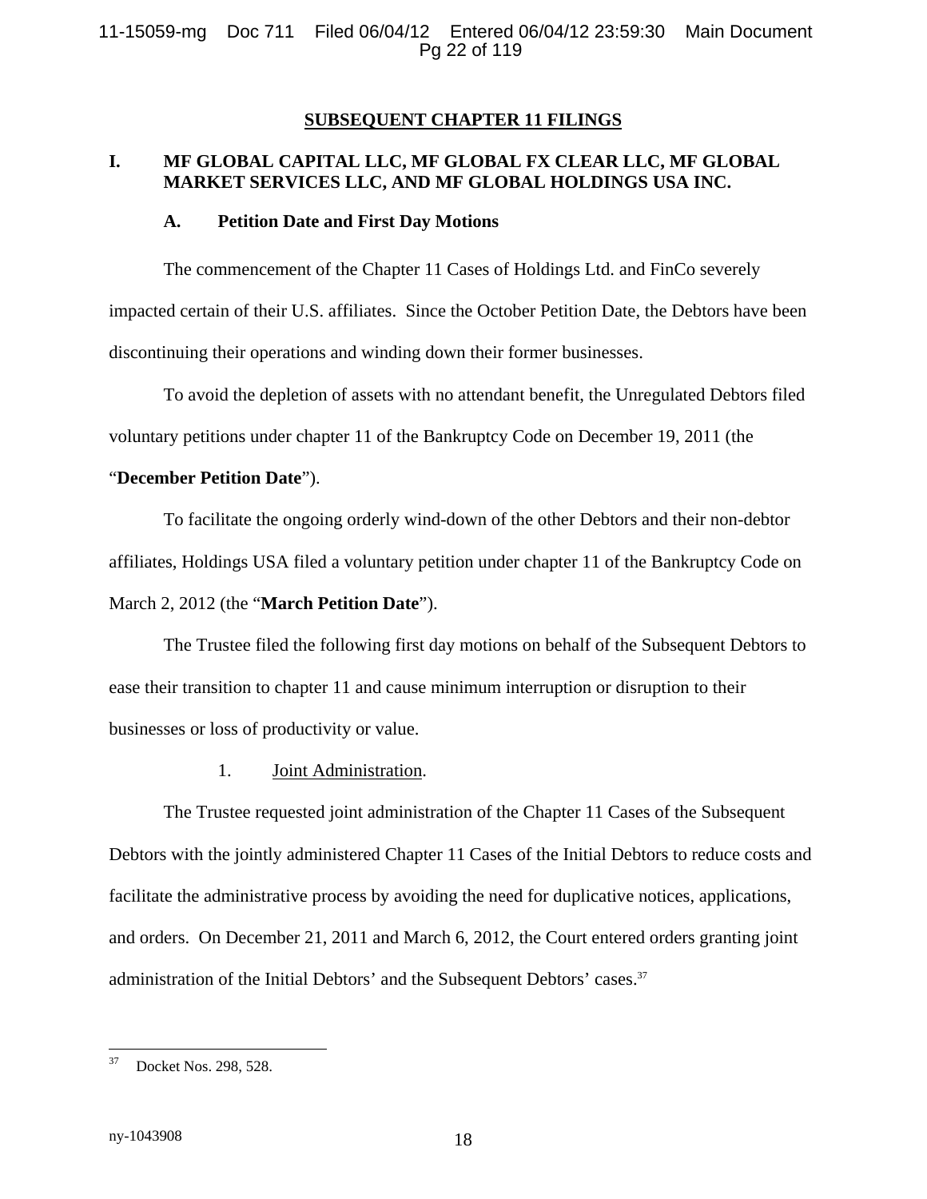## SUBSEQUENT CHAPTER 11 FILINGS

### I. MF GLOBAL CAPITAL LLC, MF GLOBAL FX CLEAR LLC, MF GLOBAL MARKET SERVICES LLC, AND MF GLOBAL HOLDINGS USA INC.

#### A. Petition Date and First Day Motions

The commencement of the Chapter 11 Cases of Holdings Ltd. and FinCo severely impacted certain of their U.S. affiliates. Since the October Petition Date, the Debtors have been discontinuing their operations and winding down their former businesses.

To avoid the depletion of assets with no attendant benefit, the Unregulated Debtors filed voluntary petitions under chapter 11 of the Bankruptcy Code on December 19, 2011 (the "**December Petition Date**").

To facilitate the ongoing orderly wind-down of the other Debtors and their non-debtor affiliates, Holdings USA filed a voluntary petition under chapter 11 of the Bankruptcy Code on March 2, 2012 (the "**March Petition Date**").

The Trustee filed the following first day motions on behalf of the Subsequent Debtors to ease their transition to chapter 11 and cause minimum interruption or disruption to their businesses or loss of productivity or value.

1. Joint Administration.

The Trustee requested joint administration of the Chapter 11 Cases of the Subsequent Debtors with the jointly administered Chapter 11 Cases of the Initial Debtors to reduce costs and facilitate the administrative process by avoiding the need for duplicative notices, applications, and orders. On December 21, 2011 and March 6, 2012, the Court entered orders granting joint administration of the Initial Debtors' and the Subsequent Debtors' cases.[37]

[37] Docket Nos. 298, 528.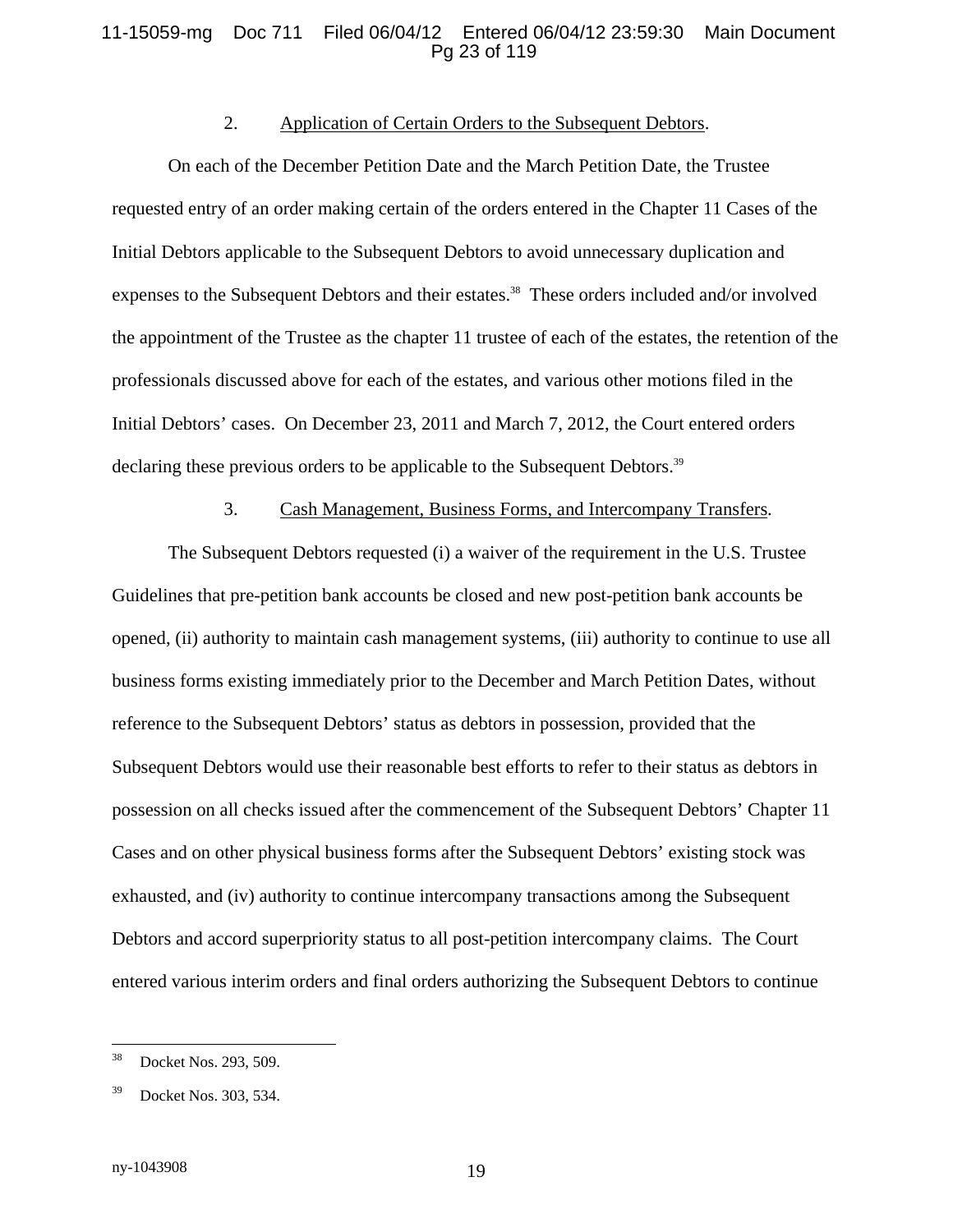2. Application of Certain Orders to the Subsequent Debtors.

On each of the December Petition Date and the March Petition Date, the Trustee requested entry of an order making certain of the orders entered in the Chapter 11 Cases of the Initial Debtors applicable to the Subsequent Debtors to avoid unnecessary duplication and expenses to the Subsequent Debtors and their estates.[38] These orders included and/or involved the appointment of the Trustee as the chapter 11 trustee of each of the estates, the retention of the professionals discussed above for each of the estates, and various other motions filed in the Initial Debtors' cases. On December 23, 2011 and March 7, 2012, the Court entered orders declaring these previous orders to be applicable to the Subsequent Debtors.[39]

3. Cash Management, Business Forms, and Intercompany Transfers.

The Subsequent Debtors requested (i) a waiver of the requirement in the U.S. Trustee Guidelines that pre-petition bank accounts be closed and new post-petition bank accounts be opened, (ii) authority to maintain cash management systems, (iii) authority to continue to use all business forms existing immediately prior to the December and March Petition Dates, without reference to the Subsequent Debtors' status as debtors in possession, provided that the Subsequent Debtors would use their reasonable best efforts to refer to their status as debtors in possession on all checks issued after the commencement of the Subsequent Debtors' Chapter 11 Cases and on other physical business forms after the Subsequent Debtors' existing stock was exhausted, and (iv) authority to continue intercompany transactions among the Subsequent Debtors and accord superpriority status to all post-petition intercompany claims. The Court entered various interim orders and final orders authorizing the Subsequent Debtors to continue

---

[38] Docket Nos. 293, 509.

[39] Docket Nos. 303, 534.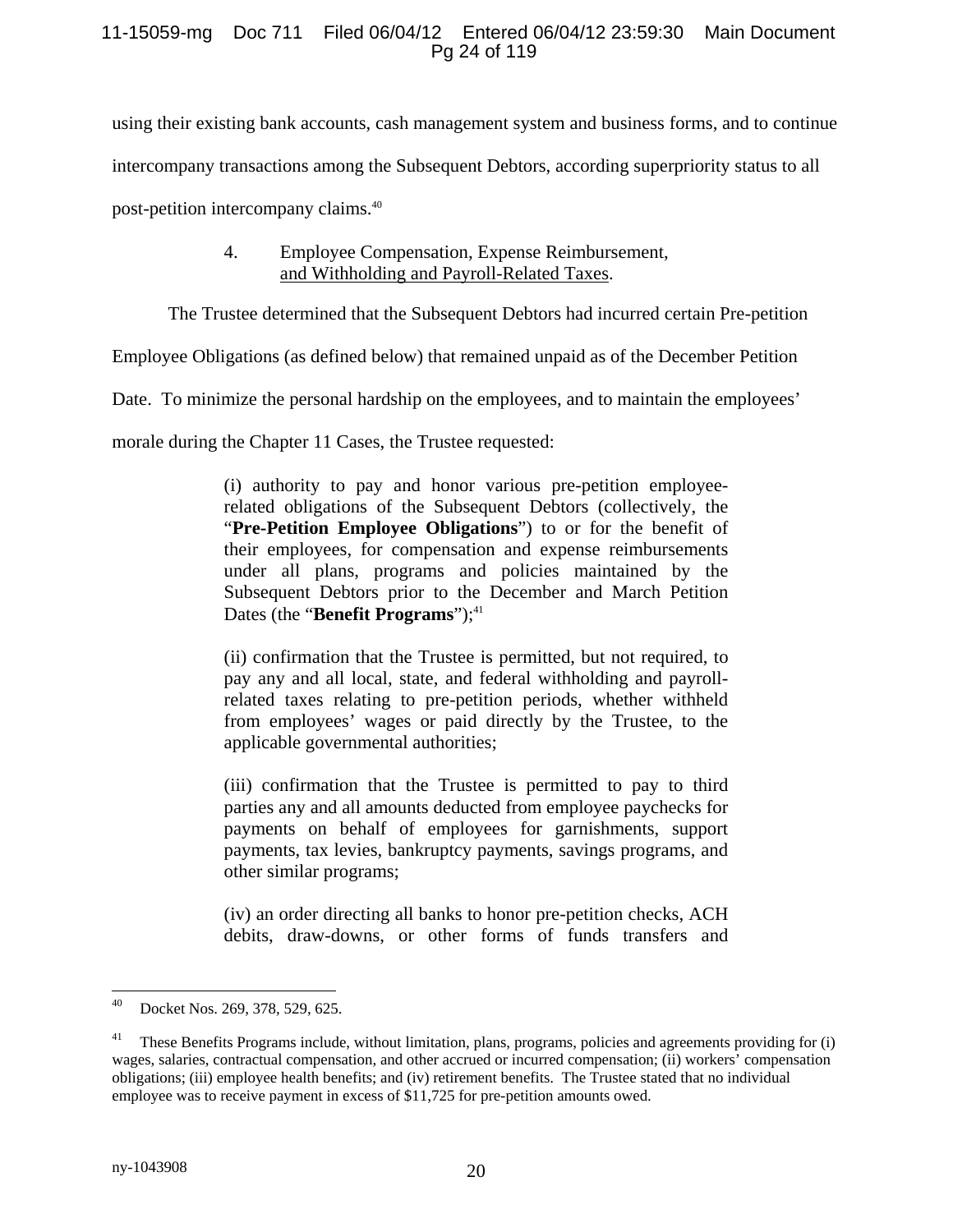using their existing bank accounts, cash management system and business forms, and to continue intercompany transactions among the Subsequent Debtors, according superpriority status to all post-petition intercompany claims.[40]

### 4. Employee Compensation, Expense Reimbursement, and Withholding and Payroll-Related Taxes.

The Trustee determined that the Subsequent Debtors had incurred certain Pre-petition Employee Obligations (as defined below) that remained unpaid as of the December Petition Date. To minimize the personal hardship on the employees, and to maintain the employees' morale during the Chapter 11 Cases, the Trustee requested:

> (i) authority to pay and honor various pre-petition employee-related obligations of the Subsequent Debtors (collectively, the "**Pre-Petition Employee Obligations**") to or for the benefit of their employees, for compensation and expense reimbursements under all plans, programs and policies maintained by the Subsequent Debtors prior to the December and March Petition Dates (the "**Benefit Programs**");[41]
>
> (ii) confirmation that the Trustee is permitted, but not required, to pay any and all local, state, and federal withholding and payroll-related taxes relating to pre-petition periods, whether withheld from employees' wages or paid directly by the Trustee, to the applicable governmental authorities;
>
> (iii) confirmation that the Trustee is permitted to pay to third parties any and all amounts deducted from employee paychecks for payments on behalf of employees for garnishments, support payments, tax levies, bankruptcy payments, savings programs, and other similar programs;
>
> (iv) an order directing all banks to honor pre-petition checks, ACH debits, draw-downs, or other forms of funds transfers and

---

[40] Docket Nos. 269, 378, 529, 625.

[41] These Benefits Programs include, without limitation, plans, programs, policies and agreements providing for (i) wages, salaries, contractual compensation, and other accrued or incurred compensation; (ii) workers' compensation obligations; (iii) employee health benefits; and (iv) retirement benefits. The Trustee stated that no individual employee was to receive payment in excess of $11,725 for pre-petition amounts owed.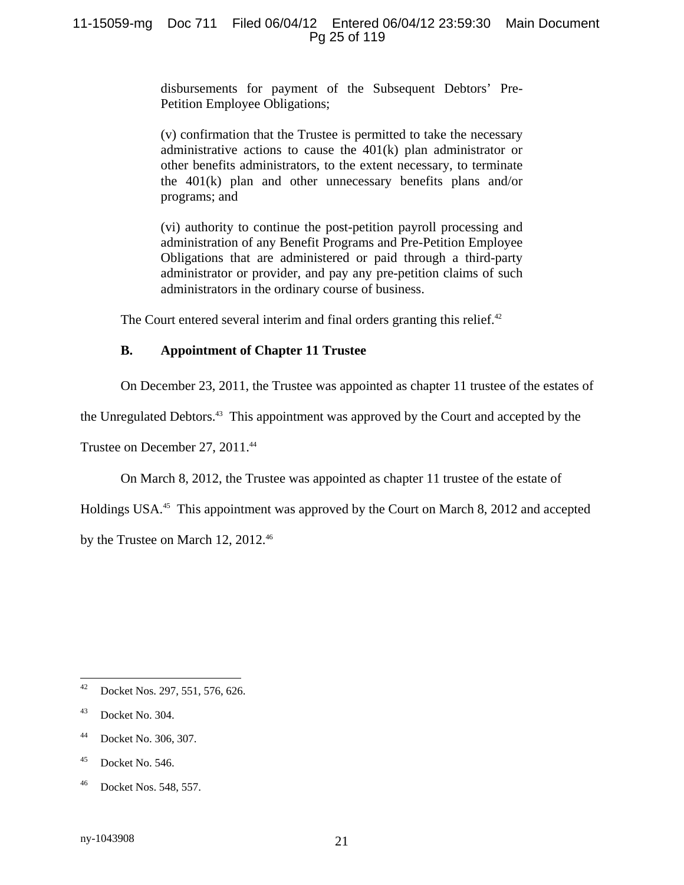disbursements for payment of the Subsequent Debtors' Pre-Petition Employee Obligations;

(v) confirmation that the Trustee is permitted to take the necessary administrative actions to cause the 401(k) plan administrator or other benefits administrators, to the extent necessary, to terminate the 401(k) plan and other unnecessary benefits plans and/or programs; and

(vi) authority to continue the post-petition payroll processing and administration of any Benefit Programs and Pre-Petition Employee Obligations that are administered or paid through a third-party administrator or provider, and pay any pre-petition claims of such administrators in the ordinary course of business.

The Court entered several interim and final orders granting this relief.[42]

**B. Appointment of Chapter 11 Trustee**

On December 23, 2011, the Trustee was appointed as chapter 11 trustee of the estates of the Unregulated Debtors.[43] This appointment was approved by the Court and accepted by the Trustee on December 27, 2011.[44]

On March 8, 2012, the Trustee was appointed as chapter 11 trustee of the estate of Holdings USA.[45] This appointment was approved by the Court on March 8, 2012 and accepted by the Trustee on March 12, 2012.[46]

---

[42] Docket Nos. 297, 551, 576, 626.

[43] Docket No. 304.

[44] Docket No. 306, 307.

[45] Docket No. 546.

[46] Docket Nos. 548, 557.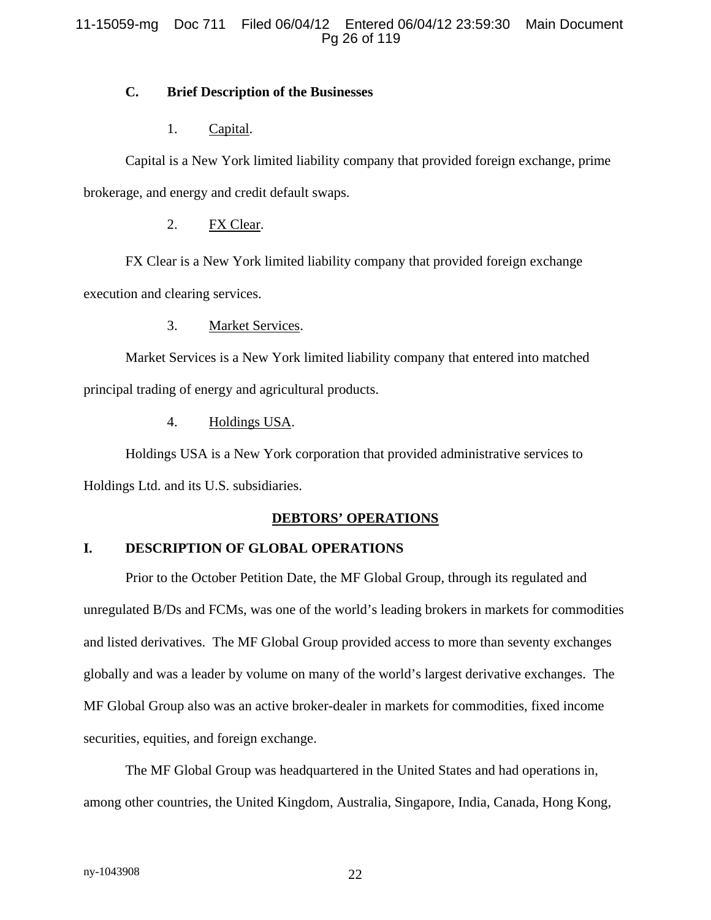### C. Brief Description of the Businesses

1. Capital.

Capital is a New York limited liability company that provided foreign exchange, prime brokerage, and energy and credit default swaps.

2. FX Clear.

FX Clear is a New York limited liability company that provided foreign exchange execution and clearing services.

3. Market Services.

Market Services is a New York limited liability company that entered into matched principal trading of energy and agricultural products.

4. Holdings USA.

Holdings USA is a New York corporation that provided administrative services to Holdings Ltd. and its U.S. subsidiaries.

## DEBTORS' OPERATIONS

### I. DESCRIPTION OF GLOBAL OPERATIONS

Prior to the October Petition Date, the MF Global Group, through its regulated and unregulated B/Ds and FCMs, was one of the world's leading brokers in markets for commodities and listed derivatives. The MF Global Group provided access to more than seventy exchanges globally and was a leader by volume on many of the world's largest derivative exchanges. The MF Global Group also was an active broker-dealer in markets for commodities, fixed income securities, equities, and foreign exchange.

The MF Global Group was headquartered in the United States and had operations in, among other countries, the United Kingdom, Australia, Singapore, India, Canada, Hong Kong,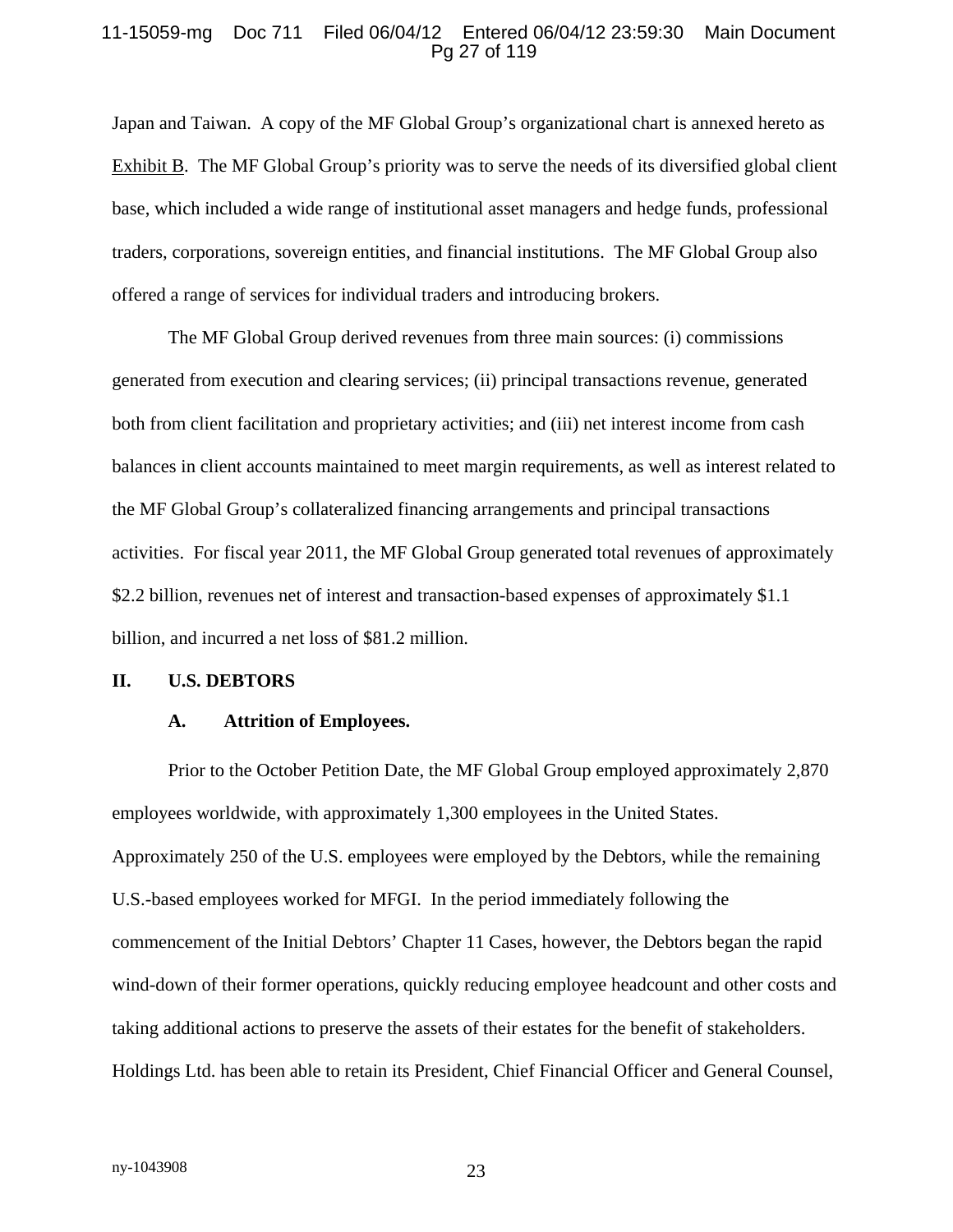Japan and Taiwan. A copy of the MF Global Group's organizational chart is annexed hereto as Exhibit B. The MF Global Group's priority was to serve the needs of its diversified global client base, which included a wide range of institutional asset managers and hedge funds, professional traders, corporations, sovereign entities, and financial institutions. The MF Global Group also offered a range of services for individual traders and introducing brokers.

The MF Global Group derived revenues from three main sources: (i) commissions generated from execution and clearing services; (ii) principal transactions revenue, generated both from client facilitation and proprietary activities; and (iii) net interest income from cash balances in client accounts maintained to meet margin requirements, as well as interest related to the MF Global Group's collateralized financing arrangements and principal transactions activities. For fiscal year 2011, the MF Global Group generated total revenues of approximately $2.2 billion, revenues net of interest and transaction-based expenses of approximately $1.1 billion, and incurred a net loss of $81.2 million.

## II. U.S. DEBTORS

### A. Attrition of Employees.

Prior to the October Petition Date, the MF Global Group employed approximately 2,870 employees worldwide, with approximately 1,300 employees in the United States. Approximately 250 of the U.S. employees were employed by the Debtors, while the remaining U.S.-based employees worked for MFGI. In the period immediately following the commencement of the Initial Debtors' Chapter 11 Cases, however, the Debtors began the rapid wind-down of their former operations, quickly reducing employee headcount and other costs and taking additional actions to preserve the assets of their estates for the benefit of stakeholders. Holdings Ltd. has been able to retain its President, Chief Financial Officer and General Counsel,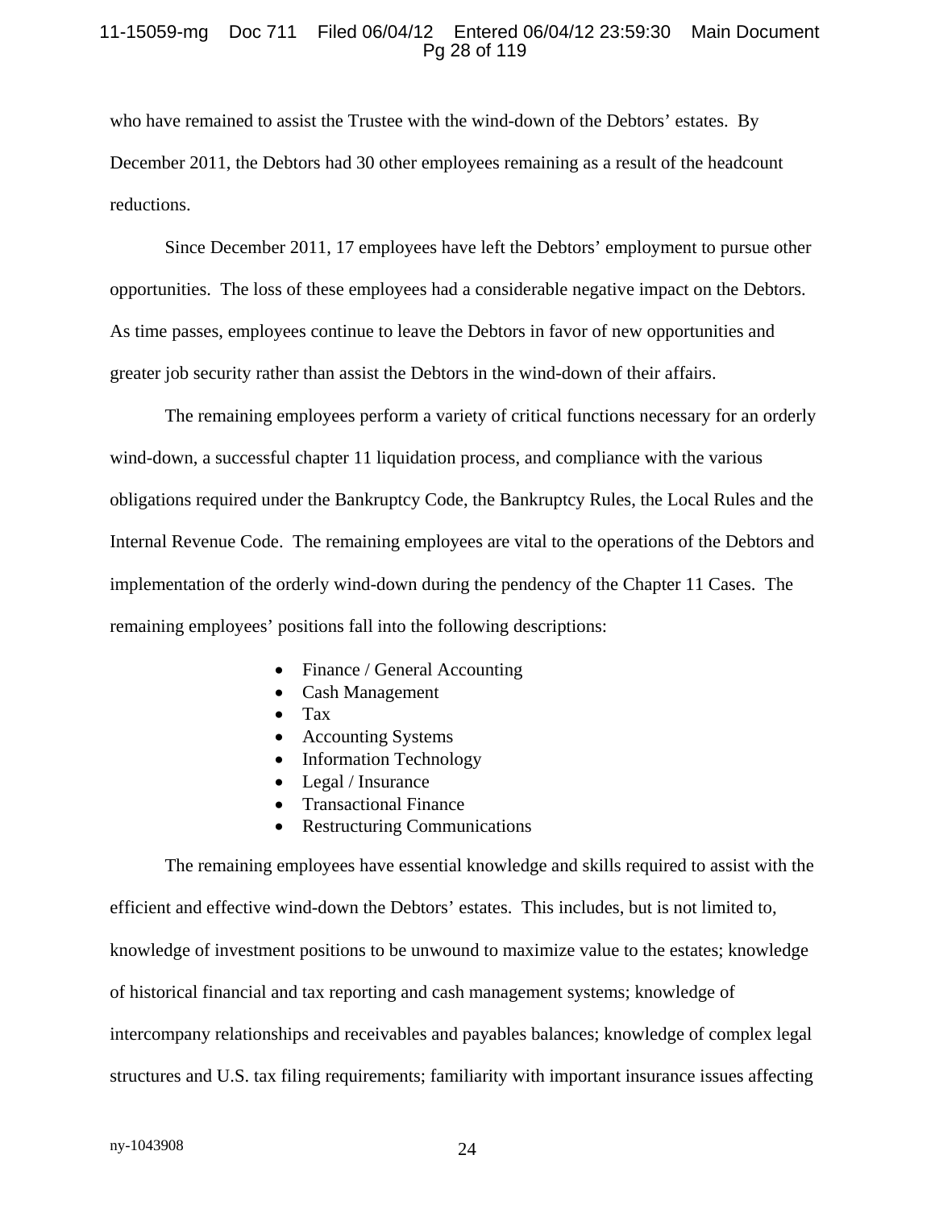who have remained to assist the Trustee with the wind-down of the Debtors' estates. By December 2011, the Debtors had 30 other employees remaining as a result of the headcount reductions.

Since December 2011, 17 employees have left the Debtors' employment to pursue other opportunities. The loss of these employees had a considerable negative impact on the Debtors. As time passes, employees continue to leave the Debtors in favor of new opportunities and greater job security rather than assist the Debtors in the wind-down of their affairs.

The remaining employees perform a variety of critical functions necessary for an orderly wind-down, a successful chapter 11 liquidation process, and compliance with the various obligations required under the Bankruptcy Code, the Bankruptcy Rules, the Local Rules and the Internal Revenue Code. The remaining employees are vital to the operations of the Debtors and implementation of the orderly wind-down during the pendency of the Chapter 11 Cases. The remaining employees' positions fall into the following descriptions:

- Finance / General Accounting
- Cash Management
- Tax
- Accounting Systems
- Information Technology
- Legal / Insurance
- Transactional Finance
- Restructuring Communications

The remaining employees have essential knowledge and skills required to assist with the efficient and effective wind-down the Debtors' estates. This includes, but is not limited to, knowledge of investment positions to be unwound to maximize value to the estates; knowledge of historical financial and tax reporting and cash management systems; knowledge of intercompany relationships and receivables and payables balances; knowledge of complex legal structures and U.S. tax filing requirements; familiarity with important insurance issues affecting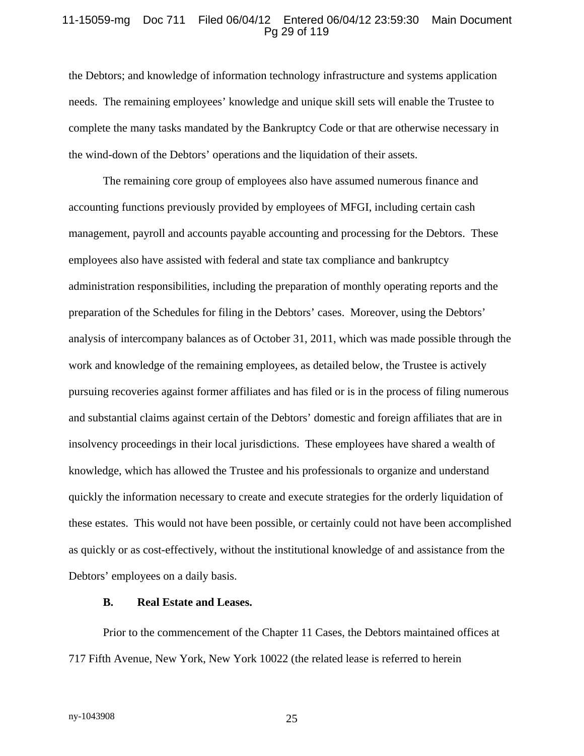the Debtors; and knowledge of information technology infrastructure and systems application needs. The remaining employees' knowledge and unique skill sets will enable the Trustee to complete the many tasks mandated by the Bankruptcy Code or that are otherwise necessary in the wind-down of the Debtors' operations and the liquidation of their assets.

The remaining core group of employees also have assumed numerous finance and accounting functions previously provided by employees of MFGI, including certain cash management, payroll and accounts payable accounting and processing for the Debtors. These employees also have assisted with federal and state tax compliance and bankruptcy administration responsibilities, including the preparation of monthly operating reports and the preparation of the Schedules for filing in the Debtors' cases. Moreover, using the Debtors' analysis of intercompany balances as of October 31, 2011, which was made possible through the work and knowledge of the remaining employees, as detailed below, the Trustee is actively pursuing recoveries against former affiliates and has filed or is in the process of filing numerous and substantial claims against certain of the Debtors' domestic and foreign affiliates that are in insolvency proceedings in their local jurisdictions. These employees have shared a wealth of knowledge, which has allowed the Trustee and his professionals to organize and understand quickly the information necessary to create and execute strategies for the orderly liquidation of these estates. This would not have been possible, or certainly could not have been accomplished as quickly or as cost-effectively, without the institutional knowledge of and assistance from the Debtors' employees on a daily basis.

**B. Real Estate and Leases.**

Prior to the commencement of the Chapter 11 Cases, the Debtors maintained offices at 717 Fifth Avenue, New York, New York 10022 (the related lease is referred to herein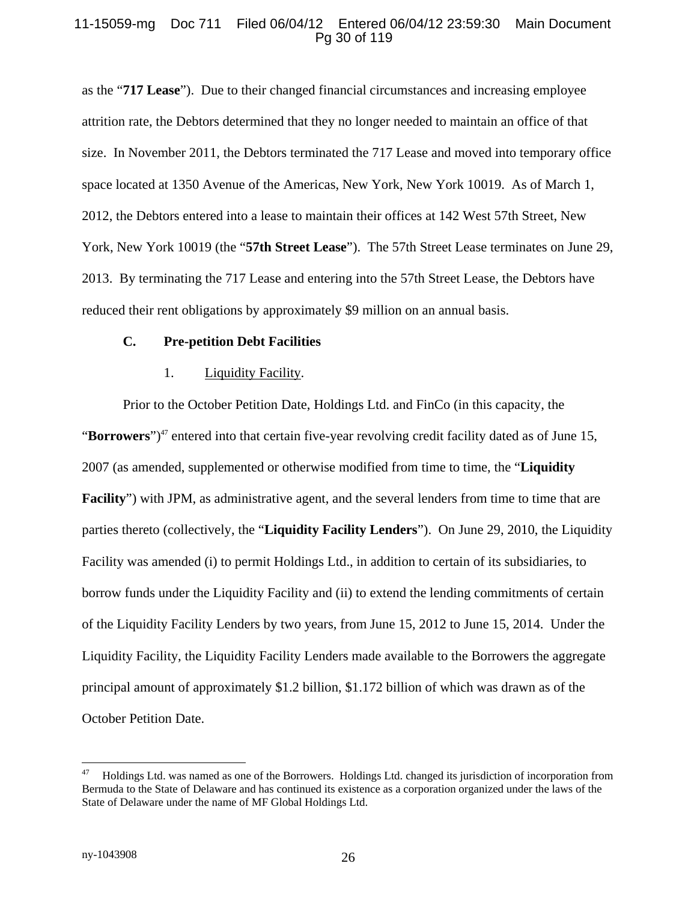as the "**717 Lease**"). Due to their changed financial circumstances and increasing employee attrition rate, the Debtors determined that they no longer needed to maintain an office of that size. In November 2011, the Debtors terminated the 717 Lease and moved into temporary office space located at 1350 Avenue of the Americas, New York, New York 10019. As of March 1, 2012, the Debtors entered into a lease to maintain their offices at 142 West 57th Street, New York, New York 10019 (the "**57th Street Lease**"). The 57th Street Lease terminates on June 29, 2013. By terminating the 717 Lease and entering into the 57th Street Lease, the Debtors have reduced their rent obligations by approximately $9 million on an annual basis.

### C. Pre-petition Debt Facilities

#### 1. Liquidity Facility.

Prior to the October Petition Date, Holdings Ltd. and FinCo (in this capacity, the "**Borrowers**")[47] entered into that certain five-year revolving credit facility dated as of June 15, 2007 (as amended, supplemented or otherwise modified from time to time, the "**Liquidity Facility**") with JPM, as administrative agent, and the several lenders from time to time that are parties thereto (collectively, the "**Liquidity Facility Lenders**"). On June 29, 2010, the Liquidity Facility was amended (i) to permit Holdings Ltd., in addition to certain of its subsidiaries, to borrow funds under the Liquidity Facility and (ii) to extend the lending commitments of certain of the Liquidity Facility Lenders by two years, from June 15, 2012 to June 15, 2014. Under the Liquidity Facility, the Liquidity Facility Lenders made available to the Borrowers the aggregate principal amount of approximately $1.2 billion, $1.172 billion of which was drawn as of the October Petition Date.

---

[47] Holdings Ltd. was named as one of the Borrowers. Holdings Ltd. changed its jurisdiction of incorporation from Bermuda to the State of Delaware and has continued its existence as a corporation organized under the laws of the State of Delaware under the name of MF Global Holdings Ltd.

ny-1043908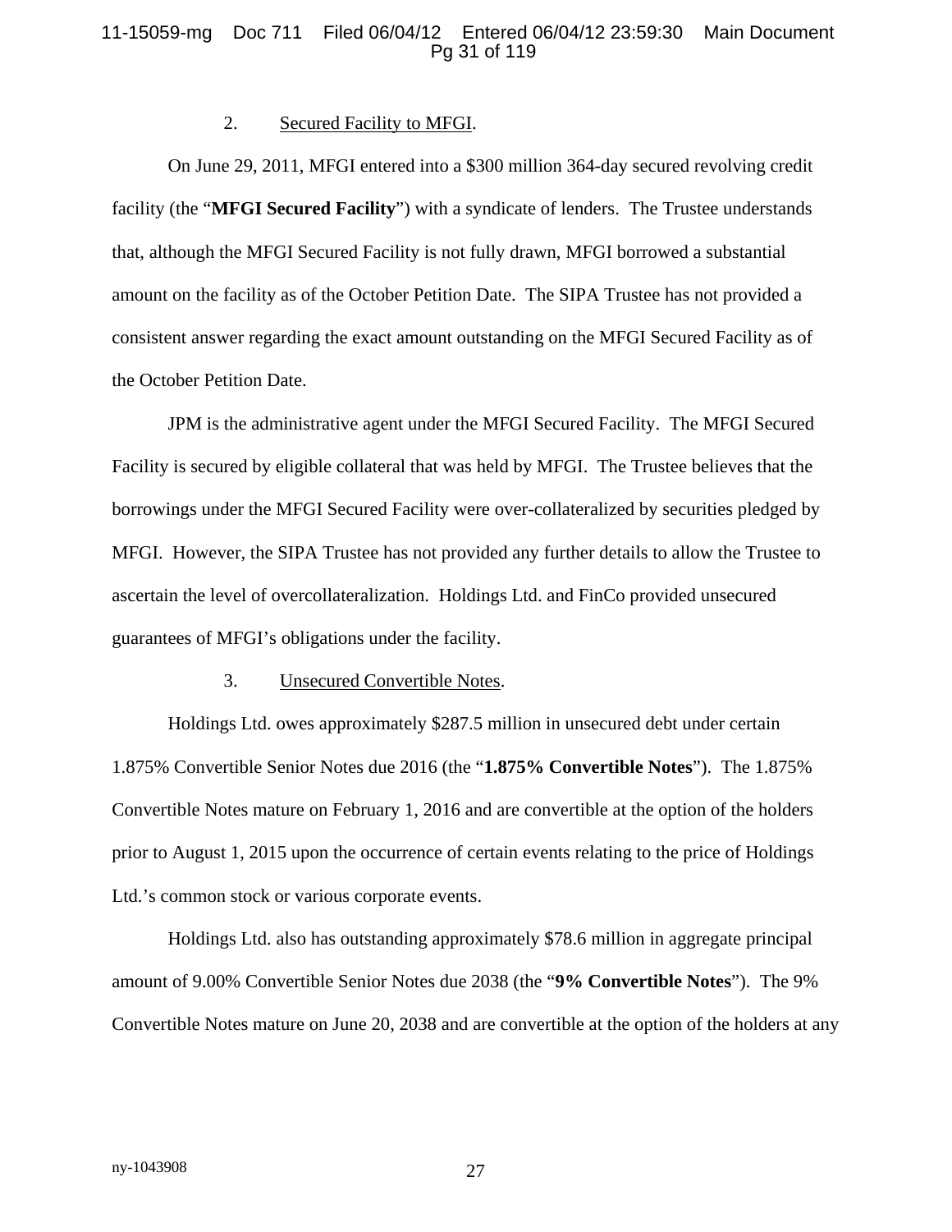2. Secured Facility to MFGI.

On June 29, 2011, MFGI entered into a $300 million 364-day secured revolving credit facility (the "**MFGI Secured Facility**") with a syndicate of lenders. The Trustee understands that, although the MFGI Secured Facility is not fully drawn, MFGI borrowed a substantial amount on the facility as of the October Petition Date. The SIPA Trustee has not provided a consistent answer regarding the exact amount outstanding on the MFGI Secured Facility as of the October Petition Date.

JPM is the administrative agent under the MFGI Secured Facility. The MFGI Secured Facility is secured by eligible collateral that was held by MFGI. The Trustee believes that the borrowings under the MFGI Secured Facility were over-collateralized by securities pledged by MFGI. However, the SIPA Trustee has not provided any further details to allow the Trustee to ascertain the level of overcollateralization. Holdings Ltd. and FinCo provided unsecured guarantees of MFGI's obligations under the facility.

3. Unsecured Convertible Notes.

Holdings Ltd. owes approximately $287.5 million in unsecured debt under certain 1.875% Convertible Senior Notes due 2016 (the "**1.875% Convertible Notes**"). The 1.875% Convertible Notes mature on February 1, 2016 and are convertible at the option of the holders prior to August 1, 2015 upon the occurrence of certain events relating to the price of Holdings Ltd.'s common stock or various corporate events.

Holdings Ltd. also has outstanding approximately $78.6 million in aggregate principal amount of 9.00% Convertible Senior Notes due 2038 (the "**9% Convertible Notes**"). The 9% Convertible Notes mature on June 20, 2038 and are convertible at the option of the holders at any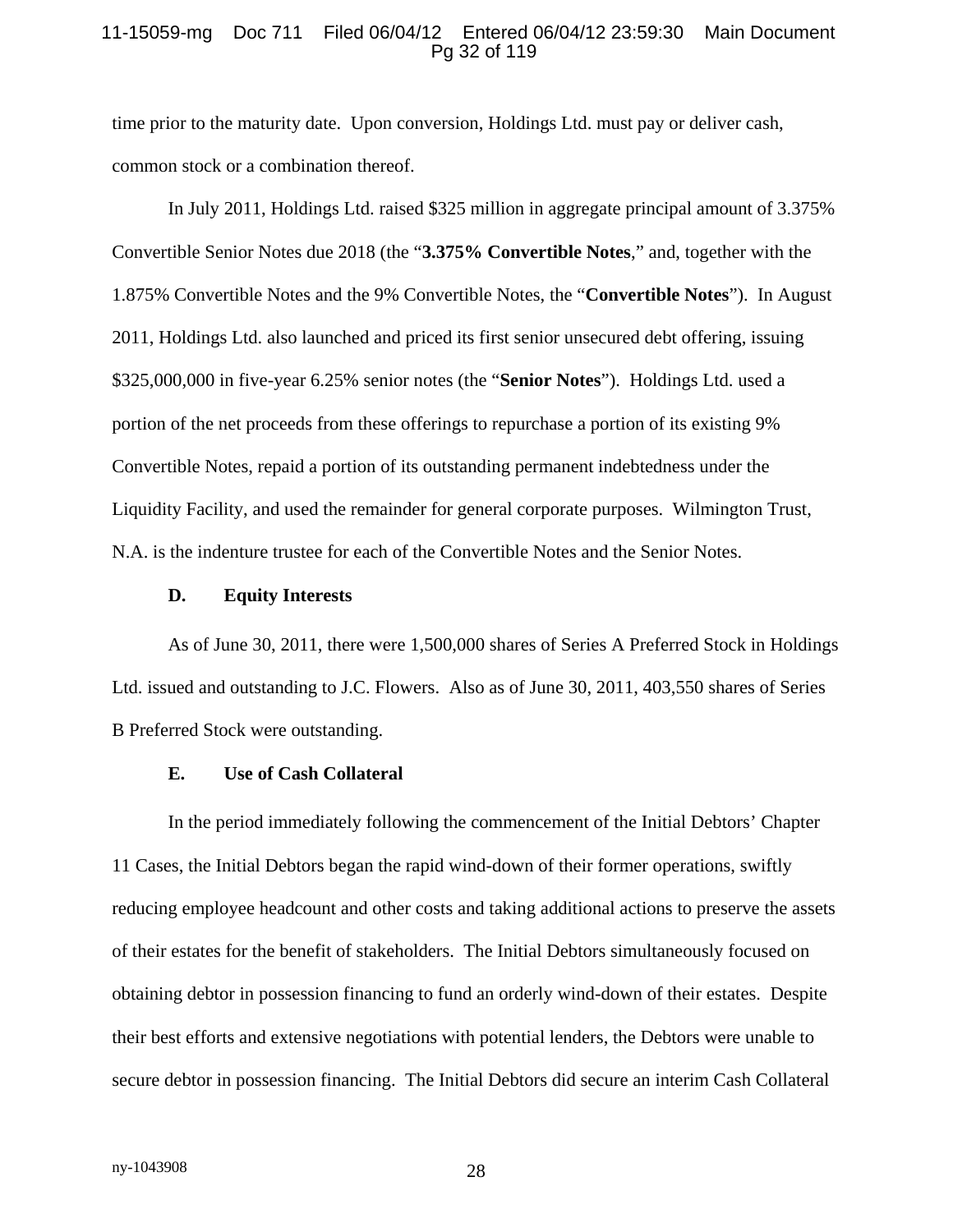time prior to the maturity date. Upon conversion, Holdings Ltd. must pay or deliver cash, common stock or a combination thereof.

In July 2011, Holdings Ltd. raised $325 million in aggregate principal amount of 3.375% Convertible Senior Notes due 2018 (the "**3.375% Convertible Notes**," and, together with the 1.875% Convertible Notes and the 9% Convertible Notes, the "**Convertible Notes**"). In August 2011, Holdings Ltd. also launched and priced its first senior unsecured debt offering, issuing $325,000,000 in five-year 6.25% senior notes (the "**Senior Notes**"). Holdings Ltd. used a portion of the net proceeds from these offerings to repurchase a portion of its existing 9% Convertible Notes, repaid a portion of its outstanding permanent indebtedness under the Liquidity Facility, and used the remainder for general corporate purposes. Wilmington Trust, N.A. is the indenture trustee for each of the Convertible Notes and the Senior Notes.

### D. Equity Interests

As of June 30, 2011, there were 1,500,000 shares of Series A Preferred Stock in Holdings Ltd. issued and outstanding to J.C. Flowers. Also as of June 30, 2011, 403,550 shares of Series B Preferred Stock were outstanding.

### E. Use of Cash Collateral

In the period immediately following the commencement of the Initial Debtors' Chapter 11 Cases, the Initial Debtors began the rapid wind-down of their former operations, swiftly reducing employee headcount and other costs and taking additional actions to preserve the assets of their estates for the benefit of stakeholders. The Initial Debtors simultaneously focused on obtaining debtor in possession financing to fund an orderly wind-down of their estates. Despite their best efforts and extensive negotiations with potential lenders, the Debtors were unable to secure debtor in possession financing. The Initial Debtors did secure an interim Cash Collateral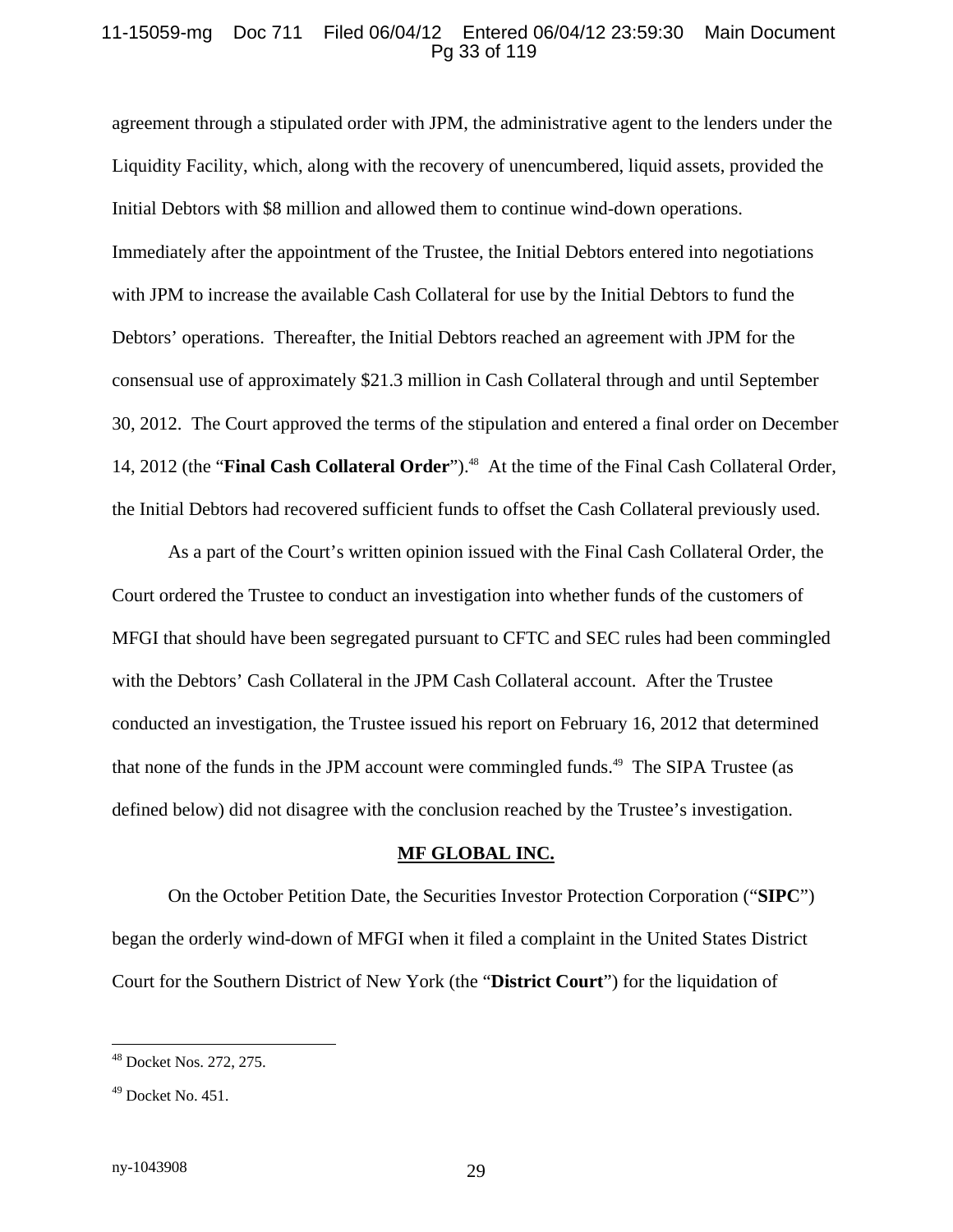agreement through a stipulated order with JPM, the administrative agent to the lenders under the Liquidity Facility, which, along with the recovery of unencumbered, liquid assets, provided the Initial Debtors with \$8 million and allowed them to continue wind-down operations. Immediately after the appointment of the Trustee, the Initial Debtors entered into negotiations with JPM to increase the available Cash Collateral for use by the Initial Debtors to fund the Debtors' operations. Thereafter, the Initial Debtors reached an agreement with JPM for the consensual use of approximately \$21.3 million in Cash Collateral through and until September 30, 2012. The Court approved the terms of the stipulation and entered a final order on December 14, 2012 (the "**Final Cash Collateral Order**").[48] At the time of the Final Cash Collateral Order, the Initial Debtors had recovered sufficient funds to offset the Cash Collateral previously used.

As a part of the Court's written opinion issued with the Final Cash Collateral Order, the Court ordered the Trustee to conduct an investigation into whether funds of the customers of MFGI that should have been segregated pursuant to CFTC and SEC rules had been commingled with the Debtors' Cash Collateral in the JPM Cash Collateral account. After the Trustee conducted an investigation, the Trustee issued his report on February 16, 2012 that determined that none of the funds in the JPM account were commingled funds.[49] The SIPA Trustee (as defined below) did not disagree with the conclusion reached by the Trustee's investigation.

## MF GLOBAL INC.

On the October Petition Date, the Securities Investor Protection Corporation ("**SIPC**") began the orderly wind-down of MFGI when it filed a complaint in the United States District Court for the Southern District of New York (the "**District Court**") for the liquidation of

---

[48] Docket Nos. 272, 275.

[49] Docket No. 451.

ny-1043908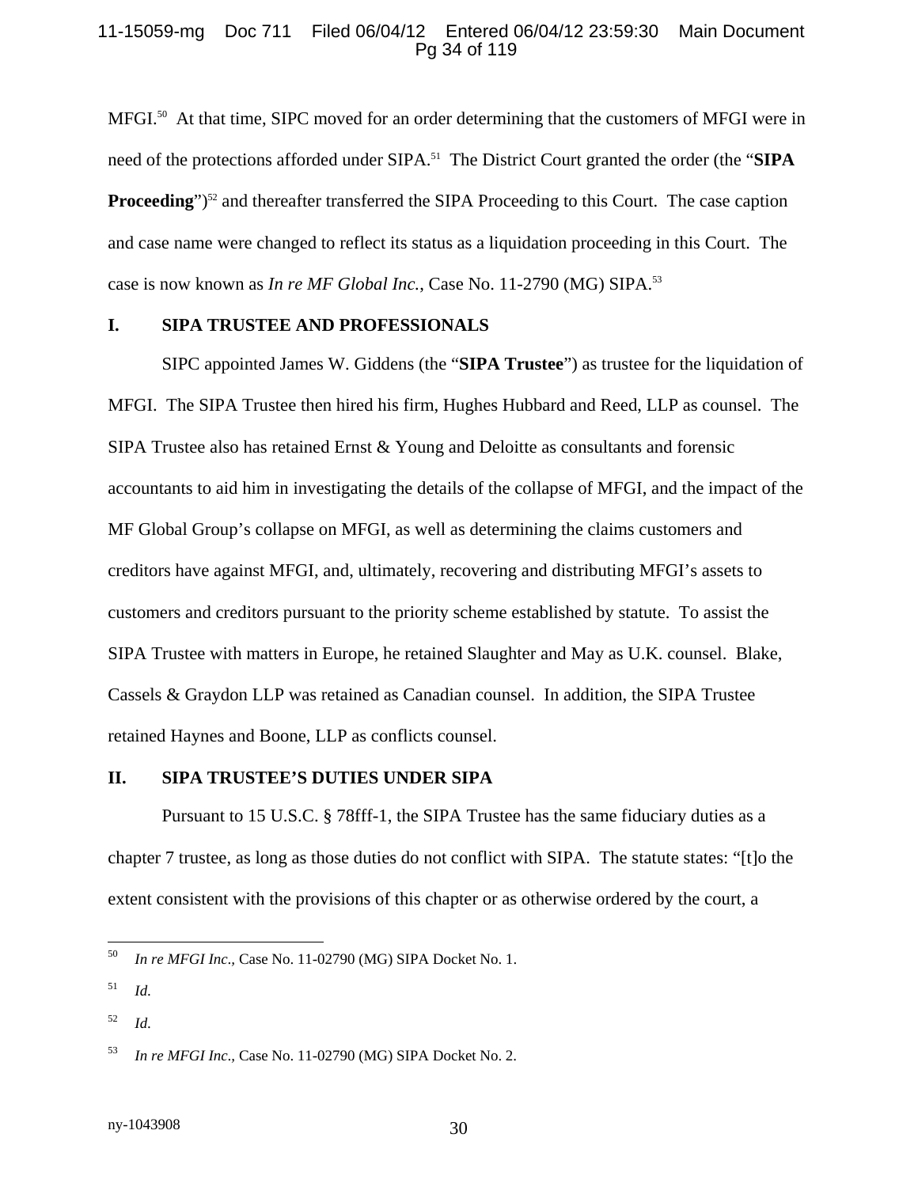MFGI.[50] At that time, SIPC moved for an order determining that the customers of MFGI were in need of the protections afforded under SIPA.[51] The District Court granted the order (the "**SIPA Proceeding**")[52] and thereafter transferred the SIPA Proceeding to this Court. The case caption and case name were changed to reflect its status as a liquidation proceeding in this Court. The case is now known as *In re MF Global Inc.*, Case No. 11-2790 (MG) SIPA.[53]

## I. SIPA TRUSTEE AND PROFESSIONALS

SIPC appointed James W. Giddens (the "**SIPA Trustee**") as trustee for the liquidation of MFGI. The SIPA Trustee then hired his firm, Hughes Hubbard and Reed, LLP as counsel. The SIPA Trustee also has retained Ernst & Young and Deloitte as consultants and forensic accountants to aid him in investigating the details of the collapse of MFGI, and the impact of the MF Global Group's collapse on MFGI, as well as determining the claims customers and creditors have against MFGI, and, ultimately, recovering and distributing MFGI's assets to customers and creditors pursuant to the priority scheme established by statute. To assist the SIPA Trustee with matters in Europe, he retained Slaughter and May as U.K. counsel. Blake, Cassels & Graydon LLP was retained as Canadian counsel. In addition, the SIPA Trustee retained Haynes and Boone, LLP as conflicts counsel.

## II. SIPA TRUSTEE'S DUTIES UNDER SIPA

Pursuant to 15 U.S.C. § 78fff-1, the SIPA Trustee has the same fiduciary duties as a chapter 7 trustee, as long as those duties do not conflict with SIPA. The statute states: "[t]o the extent consistent with the provisions of this chapter or as otherwise ordered by the court, a

---

[50] *In re MFGI Inc.*, Case No. 11-02790 (MG) SIPA Docket No. 1.

[51] *Id.*

[52] *Id.*

[53] *In re MFGI Inc.*, Case No. 11-02790 (MG) SIPA Docket No. 2.

ny-1043908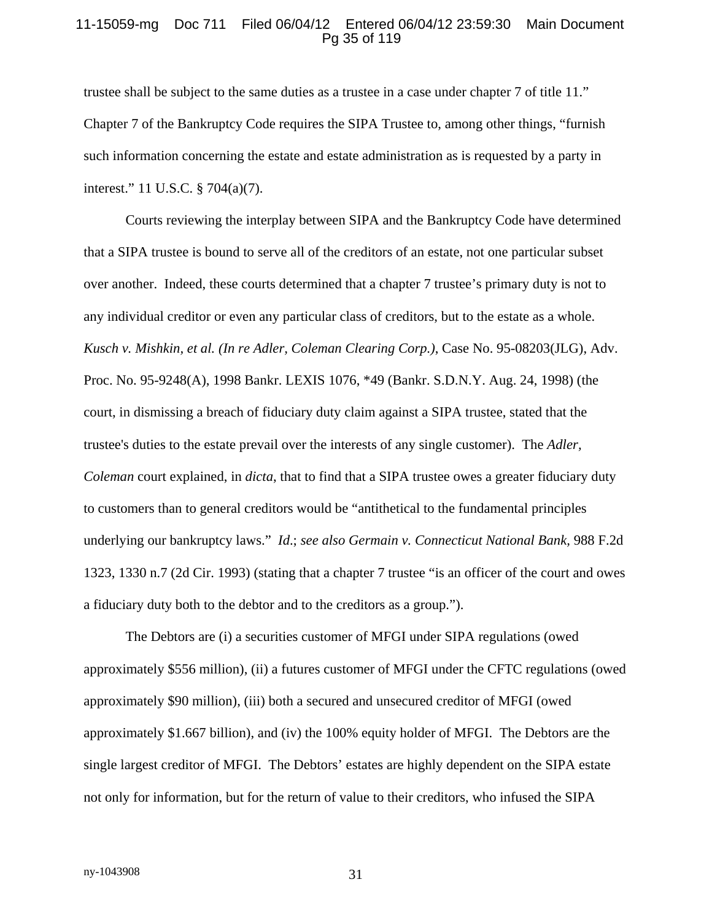trustee shall be subject to the same duties as a trustee in a case under chapter 7 of title 11." Chapter 7 of the Bankruptcy Code requires the SIPA Trustee to, among other things, "furnish such information concerning the estate and estate administration as is requested by a party in interest." 11 U.S.C. § 704(a)(7).

Courts reviewing the interplay between SIPA and the Bankruptcy Code have determined that a SIPA trustee is bound to serve all of the creditors of an estate, not one particular subset over another. Indeed, these courts determined that a chapter 7 trustee's primary duty is not to any individual creditor or even any particular class of creditors, but to the estate as a whole. *Kusch v. Mishkin, et al. (In re Adler, Coleman Clearing Corp.)*, Case No. 95-08203(JLG), Adv. Proc. No. 95-9248(A), 1998 Bankr. LEXIS 1076, *49 (Bankr. S.D.N.Y. Aug. 24, 1998) (the court, in dismissing a breach of fiduciary duty claim against a SIPA trustee, stated that the trustee's duties to the estate prevail over the interests of any single customer). The *Adler, Coleman* court explained, in *dicta*, that to find that a SIPA trustee owes a greater fiduciary duty to customers than to general creditors would be "antithetical to the fundamental principles underlying our bankruptcy laws." *Id*.; *see also Germain v. Connecticut National Bank*, 988 F.2d 1323, 1330 n.7 (2d Cir. 1993) (stating that a chapter 7 trustee "is an officer of the court and owes a fiduciary duty both to the debtor and to the creditors as a group.").

The Debtors are (i) a securities customer of MFGI under SIPA regulations (owed approximately $556 million), (ii) a futures customer of MFGI under the CFTC regulations (owed approximately $90 million), (iii) both a secured and unsecured creditor of MFGI (owed approximately $1.667 billion), and (iv) the 100% equity holder of MFGI. The Debtors are the single largest creditor of MFGI. The Debtors' estates are highly dependent on the SIPA estate not only for information, but for the return of value to their creditors, who infused the SIPA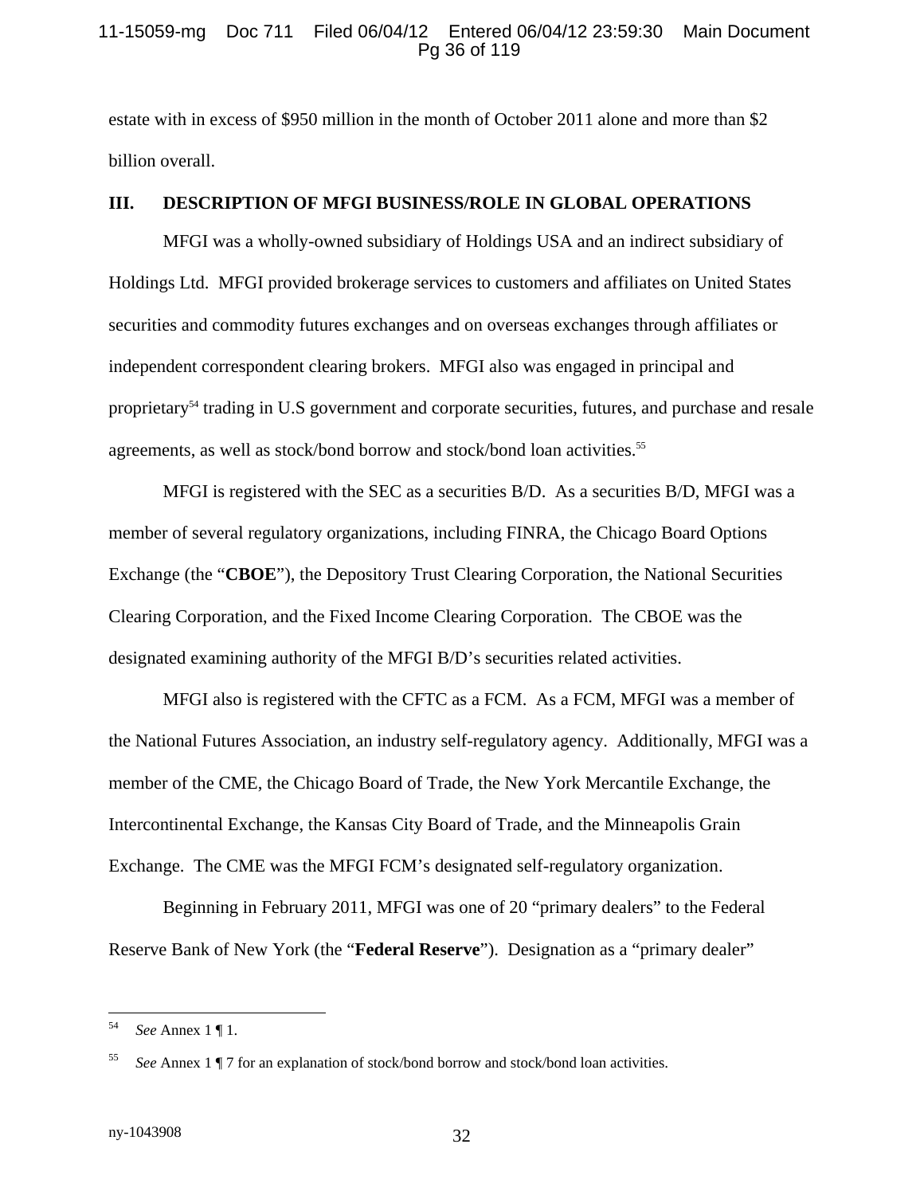estate with in excess of $950 million in the month of October 2011 alone and more than $2 billion overall.

## III. DESCRIPTION OF MFGI BUSINESS/ROLE IN GLOBAL OPERATIONS

MFGI was a wholly-owned subsidiary of Holdings USA and an indirect subsidiary of Holdings Ltd. MFGI provided brokerage services to customers and affiliates on United States securities and commodity futures exchanges and on overseas exchanges through affiliates or independent correspondent clearing brokers. MFGI also was engaged in principal and proprietary[54] trading in U.S government and corporate securities, futures, and purchase and resale agreements, as well as stock/bond borrow and stock/bond loan activities.[55]

MFGI is registered with the SEC as a securities B/D. As a securities B/D, MFGI was a member of several regulatory organizations, including FINRA, the Chicago Board Options Exchange (the "**CBOE**"), the Depository Trust Clearing Corporation, the National Securities Clearing Corporation, and the Fixed Income Clearing Corporation. The CBOE was the designated examining authority of the MFGI B/D's securities related activities.

MFGI also is registered with the CFTC as a FCM. As a FCM, MFGI was a member of the National Futures Association, an industry self-regulatory agency. Additionally, MFGI was a member of the CME, the Chicago Board of Trade, the New York Mercantile Exchange, the Intercontinental Exchange, the Kansas City Board of Trade, and the Minneapolis Grain Exchange. The CME was the MFGI FCM's designated self-regulatory organization.

Beginning in February 2011, MFGI was one of 20 "primary dealers" to the Federal Reserve Bank of New York (the "**Federal Reserve**"). Designation as a "primary dealer"

---

[54] *See* Annex 1 ¶ 1.

[55] *See* Annex 1 ¶ 7 for an explanation of stock/bond borrow and stock/bond loan activities.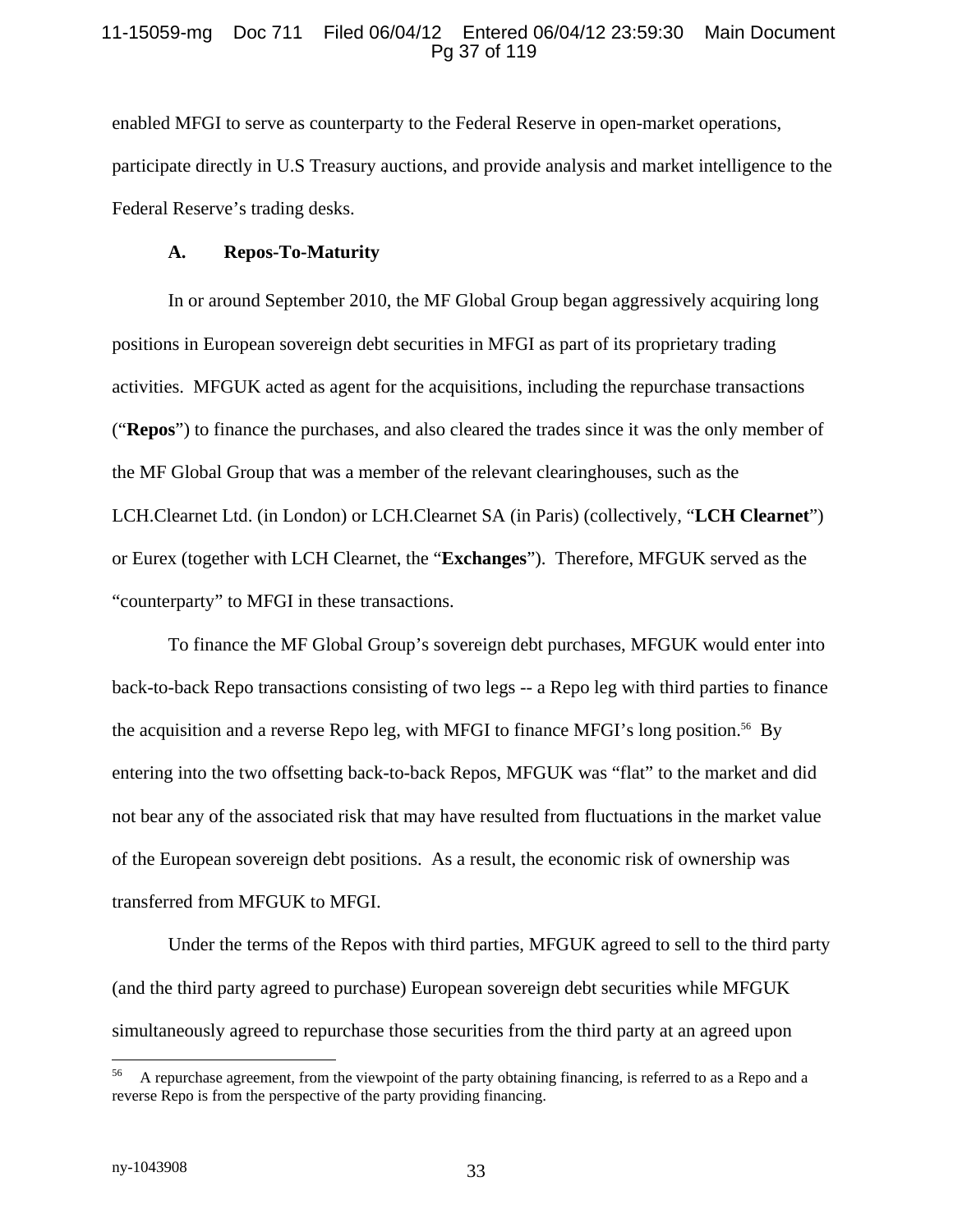enabled MFGI to serve as counterparty to the Federal Reserve in open-market operations, participate directly in U.S Treasury auctions, and provide analysis and market intelligence to the Federal Reserve's trading desks.

### A. Repos-To-Maturity

In or around September 2010, the MF Global Group began aggressively acquiring long positions in European sovereign debt securities in MFGI as part of its proprietary trading activities. MFGUK acted as agent for the acquisitions, including the repurchase transactions ("**Repos**") to finance the purchases, and also cleared the trades since it was the only member of the MF Global Group that was a member of the relevant clearinghouses, such as the LCH.Clearnet Ltd. (in London) or LCH.Clearnet SA (in Paris) (collectively, "**LCH Clearnet**") or Eurex (together with LCH Clearnet, the "**Exchanges**"). Therefore, MFGUK served as the "counterparty" to MFGI in these transactions.

To finance the MF Global Group's sovereign debt purchases, MFGUK would enter into back-to-back Repo transactions consisting of two legs -- a Repo leg with third parties to finance the acquisition and a reverse Repo leg, with MFGI to finance MFGI's long position.[56] By entering into the two offsetting back-to-back Repos, MFGUK was "flat" to the market and did not bear any of the associated risk that may have resulted from fluctuations in the market value of the European sovereign debt positions. As a result, the economic risk of ownership was transferred from MFGUK to MFGI.

Under the terms of the Repos with third parties, MFGUK agreed to sell to the third party (and the third party agreed to purchase) European sovereign debt securities while MFGUK simultaneously agreed to repurchase those securities from the third party at an agreed upon

---

[56] A repurchase agreement, from the viewpoint of the party obtaining financing, is referred to as a Repo and a reverse Repo is from the perspective of the party providing financing.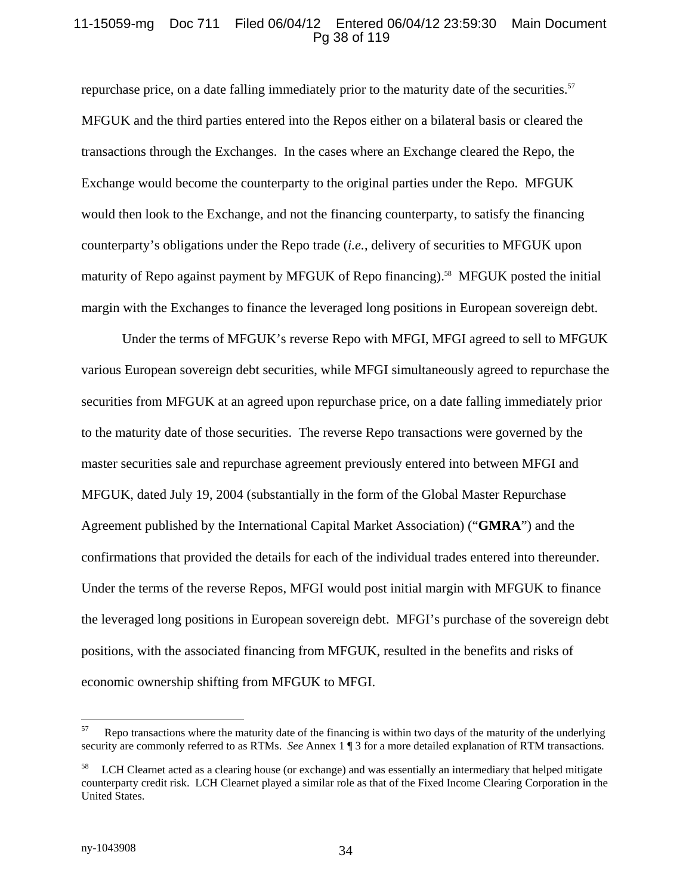repurchase price, on a date falling immediately prior to the maturity date of the securities.[57] MFGUK and the third parties entered into the Repos either on a bilateral basis or cleared the transactions through the Exchanges. In the cases where an Exchange cleared the Repo, the Exchange would become the counterparty to the original parties under the Repo. MFGUK would then look to the Exchange, and not the financing counterparty, to satisfy the financing counterparty's obligations under the Repo trade (*i.e.*, delivery of securities to MFGUK upon maturity of Repo against payment by MFGUK of Repo financing).[58] MFGUK posted the initial margin with the Exchanges to finance the leveraged long positions in European sovereign debt.

Under the terms of MFGUK's reverse Repo with MFGI, MFGI agreed to sell to MFGUK various European sovereign debt securities, while MFGI simultaneously agreed to repurchase the securities from MFGUK at an agreed upon repurchase price, on a date falling immediately prior to the maturity date of those securities. The reverse Repo transactions were governed by the master securities sale and repurchase agreement previously entered into between MFGI and MFGUK, dated July 19, 2004 (substantially in the form of the Global Master Repurchase Agreement published by the International Capital Market Association) ("**GMRA**") and the confirmations that provided the details for each of the individual trades entered into thereunder. Under the terms of the reverse Repos, MFGI would post initial margin with MFGUK to finance the leveraged long positions in European sovereign debt. MFGI's purchase of the sovereign debt positions, with the associated financing from MFGUK, resulted in the benefits and risks of economic ownership shifting from MFGUK to MFGI.

---

[57] Repo transactions where the maturity date of the financing is within two days of the maturity of the underlying security are commonly referred to as RTMs. *See* Annex 1 ¶ 3 for a more detailed explanation of RTM transactions.

[58] LCH Clearnet acted as a clearing house (or exchange) and was essentially an intermediary that helped mitigate counterparty credit risk. LCH Clearnet played a similar role as that of the Fixed Income Clearing Corporation in the United States.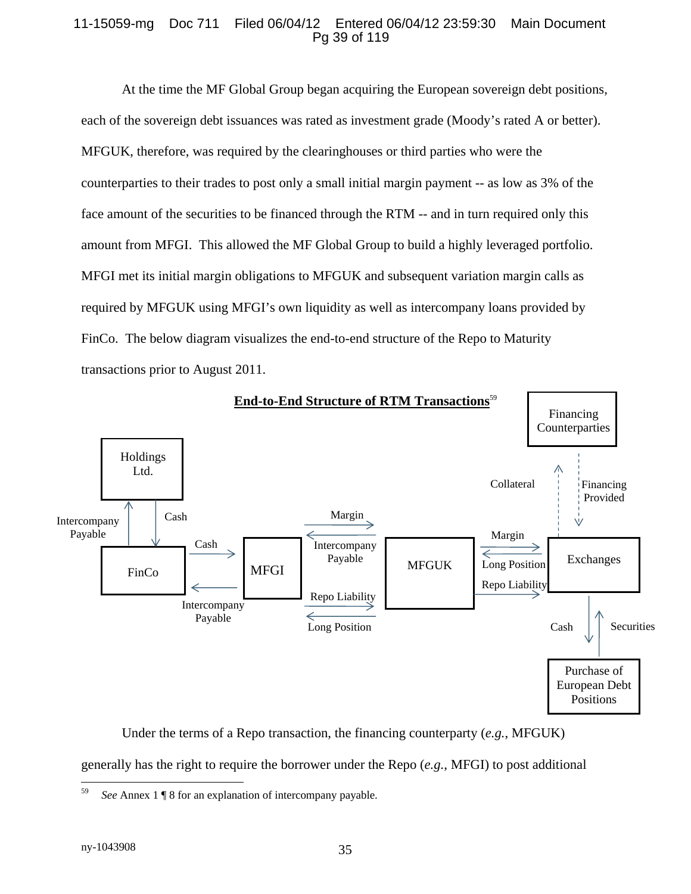At the time the MF Global Group began acquiring the European sovereign debt positions, each of the sovereign debt issuances was rated as investment grade (Moody's rated A or better). MFGUK, therefore, was required by the clearinghouses or third parties who were the counterparties to their trades to post only a small initial margin payment -- as low as 3% of the face amount of the securities to be financed through the RTM -- and in turn required only this amount from MFGI. This allowed the MF Global Group to build a highly leveraged portfolio. MFGI met its initial margin obligations to MFGUK and subsequent variation margin calls as required by MFGUK using MFGI's own liquidity as well as intercompany loans provided by FinCo. The below diagram visualizes the end-to-end structure of the Repo to Maturity transactions prior to August 2011.

**End-to-End Structure of RTM Transactions**[59]

Holdings Ltd. — Intercompany Payable / Cash — FinCo

FinCo — Cash / Intercompany Payable — MFGI

MFGI — Margin / Intercompany Payable / Repo Liability / Long Position — MFGUK

MFGUK — Margin / Long Position / Repo Liability — Exchanges

Exchanges — Collateral / Financing Provided — Financing Counterparties

Exchanges — Cash / Securities — Purchase of European Debt Positions

Under the terms of a Repo transaction, the financing counterparty (*e.g.*, MFGUK) generally has the right to require the borrower under the Repo (*e.g.*, MFGI) to post additional

---

[59] *See* Annex 1 ¶ 8 for an explanation of intercompany payable.

ny-1043908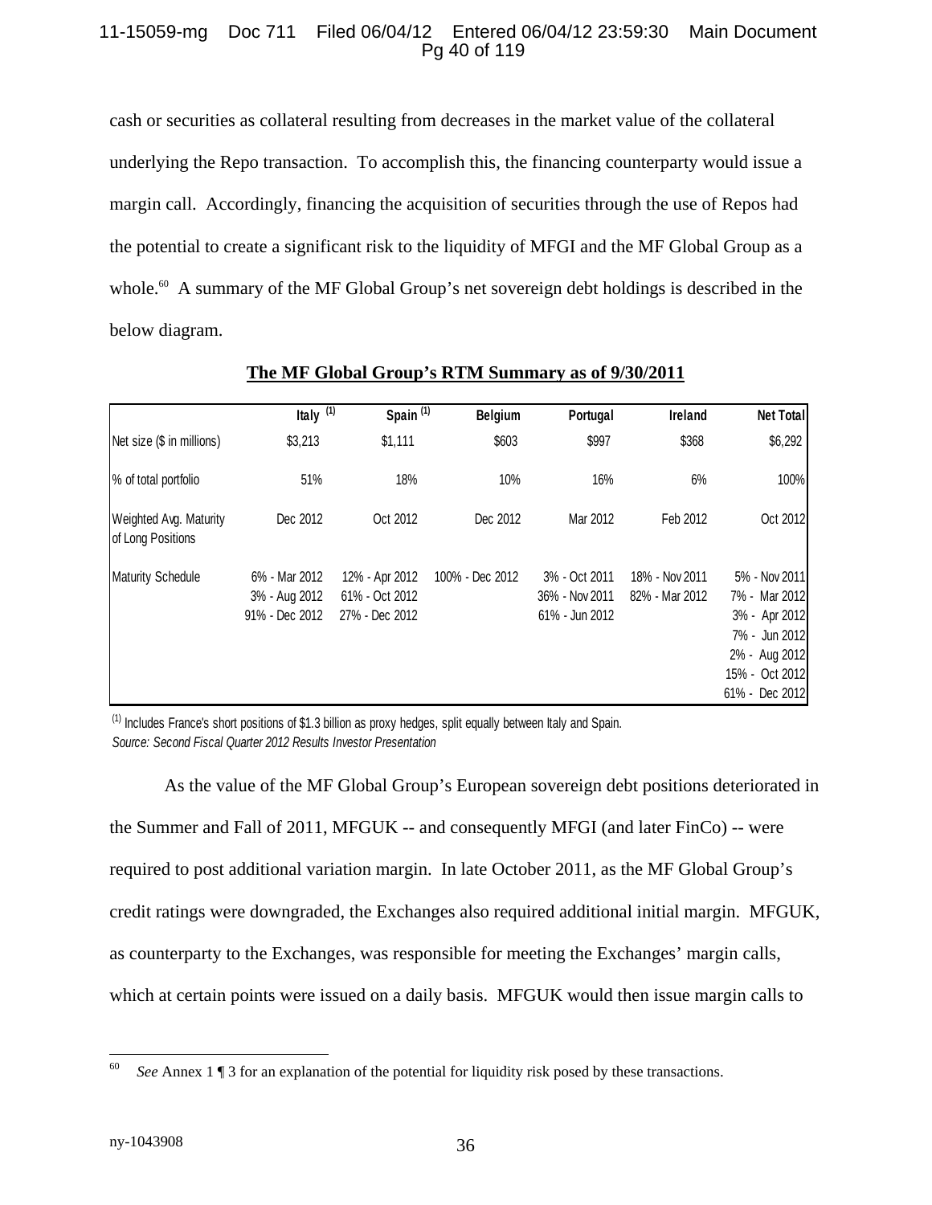cash or securities as collateral resulting from decreases in the market value of the collateral underlying the Repo transaction. To accomplish this, the financing counterparty would issue a margin call. Accordingly, financing the acquisition of securities through the use of Repos had the potential to create a significant risk to the liquidity of MFGI and the MF Global Group as a whole.[60] A summary of the MF Global Group's net sovereign debt holdings is described in the below diagram.

**The MF Global Group's RTM Summary as of 9/30/2011**

| | Italy [(1)] | Spain [(1)] | Belgium | Portugal | Ireland | Net Total |
|---|---|---|---|---|---|---|
| Net size ($ in millions) | $3,213 | $1,111 | $603 | $997 | $368 | $6,292 |
| % of total portfolio | 51% | 18% | 10% | 16% | 6% | 100% |
| Weighted Avg. Maturity of Long Positions | Dec 2012 | Oct 2012 | Dec 2012 | Mar 2012 | Feb 2012 | Oct 2012 |
| Maturity Schedule | 6% - Mar 2012<br>3% - Aug 2012<br>91% - Dec 2012 | 12% - Apr 2012<br>61% - Oct 2012<br>27% - Dec 2012 | 100% - Dec 2012 | 3% - Oct 2011<br>36% - Nov 2011<br>61% - Jun 2012 | 18% - Nov 2011<br>82% - Mar 2012 | 5% - Nov 2011<br>7% - Mar 2012<br>3% - Apr 2012<br>7% - Jun 2012<br>2% - Aug 2012<br>15% - Oct 2012<br>61% - Dec 2012 |

[(1)] Includes France's short positions of $1.3 billion as proxy hedges, split equally between Italy and Spain.
*Source: Second Fiscal Quarter 2012 Results Investor Presentation*

As the value of the MF Global Group's European sovereign debt positions deteriorated in the Summer and Fall of 2011, MFGUK -- and consequently MFGI (and later FinCo) -- were required to post additional variation margin. In late October 2011, as the MF Global Group's credit ratings were downgraded, the Exchanges also required additional initial margin. MFGUK, as counterparty to the Exchanges, was responsible for meeting the Exchanges' margin calls, which at certain points were issued on a daily basis. MFGUK would then issue margin calls to

[60] *See* Annex 1 ¶ 3 for an explanation of the potential for liquidity risk posed by these transactions.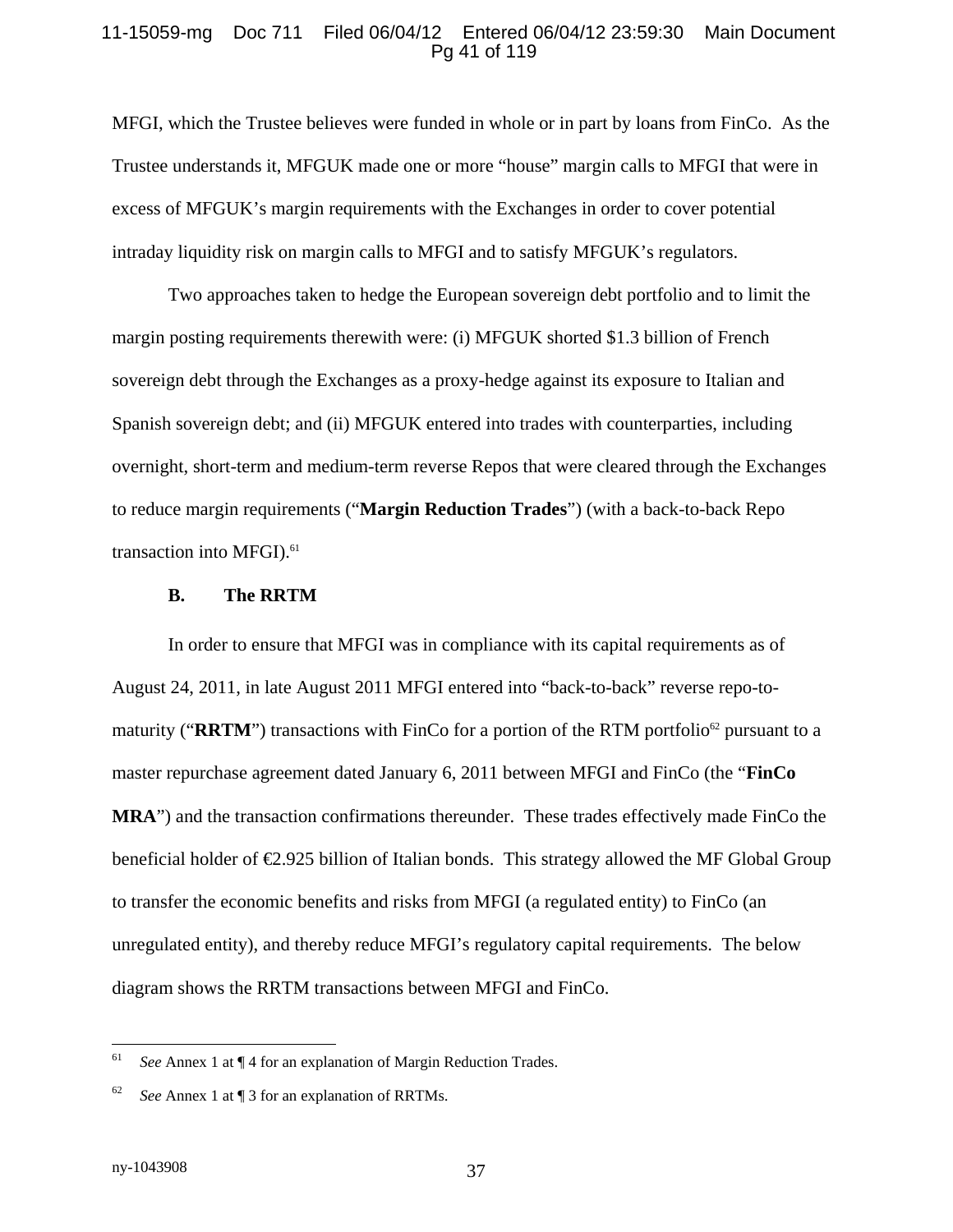MFGI, which the Trustee believes were funded in whole or in part by loans from FinCo. As the Trustee understands it, MFGUK made one or more "house" margin calls to MFGI that were in excess of MFGUK's margin requirements with the Exchanges in order to cover potential intraday liquidity risk on margin calls to MFGI and to satisfy MFGUK's regulators.

Two approaches taken to hedge the European sovereign debt portfolio and to limit the margin posting requirements therewith were: (i) MFGUK shorted $1.3 billion of French sovereign debt through the Exchanges as a proxy-hedge against its exposure to Italian and Spanish sovereign debt; and (ii) MFGUK entered into trades with counterparties, including overnight, short-term and medium-term reverse Repos that were cleared through the Exchanges to reduce margin requirements ("**Margin Reduction Trades**") (with a back-to-back Repo transaction into MFGI).[61]

### B. The RRTM

In order to ensure that MFGI was in compliance with its capital requirements as of August 24, 2011, in late August 2011 MFGI entered into "back-to-back" reverse repo-to-maturity ("**RRTM**") transactions with FinCo for a portion of the RTM portfolio[62] pursuant to a master repurchase agreement dated January 6, 2011 between MFGI and FinCo (the "**FinCo MRA**") and the transaction confirmations thereunder. These trades effectively made FinCo the beneficial holder of €2.925 billion of Italian bonds. This strategy allowed the MF Global Group to transfer the economic benefits and risks from MFGI (a regulated entity) to FinCo (an unregulated entity), and thereby reduce MFGI's regulatory capital requirements. The below diagram shows the RRTM transactions between MFGI and FinCo.

---

[61] *See* Annex 1 at ¶ 4 for an explanation of Margin Reduction Trades.

[62] *See* Annex 1 at ¶ 3 for an explanation of RRTMs.

ny-1043908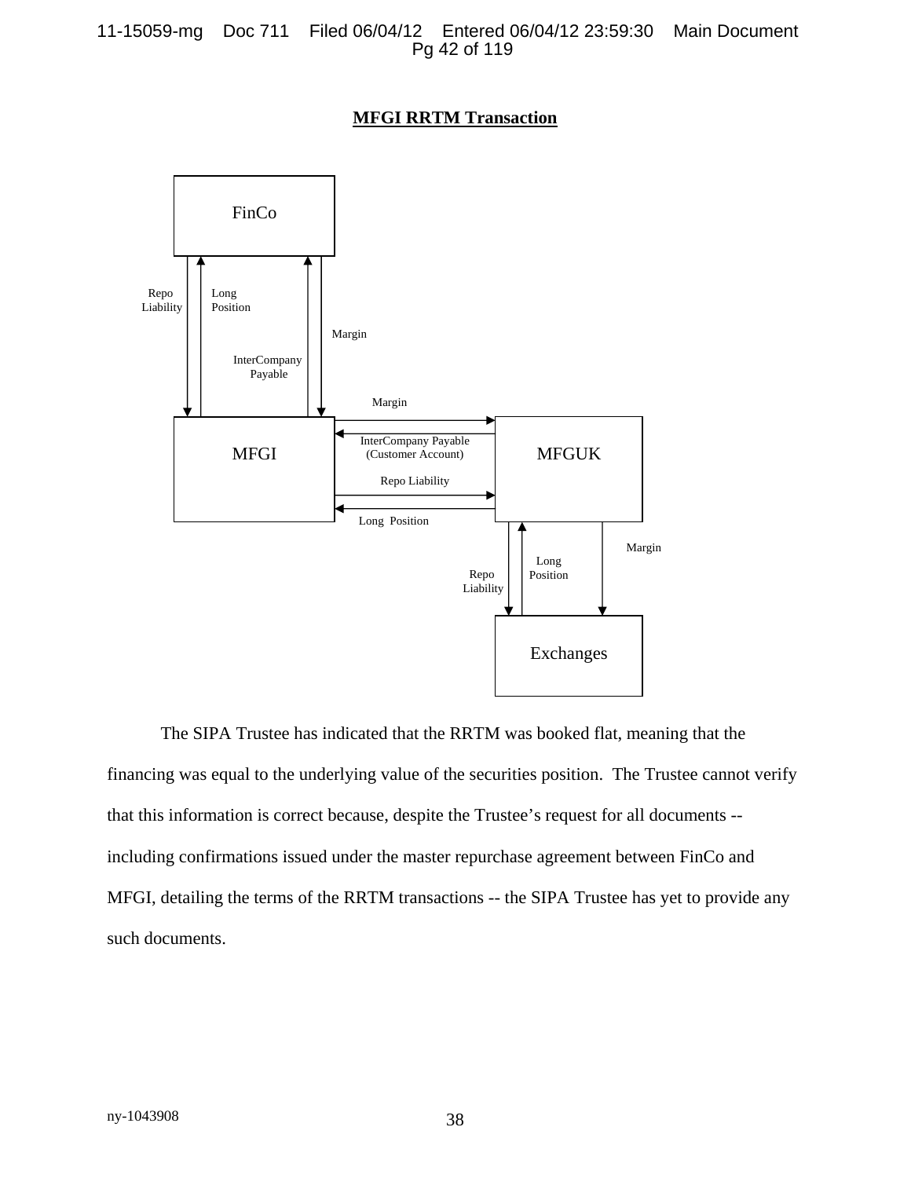**MFGI RRTM Transaction**

FinCo

Repo Liability

Long Position

InterCompany Payable

Margin

MFGI

Margin

InterCompany Payable (Customer Account)

Repo Liability

Long Position

MFGUK

Repo Liability

Long Position

Margin

Exchanges

The SIPA Trustee has indicated that the RRTM was booked flat, meaning that the financing was equal to the underlying value of the securities position. The Trustee cannot verify that this information is correct because, despite the Trustee's request for all documents -- including confirmations issued under the master repurchase agreement between FinCo and MFGI, detailing the terms of the RRTM transactions -- the SIPA Trustee has yet to provide any such documents.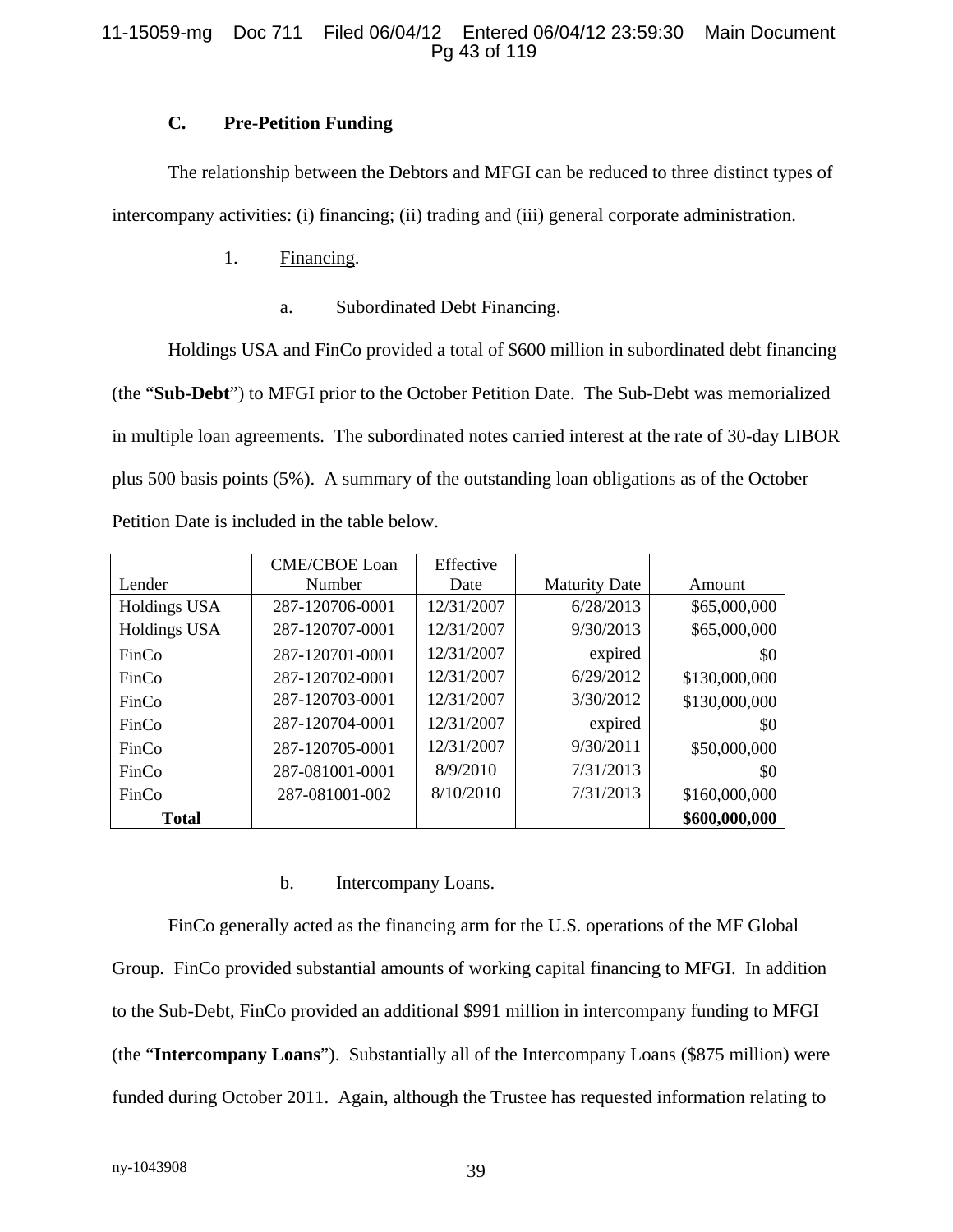### C. Pre-Petition Funding

The relationship between the Debtors and MFGI can be reduced to three distinct types of intercompany activities: (i) financing; (ii) trading and (iii) general corporate administration.

1. Financing.

a. Subordinated Debt Financing.

Holdings USA and FinCo provided a total of $600 million in subordinated debt financing (the "**Sub-Debt**") to MFGI prior to the October Petition Date. The Sub-Debt was memorialized in multiple loan agreements. The subordinated notes carried interest at the rate of 30-day LIBOR plus 500 basis points (5%). A summary of the outstanding loan obligations as of the October Petition Date is included in the table below.

| Lender | CME/CBOE Loan Number | Effective Date | Maturity Date | Amount |
|---|---|---|---|---|
| Holdings USA | 287-120706-0001 | 12/31/2007 | 6/28/2013 | $65,000,000 |
| Holdings USA | 287-120707-0001 | 12/31/2007 | 9/30/2013 | $65,000,000 |
| FinCo | 287-120701-0001 | 12/31/2007 | expired | $0 |
| FinCo | 287-120702-0001 | 12/31/2007 | 6/29/2012 | $130,000,000 |
| FinCo | 287-120703-0001 | 12/31/2007 | 3/30/2012 | $130,000,000 |
| FinCo | 287-120704-0001 | 12/31/2007 | expired | $0 |
| FinCo | 287-120705-0001 | 12/31/2007 | 9/30/2011 | $50,000,000 |
| FinCo | 287-081001-0001 | 8/9/2010 | 7/31/2013 | $0 |
| FinCo | 287-081001-002 | 8/10/2010 | 7/31/2013 | $160,000,000 |
| **Total** | | | | **$600,000,000** |

b. Intercompany Loans.

FinCo generally acted as the financing arm for the U.S. operations of the MF Global Group. FinCo provided substantial amounts of working capital financing to MFGI. In addition to the Sub-Debt, FinCo provided an additional $991 million in intercompany funding to MFGI (the "**Intercompany Loans**"). Substantially all of the Intercompany Loans ($875 million) were funded during October 2011. Again, although the Trustee has requested information relating to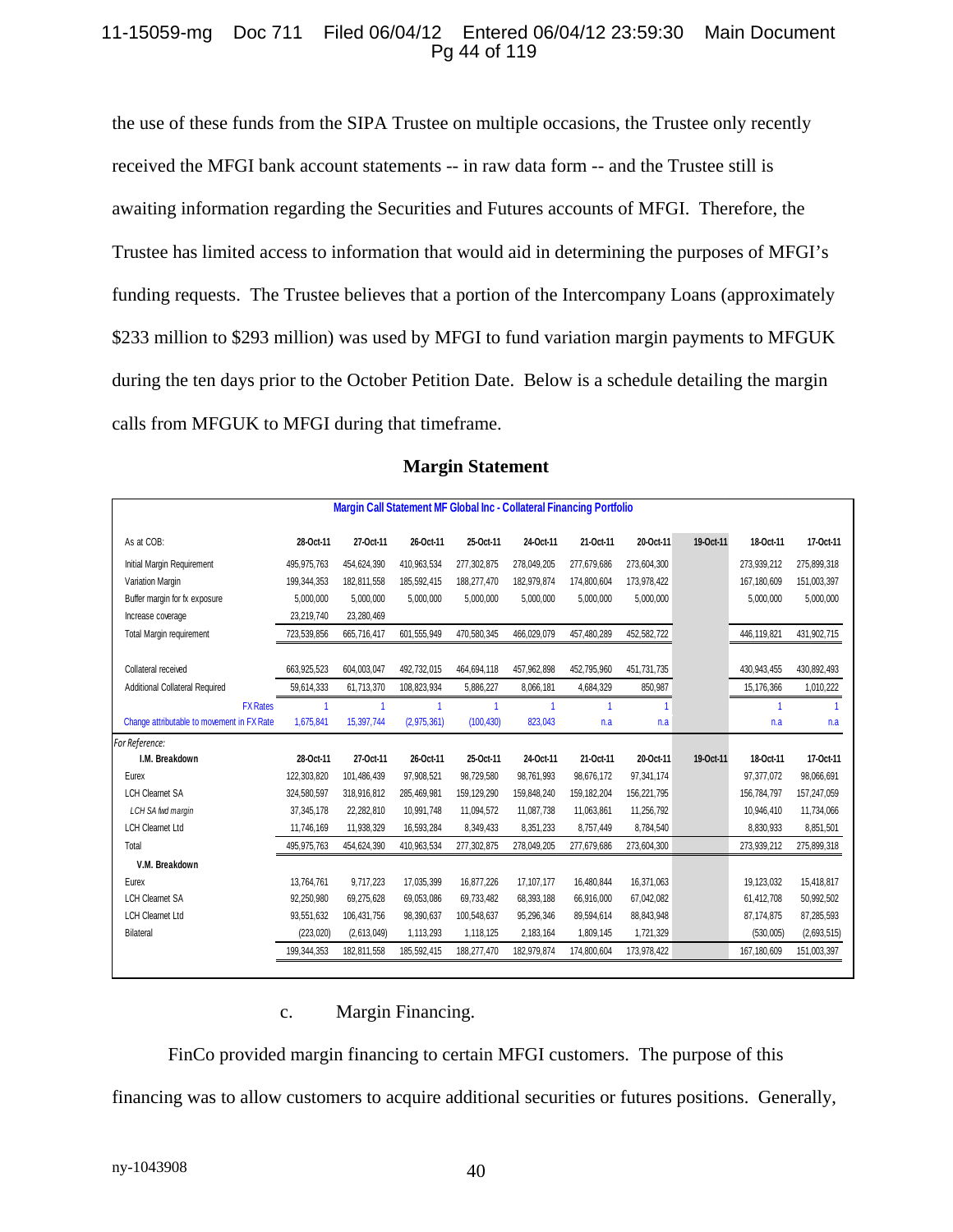the use of these funds from the SIPA Trustee on multiple occasions, the Trustee only recently received the MFGI bank account statements -- in raw data form -- and the Trustee still is awaiting information regarding the Securities and Futures accounts of MFGI. Therefore, the Trustee has limited access to information that would aid in determining the purposes of MFGI's funding requests. The Trustee believes that a portion of the Intercompany Loans (approximately $233 million to $293 million) was used by MFGI to fund variation margin payments to MFGUK during the ten days prior to the October Petition Date. Below is a schedule detailing the margin calls from MFGUK to MFGI during that timeframe.

**Margin Statement**

| Margin Call Statement MF Global Inc - Collateral Financing Portfolio | | | | | | | | | | |
|---|---|---|---|---|---|---|---|---|---|---|
| As at COB: | 28-Oct-11 | 27-Oct-11 | 26-Oct-11 | 25-Oct-11 | 24-Oct-11 | 21-Oct-11 | 20-Oct-11 | 19-Oct-11 | 18-Oct-11 | 17-Oct-11 |
| Initial Margin Requirement | 495,975,763 | 454,624,390 | 410,963,534 | 277,302,875 | 278,049,205 | 277,679,686 | 273,604,300 | | 273,939,212 | 275,899,318 |
| Variation Margin | 199,344,353 | 182,811,558 | 185,592,415 | 188,277,470 | 182,979,874 | 174,800,604 | 173,978,422 | | 167,180,609 | 151,003,397 |
| Buffer margin for fx exposure | 5,000,000 | 5,000,000 | 5,000,000 | 5,000,000 | 5,000,000 | 5,000,000 | 5,000,000 | | 5,000,000 | 5,000,000 |
| Increase coverage | 23,219,740 | 23,280,469 | | | | | | | | |
| Total Margin requirement | 723,539,856 | 665,716,417 | 601,555,949 | 470,580,345 | 466,029,079 | 457,480,289 | 452,582,722 | | 446,119,821 | 431,902,715 |
| | | | | | | | | | | |
| Collateral received | 663,925,523 | 604,003,047 | 492,732,015 | 464,694,118 | 457,962,898 | 452,795,960 | 451,731,735 | | 430,943,455 | 430,892,493 |
| Additional Collateral Required | 59,614,333 | 61,713,370 | 108,823,934 | 5,886,227 | 8,066,181 | 4,684,329 | 850,987 | | 15,176,366 | 1,010,222 |
| FX Rates | 1 | 1 | 1 | 1 | 1 | 1 | 1 | | 1 | 1 |
| Change attributable to movement in FX Rate | 1,675,841 | 15,397,744 | (2,975,361) | (100,430) | 823,043 | n.a | n.a | | n.a | n.a |
| *For Reference:* | | | | | | | | | | |
| **I.M. Breakdown** | 28-Oct-11 | 27-Oct-11 | 26-Oct-11 | 25-Oct-11 | 24-Oct-11 | 21-Oct-11 | 20-Oct-11 | 19-Oct-11 | 18-Oct-11 | 17-Oct-11 |
| Eurex | 122,303,820 | 101,486,439 | 97,908,521 | 98,729,580 | 98,761,993 | 98,676,172 | 97,341,174 | | 97,377,072 | 98,066,691 |
| LCH Clearnet SA | 324,580,597 | 318,916,812 | 285,469,981 | 159,129,290 | 159,848,240 | 159,182,204 | 156,221,795 | | 156,784,797 | 157,247,059 |
| *LCH SA fwd margin* | 37,345,178 | 22,282,810 | 10,991,748 | 11,094,572 | 11,087,738 | 11,063,861 | 11,256,792 | | 10,946,410 | 11,734,066 |
| LCH Clearnet Ltd | 11,746,169 | 11,938,329 | 16,593,284 | 8,349,433 | 8,351,233 | 8,757,449 | 8,784,540 | | 8,830,933 | 8,851,501 |
| Total | 495,975,763 | 454,624,390 | 410,963,534 | 277,302,875 | 278,049,205 | 277,679,686 | 273,604,300 | | 273,939,212 | 275,899,318 |
| **V.M. Breakdown** | | | | | | | | | | |
| Eurex | 13,764,761 | 9,717,223 | 17,035,399 | 16,877,226 | 17,107,177 | 16,480,844 | 16,371,063 | | 19,123,032 | 15,418,817 |
| LCH Clearnet SA | 92,250,980 | 69,275,628 | 69,053,086 | 69,733,482 | 68,393,188 | 66,916,000 | 67,042,082 | | 61,412,708 | 50,992,502 |
| LCH Clearnet Ltd | 93,551,632 | 106,431,756 | 98,390,637 | 100,548,637 | 95,296,346 | 89,594,614 | 88,843,948 | | 87,174,875 | 87,285,593 |
| Bilateral | (223,020) | (2,613,049) | 1,113,293 | 1,118,125 | 2,183,164 | 1,809,145 | 1,721,329 | | (530,005) | (2,693,515) |
| | 199,344,353 | 182,811,558 | 185,592,415 | 188,277,470 | 182,979,874 | 174,800,604 | 173,978,422 | | 167,180,609 | 151,003,397 |

c. Margin Financing.

FinCo provided margin financing to certain MFGI customers. The purpose of this financing was to allow customers to acquire additional securities or futures positions. Generally,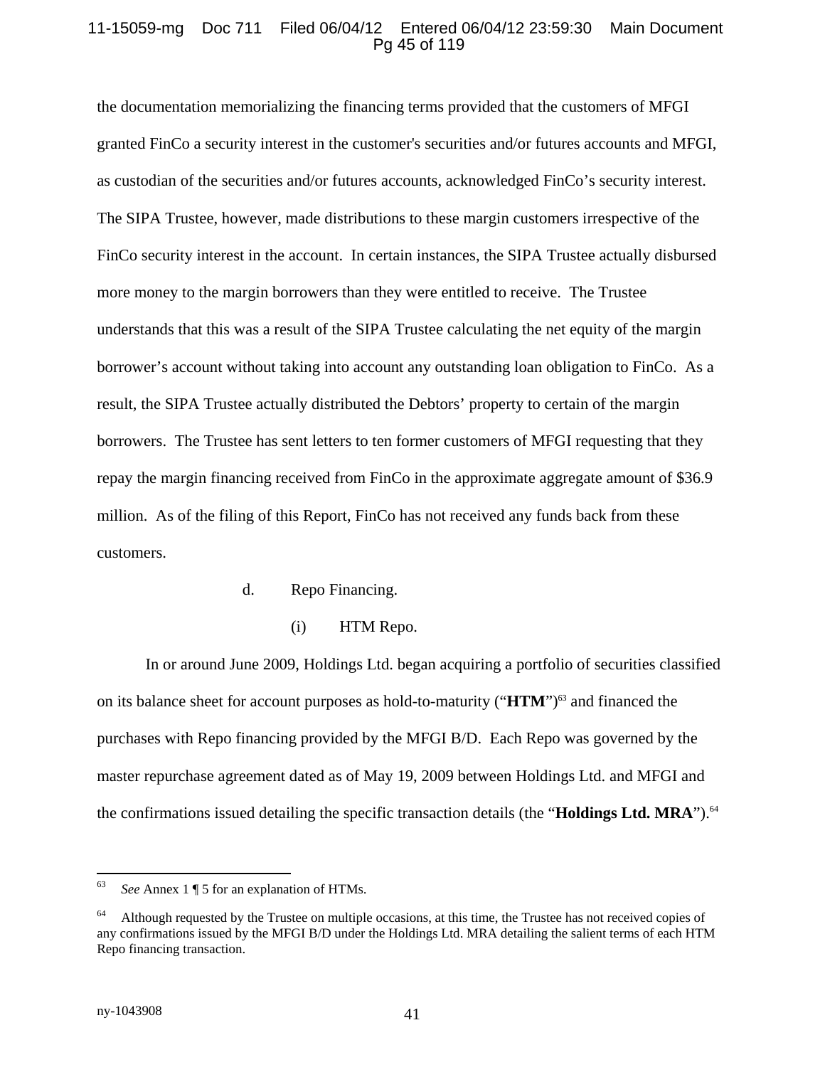the documentation memorializing the financing terms provided that the customers of MFGI granted FinCo a security interest in the customer's securities and/or futures accounts and MFGI, as custodian of the securities and/or futures accounts, acknowledged FinCo's security interest. The SIPA Trustee, however, made distributions to these margin customers irrespective of the FinCo security interest in the account. In certain instances, the SIPA Trustee actually disbursed more money to the margin borrowers than they were entitled to receive. The Trustee understands that this was a result of the SIPA Trustee calculating the net equity of the margin borrower's account without taking into account any outstanding loan obligation to FinCo. As a result, the SIPA Trustee actually distributed the Debtors' property to certain of the margin borrowers. The Trustee has sent letters to ten former customers of MFGI requesting that they repay the margin financing received from FinCo in the approximate aggregate amount of $36.9 million. As of the filing of this Report, FinCo has not received any funds back from these customers.

d. Repo Financing.

(i) HTM Repo.

In or around June 2009, Holdings Ltd. began acquiring a portfolio of securities classified on its balance sheet for account purposes as hold-to-maturity ("**HTM**")[63] and financed the purchases with Repo financing provided by the MFGI B/D. Each Repo was governed by the master repurchase agreement dated as of May 19, 2009 between Holdings Ltd. and MFGI and the confirmations issued detailing the specific transaction details (the "**Holdings Ltd. MRA**").[64]

---

[63] *See* Annex 1 ¶ 5 for an explanation of HTMs.

[64] Although requested by the Trustee on multiple occasions, at this time, the Trustee has not received copies of any confirmations issued by the MFGI B/D under the Holdings Ltd. MRA detailing the salient terms of each HTM Repo financing transaction.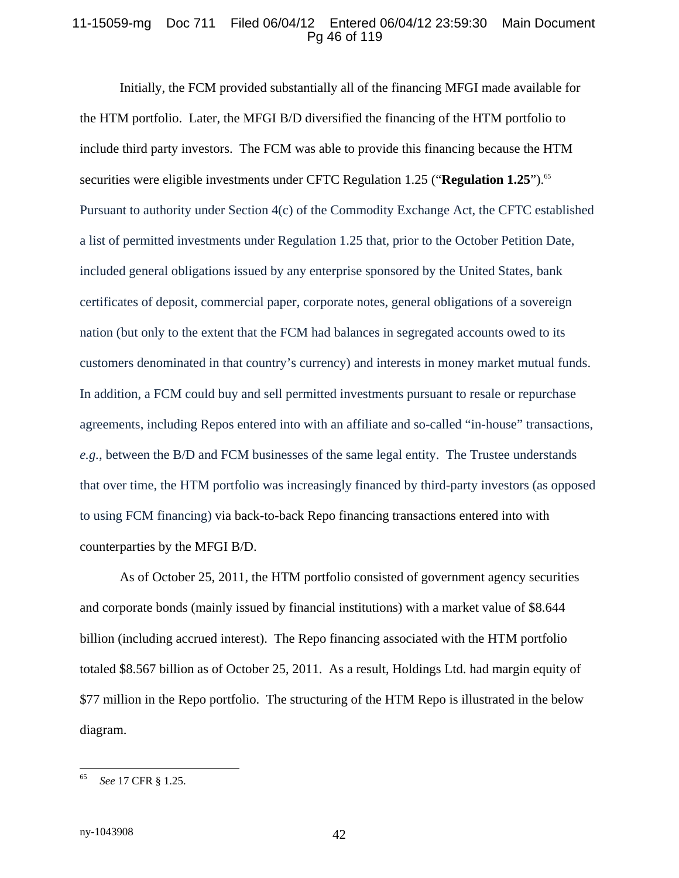Initially, the FCM provided substantially all of the financing MFGI made available for the HTM portfolio. Later, the MFGI B/D diversified the financing of the HTM portfolio to include third party investors. The FCM was able to provide this financing because the HTM securities were eligible investments under CFTC Regulation 1.25 ("**Regulation 1.25**").[65] Pursuant to authority under Section 4(c) of the Commodity Exchange Act, the CFTC established a list of permitted investments under Regulation 1.25 that, prior to the October Petition Date, included general obligations issued by any enterprise sponsored by the United States, bank certificates of deposit, commercial paper, corporate notes, general obligations of a sovereign nation (but only to the extent that the FCM had balances in segregated accounts owed to its customers denominated in that country's currency) and interests in money market mutual funds. In addition, a FCM could buy and sell permitted investments pursuant to resale or repurchase agreements, including Repos entered into with an affiliate and so-called "in-house" transactions, *e.g.*, between the B/D and FCM businesses of the same legal entity. The Trustee understands that over time, the HTM portfolio was increasingly financed by third-party investors (as opposed to using FCM financing) via back-to-back Repo financing transactions entered into with counterparties by the MFGI B/D.

As of October 25, 2011, the HTM portfolio consisted of government agency securities and corporate bonds (mainly issued by financial institutions) with a market value of $8.644 billion (including accrued interest). The Repo financing associated with the HTM portfolio totaled $8.567 billion as of October 25, 2011. As a result, Holdings Ltd. had margin equity of $77 million in the Repo portfolio. The structuring of the HTM Repo is illustrated in the below diagram.

---

[65] *See* 17 CFR § 1.25.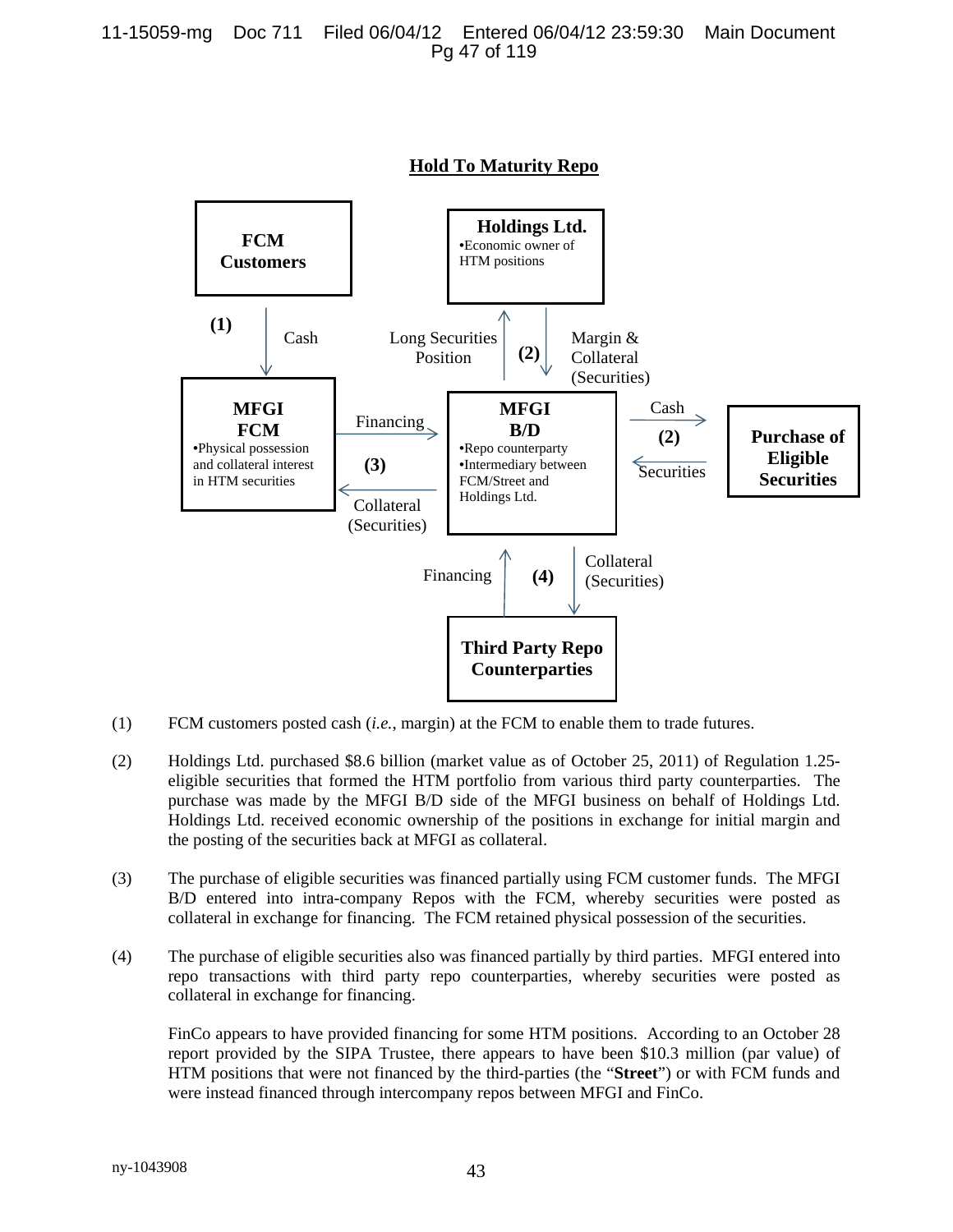## Hold To Maturity Repo

**FCM Customers**

(1) Cash

**Holdings Ltd.**
- Economic owner of HTM positions

Long Securities Position (2) Margin & Collateral (Securities)

**MFGI FCM**
- Physical possession and collateral interest in HTM securities

Financing (3) Collateral (Securities)

**MFGI B/D**
- Repo counterparty
- Intermediary between FCM/Street and Holdings Ltd.

Cash (2) Securities

**Purchase of Eligible Securities**

Financing (4) Collateral (Securities)

**Third Party Repo Counterparties**

(1) FCM customers posted cash (*i.e.*, margin) at the FCM to enable them to trade futures.

(2) Holdings Ltd. purchased $8.6 billion (market value as of October 25, 2011) of Regulation 1.25-eligible securities that formed the HTM portfolio from various third party counterparties. The purchase was made by the MFGI B/D side of the MFGI business on behalf of Holdings Ltd. Holdings Ltd. received economic ownership of the positions in exchange for initial margin and the posting of the securities back at MFGI as collateral.

(3) The purchase of eligible securities was financed partially using FCM customer funds. The MFGI B/D entered into intra-company Repos with the FCM, whereby securities were posted as collateral in exchange for financing. The FCM retained physical possession of the securities.

(4) The purchase of eligible securities also was financed partially by third parties. MFGI entered into repo transactions with third party repo counterparties, whereby securities were posted as collateral in exchange for financing.

FinCo appears to have provided financing for some HTM positions. According to an October 28 report provided by the SIPA Trustee, there appears to have been $10.3 million (par value) of HTM positions that were not financed by the third-parties (the "**Street**") or with FCM funds and were instead financed through intercompany repos between MFGI and FinCo.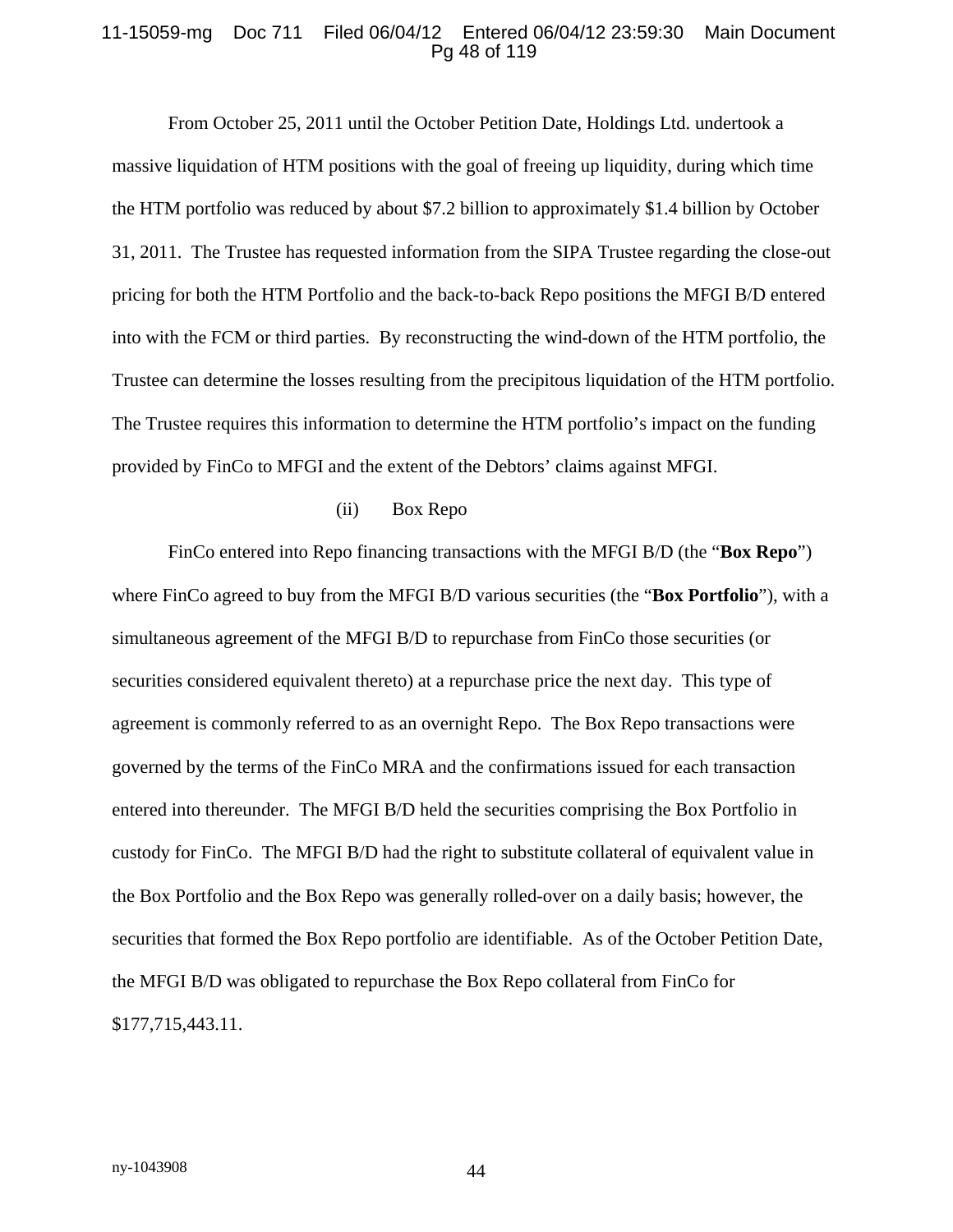From October 25, 2011 until the October Petition Date, Holdings Ltd. undertook a massive liquidation of HTM positions with the goal of freeing up liquidity, during which time the HTM portfolio was reduced by about \$7.2 billion to approximately \$1.4 billion by October 31, 2011. The Trustee has requested information from the SIPA Trustee regarding the close-out pricing for both the HTM Portfolio and the back-to-back Repo positions the MFGI B/D entered into with the FCM or third parties. By reconstructing the wind-down of the HTM portfolio, the Trustee can determine the losses resulting from the precipitous liquidation of the HTM portfolio. The Trustee requires this information to determine the HTM portfolio's impact on the funding provided by FinCo to MFGI and the extent of the Debtors' claims against MFGI.

(ii) Box Repo

FinCo entered into Repo financing transactions with the MFGI B/D (the "**Box Repo**") where FinCo agreed to buy from the MFGI B/D various securities (the "**Box Portfolio**"), with a simultaneous agreement of the MFGI B/D to repurchase from FinCo those securities (or securities considered equivalent thereto) at a repurchase price the next day. This type of agreement is commonly referred to as an overnight Repo. The Box Repo transactions were governed by the terms of the FinCo MRA and the confirmations issued for each transaction entered into thereunder. The MFGI B/D held the securities comprising the Box Portfolio in custody for FinCo. The MFGI B/D had the right to substitute collateral of equivalent value in the Box Portfolio and the Box Repo was generally rolled-over on a daily basis; however, the securities that formed the Box Repo portfolio are identifiable. As of the October Petition Date, the MFGI B/D was obligated to repurchase the Box Repo collateral from FinCo for \$177,715,443.11.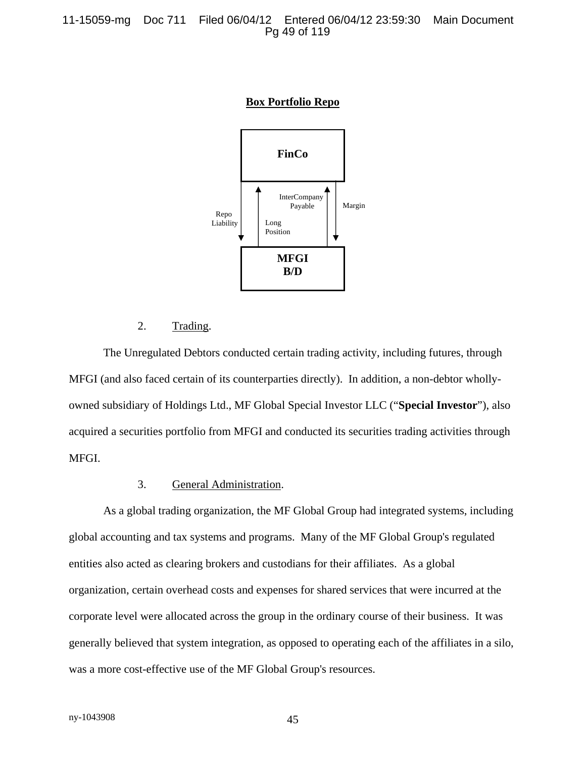**Box Portfolio Repo**

FinCo

Repo Liability

Long Position

InterCompany Payable

Margin

MFGI B/D

2. Trading.

The Unregulated Debtors conducted certain trading activity, including futures, through MFGI (and also faced certain of its counterparties directly). In addition, a non-debtor wholly-owned subsidiary of Holdings Ltd., MF Global Special Investor LLC ("**Special Investor**"), also acquired a securities portfolio from MFGI and conducted its securities trading activities through MFGI.

3. General Administration.

As a global trading organization, the MF Global Group had integrated systems, including global accounting and tax systems and programs. Many of the MF Global Group's regulated entities also acted as clearing brokers and custodians for their affiliates. As a global organization, certain overhead costs and expenses for shared services that were incurred at the corporate level were allocated across the group in the ordinary course of their business. It was generally believed that system integration, as opposed to operating each of the affiliates in a silo, was a more cost-effective use of the MF Global Group's resources.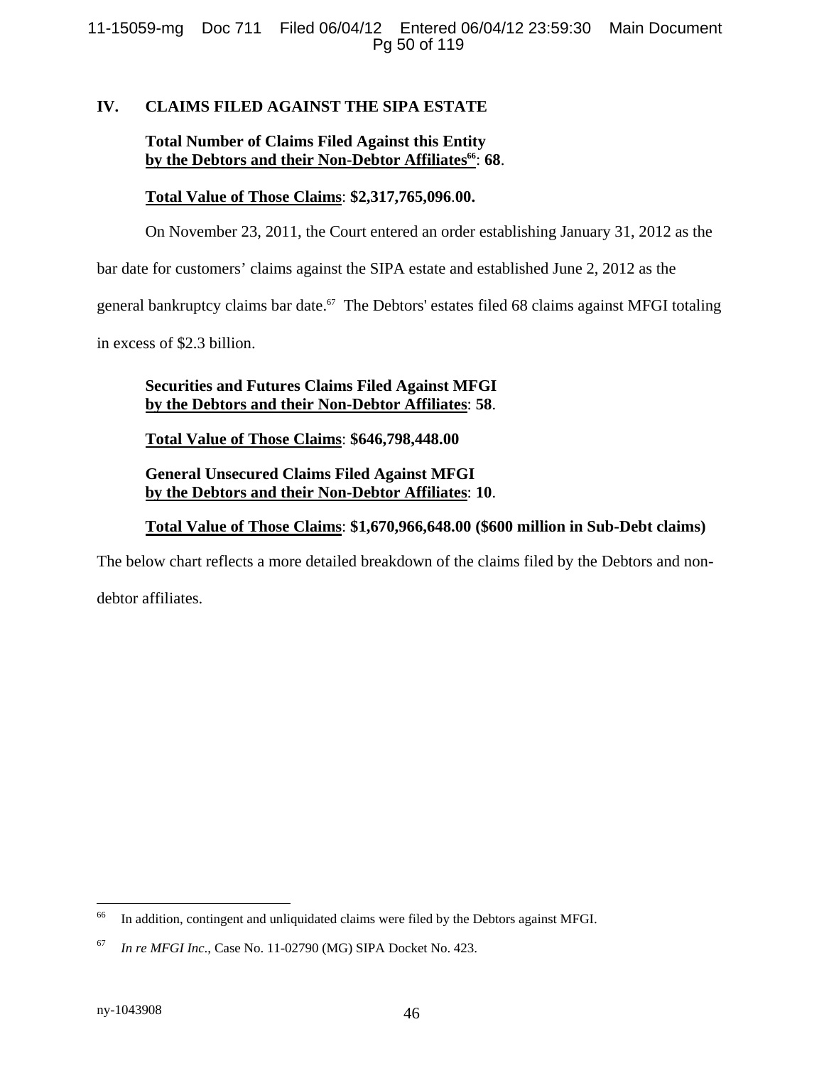## IV. CLAIMS FILED AGAINST THE SIPA ESTATE

**Total Number of Claims Filed Against this Entity**
**<u>by the Debtors and their Non-Debtor Affiliates</u>[66]: 68**.

**<u>Total Value of Those Claims</u>: $2,317,765,096.00.**

On November 23, 2011, the Court entered an order establishing January 31, 2012 as the bar date for customers' claims against the SIPA estate and established June 2, 2012 as the general bankruptcy claims bar date.[67] The Debtors' estates filed 68 claims against MFGI totaling in excess of $2.3 billion.

**Securities and Futures Claims Filed Against MFGI**
**<u>by the Debtors and their Non-Debtor Affiliates</u>: 58**.

**<u>Total Value of Those Claims</u>: $646,798,448.00**

**General Unsecured Claims Filed Against MFGI**
**<u>by the Debtors and their Non-Debtor Affiliates</u>: 10**.

**<u>Total Value of Those Claims</u>: $1,670,966,648.00 ($600 million in Sub-Debt claims)**

The below chart reflects a more detailed breakdown of the claims filed by the Debtors and non-debtor affiliates.

---

[66] In addition, contingent and unliquidated claims were filed by the Debtors against MFGI.

[67] *In re MFGI Inc*., Case No. 11-02790 (MG) SIPA Docket No. 423.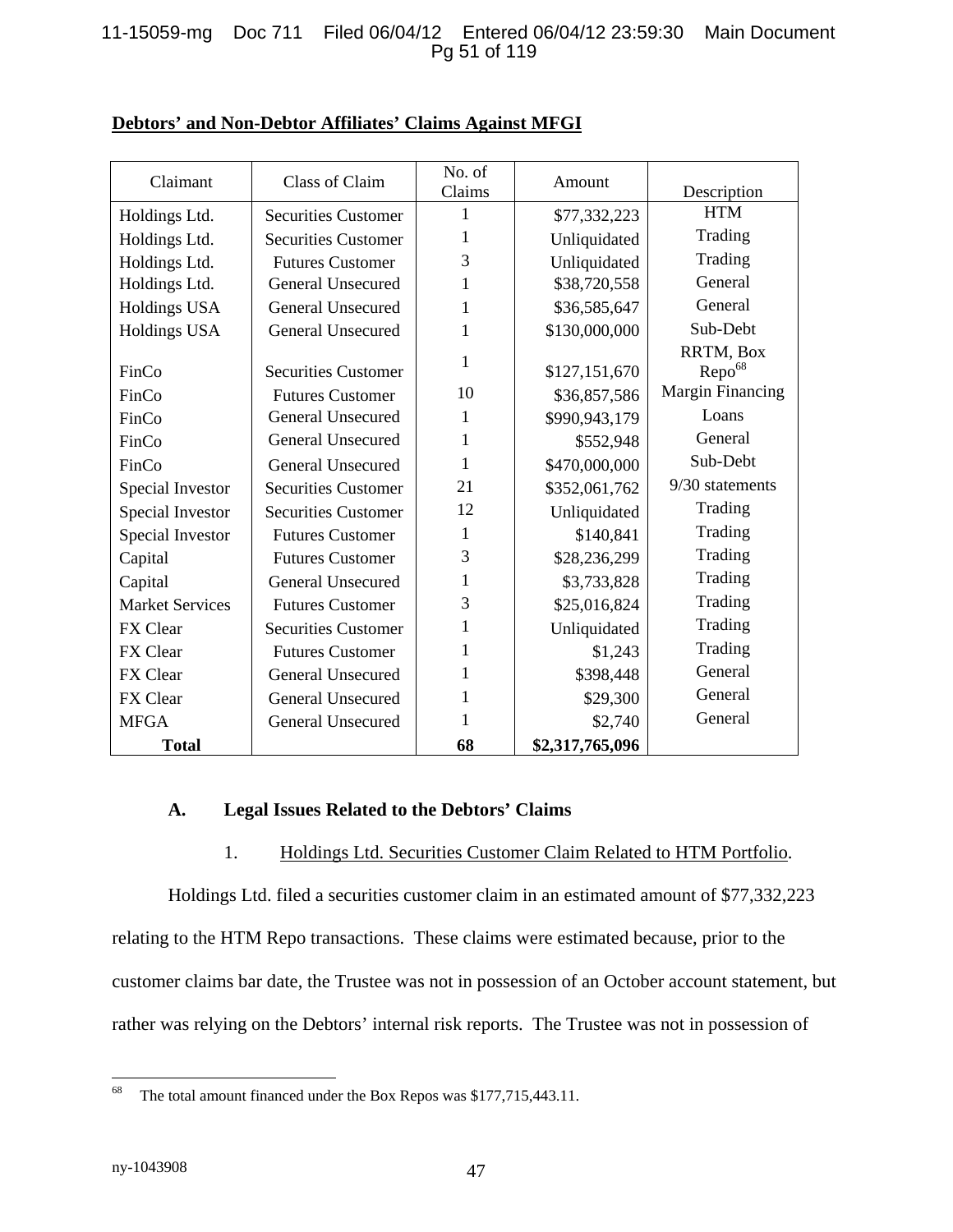**Debtors' and Non-Debtor Affiliates' Claims Against MFGI**

| Claimant | Class of Claim | No. of Claims | Amount | Description |
|---|---|---|---|---|
| Holdings Ltd. | Securities Customer | 1 | $77,332,223 | HTM |
| Holdings Ltd. | Securities Customer | 1 | Unliquidated | Trading |
| Holdings Ltd. | Futures Customer | 3 | Unliquidated | Trading |
| Holdings Ltd. | General Unsecured | 1 | $38,720,558 | General |
| Holdings USA | General Unsecured | 1 | $36,585,647 | General |
| Holdings USA | General Unsecured | 1 | $130,000,000 | Sub-Debt |
| FinCo | Securities Customer | 1 | $127,151,670 | RRTM, Box Repo[68] |
| FinCo | Futures Customer | 10 | $36,857,586 | Margin Financing |
| FinCo | General Unsecured | 1 | $990,943,179 | Loans |
| FinCo | General Unsecured | 1 | $552,948 | General |
| FinCo | General Unsecured | 1 | $470,000,000 | Sub-Debt |
| Special Investor | Securities Customer | 21 | $352,061,762 | 9/30 statements |
| Special Investor | Securities Customer | 12 | Unliquidated | Trading |
| Special Investor | Futures Customer | 1 | $140,841 | Trading |
| Capital | Futures Customer | 3 | $28,236,299 | Trading |
| Capital | General Unsecured | 1 | $3,733,828 | Trading |
| Market Services | Futures Customer | 3 | $25,016,824 | Trading |
| FX Clear | Securities Customer | 1 | Unliquidated | Trading |
| FX Clear | Futures Customer | 1 | $1,243 | Trading |
| FX Clear | General Unsecured | 1 | $398,448 | General |
| FX Clear | General Unsecured | 1 | $29,300 | General |
| MFGA | General Unsecured | 1 | $2,740 | General |
| **Total** | | **68** | **$2,317,765,096** | |

### A. Legal Issues Related to the Debtors' Claims

1. Holdings Ltd. Securities Customer Claim Related to HTM Portfolio.

Holdings Ltd. filed a securities customer claim in an estimated amount of $77,332,223 relating to the HTM Repo transactions. These claims were estimated because, prior to the customer claims bar date, the Trustee was not in possession of an October account statement, but rather was relying on the Debtors' internal risk reports. The Trustee was not in possession of

[68] The total amount financed under the Box Repos was $177,715,443.11.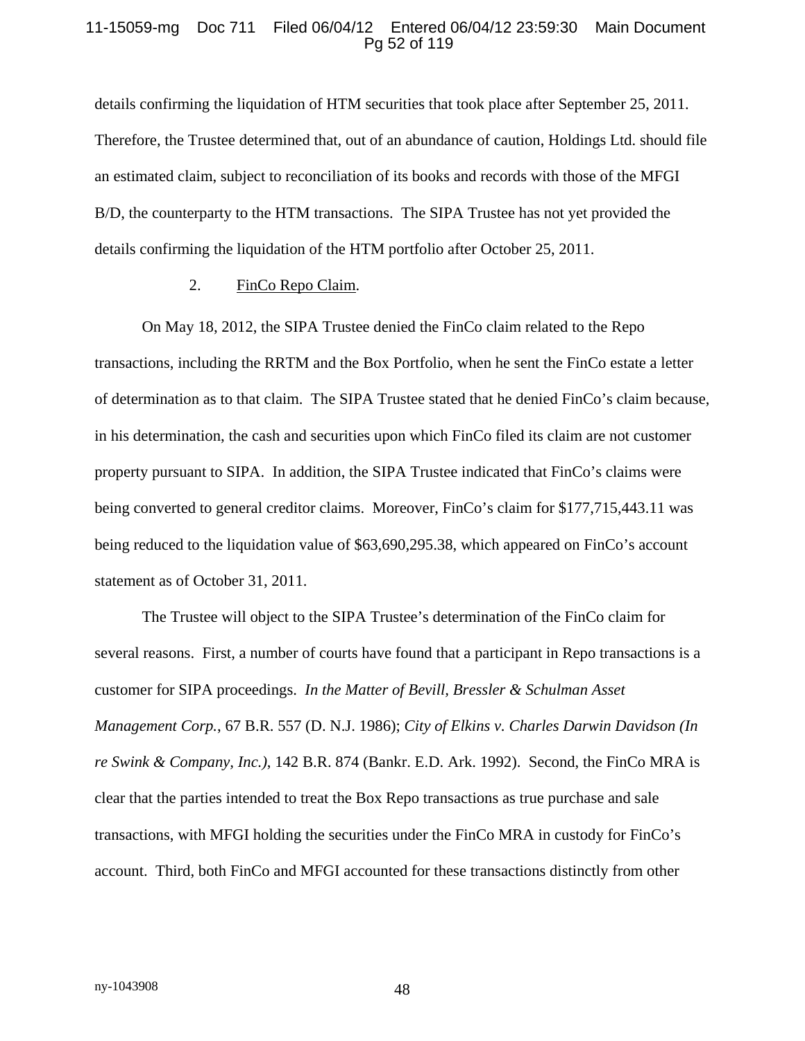details confirming the liquidation of HTM securities that took place after September 25, 2011. Therefore, the Trustee determined that, out of an abundance of caution, Holdings Ltd. should file an estimated claim, subject to reconciliation of its books and records with those of the MFGI B/D, the counterparty to the HTM transactions. The SIPA Trustee has not yet provided the details confirming the liquidation of the HTM portfolio after October 25, 2011.

2. <u>FinCo Repo Claim</u>.

On May 18, 2012, the SIPA Trustee denied the FinCo claim related to the Repo transactions, including the RRTM and the Box Portfolio, when he sent the FinCo estate a letter of determination as to that claim. The SIPA Trustee stated that he denied FinCo's claim because, in his determination, the cash and securities upon which FinCo filed its claim are not customer property pursuant to SIPA. In addition, the SIPA Trustee indicated that FinCo's claims were being converted to general creditor claims. Moreover, FinCo's claim for $177,715,443.11 was being reduced to the liquidation value of $63,690,295.38, which appeared on FinCo's account statement as of October 31, 2011.

The Trustee will object to the SIPA Trustee's determination of the FinCo claim for several reasons. First, a number of courts have found that a participant in Repo transactions is a customer for SIPA proceedings. *In the Matter of Bevill, Bressler & Schulman Asset Management Corp.*, 67 B.R. 557 (D. N.J. 1986); *City of Elkins v. Charles Darwin Davidson (In re Swink & Company, Inc.)*, 142 B.R. 874 (Bankr. E.D. Ark. 1992). Second, the FinCo MRA is clear that the parties intended to treat the Box Repo transactions as true purchase and sale transactions, with MFGI holding the securities under the FinCo MRA in custody for FinCo's account. Third, both FinCo and MFGI accounted for these transactions distinctly from other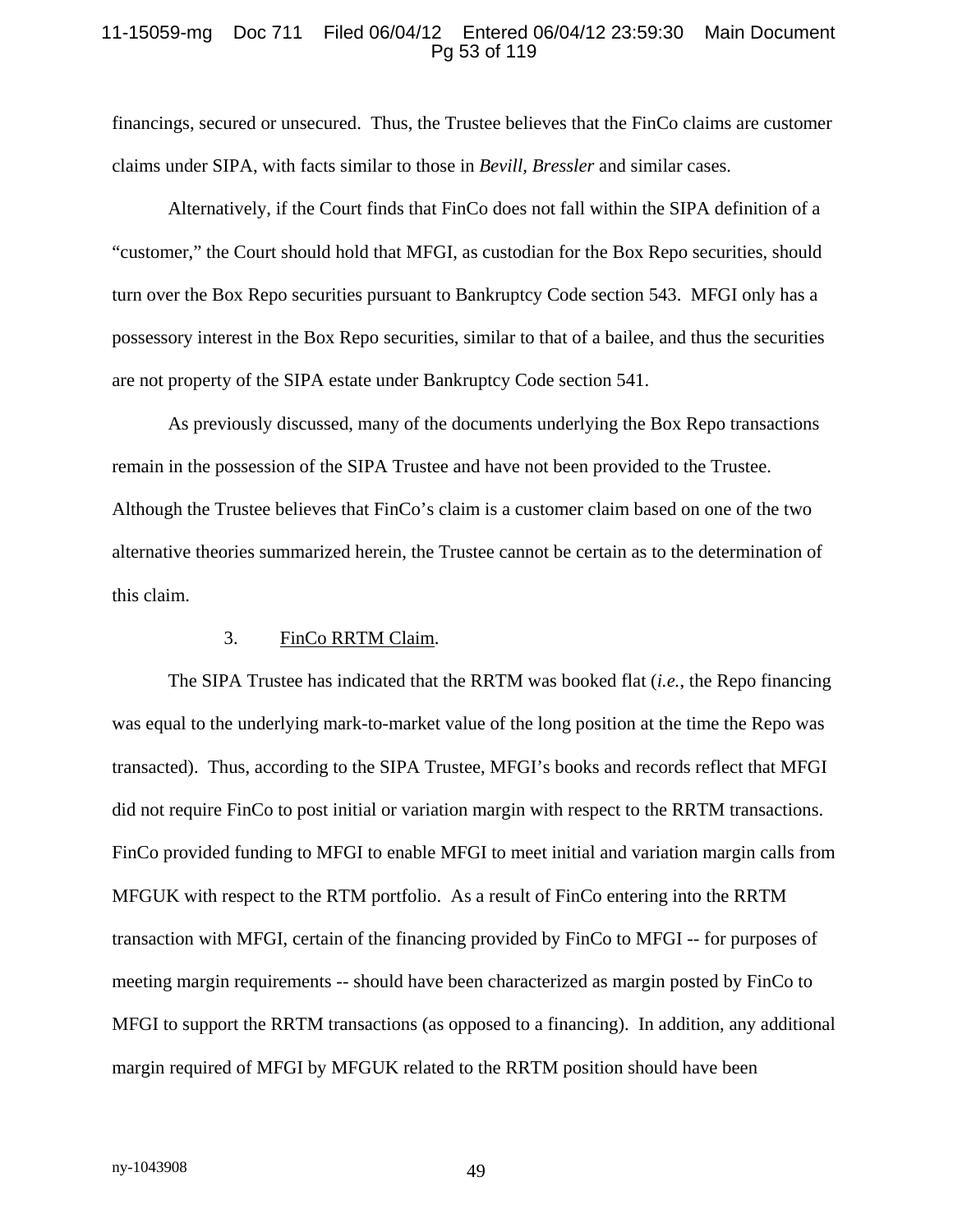financings, secured or unsecured. Thus, the Trustee believes that the FinCo claims are customer claims under SIPA, with facts similar to those in *Bevill, Bressler* and similar cases.

Alternatively, if the Court finds that FinCo does not fall within the SIPA definition of a "customer," the Court should hold that MFGI, as custodian for the Box Repo securities, should turn over the Box Repo securities pursuant to Bankruptcy Code section 543. MFGI only has a possessory interest in the Box Repo securities, similar to that of a bailee, and thus the securities are not property of the SIPA estate under Bankruptcy Code section 541.

As previously discussed, many of the documents underlying the Box Repo transactions remain in the possession of the SIPA Trustee and have not been provided to the Trustee. Although the Trustee believes that FinCo's claim is a customer claim based on one of the two alternative theories summarized herein, the Trustee cannot be certain as to the determination of this claim.

3. FinCo RRTM Claim.

The SIPA Trustee has indicated that the RRTM was booked flat (*i.e.*, the Repo financing was equal to the underlying mark-to-market value of the long position at the time the Repo was transacted). Thus, according to the SIPA Trustee, MFGI's books and records reflect that MFGI did not require FinCo to post initial or variation margin with respect to the RRTM transactions. FinCo provided funding to MFGI to enable MFGI to meet initial and variation margin calls from MFGUK with respect to the RTM portfolio. As a result of FinCo entering into the RRTM transaction with MFGI, certain of the financing provided by FinCo to MFGI -- for purposes of meeting margin requirements -- should have been characterized as margin posted by FinCo to MFGI to support the RRTM transactions (as opposed to a financing). In addition, any additional margin required of MFGI by MFGUK related to the RRTM position should have been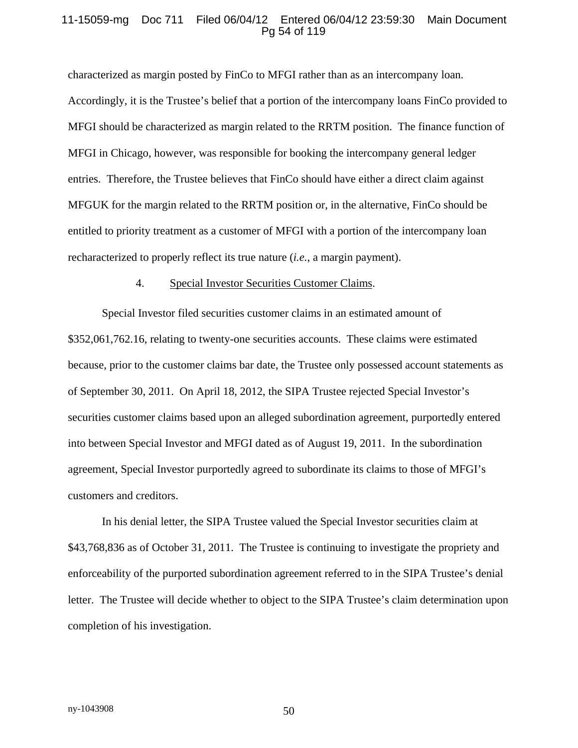characterized as margin posted by FinCo to MFGI rather than as an intercompany loan. Accordingly, it is the Trustee's belief that a portion of the intercompany loans FinCo provided to MFGI should be characterized as margin related to the RRTM position. The finance function of MFGI in Chicago, however, was responsible for booking the intercompany general ledger entries. Therefore, the Trustee believes that FinCo should have either a direct claim against MFGUK for the margin related to the RRTM position or, in the alternative, FinCo should be entitled to priority treatment as a customer of MFGI with a portion of the intercompany loan recharacterized to properly reflect its true nature (*i.e.*, a margin payment).

4. Special Investor Securities Customer Claims.

Special Investor filed securities customer claims in an estimated amount of $352,061,762.16, relating to twenty-one securities accounts. These claims were estimated because, prior to the customer claims bar date, the Trustee only possessed account statements as of September 30, 2011. On April 18, 2012, the SIPA Trustee rejected Special Investor's securities customer claims based upon an alleged subordination agreement, purportedly entered into between Special Investor and MFGI dated as of August 19, 2011. In the subordination agreement, Special Investor purportedly agreed to subordinate its claims to those of MFGI's customers and creditors.

In his denial letter, the SIPA Trustee valued the Special Investor securities claim at $43,768,836 as of October 31, 2011. The Trustee is continuing to investigate the propriety and enforceability of the purported subordination agreement referred to in the SIPA Trustee's denial letter. The Trustee will decide whether to object to the SIPA Trustee's claim determination upon completion of his investigation.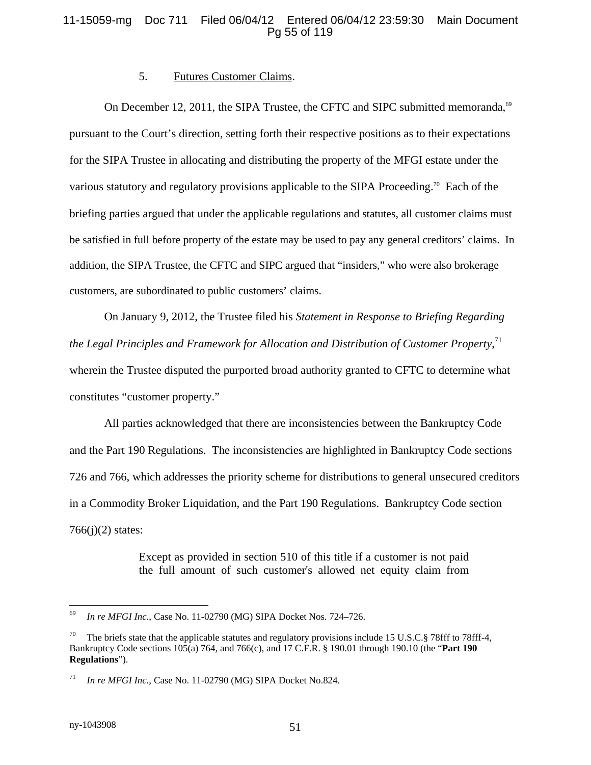5. Futures Customer Claims.

On December 12, 2011, the SIPA Trustee, the CFTC and SIPC submitted memoranda,[69] pursuant to the Court's direction, setting forth their respective positions as to their expectations for the SIPA Trustee in allocating and distributing the property of the MFGI estate under the various statutory and regulatory provisions applicable to the SIPA Proceeding.[70] Each of the briefing parties argued that under the applicable regulations and statutes, all customer claims must be satisfied in full before property of the estate may be used to pay any general creditors' claims. In addition, the SIPA Trustee, the CFTC and SIPC argued that "insiders," who were also brokerage customers, are subordinated to public customers' claims.

On January 9, 2012, the Trustee filed his *Statement in Response to Briefing Regarding the Legal Principles and Framework for Allocation and Distribution of Customer Property*,[71] wherein the Trustee disputed the purported broad authority granted to CFTC to determine what constitutes "customer property."

All parties acknowledged that there are inconsistencies between the Bankruptcy Code and the Part 190 Regulations. The inconsistencies are highlighted in Bankruptcy Code sections 726 and 766, which addresses the priority scheme for distributions to general unsecured creditors in a Commodity Broker Liquidation, and the Part 190 Regulations. Bankruptcy Code section 766(j)(2) states:

> Except as provided in section 510 of this title if a customer is not paid the full amount of such customer's allowed net equity claim from

---

[69] *In re MFGI Inc.*, Case No. 11-02790 (MG) SIPA Docket Nos. 724–726.

[70] The briefs state that the applicable statutes and regulatory provisions include 15 U.S.C.§ 78fff to 78fff-4, Bankruptcy Code sections 105(a) 764, and 766(c), and 17 C.F.R. § 190.01 through 190.10 (the "**Part 190 Regulations**").

[71] *In re MFGI Inc.*, Case No. 11-02790 (MG) SIPA Docket No.824.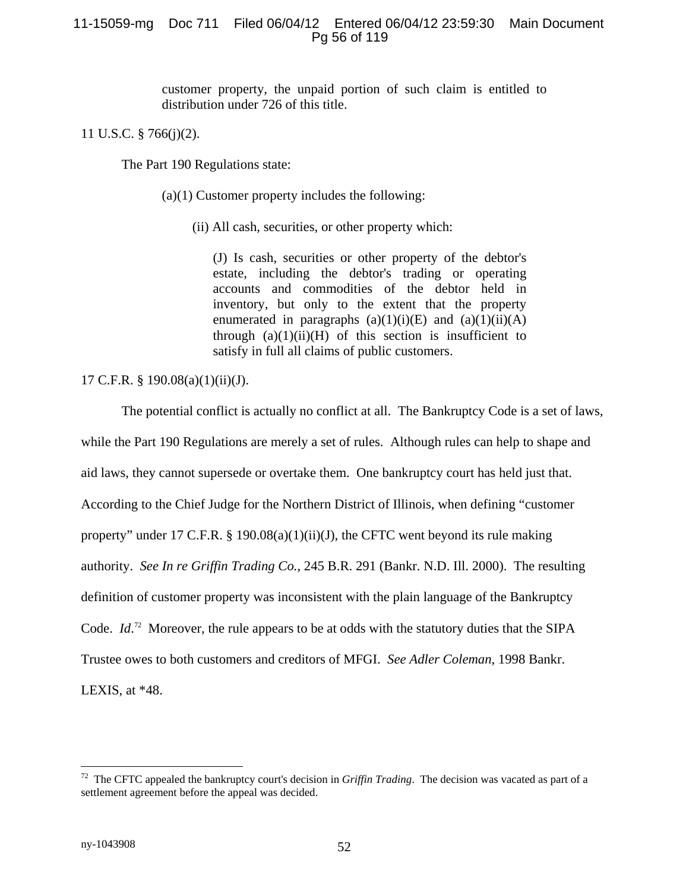> customer property, the unpaid portion of such claim is entitled to distribution under 726 of this title.

11 U.S.C. § 766(j)(2).

The Part 190 Regulations state:

> (a)(1) Customer property includes the following:
>
> (ii) All cash, securities, or other property which:
>
> (J) Is cash, securities or other property of the debtor's estate, including the debtor's trading or operating accounts and commodities of the debtor held in inventory, but only to the extent that the property enumerated in paragraphs (a)(1)(i)(E) and (a)(1)(ii)(A) through (a)(1)(ii)(H) of this section is insufficient to satisfy in full all claims of public customers.

17 C.F.R. § 190.08(a)(1)(ii)(J).

The potential conflict is actually no conflict at all. The Bankruptcy Code is a set of laws, while the Part 190 Regulations are merely a set of rules. Although rules can help to shape and aid laws, they cannot supersede or overtake them. One bankruptcy court has held just that. According to the Chief Judge for the Northern District of Illinois, when defining "customer property" under 17 C.F.R. § 190.08(a)(1)(ii)(J), the CFTC went beyond its rule making authority. *See In re Griffin Trading Co.*, 245 B.R. 291 (Bankr. N.D. Ill. 2000). The resulting definition of customer property was inconsistent with the plain language of the Bankruptcy Code. *Id*.[72] Moreover, the rule appears to be at odds with the statutory duties that the SIPA Trustee owes to both customers and creditors of MFGI. *See Adler Coleman*, 1998 Bankr. LEXIS, at *48.

---

[72] The CFTC appealed the bankruptcy court's decision in *Griffin Trading*. The decision was vacated as part of a settlement agreement before the appeal was decided.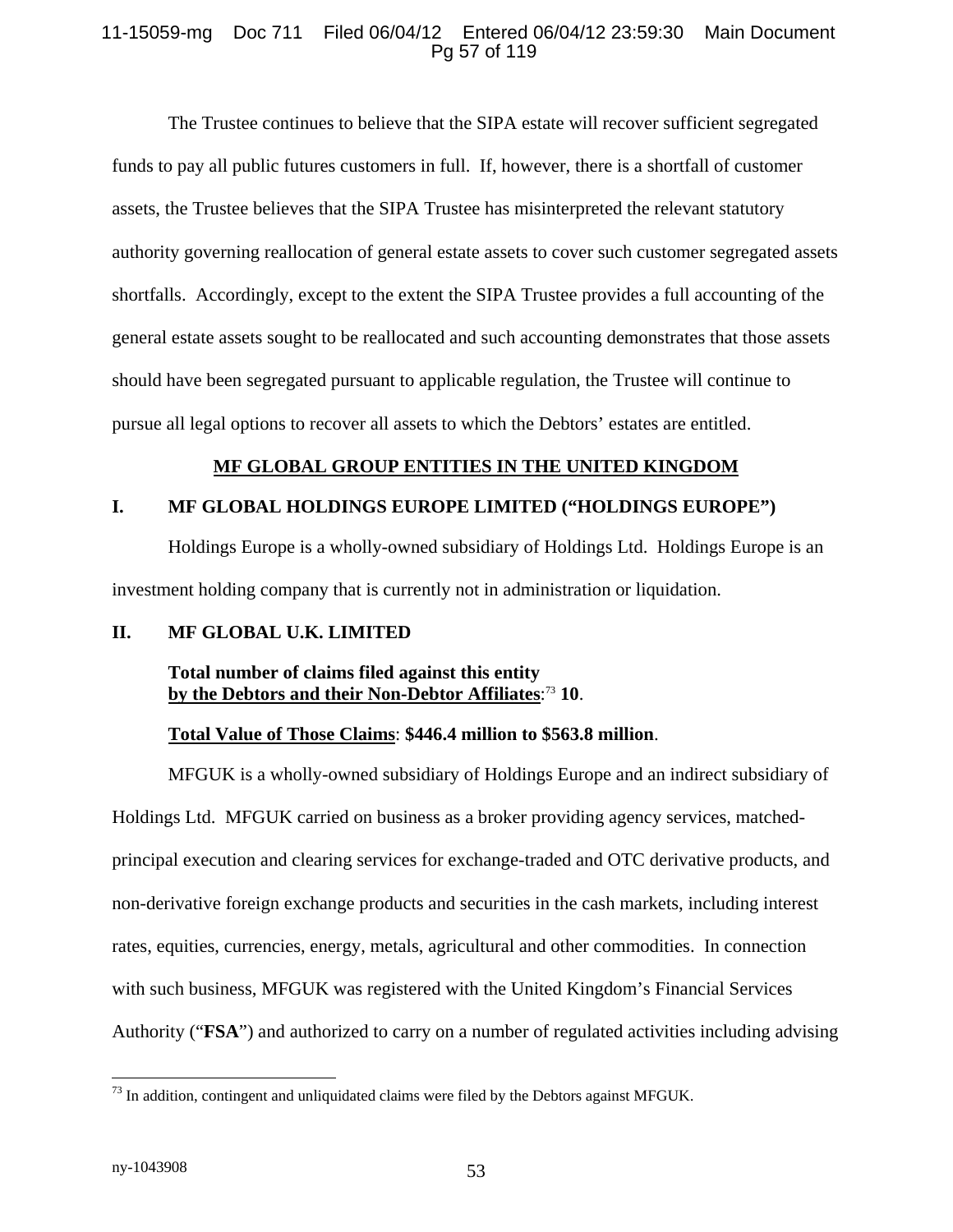The Trustee continues to believe that the SIPA estate will recover sufficient segregated funds to pay all public futures customers in full. If, however, there is a shortfall of customer assets, the Trustee believes that the SIPA Trustee has misinterpreted the relevant statutory authority governing reallocation of general estate assets to cover such customer segregated assets shortfalls. Accordingly, except to the extent the SIPA Trustee provides a full accounting of the general estate assets sought to be reallocated and such accounting demonstrates that those assets should have been segregated pursuant to applicable regulation, the Trustee will continue to pursue all legal options to recover all assets to which the Debtors' estates are entitled.

## MF GLOBAL GROUP ENTITIES IN THE UNITED KINGDOM

### I. MF GLOBAL HOLDINGS EUROPE LIMITED ("HOLDINGS EUROPE")

Holdings Europe is a wholly-owned subsidiary of Holdings Ltd. Holdings Europe is an investment holding company that is currently not in administration or liquidation.

### II. MF GLOBAL U.K. LIMITED

**Total number of claims filed against this entity by the Debtors and their Non-Debtor Affiliates**:[73] **10**.

**Total Value of Those Claims**: **$446.4 million to $563.8 million**.

MFGUK is a wholly-owned subsidiary of Holdings Europe and an indirect subsidiary of Holdings Ltd. MFGUK carried on business as a broker providing agency services, matched-principal execution and clearing services for exchange-traded and OTC derivative products, and non-derivative foreign exchange products and securities in the cash markets, including interest rates, equities, currencies, energy, metals, agricultural and other commodities. In connection with such business, MFGUK was registered with the United Kingdom's Financial Services Authority ("**FSA**") and authorized to carry on a number of regulated activities including advising

[73] In addition, contingent and unliquidated claims were filed by the Debtors against MFGUK.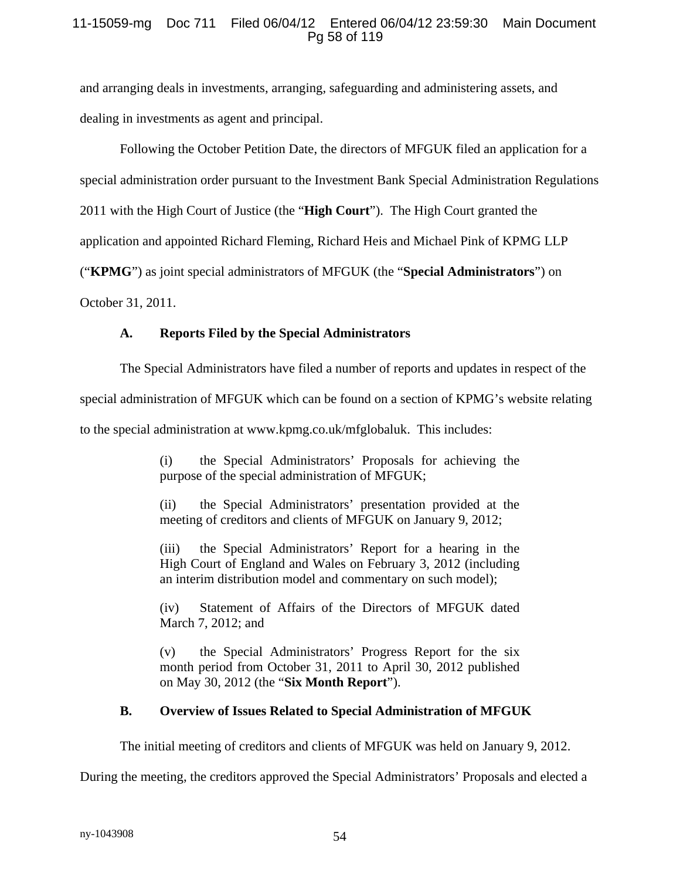and arranging deals in investments, arranging, safeguarding and administering assets, and dealing in investments as agent and principal.

Following the October Petition Date, the directors of MFGUK filed an application for a special administration order pursuant to the Investment Bank Special Administration Regulations 2011 with the High Court of Justice (the "**High Court**"). The High Court granted the application and appointed Richard Fleming, Richard Heis and Michael Pink of KPMG LLP ("**KPMG**") as joint special administrators of MFGUK (the "**Special Administrators**") on October 31, 2011.

### A. Reports Filed by the Special Administrators

The Special Administrators have filed a number of reports and updates in respect of the special administration of MFGUK which can be found on a section of KPMG's website relating to the special administration at www.kpmg.co.uk/mfglobaluk. This includes:

> (i) the Special Administrators' Proposals for achieving the purpose of the special administration of MFGUK;
>
> (ii) the Special Administrators' presentation provided at the meeting of creditors and clients of MFGUK on January 9, 2012;
>
> (iii) the Special Administrators' Report for a hearing in the High Court of England and Wales on February 3, 2012 (including an interim distribution model and commentary on such model);
>
> (iv) Statement of Affairs of the Directors of MFGUK dated March 7, 2012; and
>
> (v) the Special Administrators' Progress Report for the six month period from October 31, 2011 to April 30, 2012 published on May 30, 2012 (the "**Six Month Report**").

### B. Overview of Issues Related to Special Administration of MFGUK

The initial meeting of creditors and clients of MFGUK was held on January 9, 2012. During the meeting, the creditors approved the Special Administrators' Proposals and elected a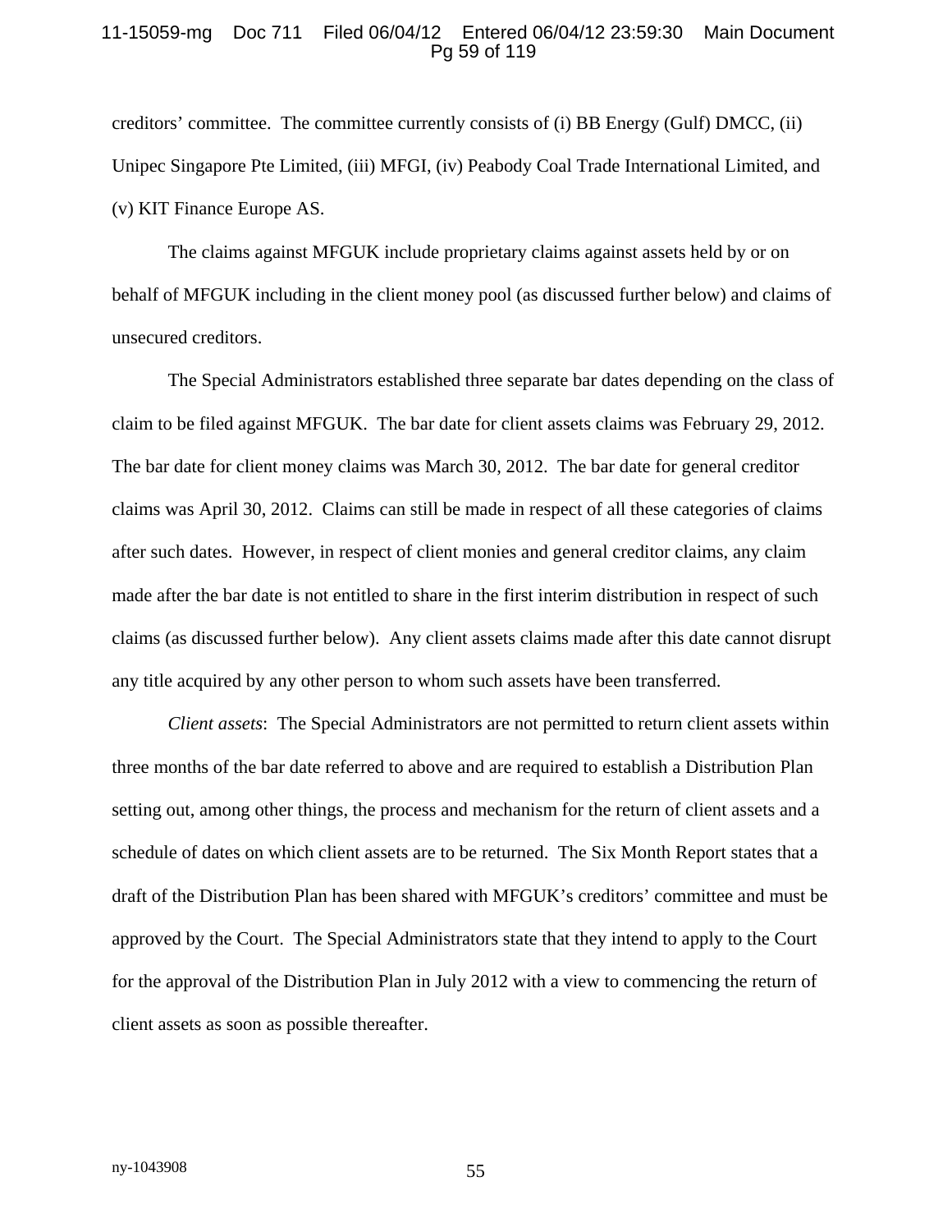creditors' committee. The committee currently consists of (i) BB Energy (Gulf) DMCC, (ii) Unipec Singapore Pte Limited, (iii) MFGI, (iv) Peabody Coal Trade International Limited, and (v) KIT Finance Europe AS.

The claims against MFGUK include proprietary claims against assets held by or on behalf of MFGUK including in the client money pool (as discussed further below) and claims of unsecured creditors.

The Special Administrators established three separate bar dates depending on the class of claim to be filed against MFGUK. The bar date for client assets claims was February 29, 2012. The bar date for client money claims was March 30, 2012. The bar date for general creditor claims was April 30, 2012. Claims can still be made in respect of all these categories of claims after such dates. However, in respect of client monies and general creditor claims, any claim made after the bar date is not entitled to share in the first interim distribution in respect of such claims (as discussed further below). Any client assets claims made after this date cannot disrupt any title acquired by any other person to whom such assets have been transferred.

*Client assets*: The Special Administrators are not permitted to return client assets within three months of the bar date referred to above and are required to establish a Distribution Plan setting out, among other things, the process and mechanism for the return of client assets and a schedule of dates on which client assets are to be returned. The Six Month Report states that a draft of the Distribution Plan has been shared with MFGUK's creditors' committee and must be approved by the Court. The Special Administrators state that they intend to apply to the Court for the approval of the Distribution Plan in July 2012 with a view to commencing the return of client assets as soon as possible thereafter.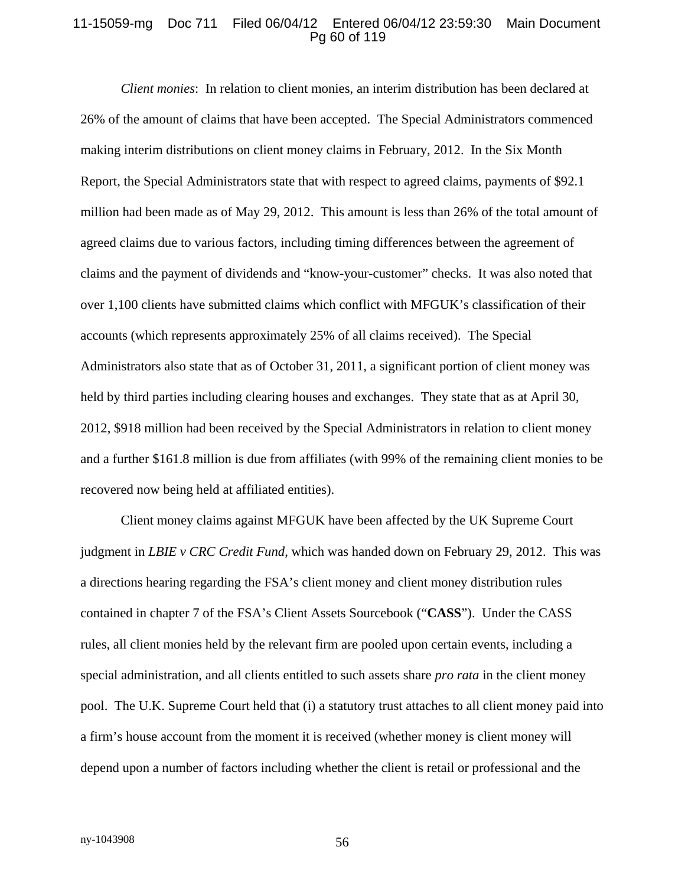*Client monies*: In relation to client monies, an interim distribution has been declared at 26% of the amount of claims that have been accepted. The Special Administrators commenced making interim distributions on client money claims in February, 2012. In the Six Month Report, the Special Administrators state that with respect to agreed claims, payments of $92.1 million had been made as of May 29, 2012. This amount is less than 26% of the total amount of agreed claims due to various factors, including timing differences between the agreement of claims and the payment of dividends and "know-your-customer" checks. It was also noted that over 1,100 clients have submitted claims which conflict with MFGUK's classification of their accounts (which represents approximately 25% of all claims received). The Special Administrators also state that as of October 31, 2011, a significant portion of client money was held by third parties including clearing houses and exchanges. They state that as at April 30, 2012, $918 million had been received by the Special Administrators in relation to client money and a further $161.8 million is due from affiliates (with 99% of the remaining client monies to be recovered now being held at affiliated entities).

Client money claims against MFGUK have been affected by the UK Supreme Court judgment in *LBIE v CRC Credit Fund*, which was handed down on February 29, 2012. This was a directions hearing regarding the FSA's client money and client money distribution rules contained in chapter 7 of the FSA's Client Assets Sourcebook ("**CASS**"). Under the CASS rules, all client monies held by the relevant firm are pooled upon certain events, including a special administration, and all clients entitled to such assets share *pro rata* in the client money pool. The U.K. Supreme Court held that (i) a statutory trust attaches to all client money paid into a firm's house account from the moment it is received (whether money is client money will depend upon a number of factors including whether the client is retail or professional and the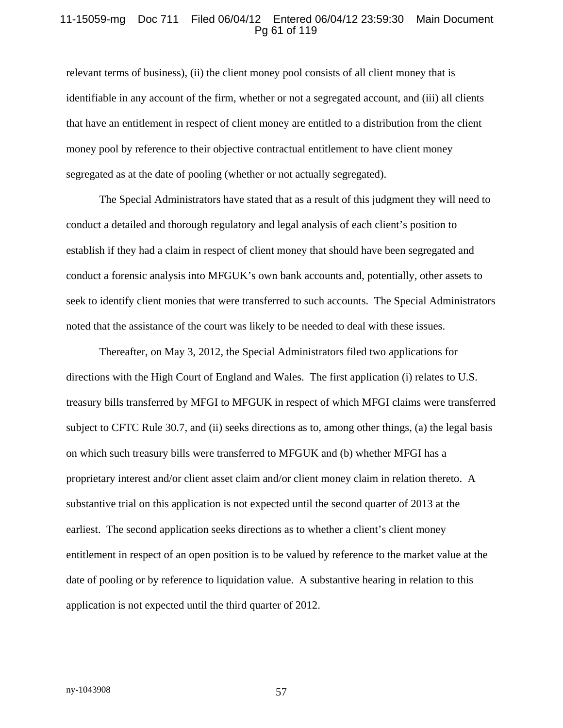relevant terms of business), (ii) the client money pool consists of all client money that is identifiable in any account of the firm, whether or not a segregated account, and (iii) all clients that have an entitlement in respect of client money are entitled to a distribution from the client money pool by reference to their objective contractual entitlement to have client money segregated as at the date of pooling (whether or not actually segregated).

The Special Administrators have stated that as a result of this judgment they will need to conduct a detailed and thorough regulatory and legal analysis of each client's position to establish if they had a claim in respect of client money that should have been segregated and conduct a forensic analysis into MFGUK's own bank accounts and, potentially, other assets to seek to identify client monies that were transferred to such accounts. The Special Administrators noted that the assistance of the court was likely to be needed to deal with these issues.

Thereafter, on May 3, 2012, the Special Administrators filed two applications for directions with the High Court of England and Wales. The first application (i) relates to U.S. treasury bills transferred by MFGI to MFGUK in respect of which MFGI claims were transferred subject to CFTC Rule 30.7, and (ii) seeks directions as to, among other things, (a) the legal basis on which such treasury bills were transferred to MFGUK and (b) whether MFGI has a proprietary interest and/or client asset claim and/or client money claim in relation thereto. A substantive trial on this application is not expected until the second quarter of 2013 at the earliest. The second application seeks directions as to whether a client's client money entitlement in respect of an open position is to be valued by reference to the market value at the date of pooling or by reference to liquidation value. A substantive hearing in relation to this application is not expected until the third quarter of 2012.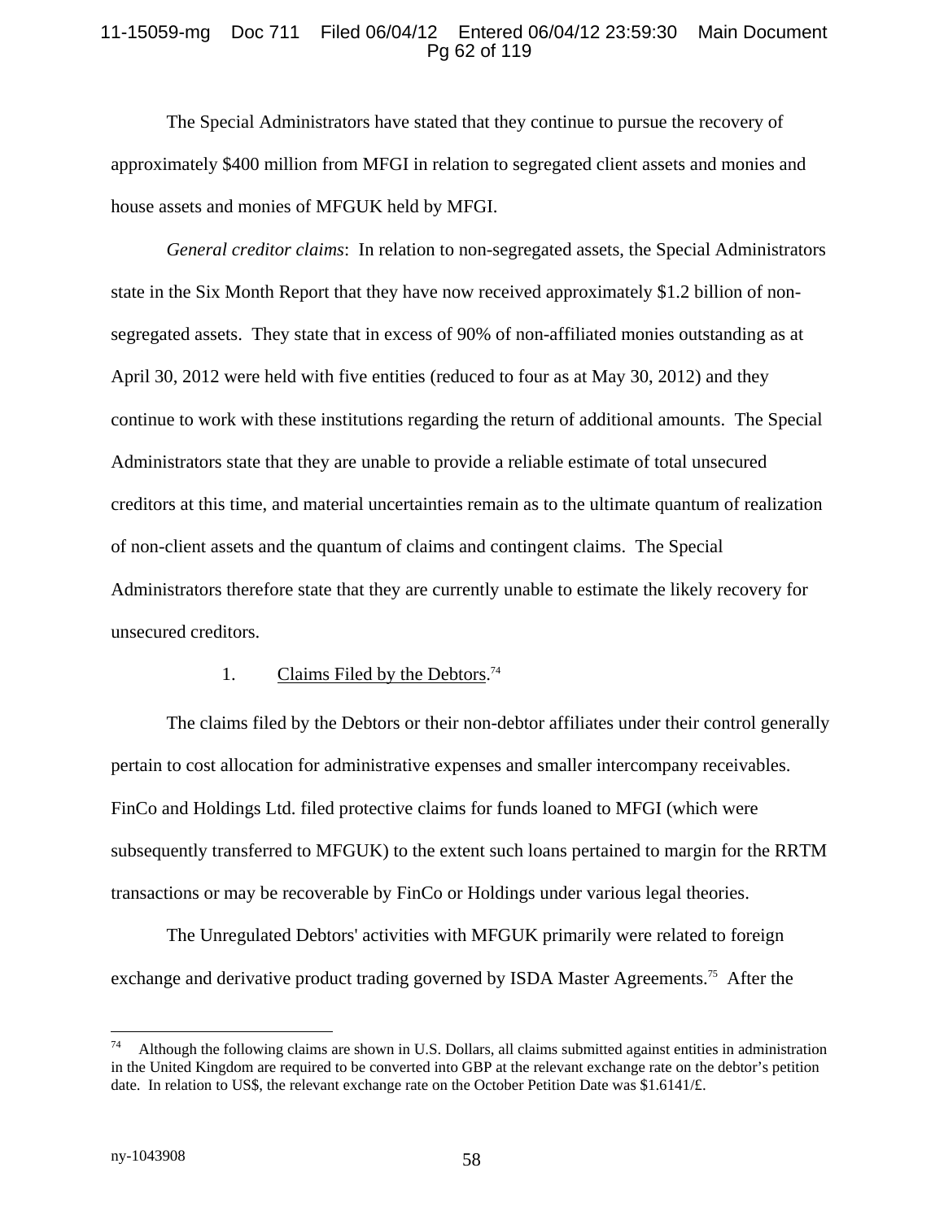The Special Administrators have stated that they continue to pursue the recovery of approximately $400 million from MFGI in relation to segregated client assets and monies and house assets and monies of MFGUK held by MFGI.

*General creditor claims*: In relation to non-segregated assets, the Special Administrators state in the Six Month Report that they have now received approximately $1.2 billion of non-segregated assets. They state that in excess of 90% of non-affiliated monies outstanding as at April 30, 2012 were held with five entities (reduced to four as at May 30, 2012) and they continue to work with these institutions regarding the return of additional amounts. The Special Administrators state that they are unable to provide a reliable estimate of total unsecured creditors at this time, and material uncertainties remain as to the ultimate quantum of realization of non-client assets and the quantum of claims and contingent claims. The Special Administrators therefore state that they are currently unable to estimate the likely recovery for unsecured creditors.

1. Claims Filed by the Debtors.[74]

The claims filed by the Debtors or their non-debtor affiliates under their control generally pertain to cost allocation for administrative expenses and smaller intercompany receivables. FinCo and Holdings Ltd. filed protective claims for funds loaned to MFGI (which were subsequently transferred to MFGUK) to the extent such loans pertained to margin for the RRTM transactions or may be recoverable by FinCo or Holdings under various legal theories.

The Unregulated Debtors' activities with MFGUK primarily were related to foreign exchange and derivative product trading governed by ISDA Master Agreements.[75] After the

---

[74] Although the following claims are shown in U.S. Dollars, all claims submitted against entities in administration in the United Kingdom are required to be converted into GBP at the relevant exchange rate on the debtor's petition date. In relation to US$, the relevant exchange rate on the October Petition Date was $1.6141/£.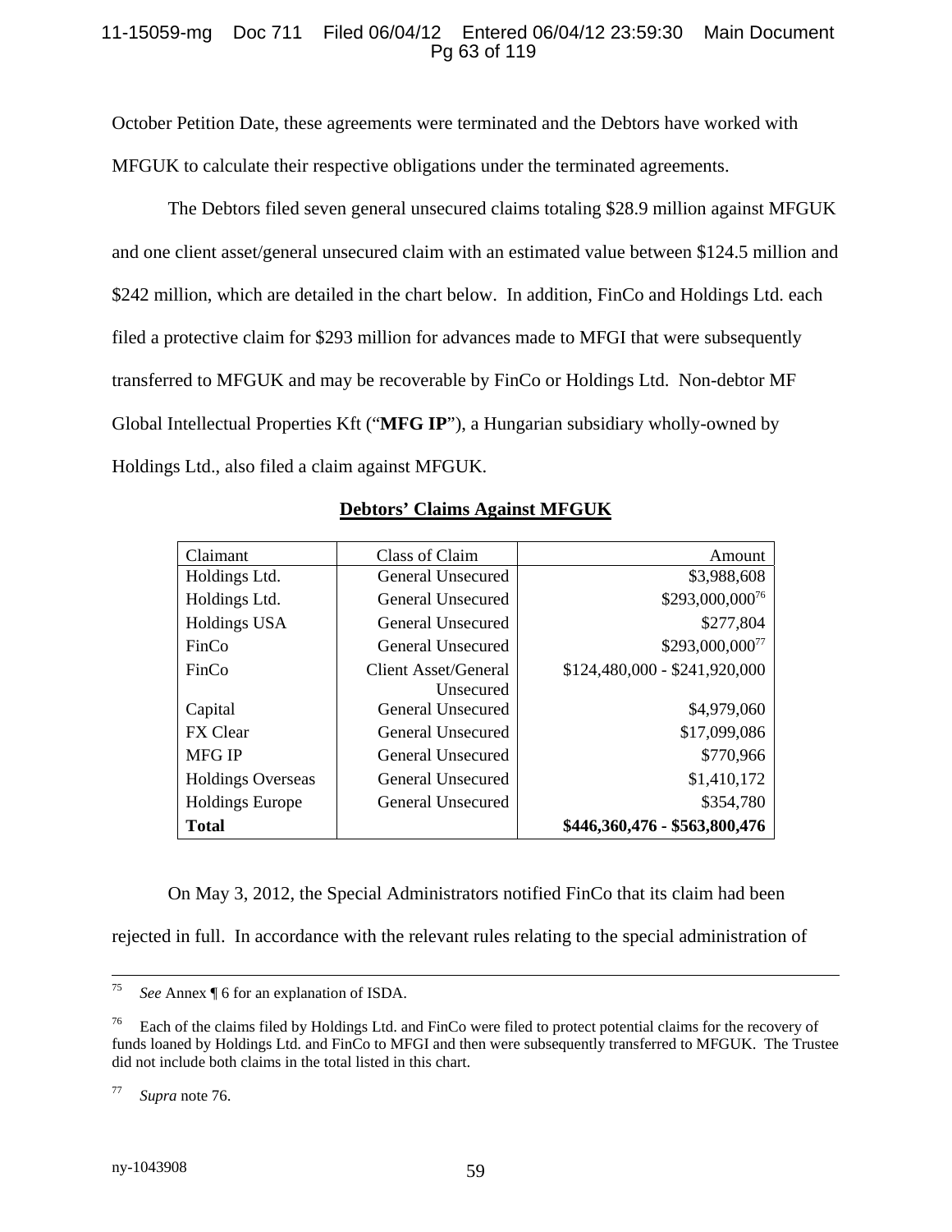October Petition Date, these agreements were terminated and the Debtors have worked with MFGUK to calculate their respective obligations under the terminated agreements.

The Debtors filed seven general unsecured claims totaling $28.9 million against MFGUK and one client asset/general unsecured claim with an estimated value between $124.5 million and $242 million, which are detailed in the chart below. In addition, FinCo and Holdings Ltd. each filed a protective claim for $293 million for advances made to MFGI that were subsequently transferred to MFGUK and may be recoverable by FinCo or Holdings Ltd. Non-debtor MF Global Intellectual Properties Kft ("**MFG IP**"), a Hungarian subsidiary wholly-owned by Holdings Ltd., also filed a claim against MFGUK.

**Debtors' Claims Against MFGUK**

| Claimant | Class of Claim | Amount |
|---|---|---|
| Holdings Ltd. | General Unsecured | $3,988,608 |
| Holdings Ltd. | General Unsecured | $293,000,000[76] |
| Holdings USA | General Unsecured | $277,804 |
| FinCo | General Unsecured | $293,000,000[77] |
| FinCo | Client Asset/General Unsecured | $124,480,000 - $241,920,000 |
| Capital | General Unsecured | $4,979,060 |
| FX Clear | General Unsecured | $17,099,086 |
| MFG IP | General Unsecured | $770,966 |
| Holdings Overseas | General Unsecured | $1,410,172 |
| Holdings Europe | General Unsecured | $354,780 |
| **Total** | | **$446,360,476 - $563,800,476** |

On May 3, 2012, the Special Administrators notified FinCo that its claim had been rejected in full. In accordance with the relevant rules relating to the special administration of

---

[75] *See* Annex ¶ 6 for an explanation of ISDA.

[76] Each of the claims filed by Holdings Ltd. and FinCo were filed to protect potential claims for the recovery of funds loaned by Holdings Ltd. and FinCo to MFGI and then were subsequently transferred to MFGUK. The Trustee did not include both claims in the total listed in this chart.

[77] *Supra* note 76.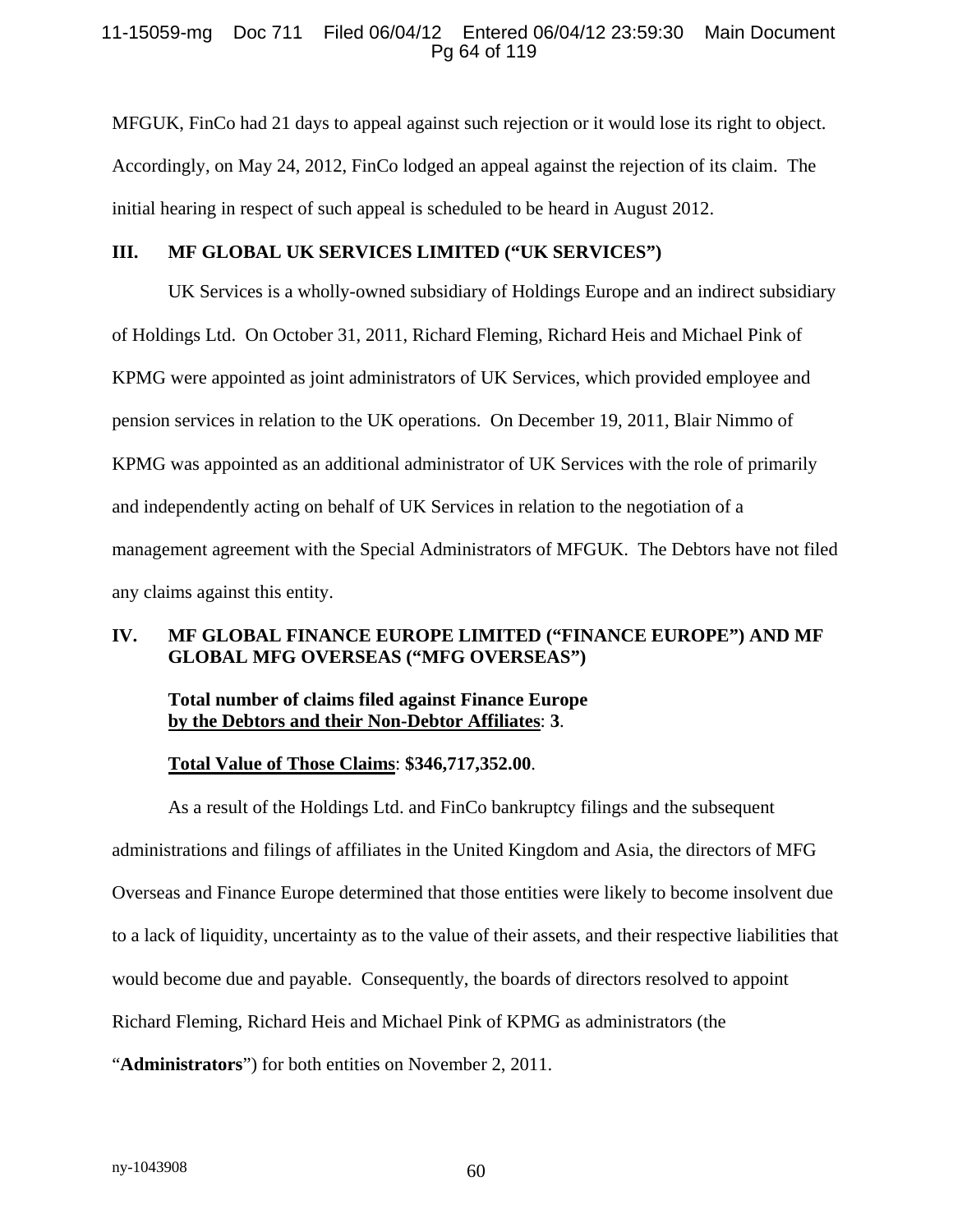MFGUK, FinCo had 21 days to appeal against such rejection or it would lose its right to object. Accordingly, on May 24, 2012, FinCo lodged an appeal against the rejection of its claim. The initial hearing in respect of such appeal is scheduled to be heard in August 2012.

## III. MF GLOBAL UK SERVICES LIMITED ("UK SERVICES")

UK Services is a wholly-owned subsidiary of Holdings Europe and an indirect subsidiary of Holdings Ltd. On October 31, 2011, Richard Fleming, Richard Heis and Michael Pink of KPMG were appointed as joint administrators of UK Services, which provided employee and pension services in relation to the UK operations. On December 19, 2011, Blair Nimmo of KPMG was appointed as an additional administrator of UK Services with the role of primarily and independently acting on behalf of UK Services in relation to the negotiation of a management agreement with the Special Administrators of MFGUK. The Debtors have not filed any claims against this entity.

## IV. MF GLOBAL FINANCE EUROPE LIMITED ("FINANCE EUROPE") AND MF GLOBAL MFG OVERSEAS ("MFG OVERSEAS")

**Total number of claims filed against Finance Europe <u>by the Debtors and their Non-Debtor Affiliates</u>: 3**.

**<u>Total Value of Those Claims</u>: $346,717,352.00**.

As a result of the Holdings Ltd. and FinCo bankruptcy filings and the subsequent administrations and filings of affiliates in the United Kingdom and Asia, the directors of MFG Overseas and Finance Europe determined that those entities were likely to become insolvent due to a lack of liquidity, uncertainty as to the value of their assets, and their respective liabilities that would become due and payable. Consequently, the boards of directors resolved to appoint Richard Fleming, Richard Heis and Michael Pink of KPMG as administrators (the "**Administrators**") for both entities on November 2, 2011.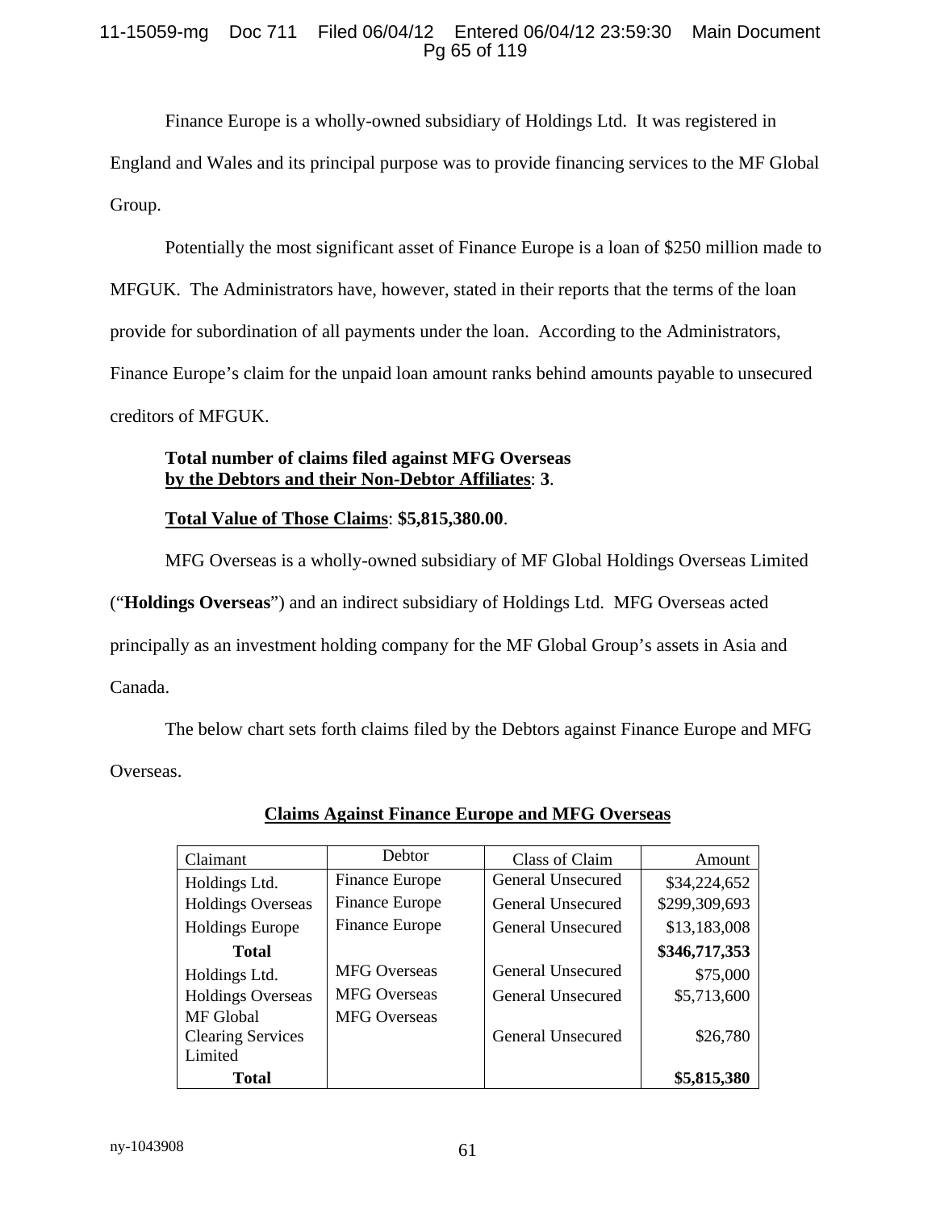Finance Europe is a wholly-owned subsidiary of Holdings Ltd. It was registered in England and Wales and its principal purpose was to provide financing services to the MF Global Group.

Potentially the most significant asset of Finance Europe is a loan of $250 million made to MFGUK. The Administrators have, however, stated in their reports that the terms of the loan provide for subordination of all payments under the loan. According to the Administrators, Finance Europe's claim for the unpaid loan amount ranks behind amounts payable to unsecured creditors of MFGUK.

**Total number of claims filed against MFG Overseas <u>by the Debtors and their Non-Debtor Affiliates</u>: 3.**

**<u>Total Value of Those Claims</u>: $5,815,380.00.**

MFG Overseas is a wholly-owned subsidiary of MF Global Holdings Overseas Limited ("**Holdings Overseas**") and an indirect subsidiary of Holdings Ltd. MFG Overseas acted principally as an investment holding company for the MF Global Group's assets in Asia and Canada.

The below chart sets forth claims filed by the Debtors against Finance Europe and MFG Overseas.

**<u>Claims Against Finance Europe and MFG Overseas</u>**

| Claimant | Debtor | Class of Claim | Amount |
|---|---|---|---|
| Holdings Ltd. | Finance Europe | General Unsecured | $34,224,652 |
| Holdings Overseas | Finance Europe | General Unsecured | $299,309,693 |
| Holdings Europe | Finance Europe | General Unsecured | $13,183,008 |
| **Total** | | | **$346,717,353** |
| Holdings Ltd. | MFG Overseas | General Unsecured | $75,000 |
| Holdings Overseas | MFG Overseas | General Unsecured | $5,713,600 |
| MF Global Clearing Services Limited | MFG Overseas | General Unsecured | $26,780 |
| **Total** | | | **$5,815,380** |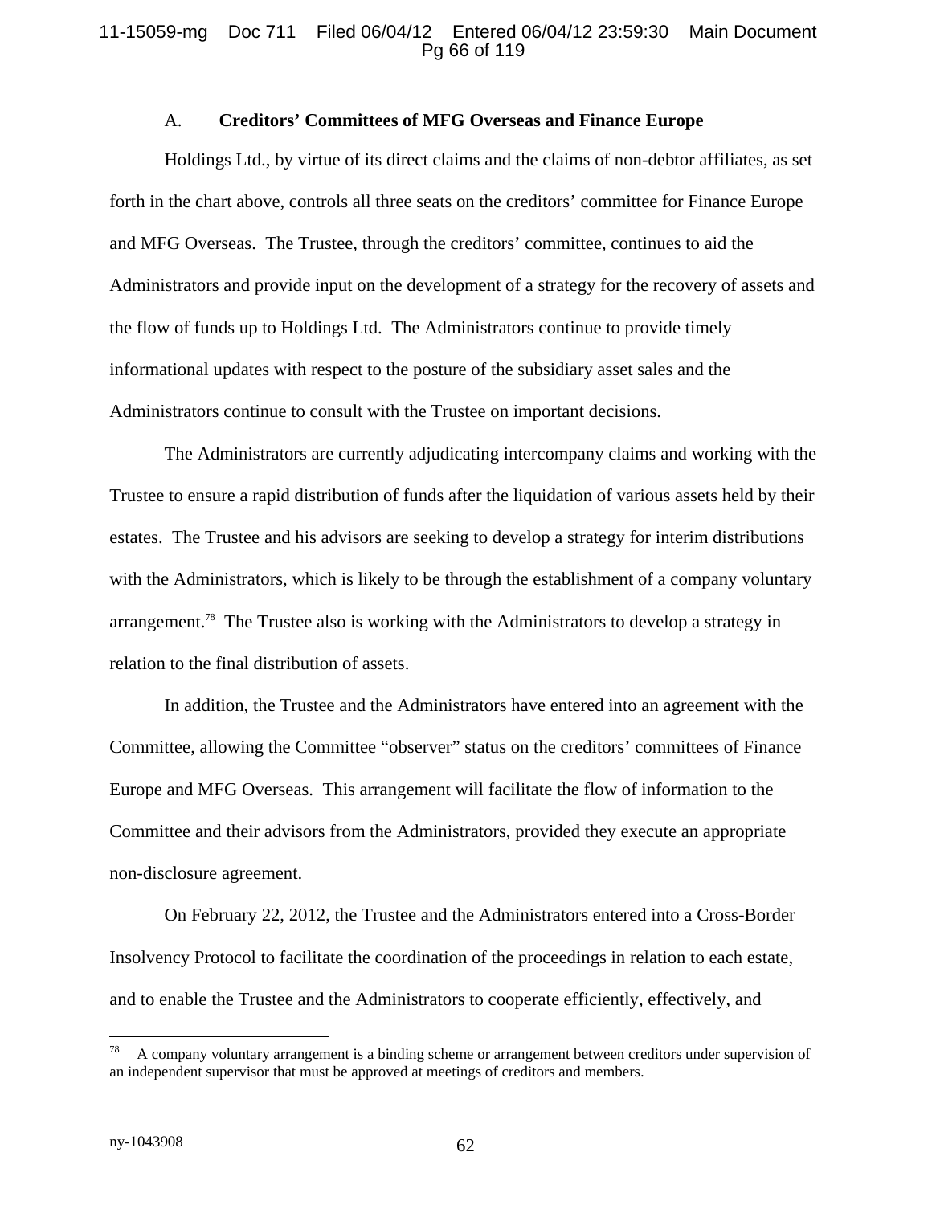### A. Creditors' Committees of MFG Overseas and Finance Europe

Holdings Ltd., by virtue of its direct claims and the claims of non-debtor affiliates, as set forth in the chart above, controls all three seats on the creditors' committee for Finance Europe and MFG Overseas. The Trustee, through the creditors' committee, continues to aid the Administrators and provide input on the development of a strategy for the recovery of assets and the flow of funds up to Holdings Ltd. The Administrators continue to provide timely informational updates with respect to the posture of the subsidiary asset sales and the Administrators continue to consult with the Trustee on important decisions.

The Administrators are currently adjudicating intercompany claims and working with the Trustee to ensure a rapid distribution of funds after the liquidation of various assets held by their estates. The Trustee and his advisors are seeking to develop a strategy for interim distributions with the Administrators, which is likely to be through the establishment of a company voluntary arrangement.[78] The Trustee also is working with the Administrators to develop a strategy in relation to the final distribution of assets.

In addition, the Trustee and the Administrators have entered into an agreement with the Committee, allowing the Committee "observer" status on the creditors' committees of Finance Europe and MFG Overseas. This arrangement will facilitate the flow of information to the Committee and their advisors from the Administrators, provided they execute an appropriate non-disclosure agreement.

On February 22, 2012, the Trustee and the Administrators entered into a Cross-Border Insolvency Protocol to facilitate the coordination of the proceedings in relation to each estate, and to enable the Trustee and the Administrators to cooperate efficiently, effectively, and

---

[78] A company voluntary arrangement is a binding scheme or arrangement between creditors under supervision of an independent supervisor that must be approved at meetings of creditors and members.

ny-1043908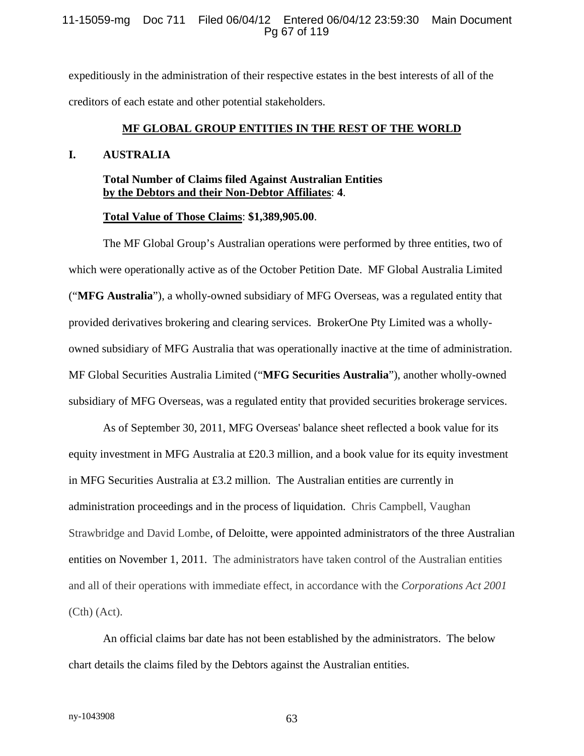expeditiously in the administration of their respective estates in the best interests of all of the creditors of each estate and other potential stakeholders.

## MF GLOBAL GROUP ENTITIES IN THE REST OF THE WORLD

### I. AUSTRALIA

**Total Number of Claims filed Against Australian Entities by the Debtors and their Non-Debtor Affiliates**: **4**.

**Total Value of Those Claims**: **$1,389,905.00**.

The MF Global Group's Australian operations were performed by three entities, two of which were operationally active as of the October Petition Date. MF Global Australia Limited ("**MFG Australia**"), a wholly-owned subsidiary of MFG Overseas, was a regulated entity that provided derivatives brokering and clearing services. BrokerOne Pty Limited was a wholly-owned subsidiary of MFG Australia that was operationally inactive at the time of administration. MF Global Securities Australia Limited ("**MFG Securities Australia**"), another wholly-owned subsidiary of MFG Overseas, was a regulated entity that provided securities brokerage services.

As of September 30, 2011, MFG Overseas' balance sheet reflected a book value for its equity investment in MFG Australia at £20.3 million, and a book value for its equity investment in MFG Securities Australia at £3.2 million. The Australian entities are currently in administration proceedings and in the process of liquidation. Chris Campbell, Vaughan Strawbridge and David Lombe, of Deloitte, were appointed administrators of the three Australian entities on November 1, 2011. The administrators have taken control of the Australian entities and all of their operations with immediate effect, in accordance with the *Corporations Act 2001* (Cth) (Act).

An official claims bar date has not been established by the administrators. The below chart details the claims filed by the Debtors against the Australian entities.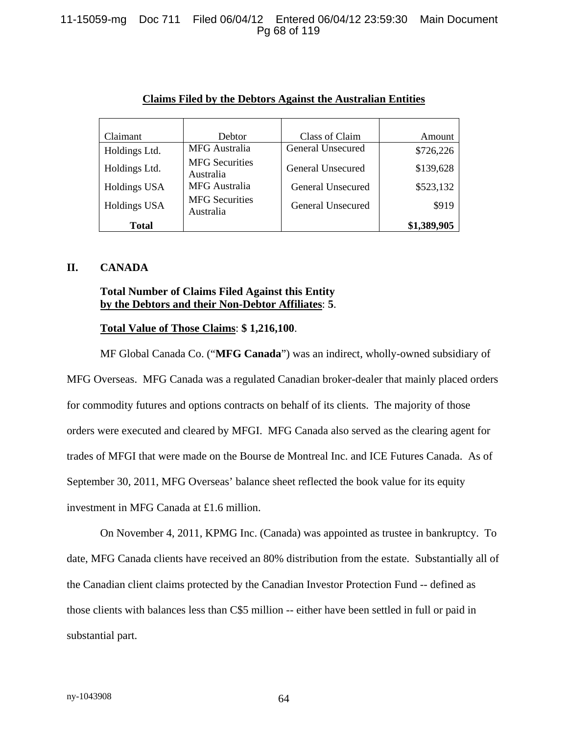**Claims Filed by the Debtors Against the Australian Entities**

| Claimant | Debtor | Class of Claim | Amount |
|---|---|---|---|
| Holdings Ltd. | MFG Australia | General Unsecured | $726,226 |
| Holdings Ltd. | MFG Securities Australia | General Unsecured | $139,628 |
| Holdings USA | MFG Australia | General Unsecured | $523,132 |
| Holdings USA | MFG Securities Australia | General Unsecured | $919 |
| **Total** | | | **$1,389,905** |

## II. CANADA

**Total Number of Claims Filed Against this Entity <u>by the Debtors and their Non-Debtor Affiliates</u>: 5.**

**<u>Total Value of Those Claims</u>: $ 1,216,100.**

MF Global Canada Co. ("**MFG Canada**") was an indirect, wholly-owned subsidiary of MFG Overseas. MFG Canada was a regulated Canadian broker-dealer that mainly placed orders for commodity futures and options contracts on behalf of its clients. The majority of those orders were executed and cleared by MFGI. MFG Canada also served as the clearing agent for trades of MFGI that were made on the Bourse de Montreal Inc. and ICE Futures Canada. As of September 30, 2011, MFG Overseas' balance sheet reflected the book value for its equity investment in MFG Canada at £1.6 million.

On November 4, 2011, KPMG Inc. (Canada) was appointed as trustee in bankruptcy. To date, MFG Canada clients have received an 80% distribution from the estate. Substantially all of the Canadian client claims protected by the Canadian Investor Protection Fund -- defined as those clients with balances less than C$5 million -- either have been settled in full or paid in substantial part.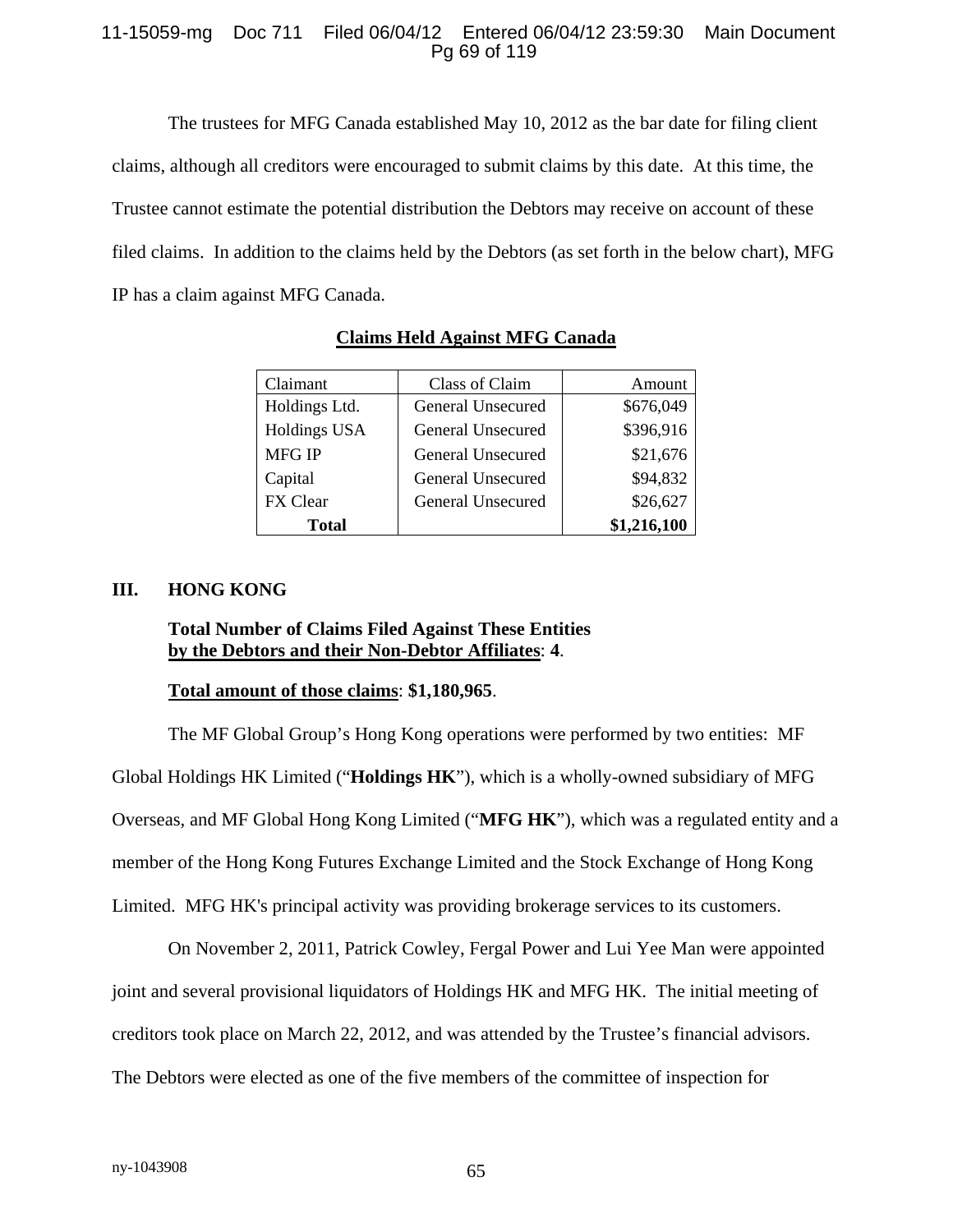The trustees for MFG Canada established May 10, 2012 as the bar date for filing client claims, although all creditors were encouraged to submit claims by this date. At this time, the Trustee cannot estimate the potential distribution the Debtors may receive on account of these filed claims. In addition to the claims held by the Debtors (as set forth in the below chart), MFG IP has a claim against MFG Canada.

**Claims Held Against MFG Canada**

| Claimant | Class of Claim | Amount |
|---|---|---|
| Holdings Ltd. | General Unsecured | \$676,049 |
| Holdings USA | General Unsecured | \$396,916 |
| MFG IP | General Unsecured | \$21,676 |
| Capital | General Unsecured | \$94,832 |
| FX Clear | General Unsecured | \$26,627 |
| **Total** | | **\$1,216,100** |

## III. HONG KONG

**Total Number of Claims Filed Against These Entities by the Debtors and their Non-Debtor Affiliates**: **4**.

**Total amount of those claims**: **\$1,180,965**.

The MF Global Group's Hong Kong operations were performed by two entities: MF Global Holdings HK Limited ("**Holdings HK**"), which is a wholly-owned subsidiary of MFG Overseas, and MF Global Hong Kong Limited ("**MFG HK**"), which was a regulated entity and a member of the Hong Kong Futures Exchange Limited and the Stock Exchange of Hong Kong Limited. MFG HK's principal activity was providing brokerage services to its customers.

On November 2, 2011, Patrick Cowley, Fergal Power and Lui Yee Man were appointed joint and several provisional liquidators of Holdings HK and MFG HK. The initial meeting of creditors took place on March 22, 2012, and was attended by the Trustee's financial advisors. The Debtors were elected as one of the five members of the committee of inspection for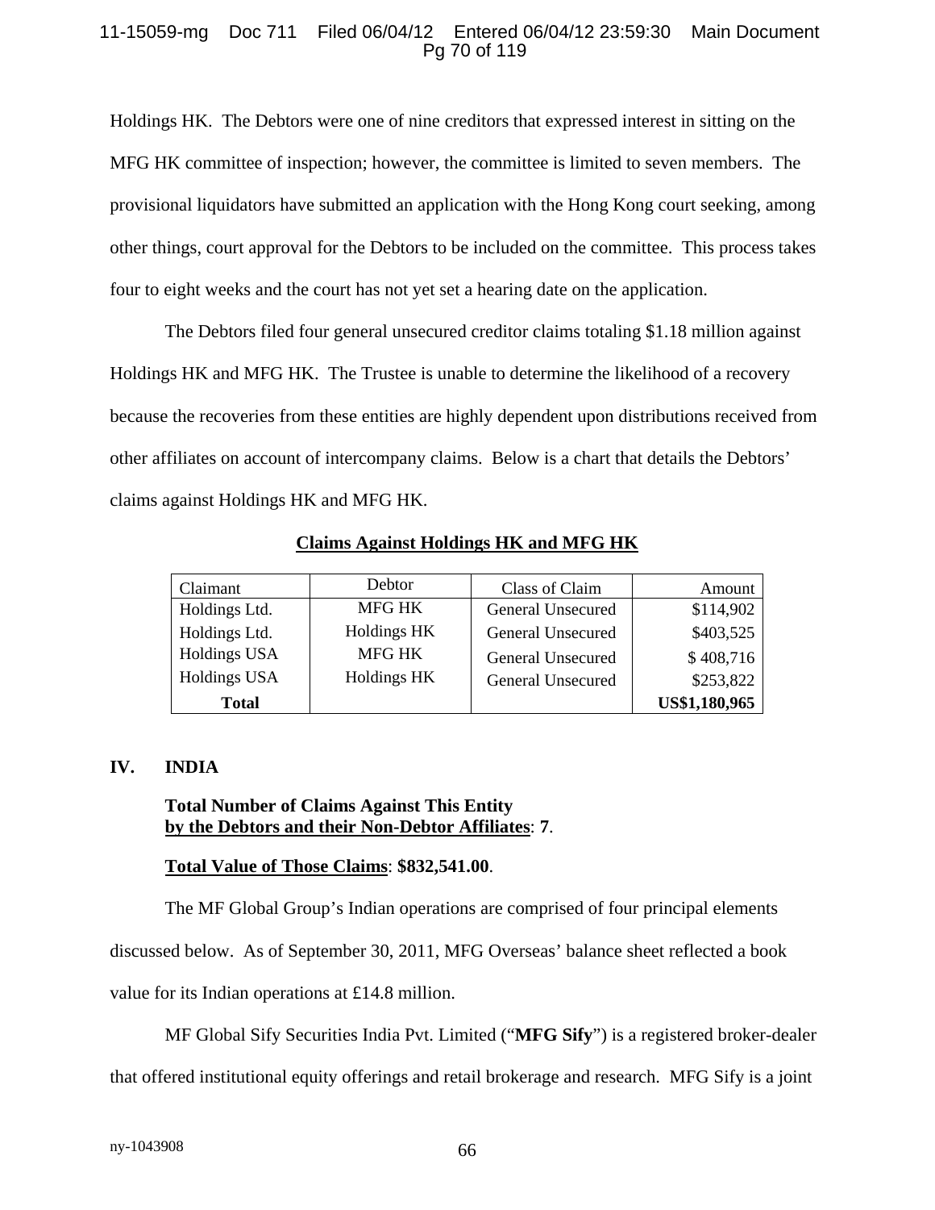Holdings HK. The Debtors were one of nine creditors that expressed interest in sitting on the MFG HK committee of inspection; however, the committee is limited to seven members. The provisional liquidators have submitted an application with the Hong Kong court seeking, among other things, court approval for the Debtors to be included on the committee. This process takes four to eight weeks and the court has not yet set a hearing date on the application.

The Debtors filed four general unsecured creditor claims totaling $1.18 million against Holdings HK and MFG HK. The Trustee is unable to determine the likelihood of a recovery because the recoveries from these entities are highly dependent upon distributions received from other affiliates on account of intercompany claims. Below is a chart that details the Debtors' claims against Holdings HK and MFG HK.

**Claims Against Holdings HK and MFG HK**

| Claimant | Debtor | Class of Claim | Amount |
|---|---|---|---|
| Holdings Ltd. | MFG HK | General Unsecured | $114,902 |
| Holdings Ltd. | Holdings HK | General Unsecured | $403,525 |
| Holdings USA | MFG HK | General Unsecured | $ 408,716 |
| Holdings USA | Holdings HK | General Unsecured | $253,822 |
| **Total** | | | **US$1,180,965** |

## IV. INDIA

**Total Number of Claims Against This Entity by the Debtors and their Non-Debtor Affiliates**: **7**.

**Total Value of Those Claims**: **$832,541.00**.

The MF Global Group's Indian operations are comprised of four principal elements discussed below. As of September 30, 2011, MFG Overseas' balance sheet reflected a book value for its Indian operations at £14.8 million.

MF Global Sify Securities India Pvt. Limited ("**MFG Sify**") is a registered broker-dealer that offered institutional equity offerings and retail brokerage and research. MFG Sify is a joint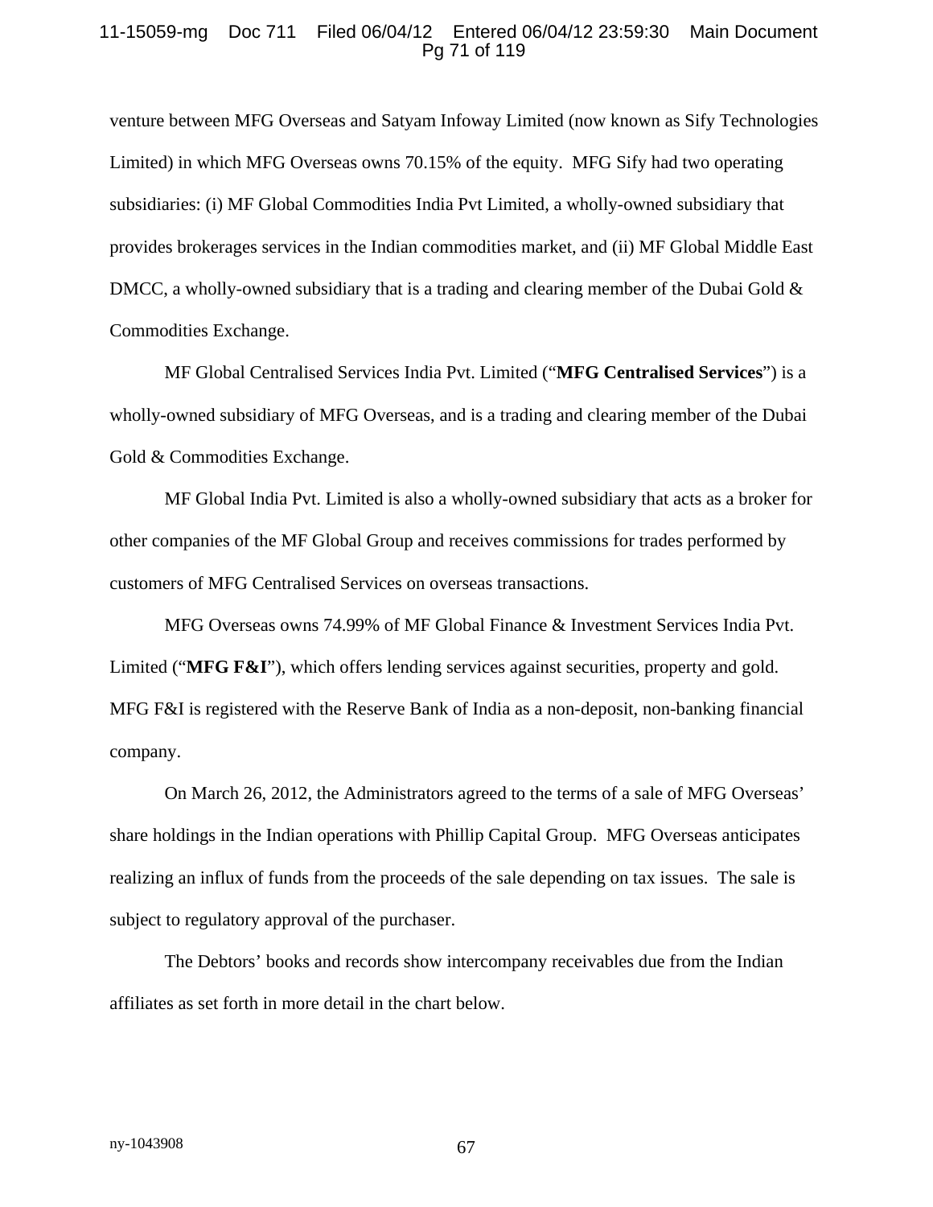venture between MFG Overseas and Satyam Infoway Limited (now known as Sify Technologies Limited) in which MFG Overseas owns 70.15% of the equity. MFG Sify had two operating subsidiaries: (i) MF Global Commodities India Pvt Limited, a wholly-owned subsidiary that provides brokerages services in the Indian commodities market, and (ii) MF Global Middle East DMCC, a wholly-owned subsidiary that is a trading and clearing member of the Dubai Gold & Commodities Exchange.

MF Global Centralised Services India Pvt. Limited ("**MFG Centralised Services**") is a wholly-owned subsidiary of MFG Overseas, and is a trading and clearing member of the Dubai Gold & Commodities Exchange.

MF Global India Pvt. Limited is also a wholly-owned subsidiary that acts as a broker for other companies of the MF Global Group and receives commissions for trades performed by customers of MFG Centralised Services on overseas transactions.

MFG Overseas owns 74.99% of MF Global Finance & Investment Services India Pvt. Limited ("**MFG F&I**"), which offers lending services against securities, property and gold. MFG F&I is registered with the Reserve Bank of India as a non-deposit, non-banking financial company.

On March 26, 2012, the Administrators agreed to the terms of a sale of MFG Overseas' share holdings in the Indian operations with Phillip Capital Group. MFG Overseas anticipates realizing an influx of funds from the proceeds of the sale depending on tax issues. The sale is subject to regulatory approval of the purchaser.

The Debtors' books and records show intercompany receivables due from the Indian affiliates as set forth in more detail in the chart below.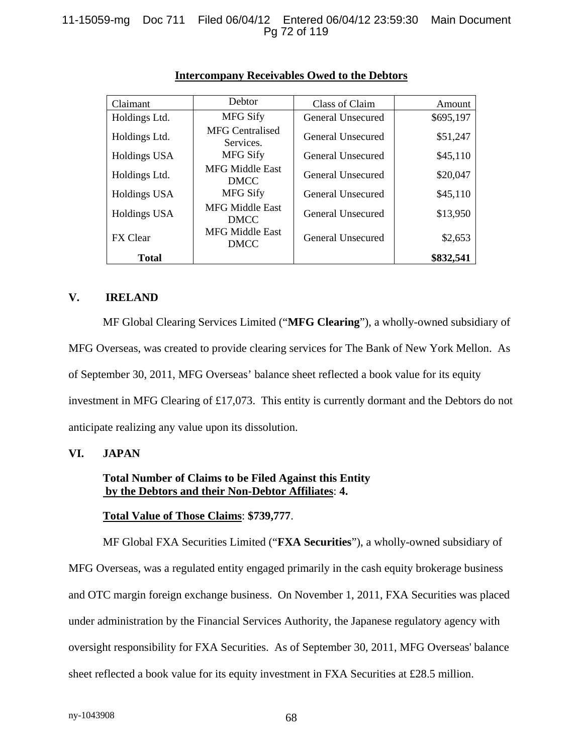**Intercompany Receivables Owed to the Debtors**

| Claimant | Debtor | Class of Claim | Amount |
|---|---|---|---|
| Holdings Ltd. | MFG Sify | General Unsecured | $695,197 |
| Holdings Ltd. | MFG Centralised Services. | General Unsecured | $51,247 |
| Holdings USA | MFG Sify | General Unsecured | $45,110 |
| Holdings Ltd. | MFG Middle East DMCC | General Unsecured | $20,047 |
| Holdings USA | MFG Sify | General Unsecured | $45,110 |
| Holdings USA | MFG Middle East DMCC | General Unsecured | $13,950 |
| FX Clear | MFG Middle East DMCC | General Unsecured | $2,653 |
| **Total** | | | **$832,541** |

## V. IRELAND

MF Global Clearing Services Limited ("**MFG Clearing**"), a wholly-owned subsidiary of MFG Overseas, was created to provide clearing services for The Bank of New York Mellon. As of September 30, 2011, MFG Overseas' balance sheet reflected a book value for its equity investment in MFG Clearing of £17,073. This entity is currently dormant and the Debtors do not anticipate realizing any value upon its dissolution.

## VI. JAPAN

**Total Number of Claims to be Filed Against this Entity by the Debtors and their Non-Debtor Affiliates**: **4.**

**Total Value of Those Claims**: **$739,777**.

MF Global FXA Securities Limited ("**FXA Securities**"), a wholly-owned subsidiary of MFG Overseas, was a regulated entity engaged primarily in the cash equity brokerage business and OTC margin foreign exchange business. On November 1, 2011, FXA Securities was placed under administration by the Financial Services Authority, the Japanese regulatory agency with oversight responsibility for FXA Securities. As of September 30, 2011, MFG Overseas' balance sheet reflected a book value for its equity investment in FXA Securities at £28.5 million.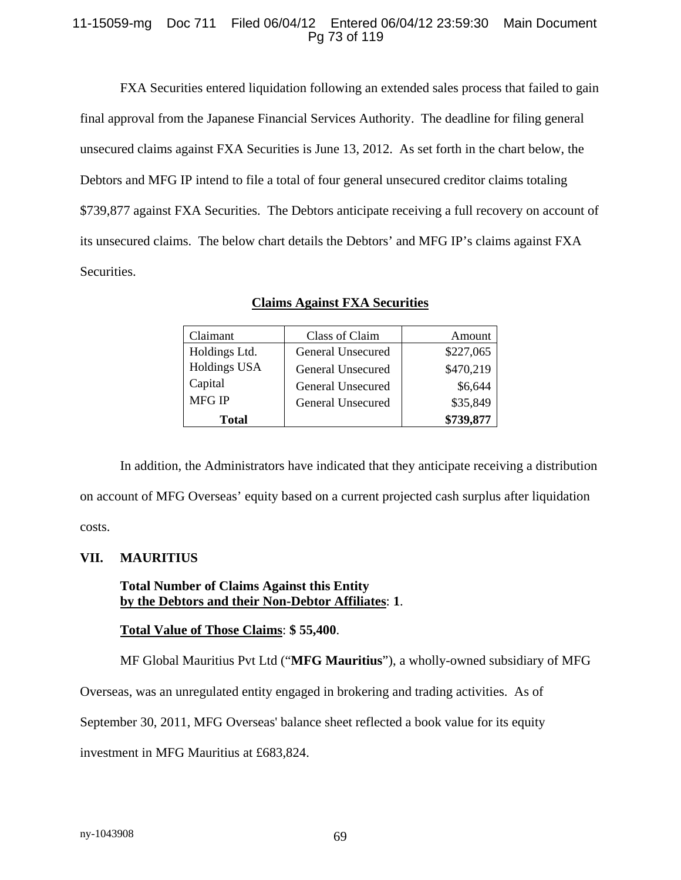FXA Securities entered liquidation following an extended sales process that failed to gain final approval from the Japanese Financial Services Authority. The deadline for filing general unsecured claims against FXA Securities is June 13, 2012. As set forth in the chart below, the Debtors and MFG IP intend to file a total of four general unsecured creditor claims totaling $739,877 against FXA Securities. The Debtors anticipate receiving a full recovery on account of its unsecured claims. The below chart details the Debtors' and MFG IP's claims against FXA Securities.

**Claims Against FXA Securities**

| Claimant | Class of Claim | Amount |
|---|---|---|
| Holdings Ltd. | General Unsecured | $227,065 |
| Holdings USA | General Unsecured | $470,219 |
| Capital | General Unsecured | $6,644 |
| MFG IP | General Unsecured | $35,849 |
| **Total** | | **$739,877** |

In addition, the Administrators have indicated that they anticipate receiving a distribution on account of MFG Overseas' equity based on a current projected cash surplus after liquidation costs.

## VII. MAURITIUS

**Total Number of Claims Against this Entity by the Debtors and their Non-Debtor Affiliates: 1.**

**Total Value of Those Claims: $ 55,400.**

MF Global Mauritius Pvt Ltd ("**MFG Mauritius**"), a wholly-owned subsidiary of MFG Overseas, was an unregulated entity engaged in brokering and trading activities. As of September 30, 2011, MFG Overseas' balance sheet reflected a book value for its equity investment in MFG Mauritius at £683,824.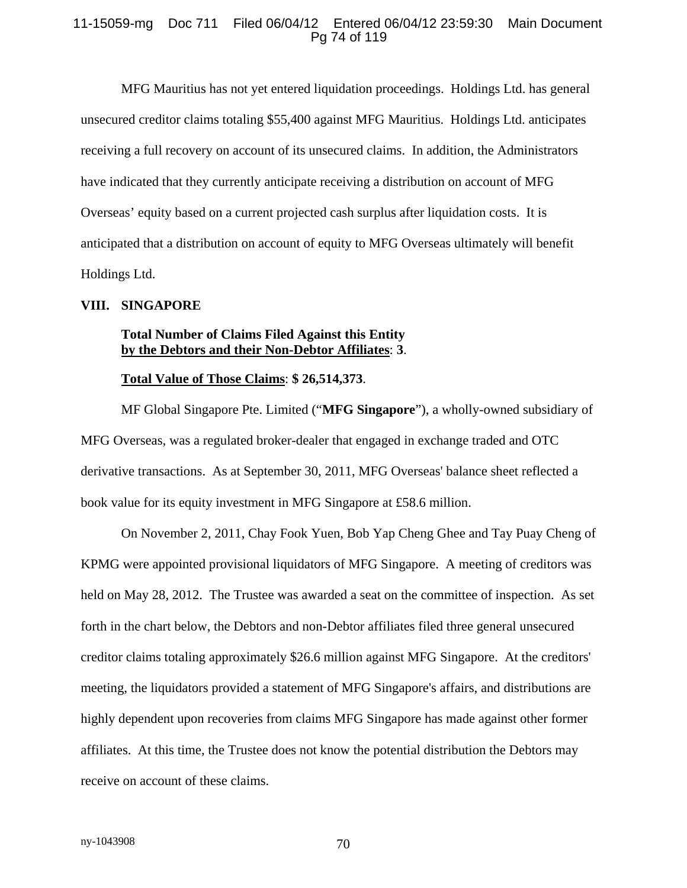MFG Mauritius has not yet entered liquidation proceedings. Holdings Ltd. has general unsecured creditor claims totaling $55,400 against MFG Mauritius. Holdings Ltd. anticipates receiving a full recovery on account of its unsecured claims. In addition, the Administrators have indicated that they currently anticipate receiving a distribution on account of MFG Overseas' equity based on a current projected cash surplus after liquidation costs. It is anticipated that a distribution on account of equity to MFG Overseas ultimately will benefit Holdings Ltd.

## VIII. SINGAPORE

**Total Number of Claims Filed Against this Entity <u>by the Debtors and their Non-Debtor Affiliates</u>: 3**.

**<u>Total Value of Those Claims</u>: $ 26,514,373**.

MF Global Singapore Pte. Limited ("**MFG Singapore**"), a wholly-owned subsidiary of MFG Overseas, was a regulated broker-dealer that engaged in exchange traded and OTC derivative transactions. As at September 30, 2011, MFG Overseas' balance sheet reflected a book value for its equity investment in MFG Singapore at £58.6 million.

On November 2, 2011, Chay Fook Yuen, Bob Yap Cheng Ghee and Tay Puay Cheng of KPMG were appointed provisional liquidators of MFG Singapore. A meeting of creditors was held on May 28, 2012. The Trustee was awarded a seat on the committee of inspection. As set forth in the chart below, the Debtors and non-Debtor affiliates filed three general unsecured creditor claims totaling approximately $26.6 million against MFG Singapore. At the creditors' meeting, the liquidators provided a statement of MFG Singapore's affairs, and distributions are highly dependent upon recoveries from claims MFG Singapore has made against other former affiliates. At this time, the Trustee does not know the potential distribution the Debtors may receive on account of these claims.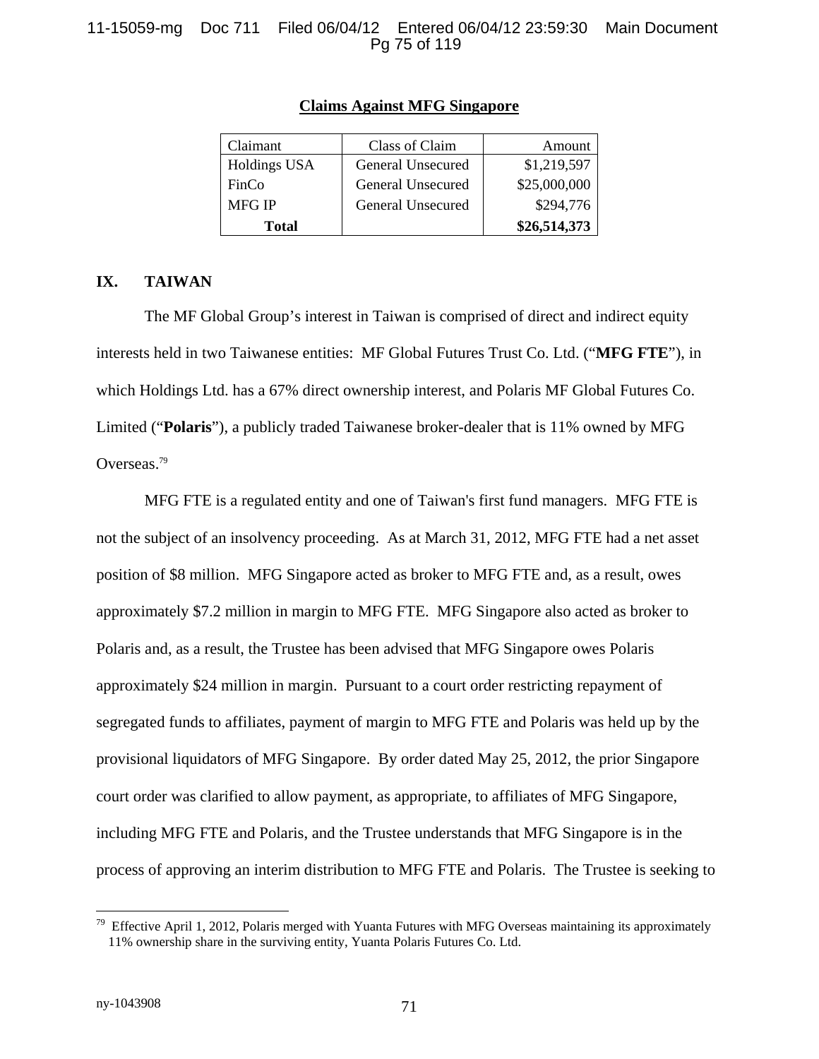**Claims Against MFG Singapore**

| Claimant | Class of Claim | Amount |
|---|---|---|
| Holdings USA | General Unsecured | $1,219,597 |
| FinCo | General Unsecured | $25,000,000 |
| MFG IP | General Unsecured | $294,776 |
| **Total** | | **$26,514,373** |

## IX. TAIWAN

The MF Global Group's interest in Taiwan is comprised of direct and indirect equity interests held in two Taiwanese entities: MF Global Futures Trust Co. Ltd. ("**MFG FTE**"), in which Holdings Ltd. has a 67% direct ownership interest, and Polaris MF Global Futures Co. Limited ("**Polaris**"), a publicly traded Taiwanese broker-dealer that is 11% owned by MFG Overseas.[79]

MFG FTE is a regulated entity and one of Taiwan's first fund managers. MFG FTE is not the subject of an insolvency proceeding. As at March 31, 2012, MFG FTE had a net asset position of $8 million. MFG Singapore acted as broker to MFG FTE and, as a result, owes approximately $7.2 million in margin to MFG FTE. MFG Singapore also acted as broker to Polaris and, as a result, the Trustee has been advised that MFG Singapore owes Polaris approximately $24 million in margin. Pursuant to a court order restricting repayment of segregated funds to affiliates, payment of margin to MFG FTE and Polaris was held up by the provisional liquidators of MFG Singapore. By order dated May 25, 2012, the prior Singapore court order was clarified to allow payment, as appropriate, to affiliates of MFG Singapore, including MFG FTE and Polaris, and the Trustee understands that MFG Singapore is in the process of approving an interim distribution to MFG FTE and Polaris. The Trustee is seeking to

[79] Effective April 1, 2012, Polaris merged with Yuanta Futures with MFG Overseas maintaining its approximately 11% ownership share in the surviving entity, Yuanta Polaris Futures Co. Ltd.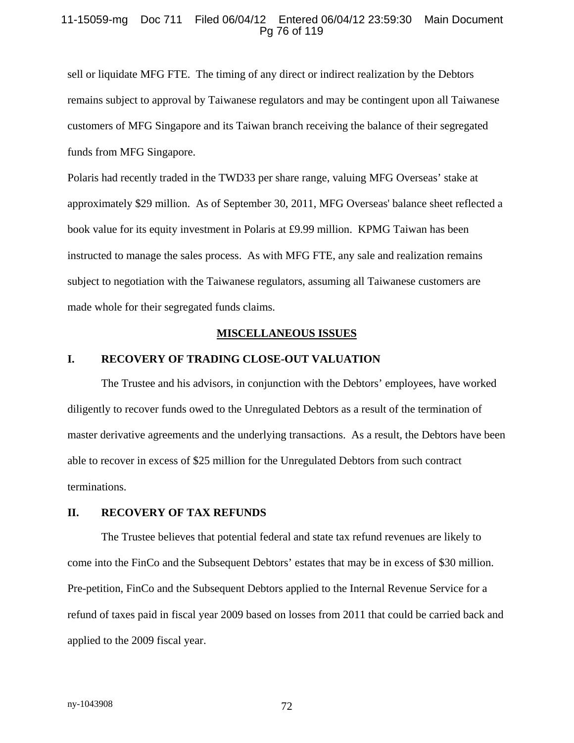sell or liquidate MFG FTE. The timing of any direct or indirect realization by the Debtors remains subject to approval by Taiwanese regulators and may be contingent upon all Taiwanese customers of MFG Singapore and its Taiwan branch receiving the balance of their segregated funds from MFG Singapore.

Polaris had recently traded in the TWD33 per share range, valuing MFG Overseas' stake at approximately $29 million. As of September 30, 2011, MFG Overseas' balance sheet reflected a book value for its equity investment in Polaris at £9.99 million. KPMG Taiwan has been instructed to manage the sales process. As with MFG FTE, any sale and realization remains subject to negotiation with the Taiwanese regulators, assuming all Taiwanese customers are made whole for their segregated funds claims.

## MISCELLANEOUS ISSUES

### I. RECOVERY OF TRADING CLOSE-OUT VALUATION

The Trustee and his advisors, in conjunction with the Debtors' employees, have worked diligently to recover funds owed to the Unregulated Debtors as a result of the termination of master derivative agreements and the underlying transactions. As a result, the Debtors have been able to recover in excess of $25 million for the Unregulated Debtors from such contract terminations.

### II. RECOVERY OF TAX REFUNDS

The Trustee believes that potential federal and state tax refund revenues are likely to come into the FinCo and the Subsequent Debtors' estates that may be in excess of $30 million. Pre-petition, FinCo and the Subsequent Debtors applied to the Internal Revenue Service for a refund of taxes paid in fiscal year 2009 based on losses from 2011 that could be carried back and applied to the 2009 fiscal year.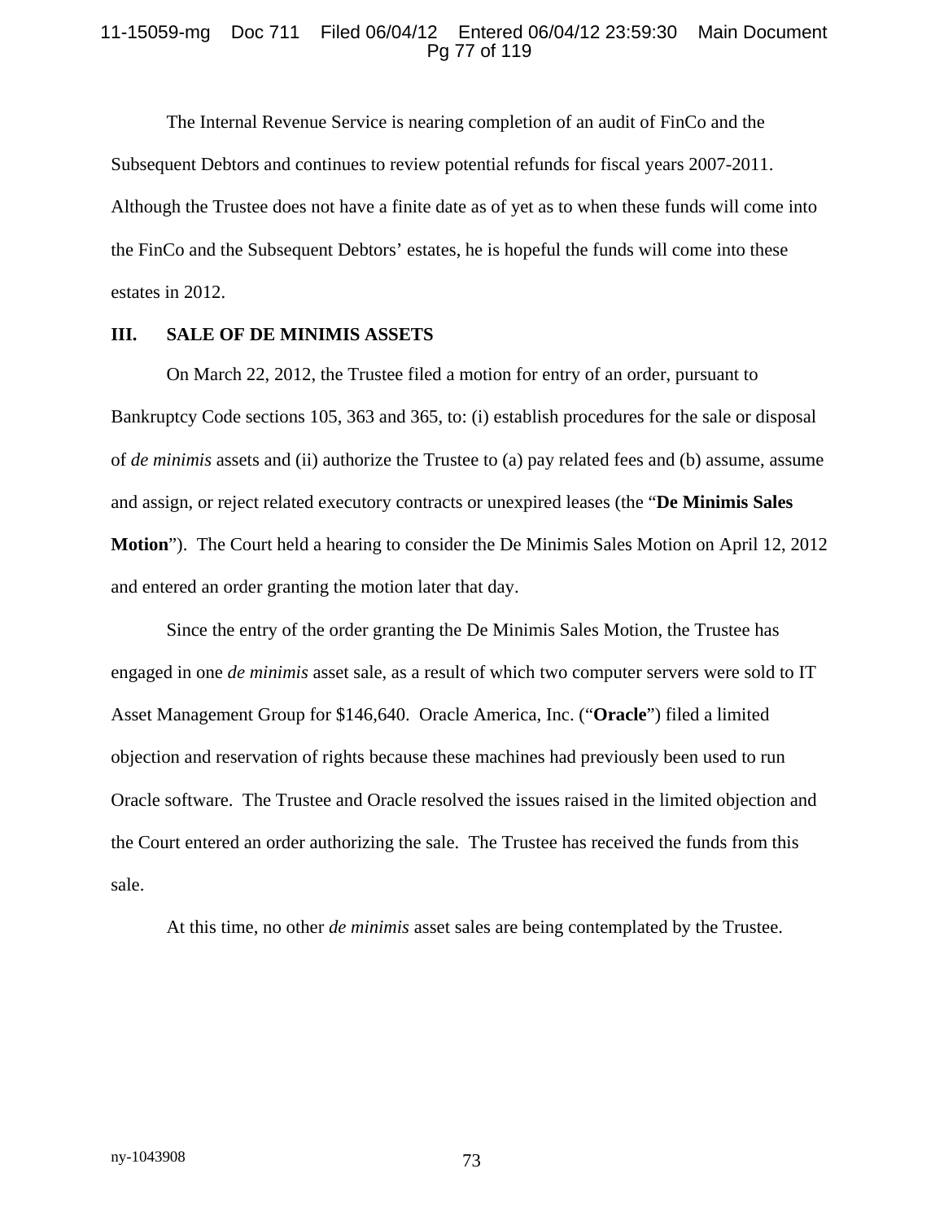The Internal Revenue Service is nearing completion of an audit of FinCo and the Subsequent Debtors and continues to review potential refunds for fiscal years 2007-2011. Although the Trustee does not have a finite date as of yet as to when these funds will come into the FinCo and the Subsequent Debtors' estates, he is hopeful the funds will come into these estates in 2012.

## III. SALE OF DE MINIMIS ASSETS

On March 22, 2012, the Trustee filed a motion for entry of an order, pursuant to Bankruptcy Code sections 105, 363 and 365, to: (i) establish procedures for the sale or disposal of *de minimis* assets and (ii) authorize the Trustee to (a) pay related fees and (b) assume, assume and assign, or reject related executory contracts or unexpired leases (the "**De Minimis Sales Motion**"). The Court held a hearing to consider the De Minimis Sales Motion on April 12, 2012 and entered an order granting the motion later that day.

Since the entry of the order granting the De Minimis Sales Motion, the Trustee has engaged in one *de minimis* asset sale, as a result of which two computer servers were sold to IT Asset Management Group for $146,640. Oracle America, Inc. ("**Oracle**") filed a limited objection and reservation of rights because these machines had previously been used to run Oracle software. The Trustee and Oracle resolved the issues raised in the limited objection and the Court entered an order authorizing the sale. The Trustee has received the funds from this sale.

At this time, no other *de minimis* asset sales are being contemplated by the Trustee.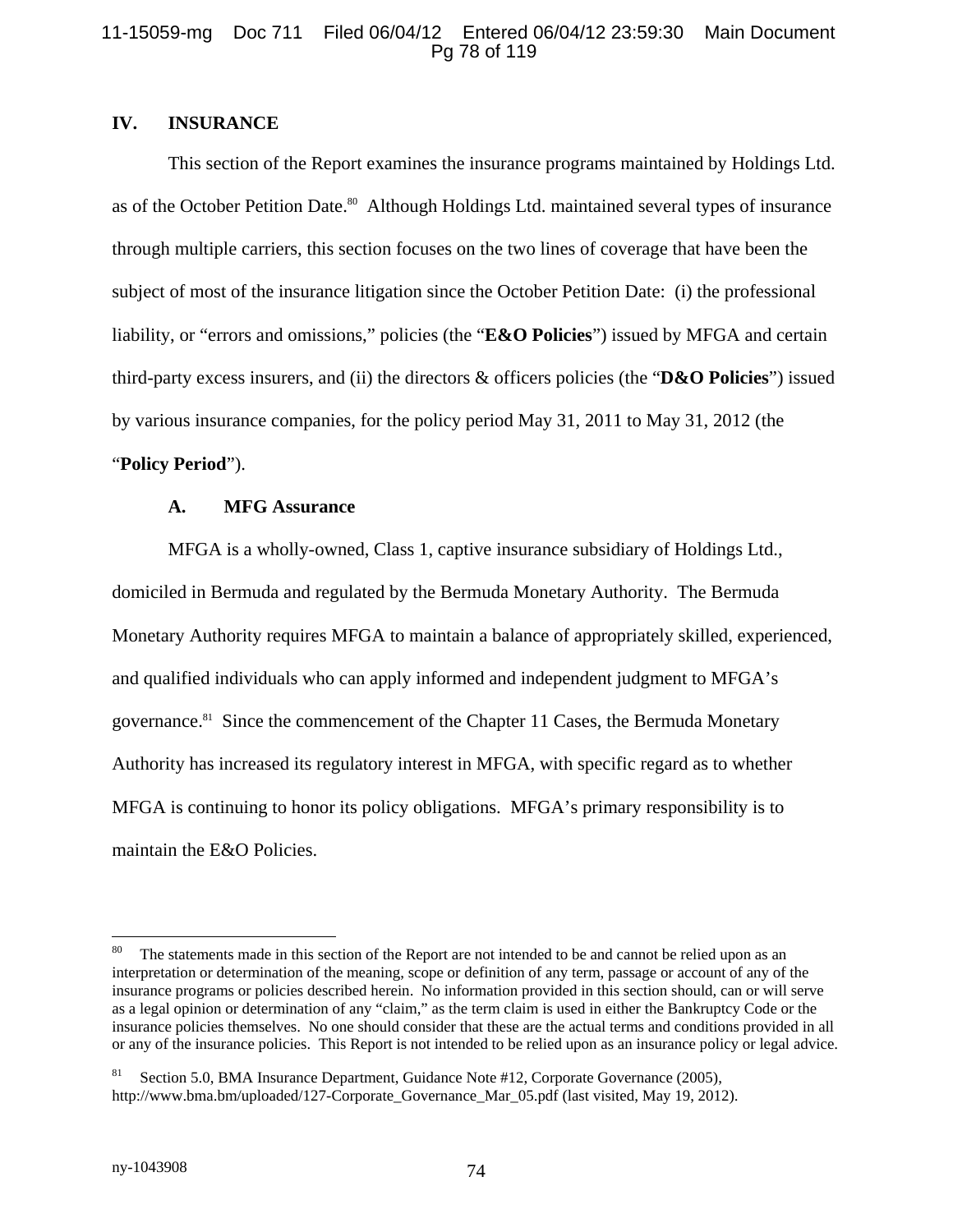## IV. INSURANCE

This section of the Report examines the insurance programs maintained by Holdings Ltd. as of the October Petition Date.[80] Although Holdings Ltd. maintained several types of insurance through multiple carriers, this section focuses on the two lines of coverage that have been the subject of most of the insurance litigation since the October Petition Date: (i) the professional liability, or "errors and omissions," policies (the "**E&O Policies**") issued by MFGA and certain third-party excess insurers, and (ii) the directors & officers policies (the "**D&O Policies**") issued by various insurance companies, for the policy period May 31, 2011 to May 31, 2012 (the "**Policy Period**").

### A. MFG Assurance

MFGA is a wholly-owned, Class 1, captive insurance subsidiary of Holdings Ltd., domiciled in Bermuda and regulated by the Bermuda Monetary Authority. The Bermuda Monetary Authority requires MFGA to maintain a balance of appropriately skilled, experienced, and qualified individuals who can apply informed and independent judgment to MFGA's governance.[81] Since the commencement of the Chapter 11 Cases, the Bermuda Monetary Authority has increased its regulatory interest in MFGA, with specific regard as to whether MFGA is continuing to honor its policy obligations. MFGA's primary responsibility is to maintain the E&O Policies.

---

[80] The statements made in this section of the Report are not intended to be and cannot be relied upon as an interpretation or determination of the meaning, scope or definition of any term, passage or account of any of the insurance programs or policies described herein. No information provided in this section should, can or will serve as a legal opinion or determination of any "claim," as the term claim is used in either the Bankruptcy Code or the insurance policies themselves. No one should consider that these are the actual terms and conditions provided in all or any of the insurance policies. This Report is not intended to be relied upon as an insurance policy or legal advice.

[81] Section 5.0, BMA Insurance Department, Guidance Note #12, Corporate Governance (2005), http://www.bma.bm/uploaded/127-Corporate_Governance_Mar_05.pdf (last visited, May 19, 2012).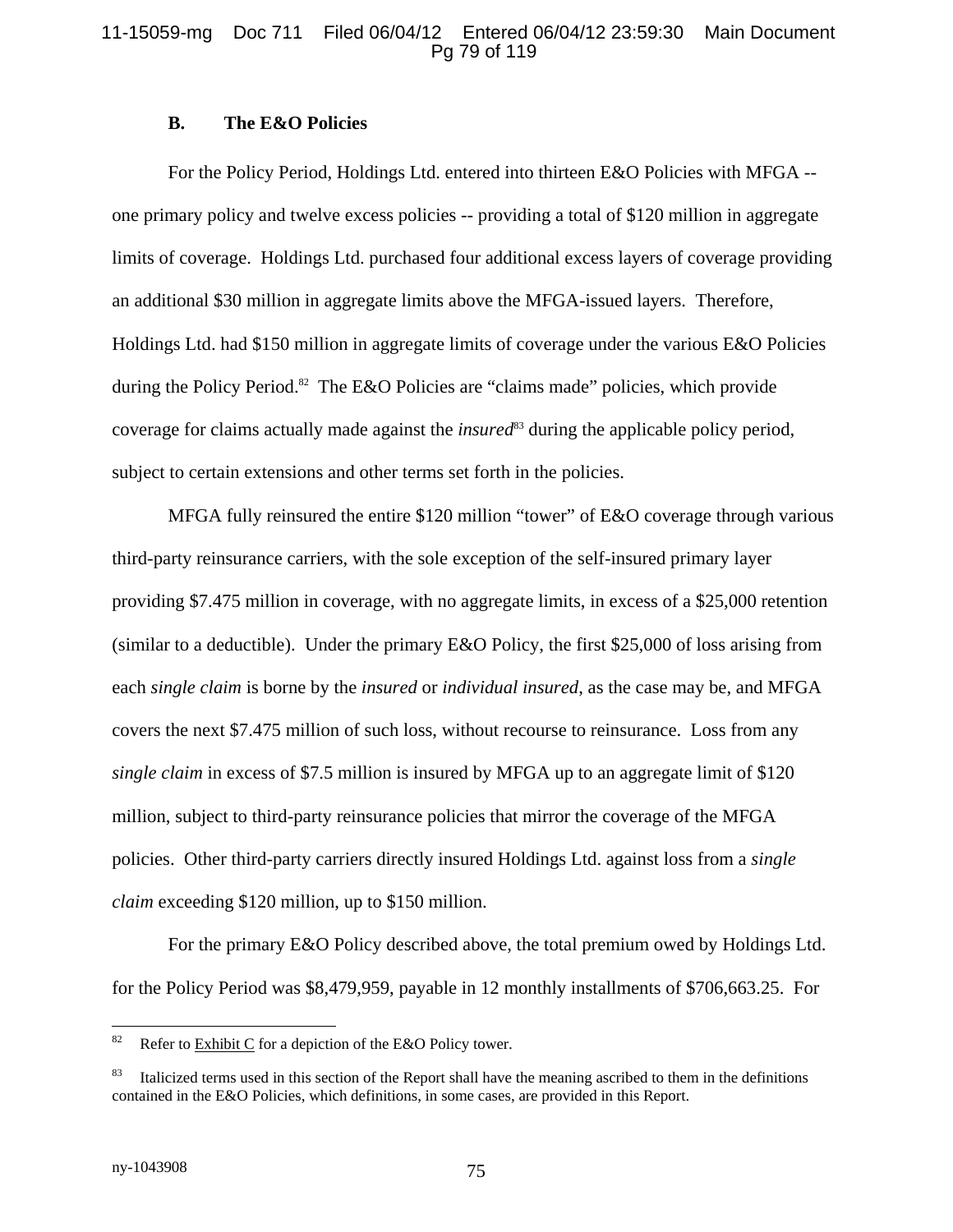### B. The E&O Policies

For the Policy Period, Holdings Ltd. entered into thirteen E&O Policies with MFGA -- one primary policy and twelve excess policies -- providing a total of $120 million in aggregate limits of coverage. Holdings Ltd. purchased four additional excess layers of coverage providing an additional $30 million in aggregate limits above the MFGA-issued layers. Therefore, Holdings Ltd. had $150 million in aggregate limits of coverage under the various E&O Policies during the Policy Period.[82] The E&O Policies are "claims made" policies, which provide coverage for claims actually made against the *insured*[83] during the applicable policy period, subject to certain extensions and other terms set forth in the policies.

MFGA fully reinsured the entire $120 million "tower" of E&O coverage through various third-party reinsurance carriers, with the sole exception of the self-insured primary layer providing $7.475 million in coverage, with no aggregate limits, in excess of a $25,000 retention (similar to a deductible). Under the primary E&O Policy, the first $25,000 of loss arising from each *single claim* is borne by the *insured* or *individual insured*, as the case may be, and MFGA covers the next $7.475 million of such loss, without recourse to reinsurance. Loss from any *single claim* in excess of $7.5 million is insured by MFGA up to an aggregate limit of $120 million, subject to third-party reinsurance policies that mirror the coverage of the MFGA policies. Other third-party carriers directly insured Holdings Ltd. against loss from a *single claim* exceeding $120 million, up to $150 million.

For the primary E&O Policy described above, the total premium owed by Holdings Ltd. for the Policy Period was $8,479,959, payable in 12 monthly installments of $706,663.25. For

---

[82] Refer to Exhibit C for a depiction of the E&O Policy tower.

[83] Italicized terms used in this section of the Report shall have the meaning ascribed to them in the definitions contained in the E&O Policies, which definitions, in some cases, are provided in this Report.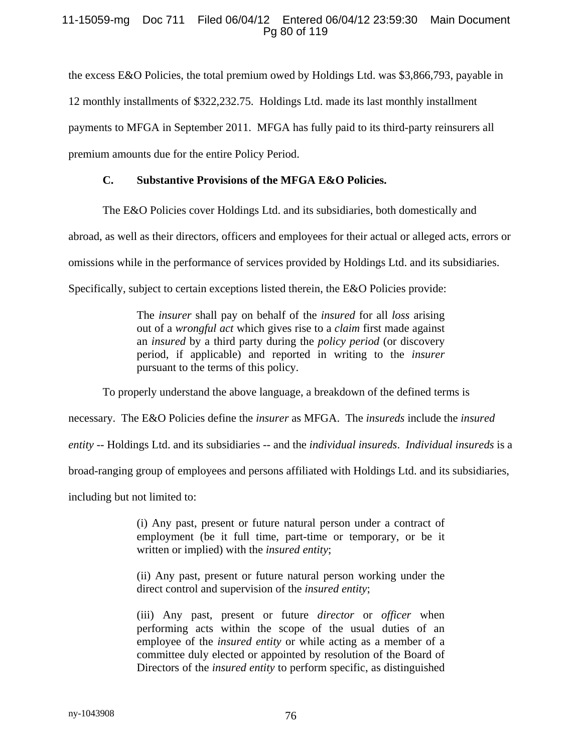the excess E&O Policies, the total premium owed by Holdings Ltd. was $3,866,793, payable in 12 monthly installments of $322,232.75. Holdings Ltd. made its last monthly installment payments to MFGA in September 2011. MFGA has fully paid to its third-party reinsurers all premium amounts due for the entire Policy Period.

### C. Substantive Provisions of the MFGA E&O Policies.

The E&O Policies cover Holdings Ltd. and its subsidiaries, both domestically and abroad, as well as their directors, officers and employees for their actual or alleged acts, errors or omissions while in the performance of services provided by Holdings Ltd. and its subsidiaries. Specifically, subject to certain exceptions listed therein, the E&O Policies provide:

> The *insurer* shall pay on behalf of the *insured* for all *loss* arising out of a *wrongful act* which gives rise to a *claim* first made against an *insured* by a third party during the *policy period* (or discovery period, if applicable) and reported in writing to the *insurer* pursuant to the terms of this policy.

To properly understand the above language, a breakdown of the defined terms is necessary. The E&O Policies define the *insurer* as MFGA. The *insureds* include the *insured entity* -- Holdings Ltd. and its subsidiaries -- and the *individual insureds*. *Individual insureds* is a broad-ranging group of employees and persons affiliated with Holdings Ltd. and its subsidiaries, including but not limited to:

> (i) Any past, present or future natural person under a contract of employment (be it full time, part-time or temporary, or be it written or implied) with the *insured entity*;
>
> (ii) Any past, present or future natural person working under the direct control and supervision of the *insured entity*;
>
> (iii) Any past, present or future *director* or *officer* when performing acts within the scope of the usual duties of an employee of the *insured entity* or while acting as a member of a committee duly elected or appointed by resolution of the Board of Directors of the *insured entity* to perform specific, as distinguished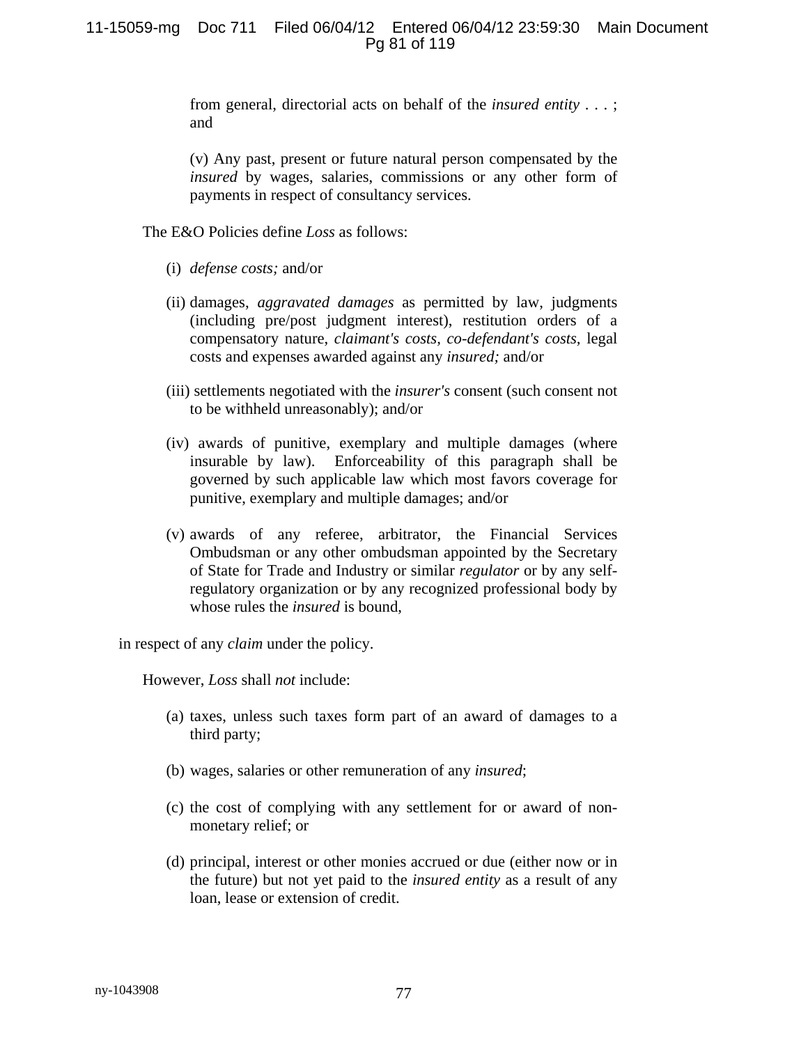from general, directorial acts on behalf of the *insured entity* . . . ; and

(v) Any past, present or future natural person compensated by the *insured* by wages, salaries, commissions or any other form of payments in respect of consultancy services.

The E&O Policies define *Loss* as follows:

(i) *defense costs;* and/or

(ii) damages, *aggravated damages* as permitted by law, judgments (including pre/post judgment interest), restitution orders of a compensatory nature, *claimant's costs, co-defendant's costs,* legal costs and expenses awarded against any *insured;* and/or

(iii) settlements negotiated with the *insurer's* consent (such consent not to be withheld unreasonably); and/or

(iv) awards of punitive, exemplary and multiple damages (where insurable by law). Enforceability of this paragraph shall be governed by such applicable law which most favors coverage for punitive, exemplary and multiple damages; and/or

(v) awards of any referee, arbitrator, the Financial Services Ombudsman or any other ombudsman appointed by the Secretary of State for Trade and Industry or similar *regulator* or by any self-regulatory organization or by any recognized professional body by whose rules the *insured* is bound,

in respect of any *claim* under the policy.

However, *Loss* shall *not* include:

(a) taxes, unless such taxes form part of an award of damages to a third party;

(b) wages, salaries or other remuneration of any *insured*;

(c) the cost of complying with any settlement for or award of non-monetary relief; or

(d) principal, interest or other monies accrued or due (either now or in the future) but not yet paid to the *insured entity* as a result of any loan, lease or extension of credit.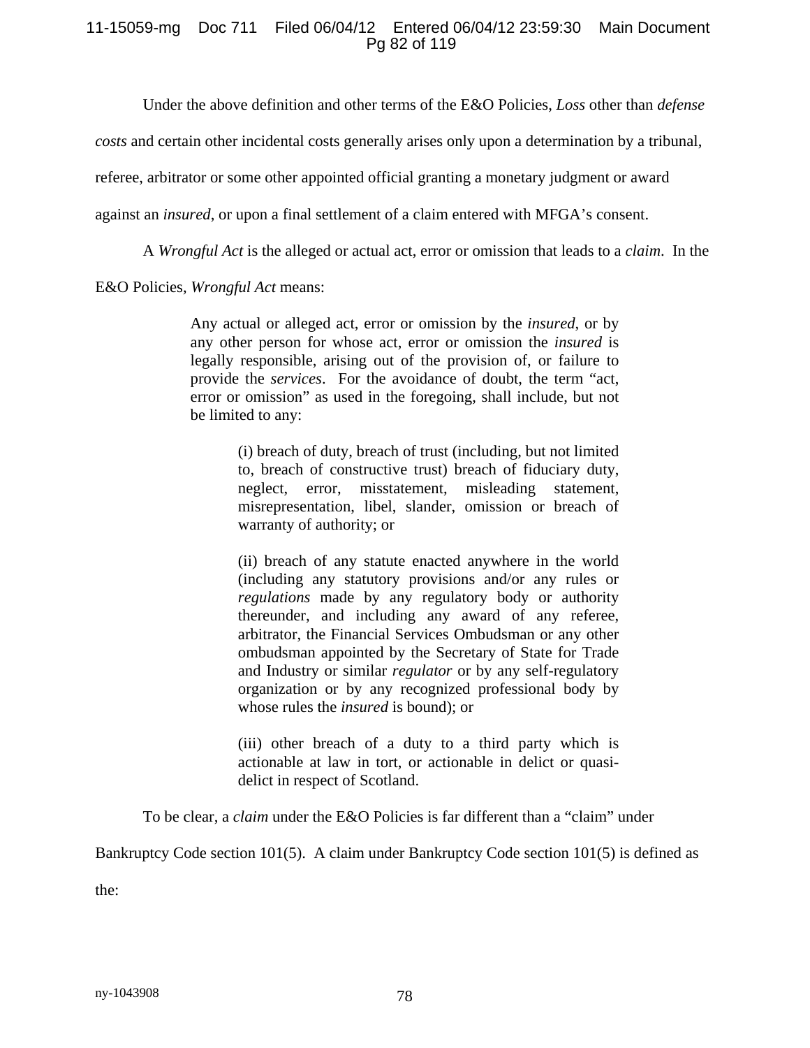Under the above definition and other terms of the E&O Policies, *Loss* other than *defense costs* and certain other incidental costs generally arises only upon a determination by a tribunal, referee, arbitrator or some other appointed official granting a monetary judgment or award against an *insured*, or upon a final settlement of a claim entered with MFGA's consent.

A *Wrongful Act* is the alleged or actual act, error or omission that leads to a *claim*. In the E&O Policies, *Wrongful Act* means:

> Any actual or alleged act, error or omission by the *insured*, or by any other person for whose act, error or omission the *insured* is legally responsible, arising out of the provision of, or failure to provide the *services*. For the avoidance of doubt, the term "act, error or omission" as used in the foregoing, shall include, but not be limited to any:
>
> > (i) breach of duty, breach of trust (including, but not limited to, breach of constructive trust) breach of fiduciary duty, neglect, error, misstatement, misleading statement, misrepresentation, libel, slander, omission or breach of warranty of authority; or
> >
> > (ii) breach of any statute enacted anywhere in the world (including any statutory provisions and/or any rules or *regulations* made by any regulatory body or authority thereunder, and including any award of any referee, arbitrator, the Financial Services Ombudsman or any other ombudsman appointed by the Secretary of State for Trade and Industry or similar *regulator* or by any self-regulatory organization or by any recognized professional body by whose rules the *insured* is bound); or
> >
> > (iii) other breach of a duty to a third party which is actionable at law in tort, or actionable in delict or quasi-delict in respect of Scotland.

To be clear, a *claim* under the E&O Policies is far different than a "claim" under Bankruptcy Code section 101(5). A claim under Bankruptcy Code section 101(5) is defined as the: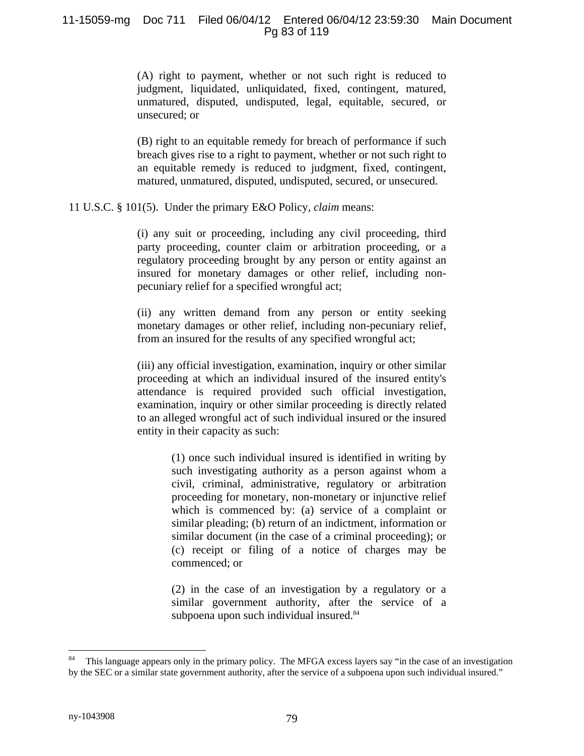> (A) right to payment, whether or not such right is reduced to judgment, liquidated, unliquidated, fixed, contingent, matured, unmatured, disputed, undisputed, legal, equitable, secured, or unsecured; or
>
> (B) right to an equitable remedy for breach of performance if such breach gives rise to a right to payment, whether or not such right to an equitable remedy is reduced to judgment, fixed, contingent, matured, unmatured, disputed, undisputed, secured, or unsecured.

11 U.S.C. § 101(5). Under the primary E&O Policy, *claim* means:

> (i) any suit or proceeding, including any civil proceeding, third party proceeding, counter claim or arbitration proceeding, or a regulatory proceeding brought by any person or entity against an insured for monetary damages or other relief, including non-pecuniary relief for a specified wrongful act;
>
> (ii) any written demand from any person or entity seeking monetary damages or other relief, including non-pecuniary relief, from an insured for the results of any specified wrongful act;
>
> (iii) any official investigation, examination, inquiry or other similar proceeding at which an individual insured of the insured entity's attendance is required provided such official investigation, examination, inquiry or other similar proceeding is directly related to an alleged wrongful act of such individual insured or the insured entity in their capacity as such:
>
> > (1) once such individual insured is identified in writing by such investigating authority as a person against whom a civil, criminal, administrative, regulatory or arbitration proceeding for monetary, non-monetary or injunctive relief which is commenced by: (a) service of a complaint or similar pleading; (b) return of an indictment, information or similar document (in the case of a criminal proceeding); or (c) receipt or filing of a notice of charges may be commenced; or
> >
> > (2) in the case of an investigation by a regulatory or a similar government authority, after the service of a subpoena upon such individual insured.[84]

---

[84] This language appears only in the primary policy. The MFGA excess layers say "in the case of an investigation by the SEC or a similar state government authority, after the service of a subpoena upon such individual insured."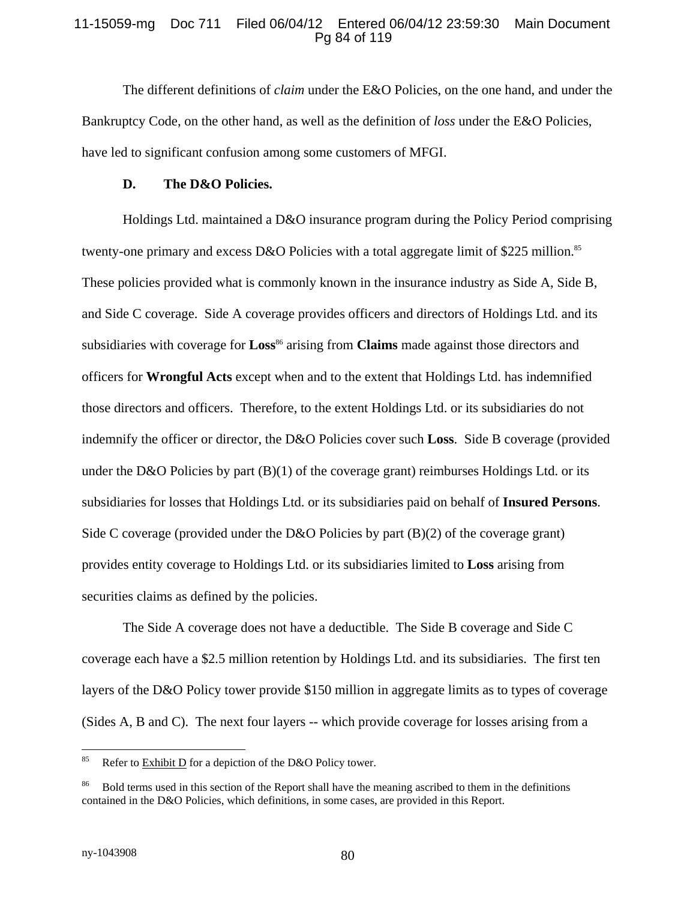The different definitions of *claim* under the E&O Policies, on the one hand, and under the Bankruptcy Code, on the other hand, as well as the definition of *loss* under the E&O Policies, have led to significant confusion among some customers of MFGI.

### D. The D&O Policies.

Holdings Ltd. maintained a D&O insurance program during the Policy Period comprising twenty-one primary and excess D&O Policies with a total aggregate limit of $225 million.[85] These policies provided what is commonly known in the insurance industry as Side A, Side B, and Side C coverage. Side A coverage provides officers and directors of Holdings Ltd. and its subsidiaries with coverage for **Loss**[86] arising from **Claims** made against those directors and officers for **Wrongful Acts** except when and to the extent that Holdings Ltd. has indemnified those directors and officers. Therefore, to the extent Holdings Ltd. or its subsidiaries do not indemnify the officer or director, the D&O Policies cover such **Loss**. Side B coverage (provided under the D&O Policies by part (B)(1) of the coverage grant) reimburses Holdings Ltd. or its subsidiaries for losses that Holdings Ltd. or its subsidiaries paid on behalf of **Insured Persons**. Side C coverage (provided under the D&O Policies by part (B)(2) of the coverage grant) provides entity coverage to Holdings Ltd. or its subsidiaries limited to **Loss** arising from securities claims as defined by the policies.

The Side A coverage does not have a deductible. The Side B coverage and Side C coverage each have a $2.5 million retention by Holdings Ltd. and its subsidiaries. The first ten layers of the D&O Policy tower provide $150 million in aggregate limits as to types of coverage (Sides A, B and C). The next four layers -- which provide coverage for losses arising from a

---

[85] Refer to Exhibit D for a depiction of the D&O Policy tower.

[86] Bold terms used in this section of the Report shall have the meaning ascribed to them in the definitions contained in the D&O Policies, which definitions, in some cases, are provided in this Report.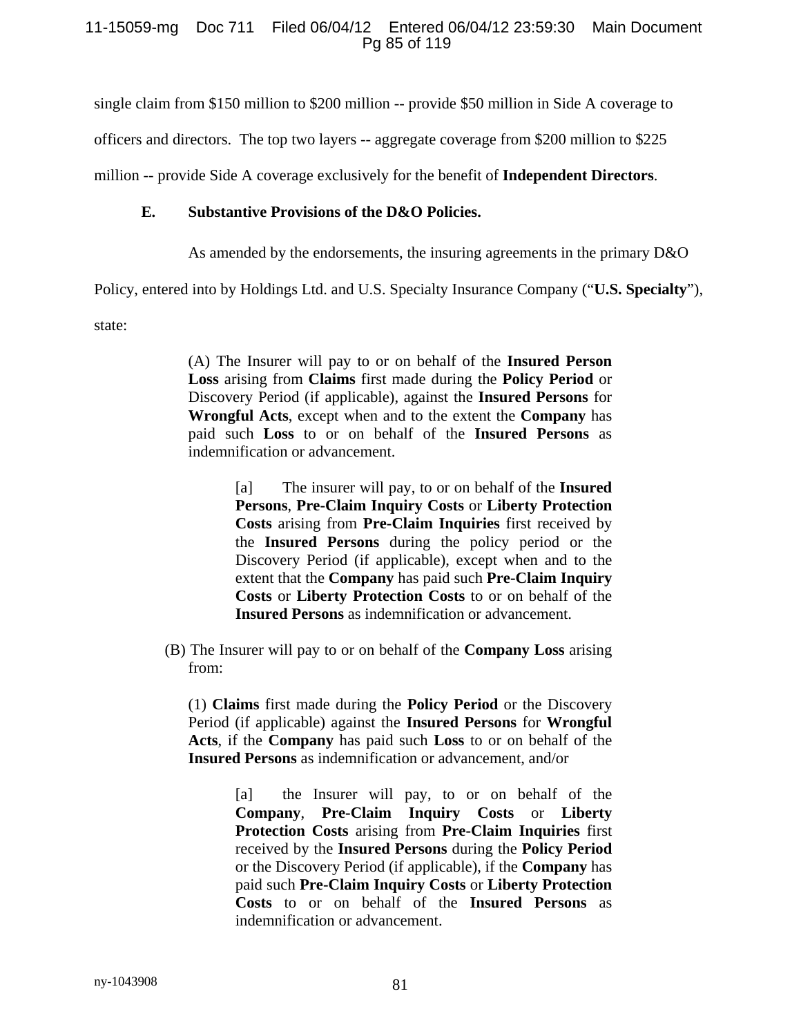single claim from $150 million to $200 million -- provide $50 million in Side A coverage to officers and directors. The top two layers -- aggregate coverage from $200 million to $225 million -- provide Side A coverage exclusively for the benefit of **Independent Directors**.

### E. Substantive Provisions of the D&O Policies.

As amended by the endorsements, the insuring agreements in the primary D&O Policy, entered into by Holdings Ltd. and U.S. Specialty Insurance Company ("**U.S. Specialty**"), state:

> (A) The Insurer will pay to or on behalf of the **Insured Person Loss** arising from **Claims** first made during the **Policy Period** or Discovery Period (if applicable), against the **Insured Persons** for **Wrongful Acts**, except when and to the extent the **Company** has paid such **Loss** to or on behalf of the **Insured Persons** as indemnification or advancement.
>
> > [a] The insurer will pay, to or on behalf of the **Insured Persons**, **Pre-Claim Inquiry Costs** or **Liberty Protection Costs** arising from **Pre-Claim Inquiries** first received by the **Insured Persons** during the policy period or the Discovery Period (if applicable), except when and to the extent that the **Company** has paid such **Pre-Claim Inquiry Costs** or **Liberty Protection Costs** to or on behalf of the **Insured Persons** as indemnification or advancement.
>
> (B) The Insurer will pay to or on behalf of the **Company Loss** arising from:
>
> (1) **Claims** first made during the **Policy Period** or the Discovery Period (if applicable) against the **Insured Persons** for **Wrongful Acts**, if the **Company** has paid such **Loss** to or on behalf of the **Insured Persons** as indemnification or advancement, and/or
>
> > [a] the Insurer will pay, to or on behalf of the **Company**, **Pre-Claim Inquiry Costs** or **Liberty Protection Costs** arising from **Pre-Claim Inquiries** first received by the **Insured Persons** during the **Policy Period** or the Discovery Period (if applicable), if the **Company** has paid such **Pre-Claim Inquiry Costs** or **Liberty Protection Costs** to or on behalf of the **Insured Persons** as indemnification or advancement.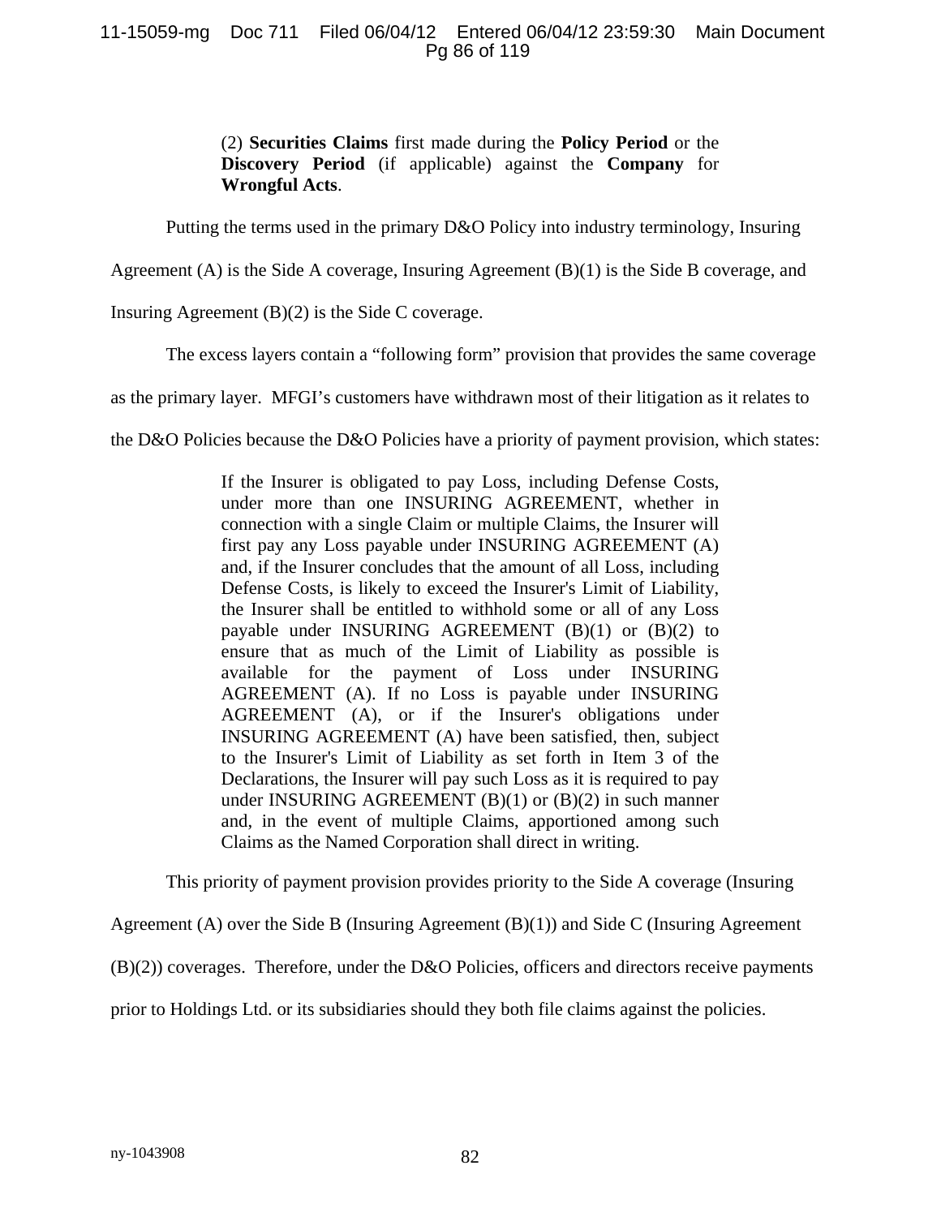> (2) **Securities Claims** first made during the **Policy Period** or the **Discovery Period** (if applicable) against the **Company** for **Wrongful Acts**.

Putting the terms used in the primary D&O Policy into industry terminology, Insuring Agreement (A) is the Side A coverage, Insuring Agreement (B)(1) is the Side B coverage, and Insuring Agreement (B)(2) is the Side C coverage.

The excess layers contain a "following form" provision that provides the same coverage as the primary layer. MFGI's customers have withdrawn most of their litigation as it relates to the D&O Policies because the D&O Policies have a priority of payment provision, which states:

> If the Insurer is obligated to pay Loss, including Defense Costs, under more than one INSURING AGREEMENT, whether in connection with a single Claim or multiple Claims, the Insurer will first pay any Loss payable under INSURING AGREEMENT (A) and, if the Insurer concludes that the amount of all Loss, including Defense Costs, is likely to exceed the Insurer's Limit of Liability, the Insurer shall be entitled to withhold some or all of any Loss payable under INSURING AGREEMENT (B)(1) or (B)(2) to ensure that as much of the Limit of Liability as possible is available for the payment of Loss under INSURING AGREEMENT (A). If no Loss is payable under INSURING AGREEMENT (A), or if the Insurer's obligations under INSURING AGREEMENT (A) have been satisfied, then, subject to the Insurer's Limit of Liability as set forth in Item 3 of the Declarations, the Insurer will pay such Loss as it is required to pay under INSURING AGREEMENT (B)(1) or (B)(2) in such manner and, in the event of multiple Claims, apportioned among such Claims as the Named Corporation shall direct in writing.

This priority of payment provision provides priority to the Side A coverage (Insuring Agreement (A) over the Side B (Insuring Agreement (B)(1)) and Side C (Insuring Agreement (B)(2)) coverages. Therefore, under the D&O Policies, officers and directors receive payments prior to Holdings Ltd. or its subsidiaries should they both file claims against the policies.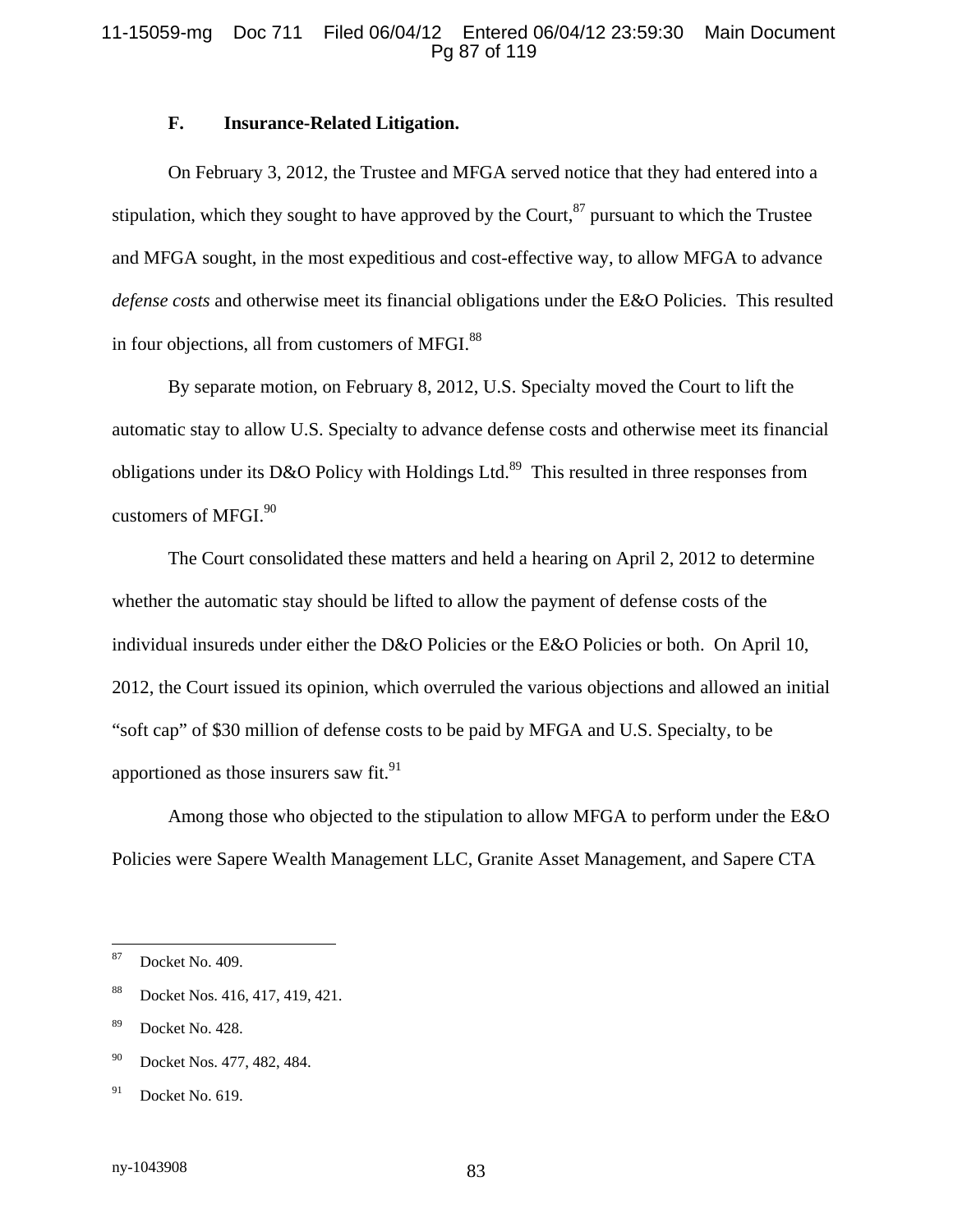### F. Insurance-Related Litigation.

On February 3, 2012, the Trustee and MFGA served notice that they had entered into a stipulation, which they sought to have approved by the Court,[87] pursuant to which the Trustee and MFGA sought, in the most expeditious and cost-effective way, to allow MFGA to advance *defense costs* and otherwise meet its financial obligations under the E&O Policies. This resulted in four objections, all from customers of MFGI.[88]

By separate motion, on February 8, 2012, U.S. Specialty moved the Court to lift the automatic stay to allow U.S. Specialty to advance defense costs and otherwise meet its financial obligations under its D&O Policy with Holdings Ltd.[89] This resulted in three responses from customers of MFGI.[90]

The Court consolidated these matters and held a hearing on April 2, 2012 to determine whether the automatic stay should be lifted to allow the payment of defense costs of the individual insureds under either the D&O Policies or the E&O Policies or both. On April 10, 2012, the Court issued its opinion, which overruled the various objections and allowed an initial "soft cap" of $30 million of defense costs to be paid by MFGA and U.S. Specialty, to be apportioned as those insurers saw fit.[91]

Among those who objected to the stipulation to allow MFGA to perform under the E&O Policies were Sapere Wealth Management LLC, Granite Asset Management, and Sapere CTA

---

[87] Docket No. 409.

[88] Docket Nos. 416, 417, 419, 421.

[89] Docket No. 428.

[90] Docket Nos. 477, 482, 484.

[91] Docket No. 619.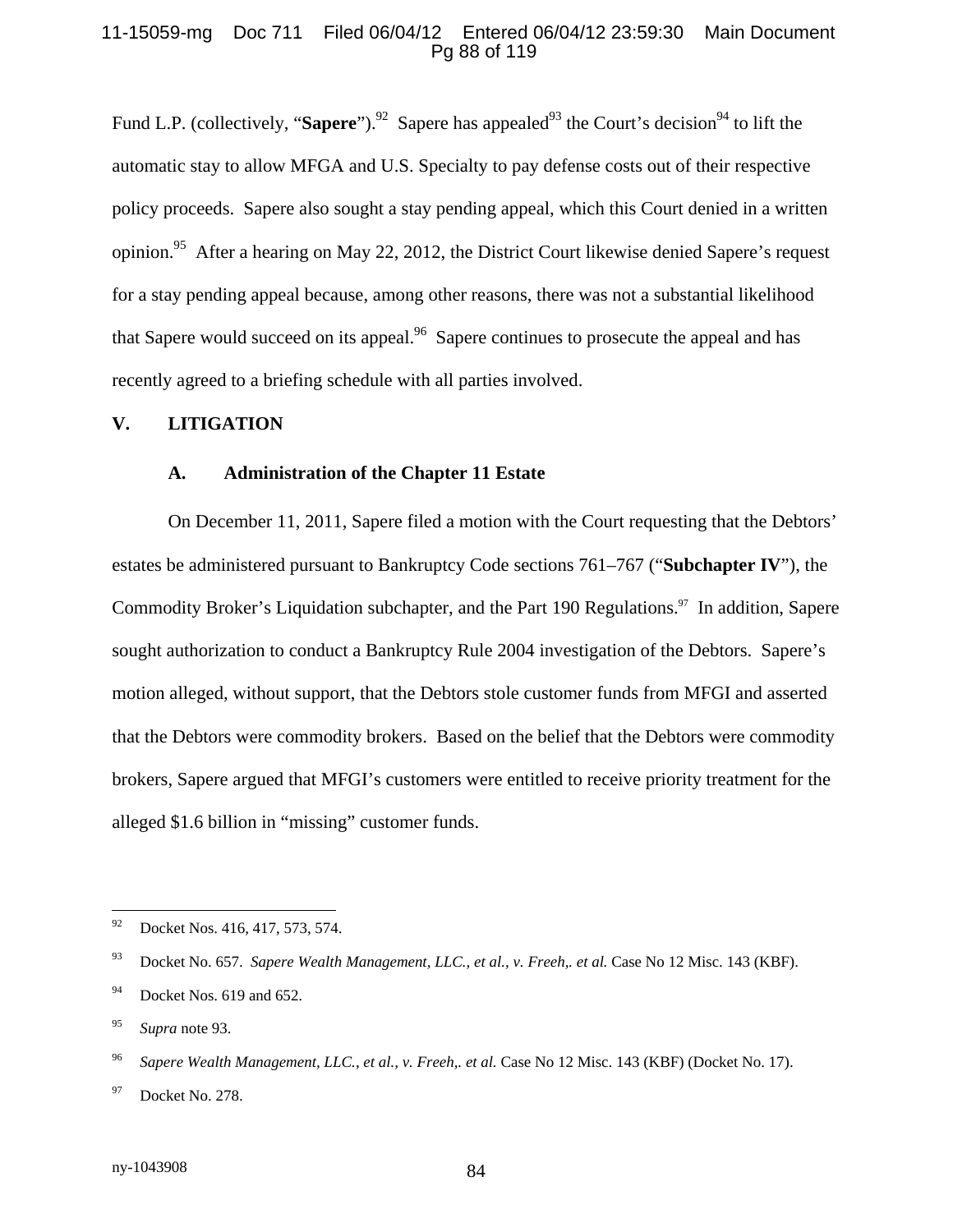Fund L.P. (collectively, "**Sapere**").[92] Sapere has appealed[93] the Court's decision[94] to lift the automatic stay to allow MFGA and U.S. Specialty to pay defense costs out of their respective policy proceeds. Sapere also sought a stay pending appeal, which this Court denied in a written opinion.[95] After a hearing on May 22, 2012, the District Court likewise denied Sapere's request for a stay pending appeal because, among other reasons, there was not a substantial likelihood that Sapere would succeed on its appeal.[96] Sapere continues to prosecute the appeal and has recently agreed to a briefing schedule with all parties involved.

## V. LITIGATION

### A. Administration of the Chapter 11 Estate

On December 11, 2011, Sapere filed a motion with the Court requesting that the Debtors' estates be administered pursuant to Bankruptcy Code sections 761–767 ("**Subchapter IV**"), the Commodity Broker's Liquidation subchapter, and the Part 190 Regulations.[97] In addition, Sapere sought authorization to conduct a Bankruptcy Rule 2004 investigation of the Debtors. Sapere's motion alleged, without support, that the Debtors stole customer funds from MFGI and asserted that the Debtors were commodity brokers. Based on the belief that the Debtors were commodity brokers, Sapere argued that MFGI's customers were entitled to receive priority treatment for the alleged $1.6 billion in "missing" customer funds.

---

[92] Docket Nos. 416, 417, 573, 574.

[93] Docket No. 657. *Sapere Wealth Management, LLC., et al., v. Freeh,. et al.* Case No 12 Misc. 143 (KBF).

[94] Docket Nos. 619 and 652.

[95] *Supra* note 93.

[96] *Sapere Wealth Management, LLC., et al., v. Freeh,. et al.* Case No 12 Misc. 143 (KBF) (Docket No. 17).

[97] Docket No. 278.

ny-1043908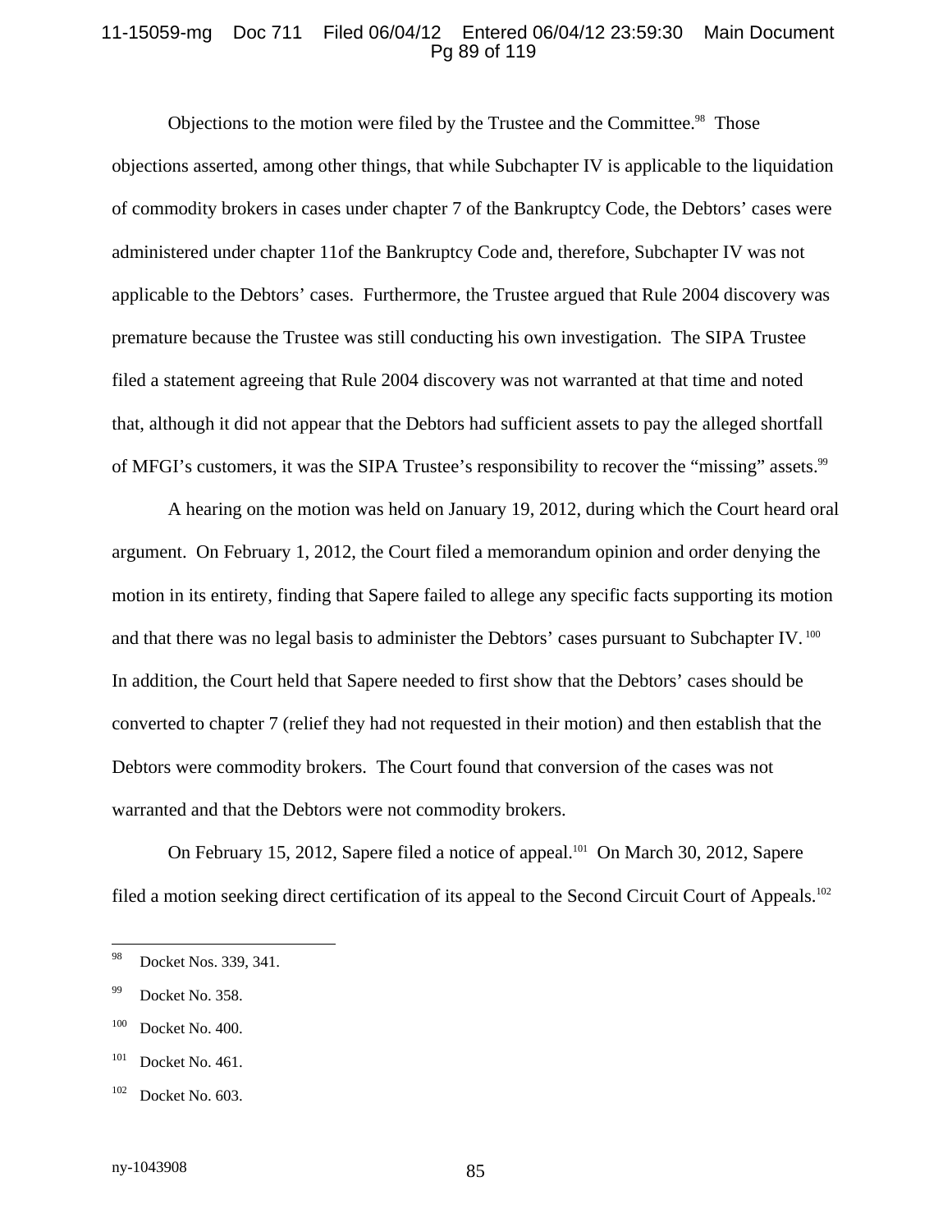Objections to the motion were filed by the Trustee and the Committee.[98] Those objections asserted, among other things, that while Subchapter IV is applicable to the liquidation of commodity brokers in cases under chapter 7 of the Bankruptcy Code, the Debtors' cases were administered under chapter 11of the Bankruptcy Code and, therefore, Subchapter IV was not applicable to the Debtors' cases. Furthermore, the Trustee argued that Rule 2004 discovery was premature because the Trustee was still conducting his own investigation. The SIPA Trustee filed a statement agreeing that Rule 2004 discovery was not warranted at that time and noted that, although it did not appear that the Debtors had sufficient assets to pay the alleged shortfall of MFGI's customers, it was the SIPA Trustee's responsibility to recover the "missing" assets.[99]

A hearing on the motion was held on January 19, 2012, during which the Court heard oral argument. On February 1, 2012, the Court filed a memorandum opinion and order denying the motion in its entirety, finding that Sapere failed to allege any specific facts supporting its motion and that there was no legal basis to administer the Debtors' cases pursuant to Subchapter IV.[100] In addition, the Court held that Sapere needed to first show that the Debtors' cases should be converted to chapter 7 (relief they had not requested in their motion) and then establish that the Debtors were commodity brokers. The Court found that conversion of the cases was not warranted and that the Debtors were not commodity brokers.

On February 15, 2012, Sapere filed a notice of appeal.[101] On March 30, 2012, Sapere filed a motion seeking direct certification of its appeal to the Second Circuit Court of Appeals.[102]

---

[98] Docket Nos. 339, 341.

[99] Docket No. 358.

[100] Docket No. 400.

[101] Docket No. 461.

[102] Docket No. 603.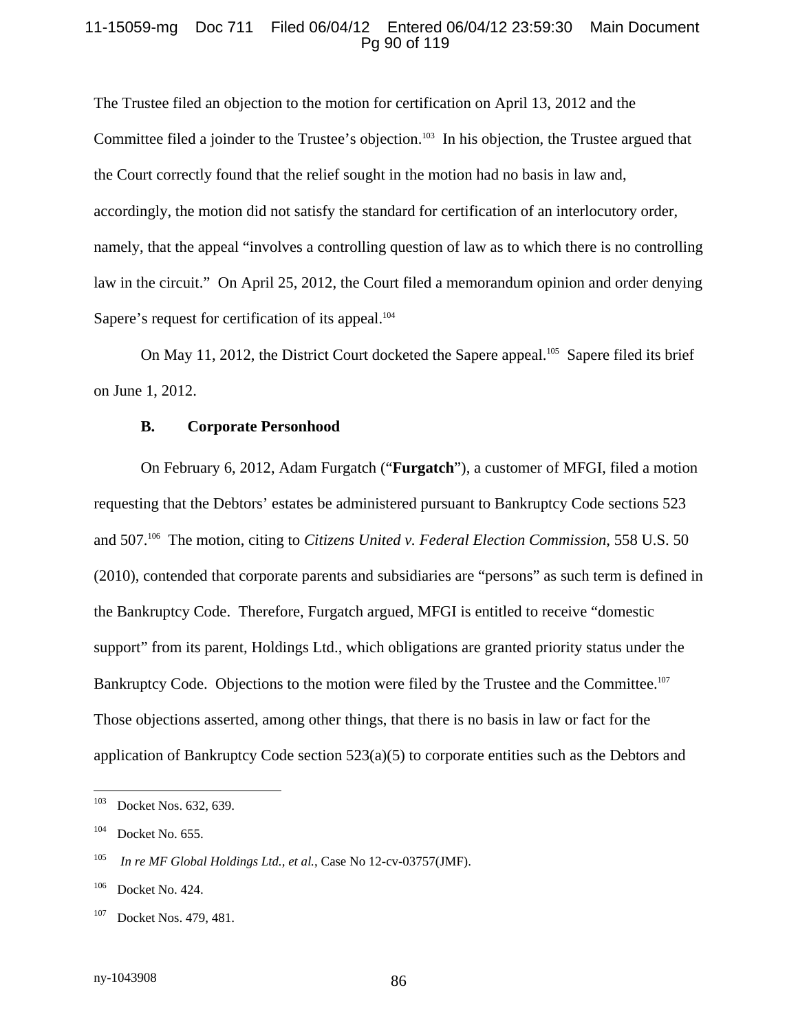The Trustee filed an objection to the motion for certification on April 13, 2012 and the Committee filed a joinder to the Trustee's objection.[103] In his objection, the Trustee argued that the Court correctly found that the relief sought in the motion had no basis in law and, accordingly, the motion did not satisfy the standard for certification of an interlocutory order, namely, that the appeal "involves a controlling question of law as to which there is no controlling law in the circuit." On April 25, 2012, the Court filed a memorandum opinion and order denying Sapere's request for certification of its appeal.[104]

On May 11, 2012, the District Court docketed the Sapere appeal.[105] Sapere filed its brief on June 1, 2012.

### B. Corporate Personhood

On February 6, 2012, Adam Furgatch ("**Furgatch**"), a customer of MFGI, filed a motion requesting that the Debtors' estates be administered pursuant to Bankruptcy Code sections 523 and 507.[106] The motion, citing to *Citizens United v. Federal Election Commission*, 558 U.S. 50 (2010), contended that corporate parents and subsidiaries are "persons" as such term is defined in the Bankruptcy Code. Therefore, Furgatch argued, MFGI is entitled to receive "domestic support" from its parent, Holdings Ltd., which obligations are granted priority status under the Bankruptcy Code. Objections to the motion were filed by the Trustee and the Committee.[107] Those objections asserted, among other things, that there is no basis in law or fact for the application of Bankruptcy Code section 523(a)(5) to corporate entities such as the Debtors and

---

[103] Docket Nos. 632, 639.

[104] Docket No. 655.

[105] *In re MF Global Holdings Ltd., et al.*, Case No 12-cv-03757(JMF).

[106] Docket No. 424.

[107] Docket Nos. 479, 481.

ny-1043908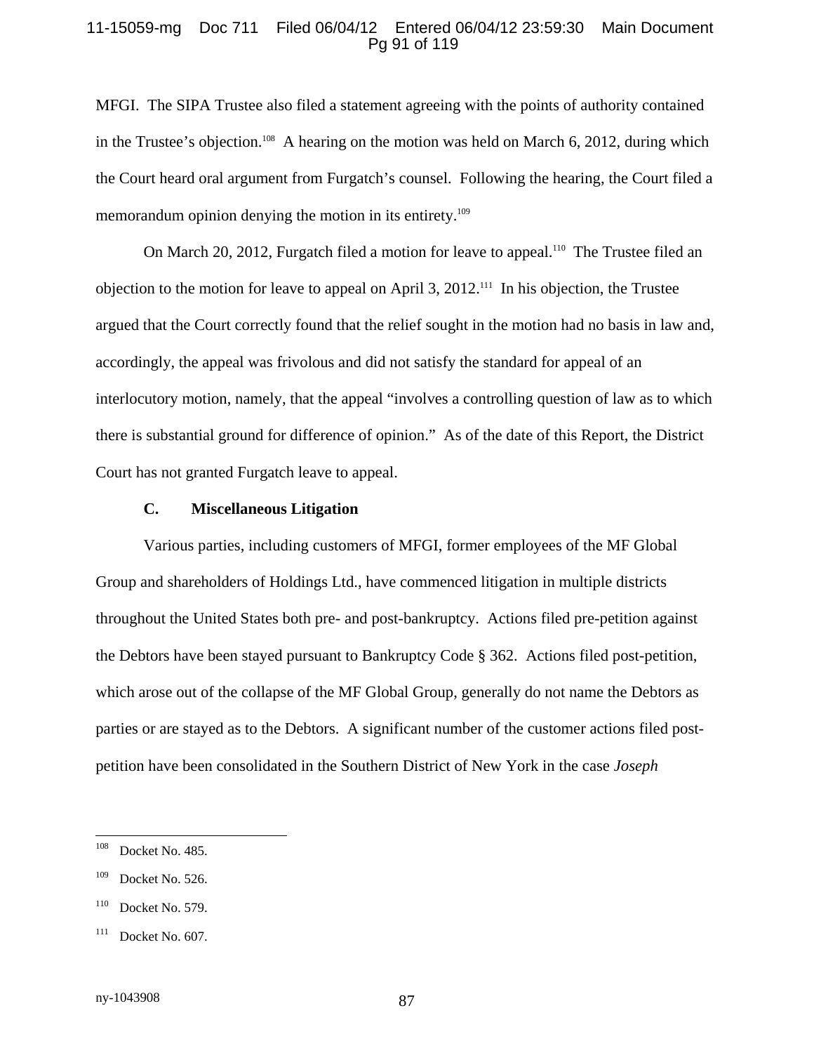MFGI. The SIPA Trustee also filed a statement agreeing with the points of authority contained in the Trustee's objection.[108] A hearing on the motion was held on March 6, 2012, during which the Court heard oral argument from Furgatch's counsel. Following the hearing, the Court filed a memorandum opinion denying the motion in its entirety.[109]

On March 20, 2012, Furgatch filed a motion for leave to appeal.[110] The Trustee filed an objection to the motion for leave to appeal on April 3, 2012.[111] In his objection, the Trustee argued that the Court correctly found that the relief sought in the motion had no basis in law and, accordingly, the appeal was frivolous and did not satisfy the standard for appeal of an interlocutory motion, namely, that the appeal "involves a controlling question of law as to which there is substantial ground for difference of opinion." As of the date of this Report, the District Court has not granted Furgatch leave to appeal.

### C. Miscellaneous Litigation

Various parties, including customers of MFGI, former employees of the MF Global Group and shareholders of Holdings Ltd., have commenced litigation in multiple districts throughout the United States both pre- and post-bankruptcy. Actions filed pre-petition against the Debtors have been stayed pursuant to Bankruptcy Code § 362. Actions filed post-petition, which arose out of the collapse of the MF Global Group, generally do not name the Debtors as parties or are stayed as to the Debtors. A significant number of the customer actions filed post-petition have been consolidated in the Southern District of New York in the case *Joseph*

---

[108] Docket No. 485.

[109] Docket No. 526.

[110] Docket No. 579.

[111] Docket No. 607.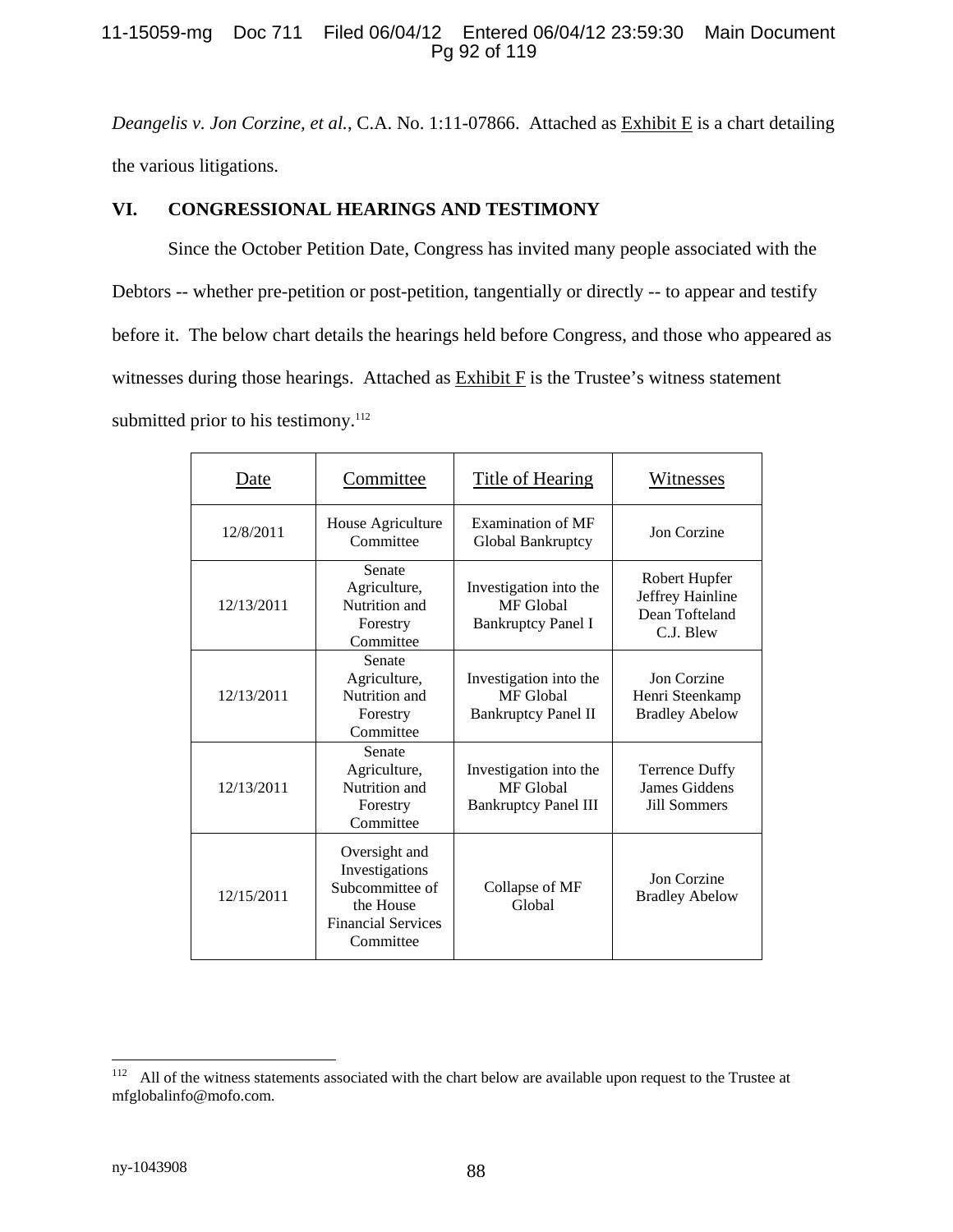*Deangelis v. Jon Corzine, et al.*, C.A. No. 1:11-07866. Attached as Exhibit E is a chart detailing the various litigations.

## VI. CONGRESSIONAL HEARINGS AND TESTIMONY

Since the October Petition Date, Congress has invited many people associated with the Debtors -- whether pre-petition or post-petition, tangentially or directly -- to appear and testify before it. The below chart details the hearings held before Congress, and those who appeared as witnesses during those hearings. Attached as Exhibit F is the Trustee's witness statement submitted prior to his testimony.[112]

| Date | Committee | Title of Hearing | Witnesses |
|---|---|---|---|
| 12/8/2011 | House Agriculture Committee | Examination of MF Global Bankruptcy | Jon Corzine |
| 12/13/2011 | Senate Agriculture, Nutrition and Forestry Committee | Investigation into the MF Global Bankruptcy Panel I | Robert Hupfer<br>Jeffrey Hainline<br>Dean Tofteland<br>C.J. Blew |
| 12/13/2011 | Senate Agriculture, Nutrition and Forestry Committee | Investigation into the MF Global Bankruptcy Panel II | Jon Corzine<br>Henri Steenkamp<br>Bradley Abelow |
| 12/13/2011 | Senate Agriculture, Nutrition and Forestry Committee | Investigation into the MF Global Bankruptcy Panel III | Terrence Duffy<br>James Giddens<br>Jill Sommers |
| 12/15/2011 | Oversight and Investigations Subcommittee of the House Financial Services Committee | Collapse of MF Global | Jon Corzine<br>Bradley Abelow |

---

[112] All of the witness statements associated with the chart below are available upon request to the Trustee at mfglobalinfo@mofo.com.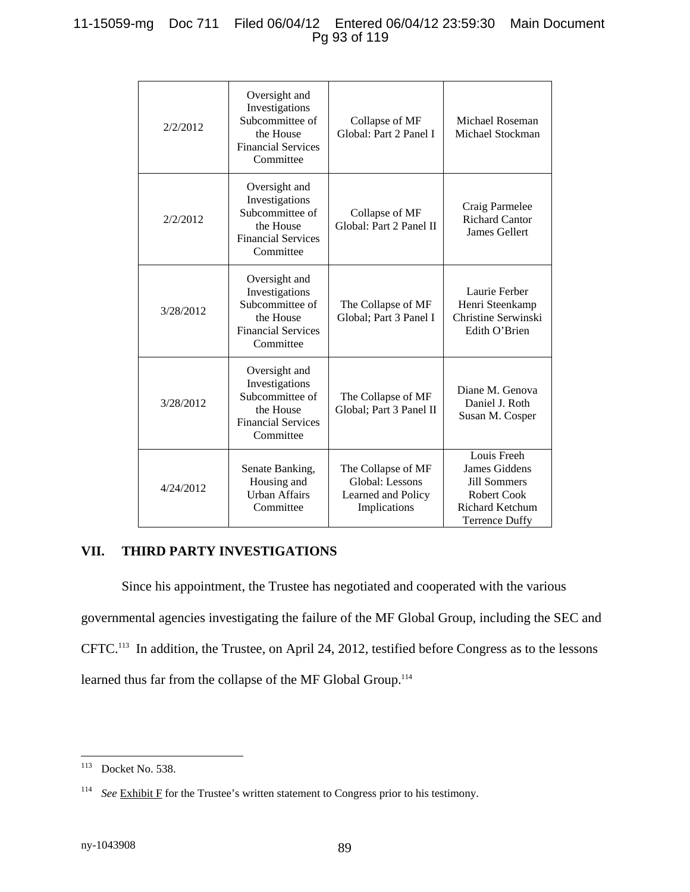| | | | |
|---|---|---|---|
| 2/2/2012 | Oversight and Investigations Subcommittee of the House Financial Services Committee | Collapse of MF Global: Part 2 Panel I | Michael Roseman<br>Michael Stockman |
| 2/2/2012 | Oversight and Investigations Subcommittee of the House Financial Services Committee | Collapse of MF Global: Part 2 Panel II | Craig Parmelee<br>Richard Cantor<br>James Gellert |
| 3/28/2012 | Oversight and Investigations Subcommittee of the House Financial Services Committee | The Collapse of MF Global; Part 3 Panel I | Laurie Ferber<br>Henri Steenkamp<br>Christine Serwinski<br>Edith O'Brien |
| 3/28/2012 | Oversight and Investigations Subcommittee of the House Financial Services Committee | The Collapse of MF Global; Part 3 Panel II | Diane M. Genova<br>Daniel J. Roth<br>Susan M. Cosper |
| 4/24/2012 | Senate Banking, Housing and Urban Affairs Committee | The Collapse of MF Global: Lessons Learned and Policy Implications | Louis Freeh<br>James Giddens<br>Jill Sommers<br>Robert Cook<br>Richard Ketchum<br>Terrence Duffy |

## VII. THIRD PARTY INVESTIGATIONS

Since his appointment, the Trustee has negotiated and cooperated with the various governmental agencies investigating the failure of the MF Global Group, including the SEC and CFTC.[113] In addition, the Trustee, on April 24, 2012, testified before Congress as to the lessons learned thus far from the collapse of the MF Global Group.[114]

---

[113] Docket No. 538.

[114] *See* Exhibit F for the Trustee's written statement to Congress prior to his testimony.

ny-1043908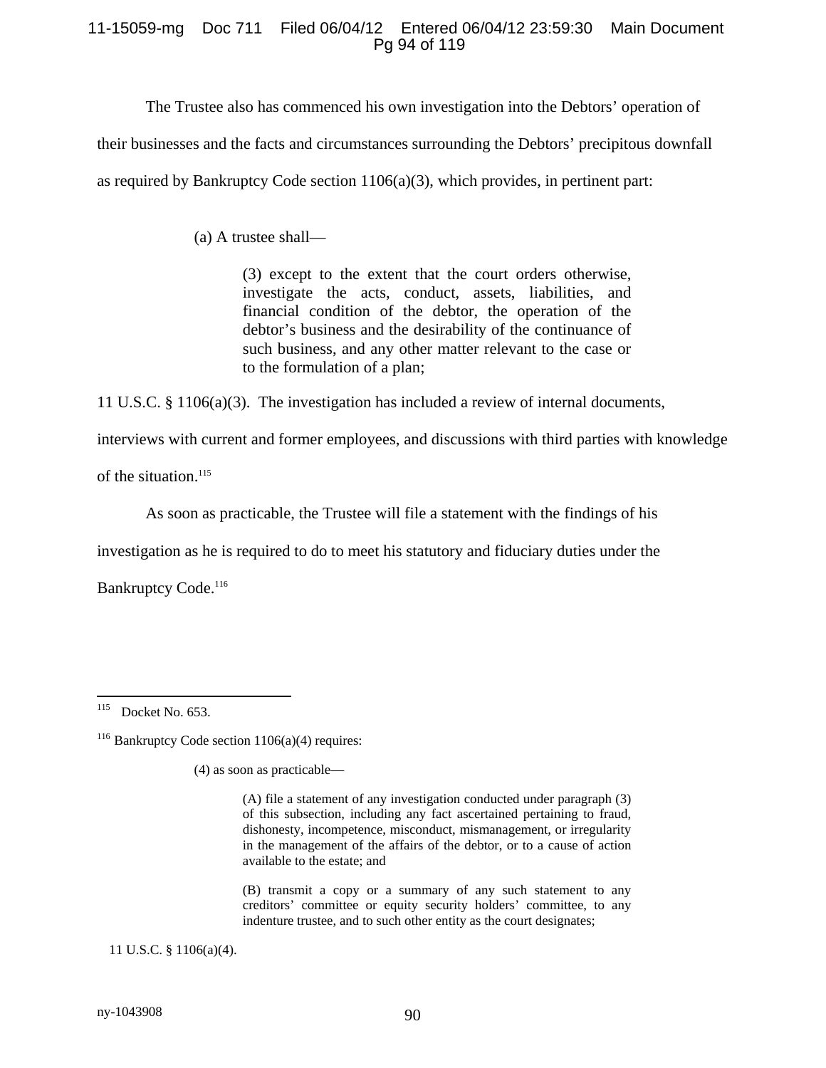The Trustee also has commenced his own investigation into the Debtors' operation of their businesses and the facts and circumstances surrounding the Debtors' precipitous downfall as required by Bankruptcy Code section 1106(a)(3), which provides, in pertinent part:

> (a) A trustee shall—
>
> > (3) except to the extent that the court orders otherwise, investigate the acts, conduct, assets, liabilities, and financial condition of the debtor, the operation of the debtor's business and the desirability of the continuance of such business, and any other matter relevant to the case or to the formulation of a plan;

11 U.S.C. § 1106(a)(3). The investigation has included a review of internal documents, interviews with current and former employees, and discussions with third parties with knowledge of the situation.[115]

As soon as practicable, the Trustee will file a statement with the findings of his investigation as he is required to do to meet his statutory and fiduciary duties under the Bankruptcy Code.[116]

---

[115] Docket No. 653.

[116] Bankruptcy Code section 1106(a)(4) requires:

> (4) as soon as practicable—
>
> > (A) file a statement of any investigation conducted under paragraph (3) of this subsection, including any fact ascertained pertaining to fraud, dishonesty, incompetence, misconduct, mismanagement, or irregularity in the management of the affairs of the debtor, or to a cause of action available to the estate; and
> >
> > (B) transmit a copy or a summary of any such statement to any creditors' committee or equity security holders' committee, to any indenture trustee, and to such other entity as the court designates;

11 U.S.C. § 1106(a)(4).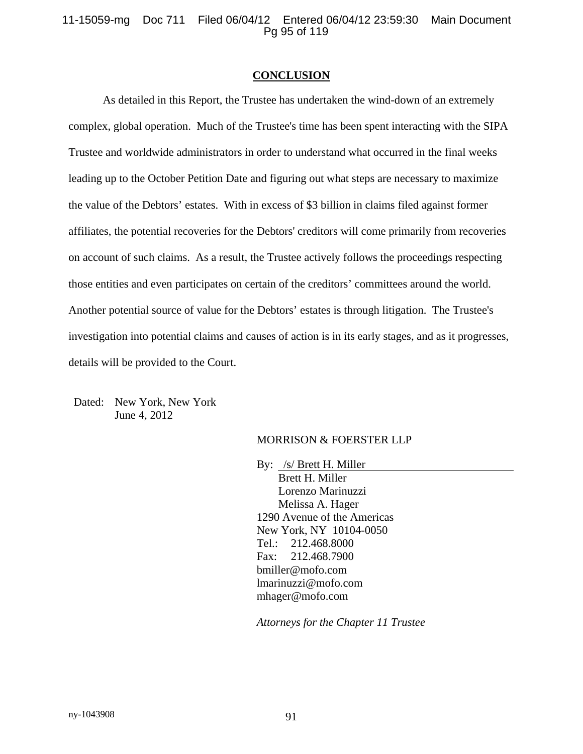## CONCLUSION

As detailed in this Report, the Trustee has undertaken the wind-down of an extremely complex, global operation. Much of the Trustee's time has been spent interacting with the SIPA Trustee and worldwide administrators in order to understand what occurred in the final weeks leading up to the October Petition Date and figuring out what steps are necessary to maximize the value of the Debtors' estates. With in excess of $3 billion in claims filed against former affiliates, the potential recoveries for the Debtors' creditors will come primarily from recoveries on account of such claims. As a result, the Trustee actively follows the proceedings respecting those entities and even participates on certain of the creditors' committees around the world. Another potential source of value for the Debtors' estates is through litigation. The Trustee's investigation into potential claims and causes of action is in its early stages, and as it progresses, details will be provided to the Court.

Dated: New York, New York
June 4, 2012

MORRISON & FOERSTER LLP

By: /s/ Brett H. Miller
Brett H. Miller
Lorenzo Marinuzzi
Melissa A. Hager
1290 Avenue of the Americas
New York, NY 10104-0050
Tel.: 212.468.8000
Fax: 212.468.7900
bmiller@mofo.com
lmarinuzzi@mofo.com
mhager@mofo.com

*Attorneys for the Chapter 11 Trustee*

ny-1043908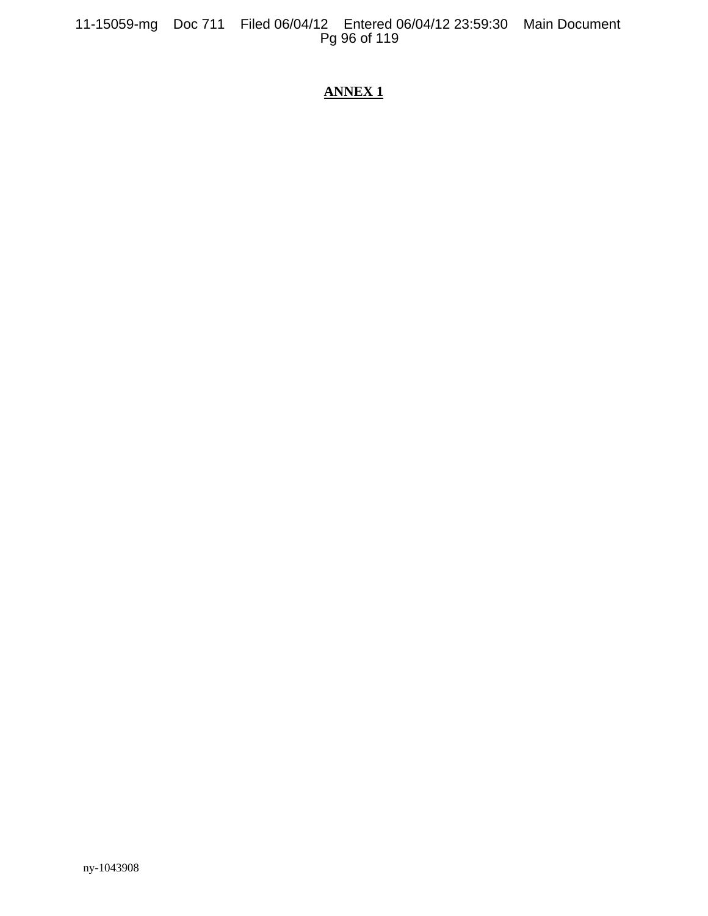**ANNEX 1**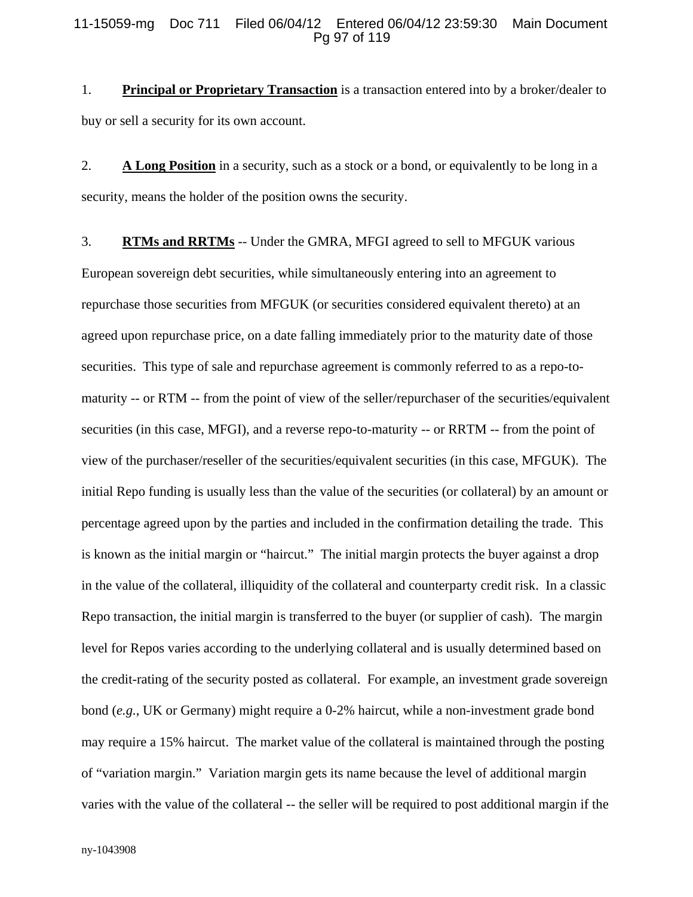1. **<u>Principal or Proprietary Transaction</u>** is a transaction entered into by a broker/dealer to buy or sell a security for its own account.

2. **<u>A Long Position</u>** in a security, such as a stock or a bond, or equivalently to be long in a security, means the holder of the position owns the security.

3. **<u>RTMs and RRTMs</u>** -- Under the GMRA, MFGI agreed to sell to MFGUK various European sovereign debt securities, while simultaneously entering into an agreement to repurchase those securities from MFGUK (or securities considered equivalent thereto) at an agreed upon repurchase price, on a date falling immediately prior to the maturity date of those securities. This type of sale and repurchase agreement is commonly referred to as a repo-to-maturity -- or RTM -- from the point of view of the seller/repurchaser of the securities/equivalent securities (in this case, MFGI), and a reverse repo-to-maturity -- or RRTM -- from the point of view of the purchaser/reseller of the securities/equivalent securities (in this case, MFGUK). The initial Repo funding is usually less than the value of the securities (or collateral) by an amount or percentage agreed upon by the parties and included in the confirmation detailing the trade. This is known as the initial margin or "haircut." The initial margin protects the buyer against a drop in the value of the collateral, illiquidity of the collateral and counterparty credit risk. In a classic Repo transaction, the initial margin is transferred to the buyer (or supplier of cash). The margin level for Repos varies according to the underlying collateral and is usually determined based on the credit-rating of the security posted as collateral. For example, an investment grade sovereign bond (*e.g.*, UK or Germany) might require a 0-2% haircut, while a non-investment grade bond may require a 15% haircut. The market value of the collateral is maintained through the posting of "variation margin." Variation margin gets its name because the level of additional margin varies with the value of the collateral -- the seller will be required to post additional margin if the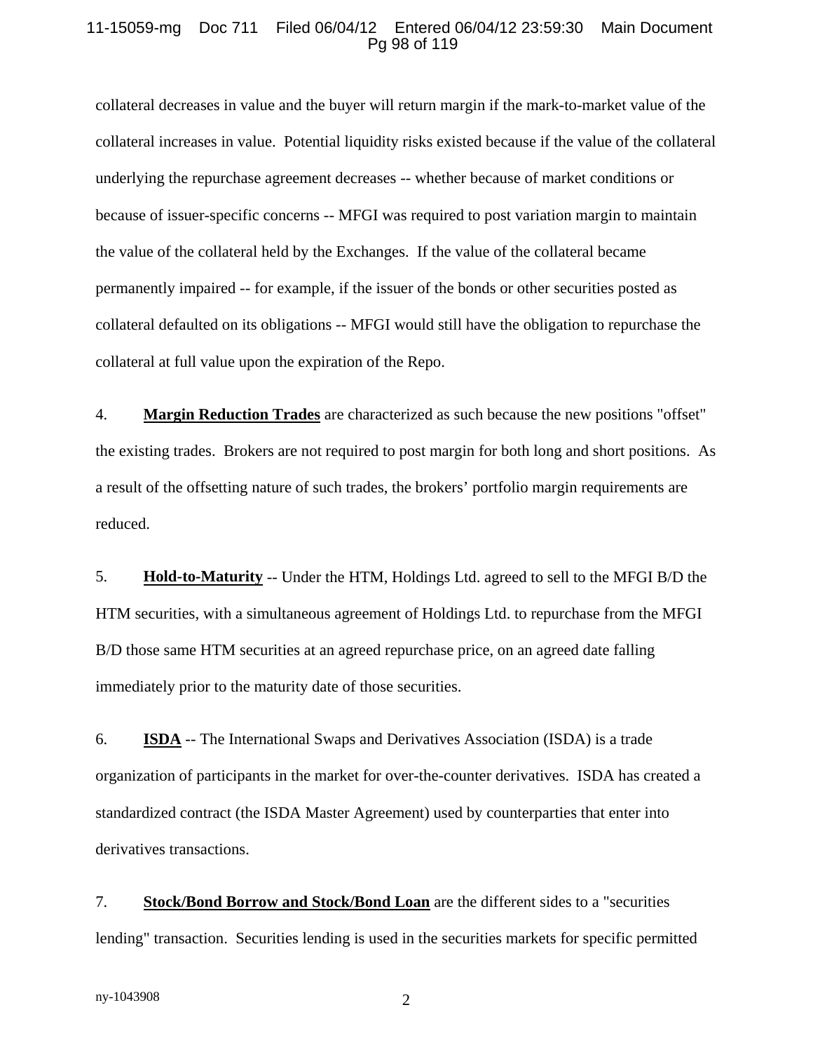collateral decreases in value and the buyer will return margin if the mark-to-market value of the collateral increases in value. Potential liquidity risks existed because if the value of the collateral underlying the repurchase agreement decreases -- whether because of market conditions or because of issuer-specific concerns -- MFGI was required to post variation margin to maintain the value of the collateral held by the Exchanges. If the value of the collateral became permanently impaired -- for example, if the issuer of the bonds or other securities posted as collateral defaulted on its obligations -- MFGI would still have the obligation to repurchase the collateral at full value upon the expiration of the Repo.

4. **Margin Reduction Trades** are characterized as such because the new positions "offset" the existing trades. Brokers are not required to post margin for both long and short positions. As a result of the offsetting nature of such trades, the brokers' portfolio margin requirements are reduced.

5. **Hold-to-Maturity** -- Under the HTM, Holdings Ltd. agreed to sell to the MFGI B/D the HTM securities, with a simultaneous agreement of Holdings Ltd. to repurchase from the MFGI B/D those same HTM securities at an agreed repurchase price, on an agreed date falling immediately prior to the maturity date of those securities.

6. **ISDA** -- The International Swaps and Derivatives Association (ISDA) is a trade organization of participants in the market for over-the-counter derivatives. ISDA has created a standardized contract (the ISDA Master Agreement) used by counterparties that enter into derivatives transactions.

7. **Stock/Bond Borrow and Stock/Bond Loan** are the different sides to a "securities lending" transaction. Securities lending is used in the securities markets for specific permitted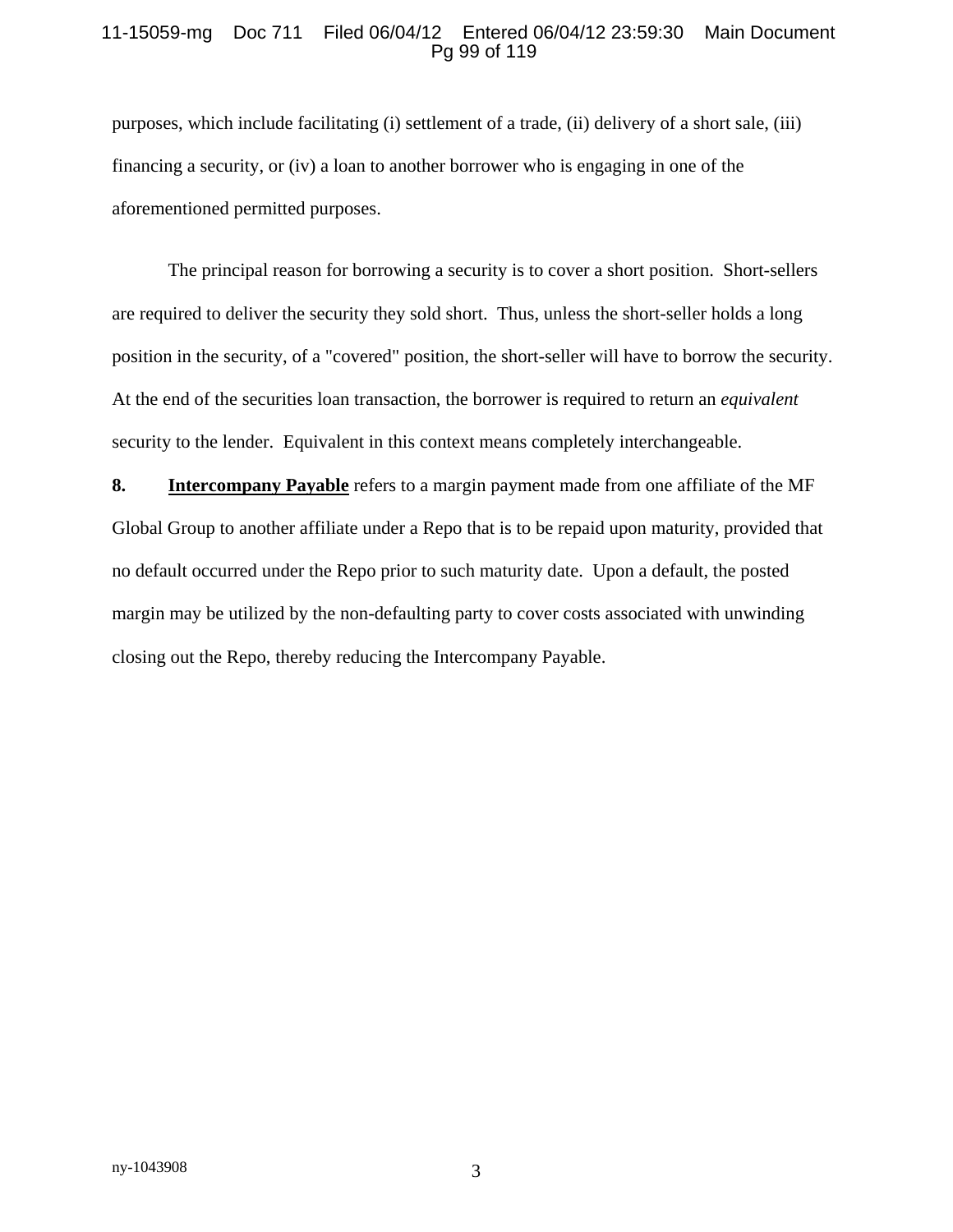purposes, which include facilitating (i) settlement of a trade, (ii) delivery of a short sale, (iii) financing a security, or (iv) a loan to another borrower who is engaging in one of the aforementioned permitted purposes.

The principal reason for borrowing a security is to cover a short position. Short-sellers are required to deliver the security they sold short. Thus, unless the short-seller holds a long position in the security, of a "covered" position, the short-seller will have to borrow the security. At the end of the securities loan transaction, the borrower is required to return an *equivalent* security to the lender. Equivalent in this context means completely interchangeable.

**8.** **Intercompany Payable** refers to a margin payment made from one affiliate of the MF Global Group to another affiliate under a Repo that is to be repaid upon maturity, provided that no default occurred under the Repo prior to such maturity date. Upon a default, the posted margin may be utilized by the non-defaulting party to cover costs associated with unwinding closing out the Repo, thereby reducing the Intercompany Payable.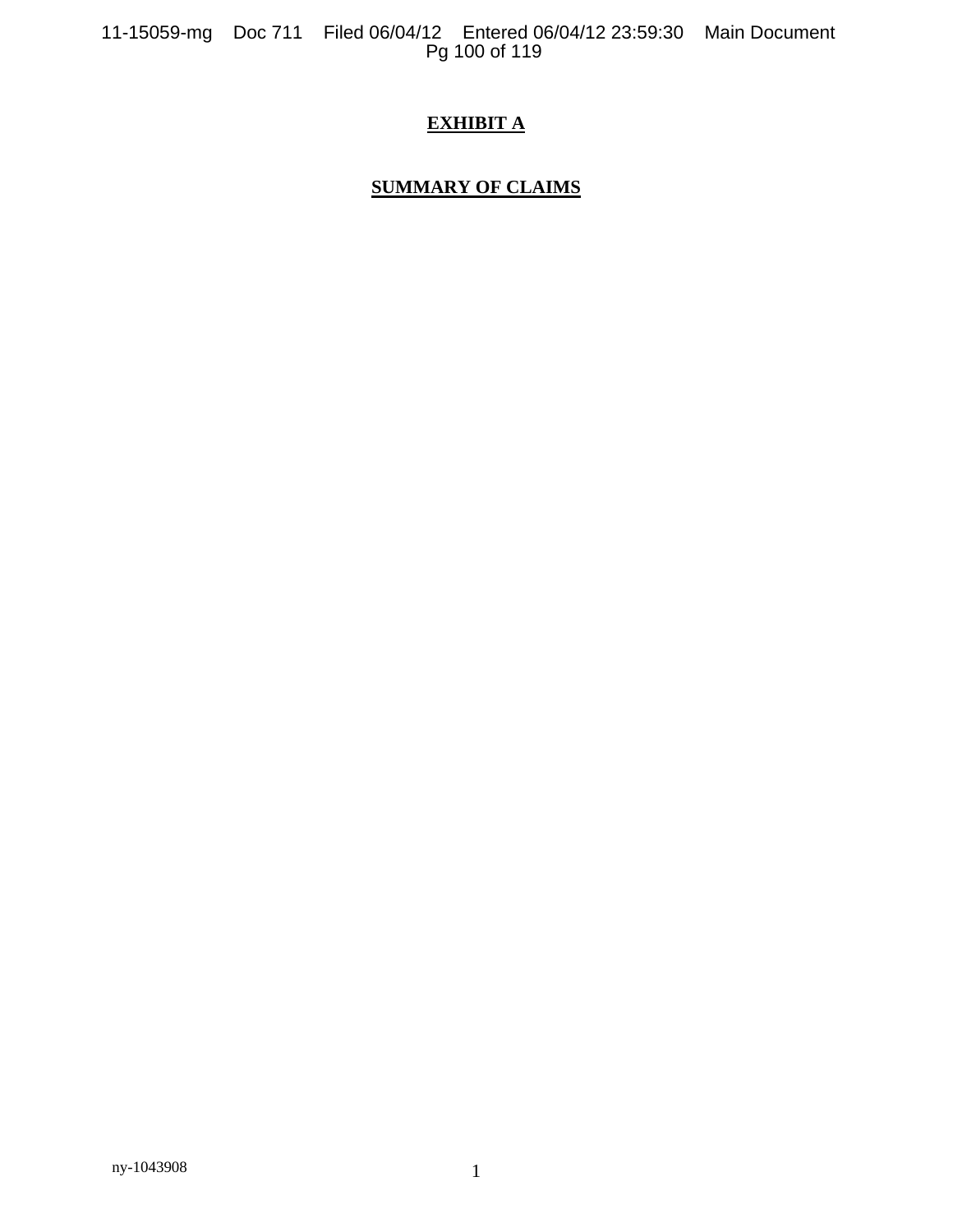# EXHIBIT A

## SUMMARY OF CLAIMS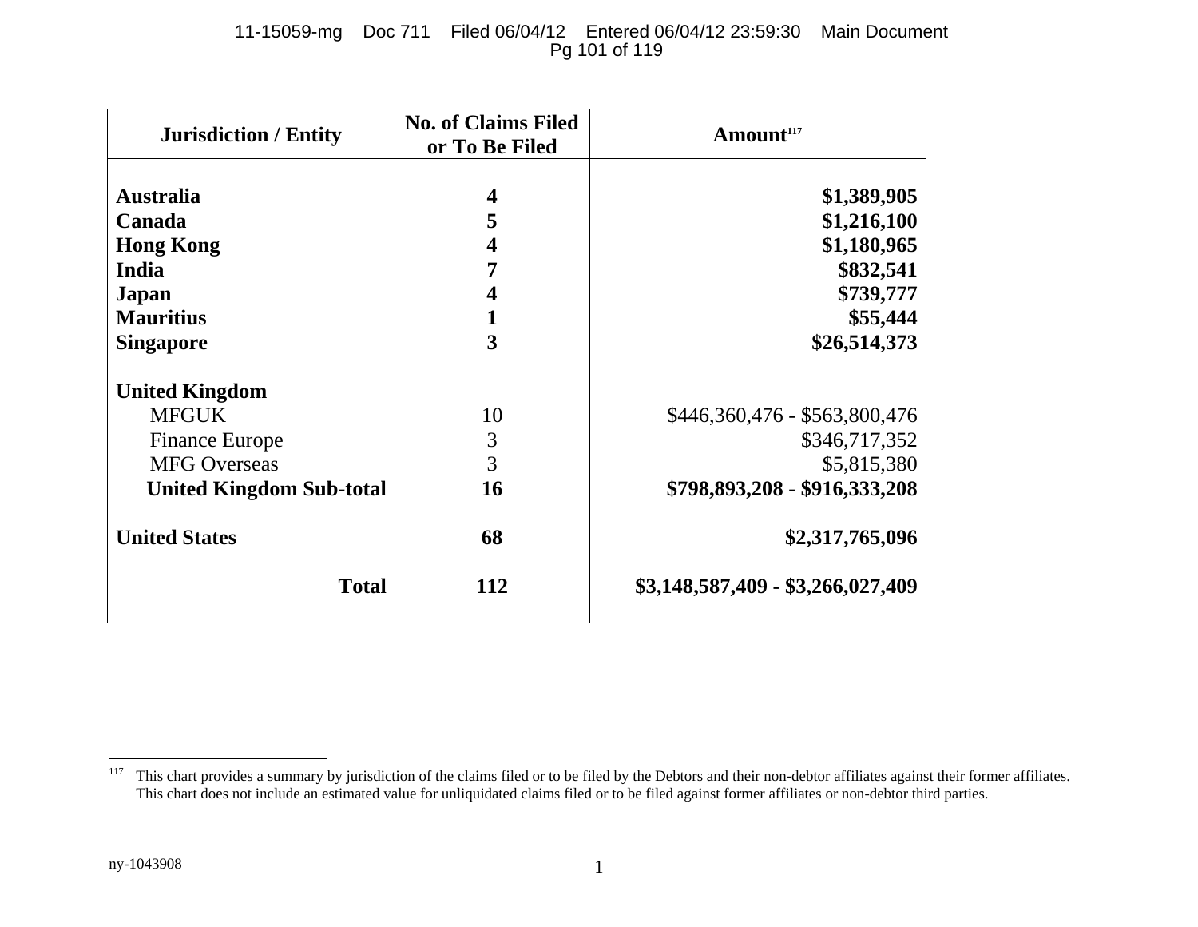| Jurisdiction / Entity | No. of Claims Filed or To Be Filed | Amount[117] |
|---|---|---|
| **Australia** | **4** | **$1,389,905** |
| **Canada** | **5** | **$1,216,100** |
| **Hong Kong** | **4** | **$1,180,965** |
| **India** | **7** | **$832,541** |
| **Japan** | **4** | **$739,777** |
| **Mauritius** | **1** | **$55,444** |
| **Singapore** | **3** | **$26,514,373** |
| **United Kingdom** | | |
| MFGUK | 10 | $446,360,476 - $563,800,476 |
| Finance Europe | 3 | $346,717,352 |
| MFG Overseas | 3 | $5,815,380 |
| **United Kingdom Sub-total** | **16** | **$798,893,208 - $916,333,208** |
| **United States** | **68** | **$2,317,765,096** |
| **Total** | **112** | **$3,148,587,409 - $3,266,027,409** |

[117] This chart provides a summary by jurisdiction of the claims filed or to be filed by the Debtors and their non-debtor affiliates against their former affiliates. This chart does not include an estimated value for unliquidated claims filed or to be filed against former affiliates or non-debtor third parties.

ny-1043908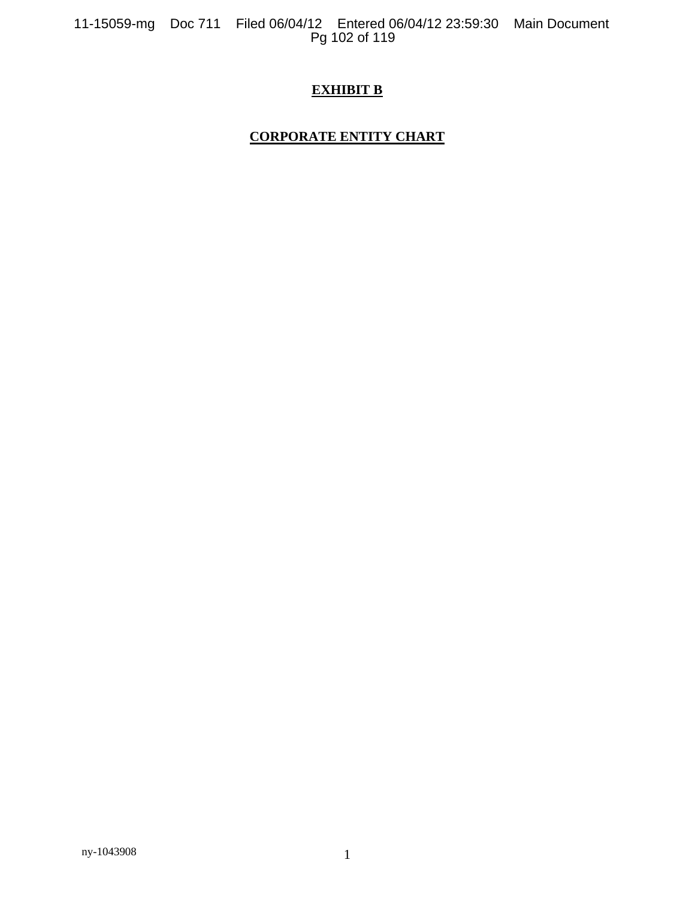# EXHIBIT B

## CORPORATE ENTITY CHART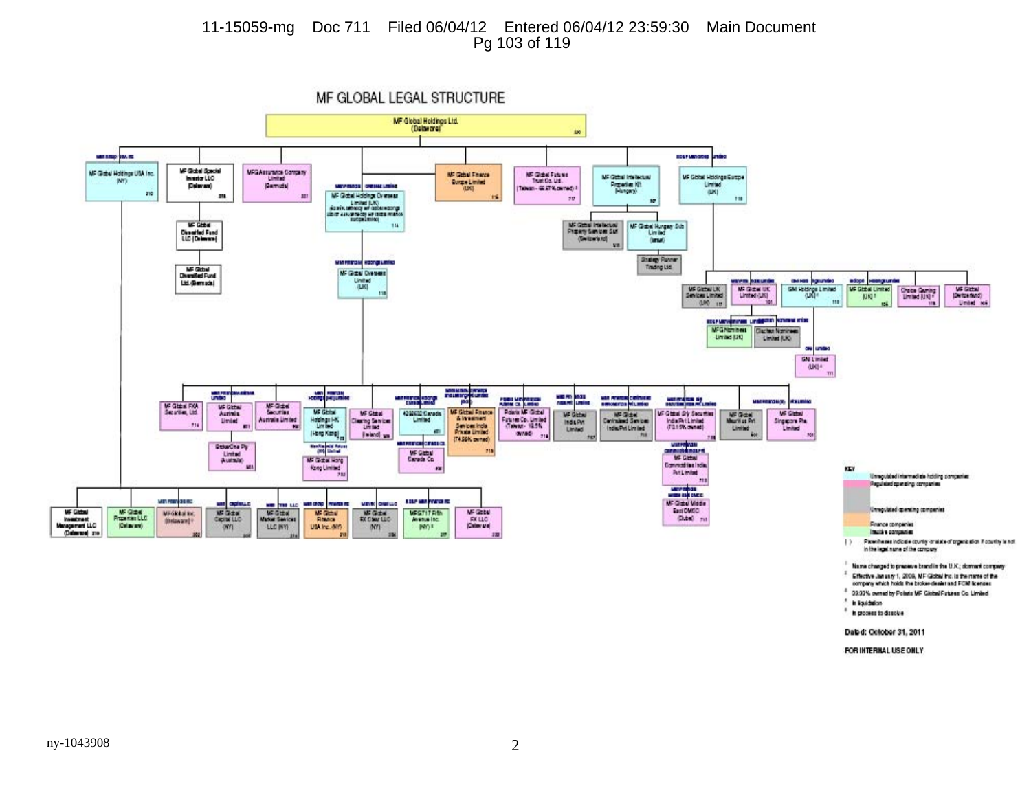# MF GLOBAL LEGAL STRUCTURE

**MF Global Holdings Ltd. (Delaware)**

- MF Global Holdings USA Inc. (NY)
  - MF Global Investment Management LLC (Delaware)
  - MF Global Properties LLC (Delaware)
  - MF Global Inc. (Delaware) [2]
  - MF Global Capital LLC (NY)
  - MF Global Market Services LLC (NY)
  - MF Global Finance USA Inc. (NY)
  - MF Global FX Clear LLC (NY)
  - MFG/717 Fifth Avenue Inc. (NY) [5]
  - MF Global FX LLC (Delaware)
- MF Global Special Investor LLC (Delaware)
  - MF Global Diversified Fund LLC (Delaware)
    - MF Global Diversified Fund Ltd. (Bermuda)
- MFG Assurance Company Limited (Bermuda)
- MF Global Holdings Overseas Limited (UK)
  - MF Global Overseas Limited (UK)
    - MF Global FXA Securities, Ltd.
    - MF Global Australia Limited
      - BrokerOne Pty Limited (Australia)
    - MF Global Securities Australia Limited
    - MF Global Holdings HK Limited (Hong Kong)
      - MF Global Hong Kong Limited
    - MF Global Clearing Services Limited (Ireland)
    - 4288512 Canada Limited
      - MF Global Canada Co.
    - MF Global Finance & Investment Services India Private Limited (74.99% owned)
    - Polaris MF Global Futures Co. Limited (Taiwan - 19.5% owned)
    - MF Global India Pvt Limited
    - MF Global Centralised Services India Pvt Limited
    - MF Global Sify Securities India Pvt Limited (70.15% owned)
      - MF Global Commodities India Pvt Limited
        - MF Global Middle East DMCC (Dubai)
    - MF Global Mauritius Pvt Limited
    - MF Global Singapore Pte. Limited
- MF Global Finance Europe Limited (UK)
- MF Global Futures Trust Co. Ltd. (Taiwan - 66.67% owned) [3]
- MF Global Intellectual Properties Kft (Hungary)
  - MF Global Intellectual Property Services Sarl (Switzerland)
  - MF Global Hungary Sub Limited (Israel)
    - Strategy Runner Trading Ltd.
- MF Global Holdings Europe Limited (UK)
  - MF Global UK Services Limited (UK)
  - MF Global UK Limited (UK)
    - MFG Nominees Limited (UK)
    - Clayton Nominees Limited (UK)
  - GNI Holdings Limited (UK) [4]
    - GNI Limited (UK) [4]
  - MF Global Limited (UK) [1]
  - Choice Gaming Limited (UK) [4]
  - MF Global (Switzerland) Limited

**KEY**

- Unregulated intermediate holding companies
- Regulated operating companies
- Unregulated operating companies
- Finance companies
- Inactive companies
- ( ) Parentheses indicate country or state of organization if country is not in the legal name of the company

[1] Name changed to preserve brand in the U.K.; dormant company
[2] Effective January 1, 2008, MF Global Inc. is the name of the company which holds the broker-dealer and FCM licenses
[3] 33.33% owned by Polaris MF Global Futures Co. Limited
[4] In liquidation
[5] In process to dissolve

**Dated: October 31, 2011**

**FOR INTERNAL USE ONLY**

ny-1043908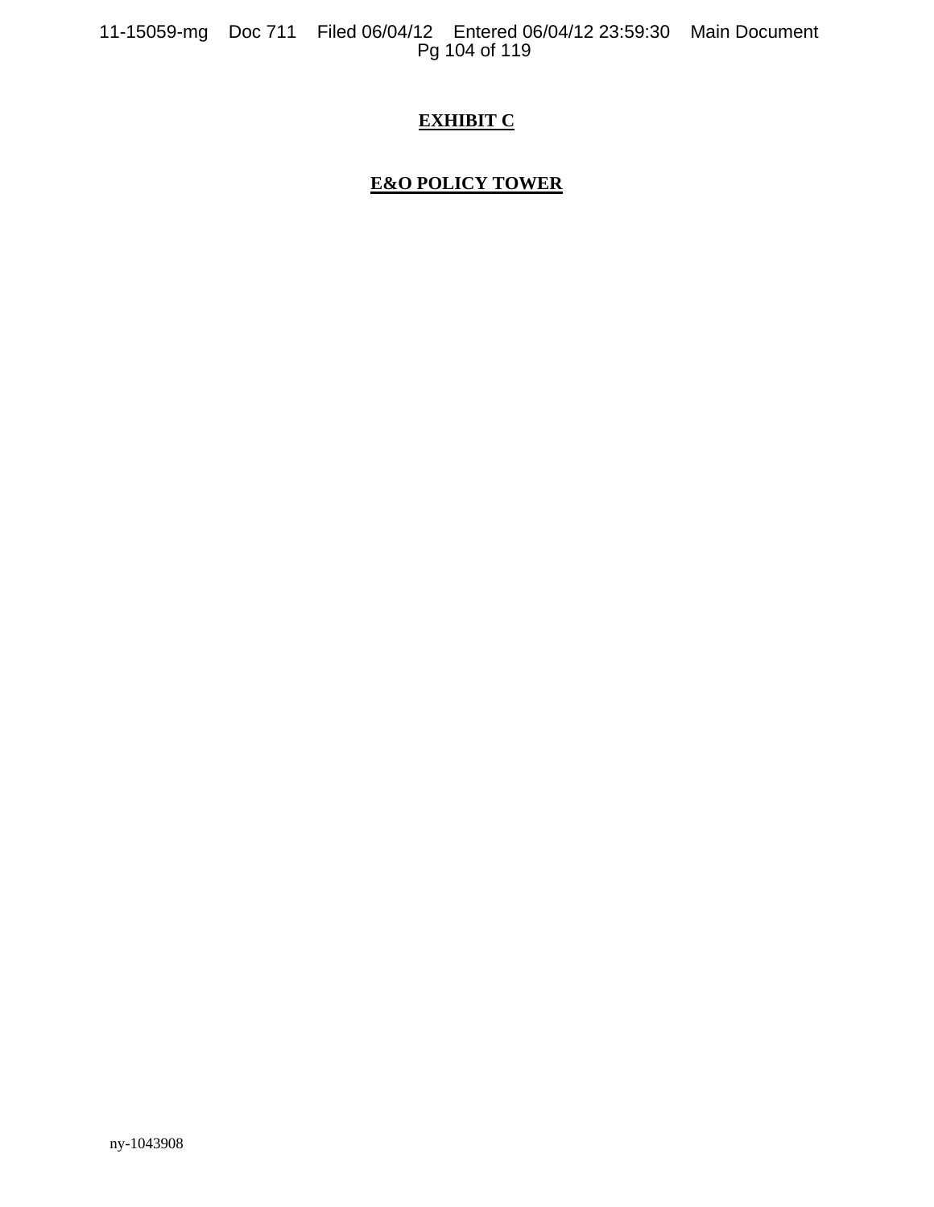**EXHIBIT C**

**E&O POLICY TOWER**

ny-1043908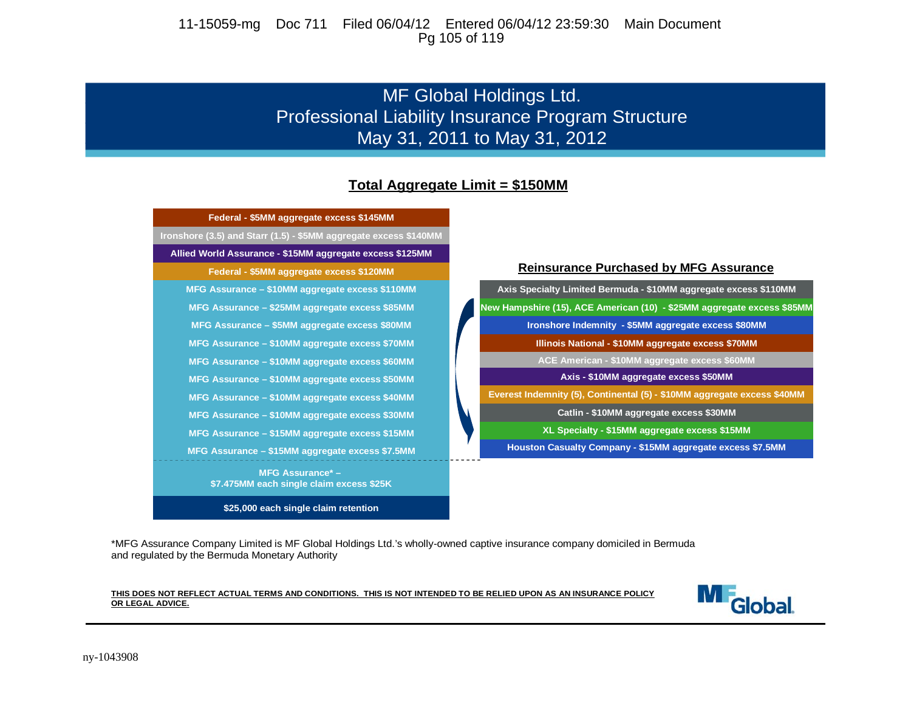# MF Global Holdings Ltd.
# Professional Liability Insurance Program Structure
# May 31, 2011 to May 31, 2012

**Total Aggregate Limit = $150MM**

| Program Layers | Reinsurance Purchased by MFG Assurance |
|---|---|
| Federal - $5MM aggregate excess $145MM | |
| Ironshore (3.5) and Starr (1.5) - $5MM aggregate excess $140MM | |
| Allied World Assurance - $15MM aggregate excess $125MM | |
| Federal - $5MM aggregate excess $120MM | |
| MFG Assurance – $10MM aggregate excess $110MM | Axis Specialty Limited Bermuda - $10MM aggregate excess $110MM |
| MFG Assurance – $25MM aggregate excess $85MM | New Hampshire (15), ACE American (10) - $25MM aggregate excess $85MM |
| MFG Assurance – $5MM aggregate excess $80MM | Ironshore Indemnity - $5MM aggregate excess $80MM |
| MFG Assurance – $10MM aggregate excess $70MM | Illinois National - $10MM aggregate excess $70MM |
| MFG Assurance – $10MM aggregate excess $60MM | ACE American - $10MM aggregate excess $60MM |
| MFG Assurance – $10MM aggregate excess $50MM | Axis - $10MM aggregate excess $50MM |
| MFG Assurance – $10MM aggregate excess $40MM | Everest Indemnity (5), Continental (5) - $10MM aggregate excess $40MM |
| MFG Assurance – $10MM aggregate excess $30MM | Catlin - $10MM aggregate excess $30MM |
| MFG Assurance – $15MM aggregate excess $15MM | XL Specialty - $15MM aggregate excess $15MM |
| MFG Assurance – $15MM aggregate excess $7.5MM | Houston Casualty Company - $15MM aggregate excess $7.5MM |
| MFG Assurance* – $7.475MM each single claim excess $25K | |
| $25,000 each single claim retention | |

*MFG Assurance Company Limited is MF Global Holdings Ltd.'s wholly-owned captive insurance company domiciled in Bermuda and regulated by the Bermuda Monetary Authority

**THIS DOES NOT REFLECT ACTUAL TERMS AND CONDITIONS. THIS IS NOT INTENDED TO BE RELIED UPON AS AN INSURANCE POLICY OR LEGAL ADVICE.**

MF Global

ny-1043908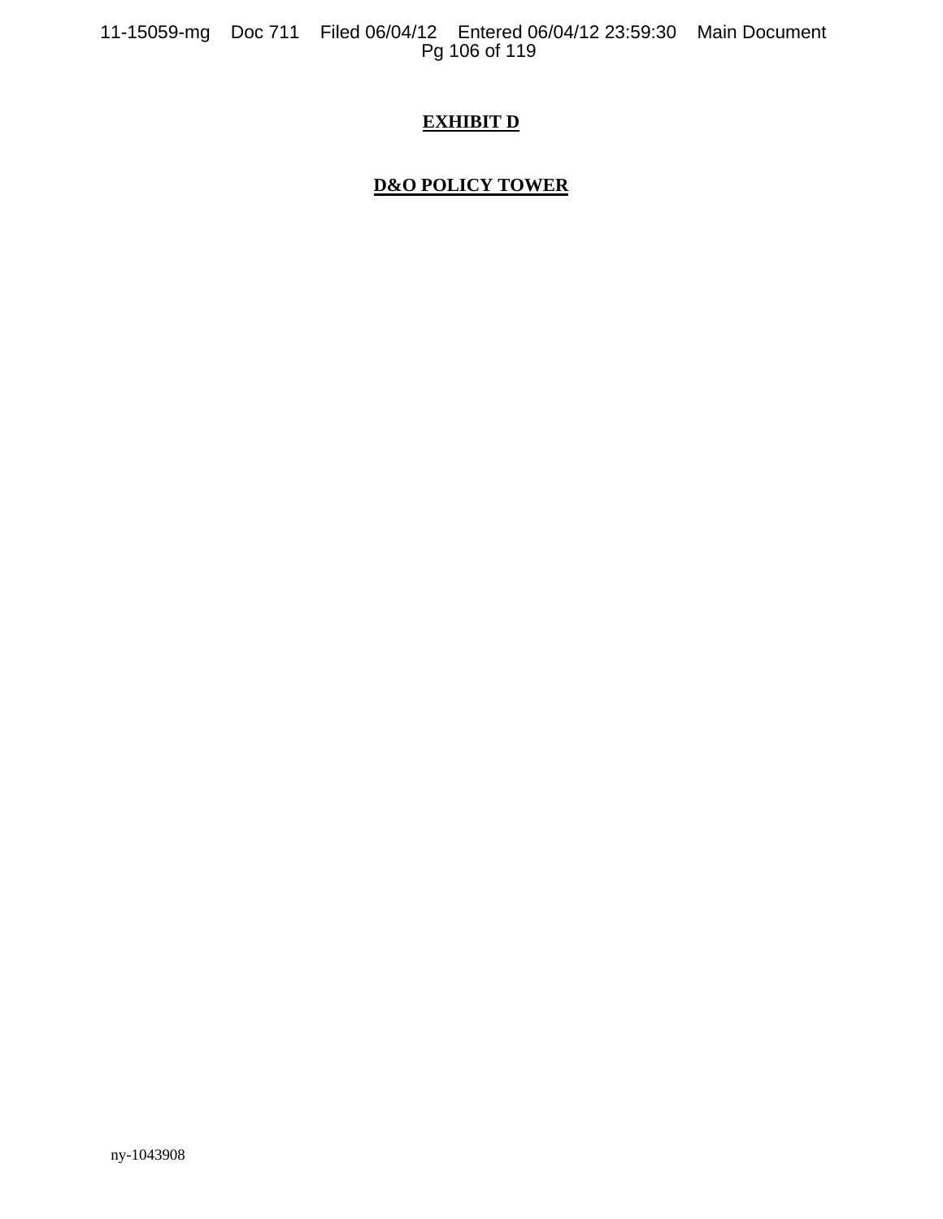# EXHIBIT D

## D&O POLICY TOWER

ny-1043908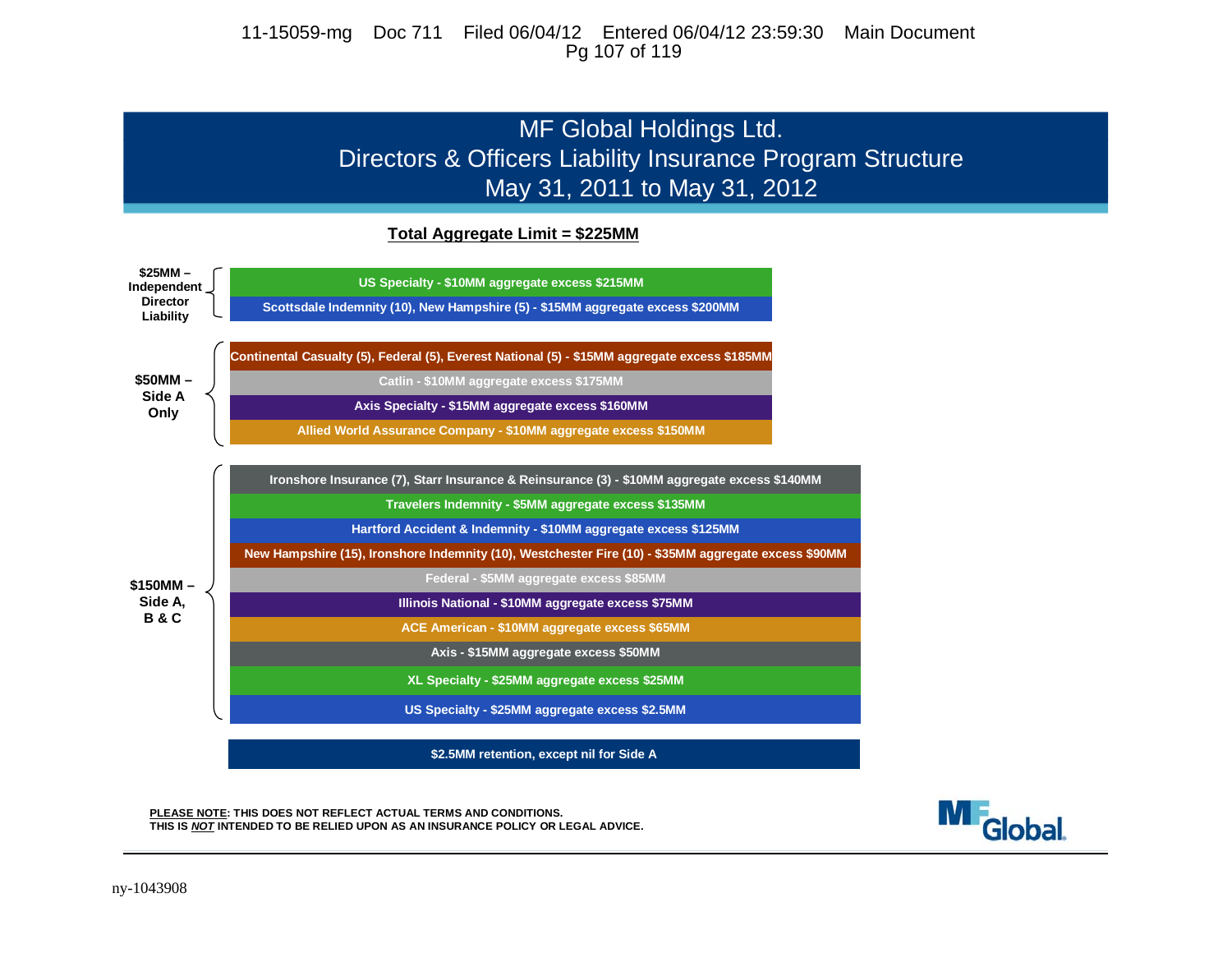# MF Global Holdings Ltd.
## Directors & Officers Liability Insurance Program Structure
## May 31, 2011 to May 31, 2012

**Total Aggregate Limit = $225MM**

**$25MM – Independent Director Liability**

- US Specialty - $10MM aggregate excess $215MM
- Scottsdale Indemnity (10), New Hampshire (5) - $15MM aggregate excess $200MM

**$50MM – Side A Only**

- Continental Casualty (5), Federal (5), Everest National (5) - $15MM aggregate excess $185MM
- Catlin - $10MM aggregate excess $175MM
- Axis Specialty - $15MM aggregate excess $160MM
- Allied World Assurance Company - $10MM aggregate excess $150MM

**$150MM – Side A, B & C**

- Ironshore Insurance (7), Starr Insurance & Reinsurance (3) - $10MM aggregate excess $140MM
- Travelers Indemnity - $5MM aggregate excess $135MM
- Hartford Accident & Indemnity - $10MM aggregate excess $125MM
- New Hampshire (15), Ironshore Indemnity (10), Westchester Fire (10) - $35MM aggregate excess $90MM
- Federal - $5MM aggregate excess $85MM
- Illinois National - $10MM aggregate excess $75MM
- ACE American - $10MM aggregate excess $65MM
- Axis - $15MM aggregate excess $50MM
- XL Specialty - $25MM aggregate excess $25MM
- US Specialty - $25MM aggregate excess $2.5MM

**$2.5MM retention, except nil for Side A**

**PLEASE NOTE: THIS DOES NOT REFLECT ACTUAL TERMS AND CONDITIONS. THIS IS *NOT* INTENDED TO BE RELIED UPON AS AN INSURANCE POLICY OR LEGAL ADVICE.**

MF Global

ny-1043908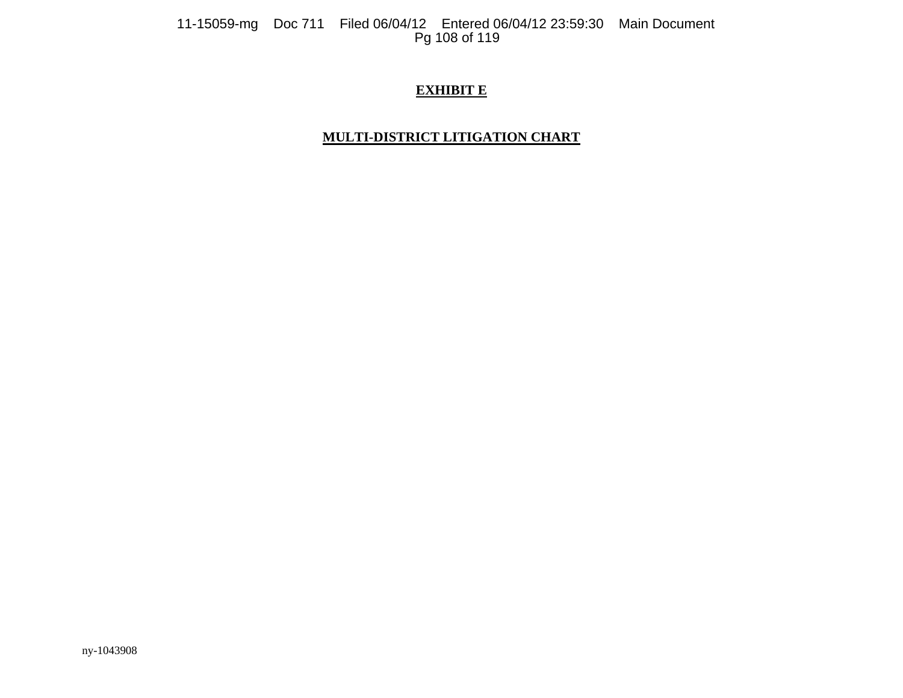# **EXHIBIT E**

## **MULTI-DISTRICT LITIGATION CHART**

ny-1043908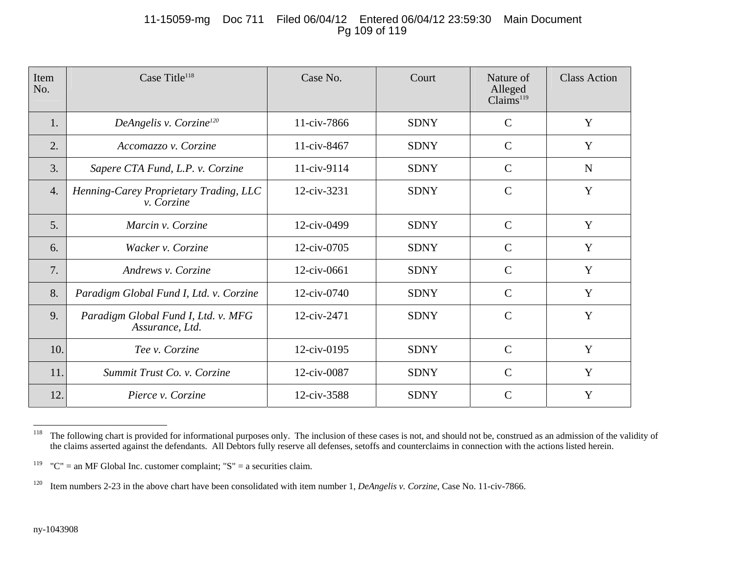| Item No. | Case Title[118] | Case No. | Court | Nature of Alleged Claims[119] | Class Action |
|---|---|---|---|---|---|
| 1. | *DeAngelis v. Corzine*[120] | 11-civ-7866 | SDNY | C | Y |
| 2. | *Accomazzo v. Corzine* | 11-civ-8467 | SDNY | C | Y |
| 3. | *Sapere CTA Fund, L.P. v. Corzine* | 11-civ-9114 | SDNY | C | N |
| 4. | *Henning-Carey Proprietary Trading, LLC v. Corzine* | 12-civ-3231 | SDNY | C | Y |
| 5. | *Marcin v. Corzine* | 12-civ-0499 | SDNY | C | Y |
| 6. | *Wacker v. Corzine* | 12-civ-0705 | SDNY | C | Y |
| 7. | *Andrews v. Corzine* | 12-civ-0661 | SDNY | C | Y |
| 8. | *Paradigm Global Fund I, Ltd. v. Corzine* | 12-civ-0740 | SDNY | C | Y |
| 9. | *Paradigm Global Fund I, Ltd. v. MFG Assurance, Ltd.* | 12-civ-2471 | SDNY | C | Y |
| 10. | *Tee v. Corzine* | 12-civ-0195 | SDNY | C | Y |
| 11. | *Summit Trust Co. v. Corzine* | 12-civ-0087 | SDNY | C | Y |
| 12. | *Pierce v. Corzine* | 12-civ-3588 | SDNY | C | Y |

[118] The following chart is provided for informational purposes only. The inclusion of these cases is not, and should not be, construed as an admission of the validity of the claims asserted against the defendants. All Debtors fully reserve all defenses, setoffs and counterclaims in connection with the actions listed herein.

[119] "C" = an MF Global Inc. customer complaint; "S" = a securities claim.

[120] Item numbers 2-23 in the above chart have been consolidated with item number 1, *DeAngelis v. Corzine*, Case No. 11-civ-7866.

ny-1043908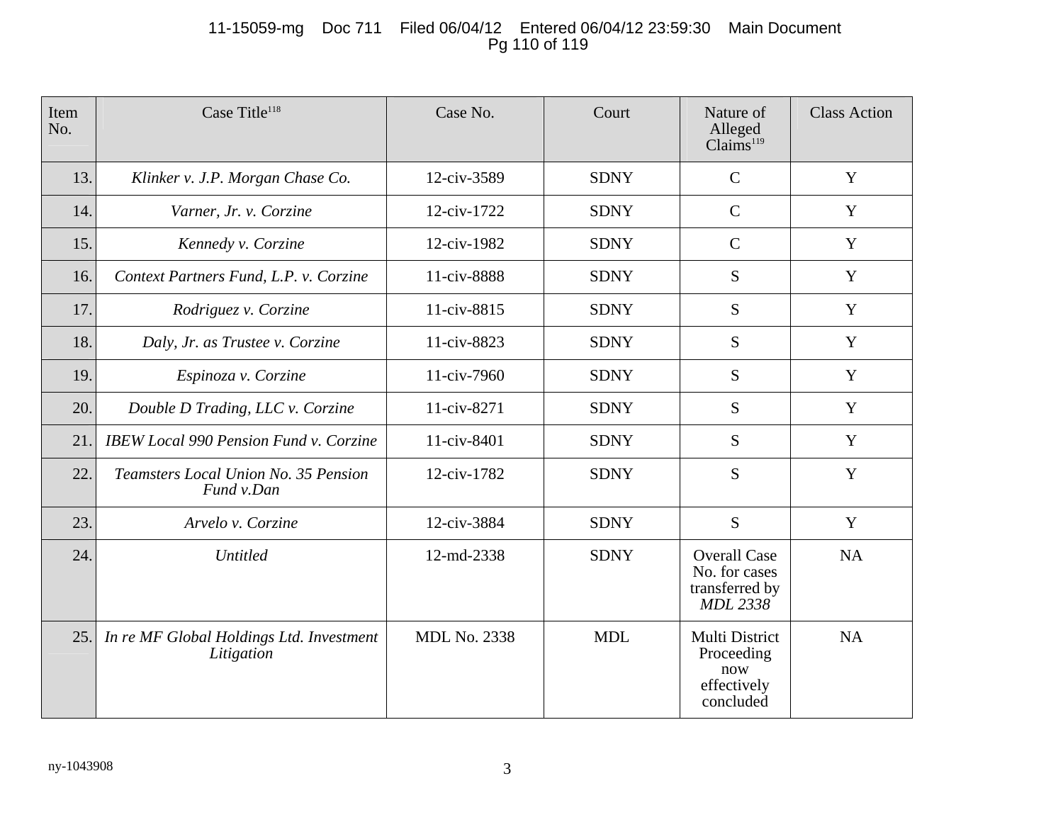| Item No. | Case Title[118] | Case No. | Court | Nature of Alleged Claims[119] | Class Action |
|---|---|---|---|---|---|
| 13. | *Klinker v. J.P. Morgan Chase Co.* | 12-civ-3589 | SDNY | C | Y |
| 14. | *Varner, Jr. v. Corzine* | 12-civ-1722 | SDNY | C | Y |
| 15. | *Kennedy v. Corzine* | 12-civ-1982 | SDNY | C | Y |
| 16. | *Context Partners Fund, L.P. v. Corzine* | 11-civ-8888 | SDNY | S | Y |
| 17. | *Rodriguez v. Corzine* | 11-civ-8815 | SDNY | S | Y |
| 18. | *Daly, Jr. as Trustee v. Corzine* | 11-civ-8823 | SDNY | S | Y |
| 19. | *Espinoza v. Corzine* | 11-civ-7960 | SDNY | S | Y |
| 20. | *Double D Trading, LLC v. Corzine* | 11-civ-8271 | SDNY | S | Y |
| 21. | *IBEW Local 990 Pension Fund v. Corzine* | 11-civ-8401 | SDNY | S | Y |
| 22. | *Teamsters Local Union No. 35 Pension Fund v.Dan* | 12-civ-1782 | SDNY | S | Y |
| 23. | *Arvelo v. Corzine* | 12-civ-3884 | SDNY | S | Y |
| 24. | *Untitled* | 12-md-2338 | SDNY | Overall Case No. for cases transferred by *MDL 2338* | NA |
| 25. | *In re MF Global Holdings Ltd. Investment Litigation* | MDL No. 2338 | MDL | Multi District Proceeding now effectively concluded | NA |

ny-1043908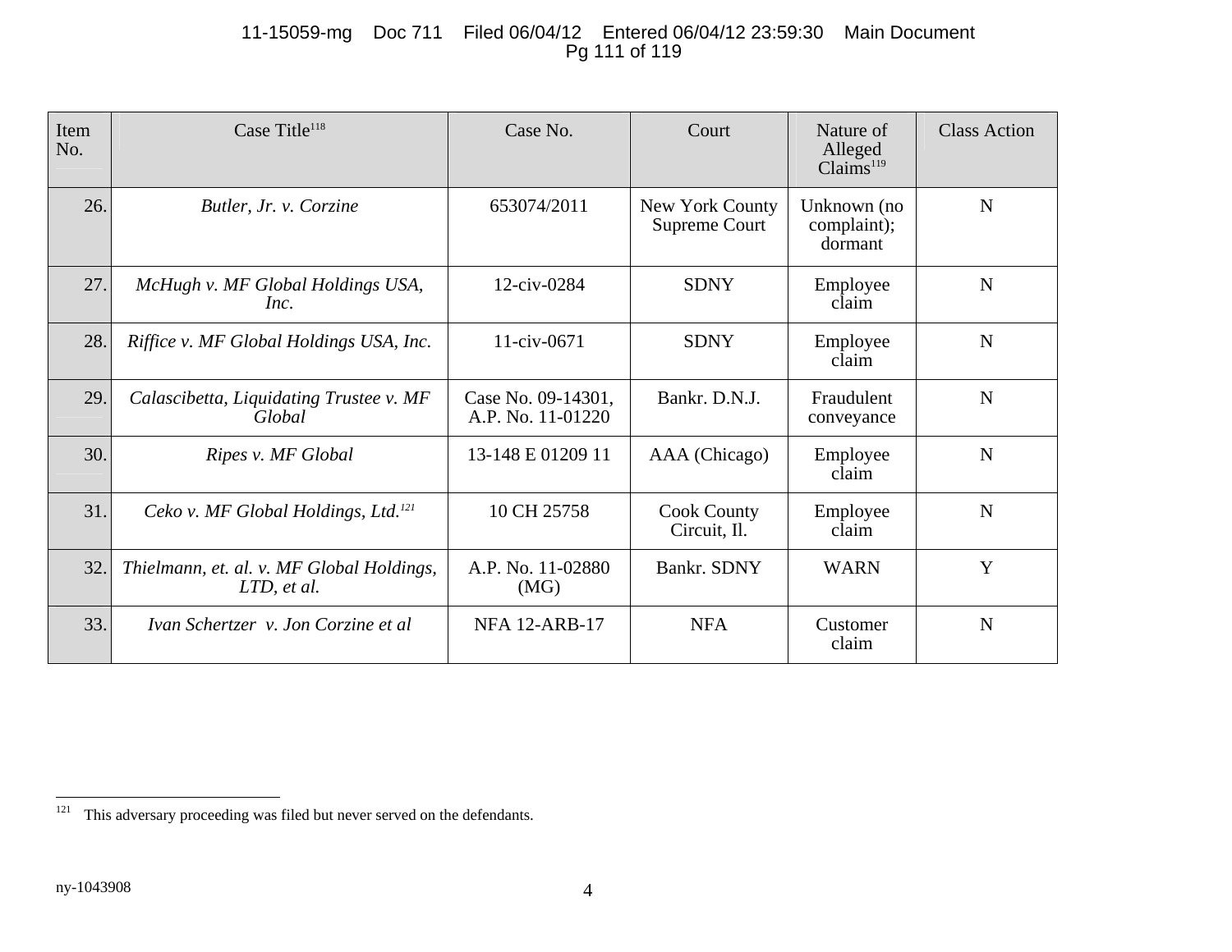| Item No. | Case Title[118] | Case No. | Court | Nature of Alleged Claims[119] | Class Action |
|---|---|---|---|---|---|
| 26. | *Butler, Jr. v. Corzine* | 653074/2011 | New York County Supreme Court | Unknown (no complaint); dormant | N |
| 27. | *McHugh v. MF Global Holdings USA, Inc.* | 12-civ-0284 | SDNY | Employee claim | N |
| 28. | *Riffice v. MF Global Holdings USA, Inc.* | 11-civ-0671 | SDNY | Employee claim | N |
| 29. | *Calascibetta, Liquidating Trustee v. MF Global* | Case No. 09-14301, A.P. No. 11-01220 | Bankr. D.N.J. | Fraudulent conveyance | N |
| 30. | *Ripes v. MF Global* | 13-148 E 01209 11 | AAA (Chicago) | Employee claim | N |
| 31. | *Ceko v. MF Global Holdings, Ltd.*[121] | 10 CH 25758 | Cook County Circuit, Il. | Employee claim | N |
| 32. | *Thielmann, et. al. v. MF Global Holdings, LTD, et al.* | A.P. No. 11-02880 (MG) | Bankr. SDNY | WARN | Y |
| 33. | *Ivan Schertzer v. Jon Corzine et al* | NFA 12-ARB-17 | NFA | Customer claim | N |

[121] This adversary proceeding was filed but never served on the defendants.

ny-1043908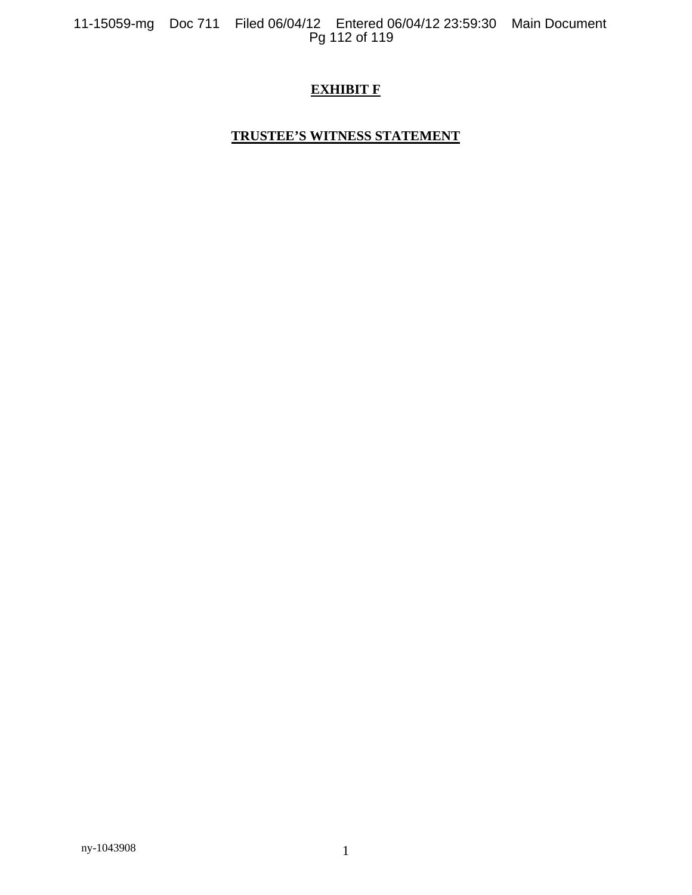# EXHIBIT F

## TRUSTEE'S WITNESS STATEMENT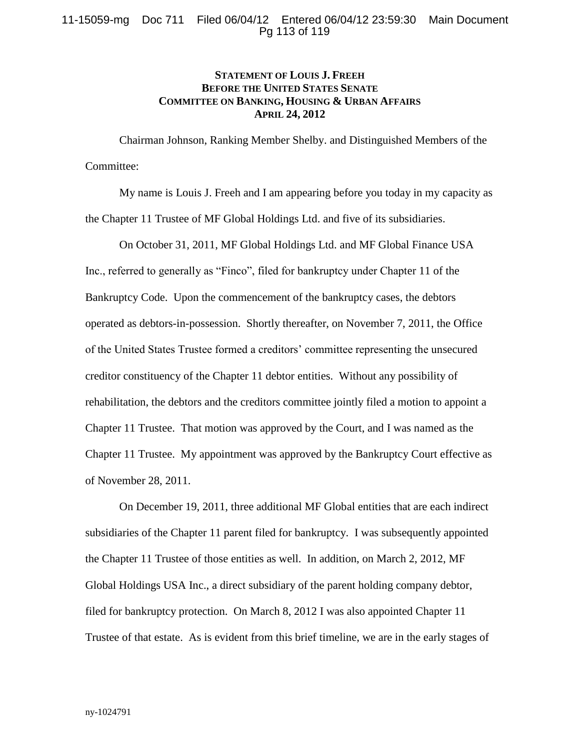**STATEMENT OF LOUIS J. FREEH**
**BEFORE THE UNITED STATES SENATE**
**COMMITTEE ON BANKING, HOUSING & URBAN AFFAIRS**
**APRIL 24, 2012**

Chairman Johnson, Ranking Member Shelby. and Distinguished Members of the Committee:

My name is Louis J. Freeh and I am appearing before you today in my capacity as the Chapter 11 Trustee of MF Global Holdings Ltd. and five of its subsidiaries.

On October 31, 2011, MF Global Holdings Ltd. and MF Global Finance USA Inc., referred to generally as "Finco", filed for bankruptcy under Chapter 11 of the Bankruptcy Code. Upon the commencement of the bankruptcy cases, the debtors operated as debtors-in-possession. Shortly thereafter, on November 7, 2011, the Office of the United States Trustee formed a creditors' committee representing the unsecured creditor constituency of the Chapter 11 debtor entities. Without any possibility of rehabilitation, the debtors and the creditors committee jointly filed a motion to appoint a Chapter 11 Trustee. That motion was approved by the Court, and I was named as the Chapter 11 Trustee. My appointment was approved by the Bankruptcy Court effective as of November 28, 2011.

On December 19, 2011, three additional MF Global entities that are each indirect subsidiaries of the Chapter 11 parent filed for bankruptcy. I was subsequently appointed the Chapter 11 Trustee of those entities as well. In addition, on March 2, 2012, MF Global Holdings USA Inc., a direct subsidiary of the parent holding company debtor, filed for bankruptcy protection. On March 8, 2012 I was also appointed Chapter 11 Trustee of that estate. As is evident from this brief timeline, we are in the early stages of

ny-1024791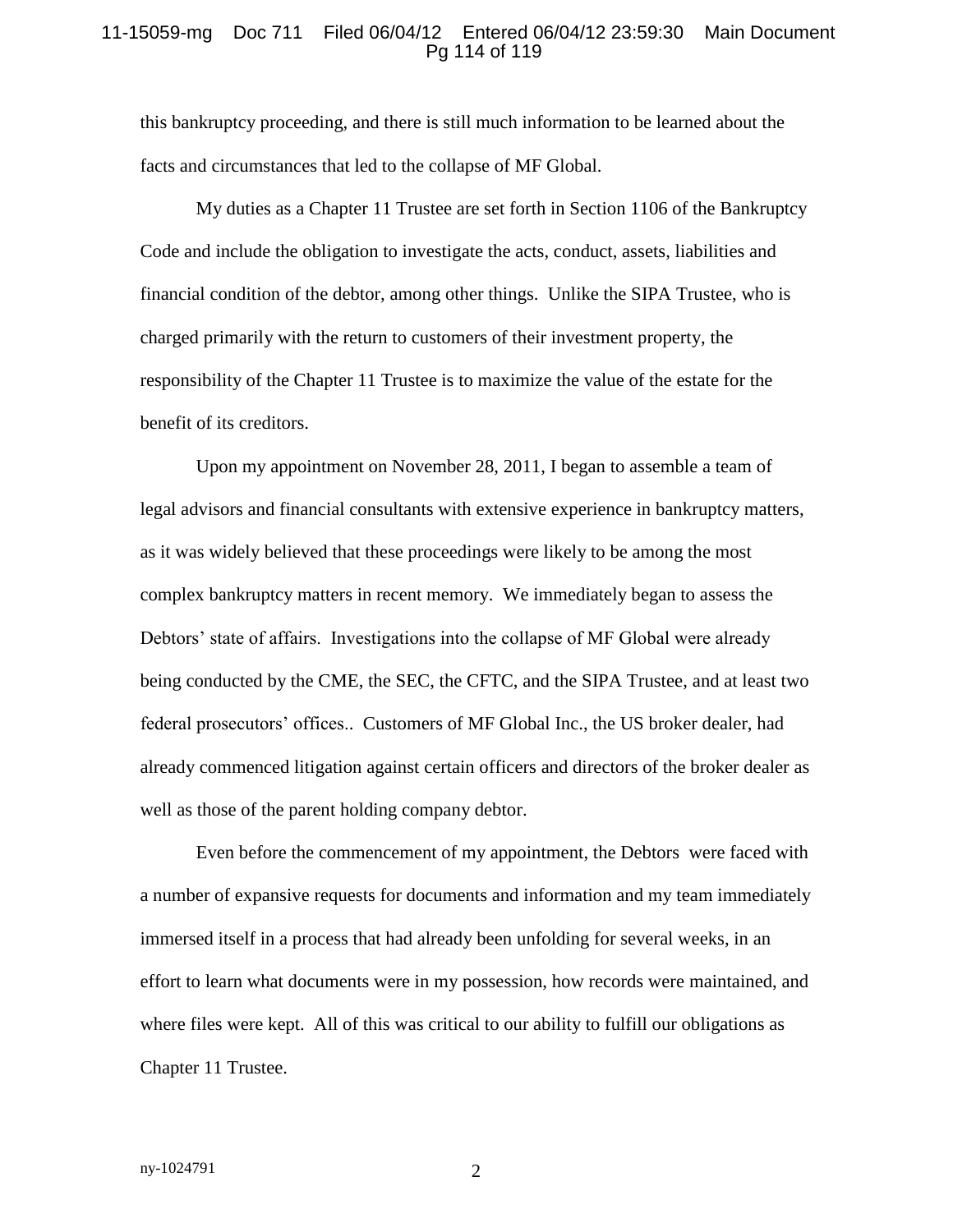this bankruptcy proceeding, and there is still much information to be learned about the facts and circumstances that led to the collapse of MF Global.

My duties as a Chapter 11 Trustee are set forth in Section 1106 of the Bankruptcy Code and include the obligation to investigate the acts, conduct, assets, liabilities and financial condition of the debtor, among other things. Unlike the SIPA Trustee, who is charged primarily with the return to customers of their investment property, the responsibility of the Chapter 11 Trustee is to maximize the value of the estate for the benefit of its creditors.

Upon my appointment on November 28, 2011, I began to assemble a team of legal advisors and financial consultants with extensive experience in bankruptcy matters, as it was widely believed that these proceedings were likely to be among the most complex bankruptcy matters in recent memory. We immediately began to assess the Debtors' state of affairs. Investigations into the collapse of MF Global were already being conducted by the CME, the SEC, the CFTC, and the SIPA Trustee, and at least two federal prosecutors' offices.. Customers of MF Global Inc., the US broker dealer, had already commenced litigation against certain officers and directors of the broker dealer as well as those of the parent holding company debtor.

Even before the commencement of my appointment, the Debtors were faced with a number of expansive requests for documents and information and my team immediately immersed itself in a process that had already been unfolding for several weeks, in an effort to learn what documents were in my possession, how records were maintained, and where files were kept. All of this was critical to our ability to fulfill our obligations as Chapter 11 Trustee.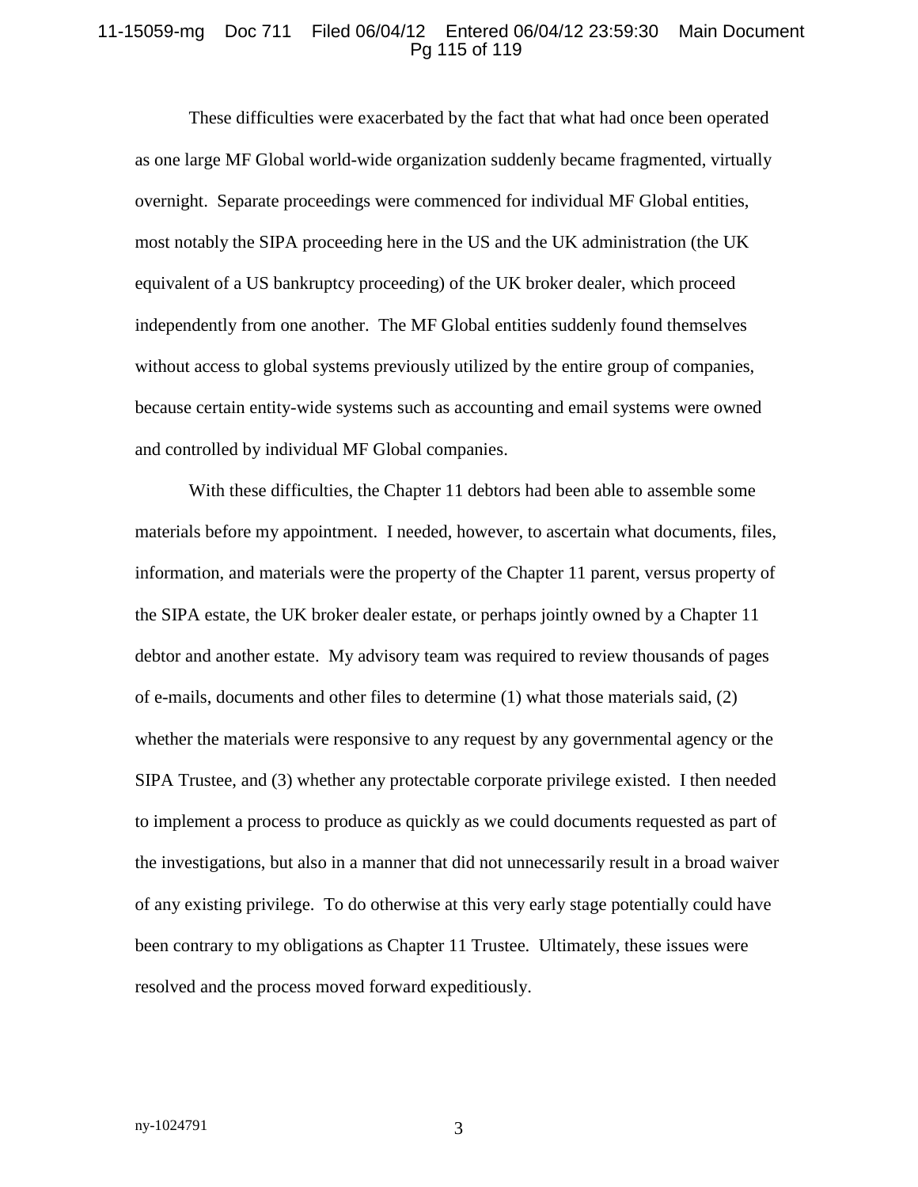These difficulties were exacerbated by the fact that what had once been operated as one large MF Global world-wide organization suddenly became fragmented, virtually overnight. Separate proceedings were commenced for individual MF Global entities, most notably the SIPA proceeding here in the US and the UK administration (the UK equivalent of a US bankruptcy proceeding) of the UK broker dealer, which proceed independently from one another. The MF Global entities suddenly found themselves without access to global systems previously utilized by the entire group of companies, because certain entity-wide systems such as accounting and email systems were owned and controlled by individual MF Global companies.

With these difficulties, the Chapter 11 debtors had been able to assemble some materials before my appointment. I needed, however, to ascertain what documents, files, information, and materials were the property of the Chapter 11 parent, versus property of the SIPA estate, the UK broker dealer estate, or perhaps jointly owned by a Chapter 11 debtor and another estate. My advisory team was required to review thousands of pages of e-mails, documents and other files to determine (1) what those materials said, (2) whether the materials were responsive to any request by any governmental agency or the SIPA Trustee, and (3) whether any protectable corporate privilege existed. I then needed to implement a process to produce as quickly as we could documents requested as part of the investigations, but also in a manner that did not unnecessarily result in a broad waiver of any existing privilege. To do otherwise at this very early stage potentially could have been contrary to my obligations as Chapter 11 Trustee. Ultimately, these issues were resolved and the process moved forward expeditiously.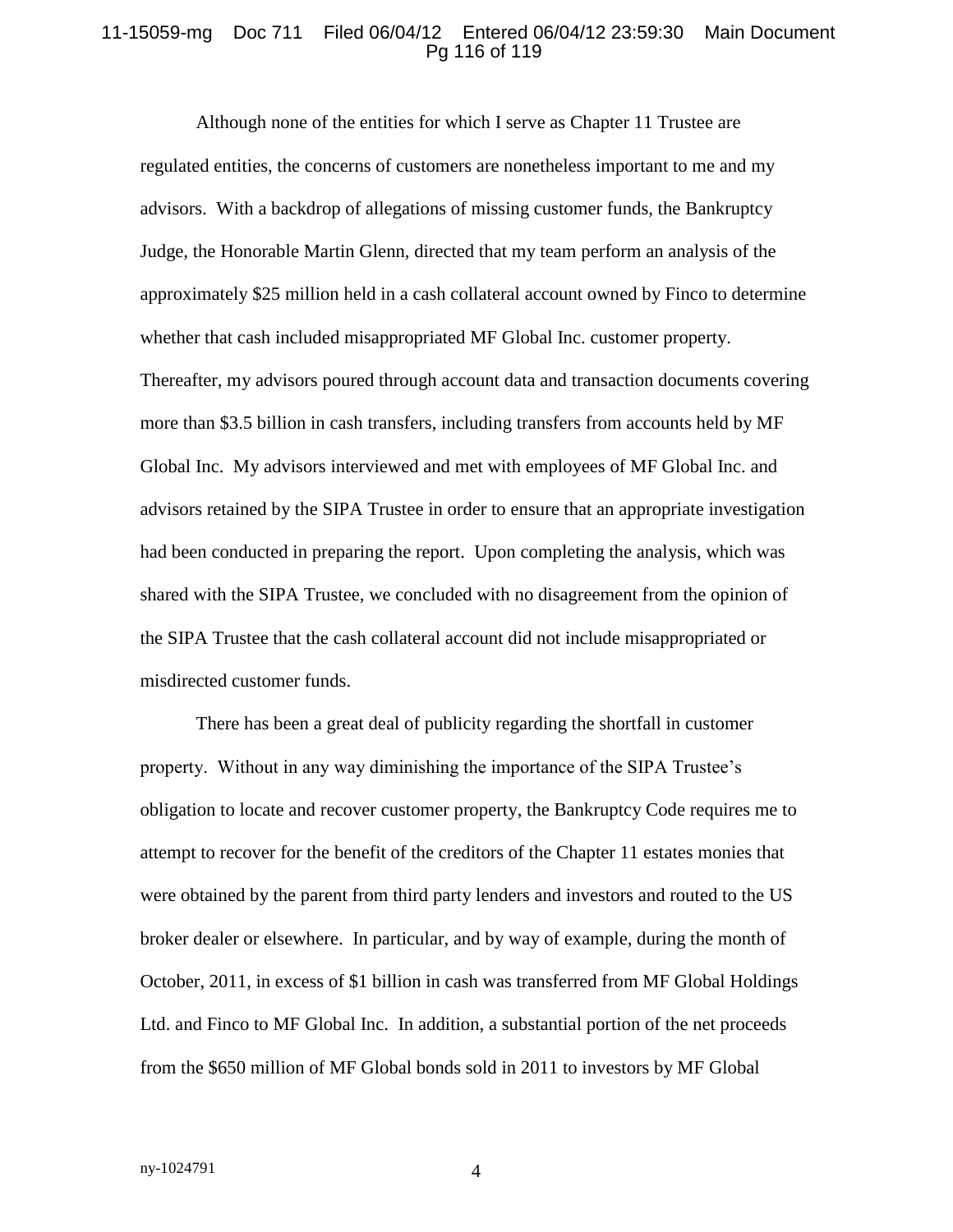Although none of the entities for which I serve as Chapter 11 Trustee are regulated entities, the concerns of customers are nonetheless important to me and my advisors. With a backdrop of allegations of missing customer funds, the Bankruptcy Judge, the Honorable Martin Glenn, directed that my team perform an analysis of the approximately $25 million held in a cash collateral account owned by Finco to determine whether that cash included misappropriated MF Global Inc. customer property. Thereafter, my advisors poured through account data and transaction documents covering more than $3.5 billion in cash transfers, including transfers from accounts held by MF Global Inc. My advisors interviewed and met with employees of MF Global Inc. and advisors retained by the SIPA Trustee in order to ensure that an appropriate investigation had been conducted in preparing the report. Upon completing the analysis, which was shared with the SIPA Trustee, we concluded with no disagreement from the opinion of the SIPA Trustee that the cash collateral account did not include misappropriated or misdirected customer funds.

There has been a great deal of publicity regarding the shortfall in customer property. Without in any way diminishing the importance of the SIPA Trustee's obligation to locate and recover customer property, the Bankruptcy Code requires me to attempt to recover for the benefit of the creditors of the Chapter 11 estates monies that were obtained by the parent from third party lenders and investors and routed to the US broker dealer or elsewhere. In particular, and by way of example, during the month of October, 2011, in excess of $1 billion in cash was transferred from MF Global Holdings Ltd. and Finco to MF Global Inc. In addition, a substantial portion of the net proceeds from the $650 million of MF Global bonds sold in 2011 to investors by MF Global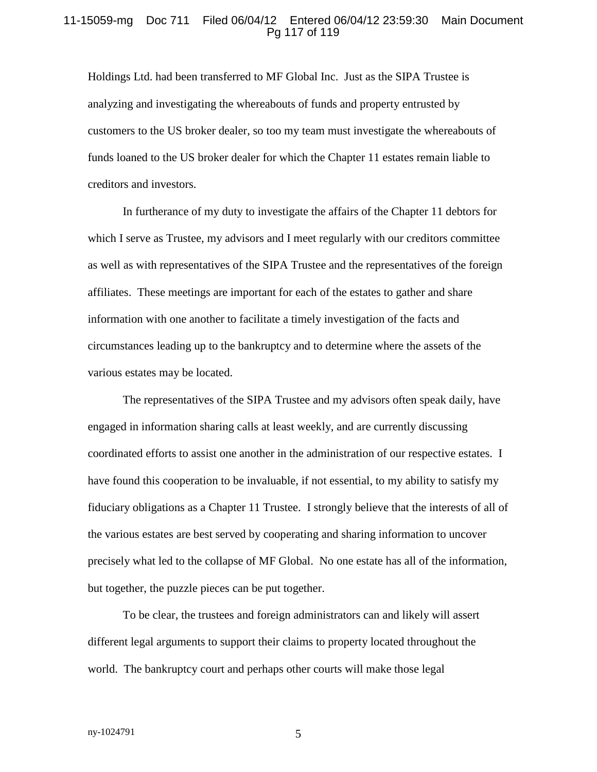Holdings Ltd. had been transferred to MF Global Inc. Just as the SIPA Trustee is analyzing and investigating the whereabouts of funds and property entrusted by customers to the US broker dealer, so too my team must investigate the whereabouts of funds loaned to the US broker dealer for which the Chapter 11 estates remain liable to creditors and investors.

In furtherance of my duty to investigate the affairs of the Chapter 11 debtors for which I serve as Trustee, my advisors and I meet regularly with our creditors committee as well as with representatives of the SIPA Trustee and the representatives of the foreign affiliates. These meetings are important for each of the estates to gather and share information with one another to facilitate a timely investigation of the facts and circumstances leading up to the bankruptcy and to determine where the assets of the various estates may be located.

The representatives of the SIPA Trustee and my advisors often speak daily, have engaged in information sharing calls at least weekly, and are currently discussing coordinated efforts to assist one another in the administration of our respective estates. I have found this cooperation to be invaluable, if not essential, to my ability to satisfy my fiduciary obligations as a Chapter 11 Trustee. I strongly believe that the interests of all of the various estates are best served by cooperating and sharing information to uncover precisely what led to the collapse of MF Global. No one estate has all of the information, but together, the puzzle pieces can be put together.

To be clear, the trustees and foreign administrators can and likely will assert different legal arguments to support their claims to property located throughout the world. The bankruptcy court and perhaps other courts will make those legal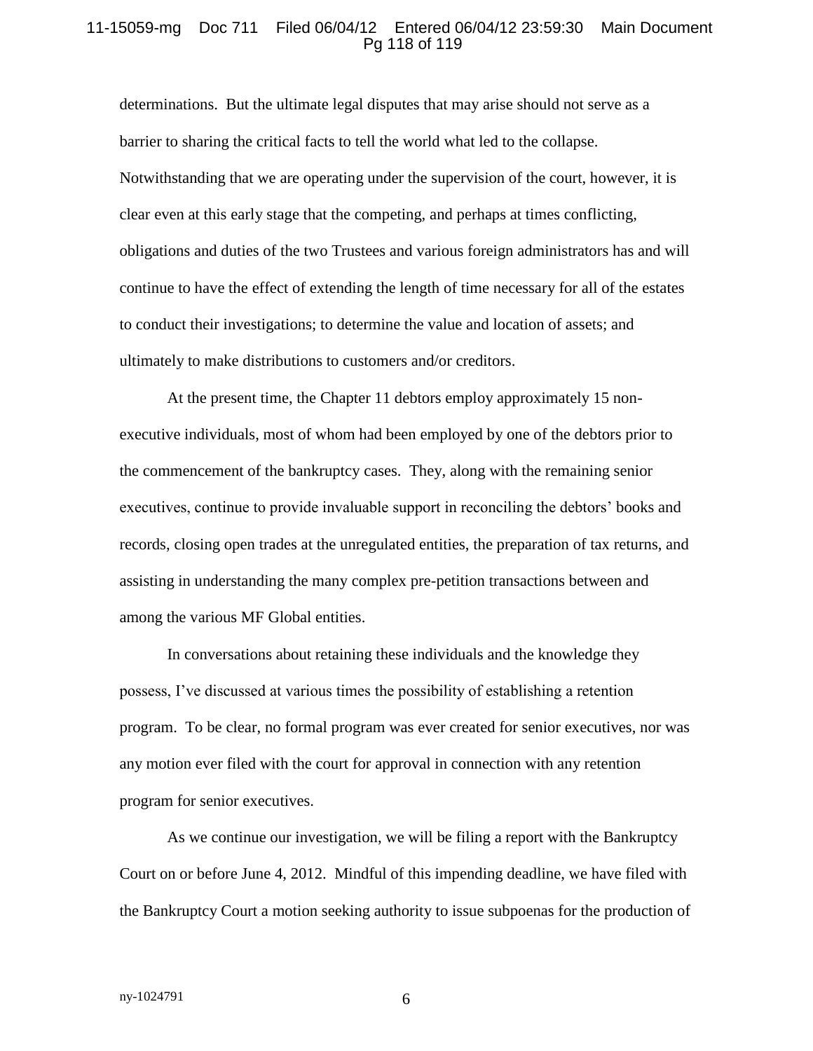determinations. But the ultimate legal disputes that may arise should not serve as a barrier to sharing the critical facts to tell the world what led to the collapse. Notwithstanding that we are operating under the supervision of the court, however, it is clear even at this early stage that the competing, and perhaps at times conflicting, obligations and duties of the two Trustees and various foreign administrators has and will continue to have the effect of extending the length of time necessary for all of the estates to conduct their investigations; to determine the value and location of assets; and ultimately to make distributions to customers and/or creditors.

At the present time, the Chapter 11 debtors employ approximately 15 non-executive individuals, most of whom had been employed by one of the debtors prior to the commencement of the bankruptcy cases. They, along with the remaining senior executives, continue to provide invaluable support in reconciling the debtors' books and records, closing open trades at the unregulated entities, the preparation of tax returns, and assisting in understanding the many complex pre-petition transactions between and among the various MF Global entities.

In conversations about retaining these individuals and the knowledge they possess, I've discussed at various times the possibility of establishing a retention program. To be clear, no formal program was ever created for senior executives, nor was any motion ever filed with the court for approval in connection with any retention program for senior executives.

As we continue our investigation, we will be filing a report with the Bankruptcy Court on or before June 4, 2012. Mindful of this impending deadline, we have filed with the Bankruptcy Court a motion seeking authority to issue subpoenas for the production of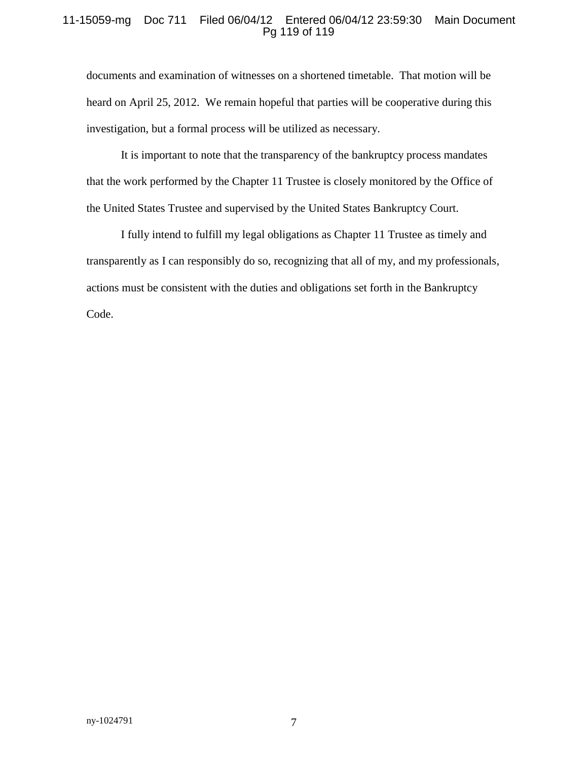documents and examination of witnesses on a shortened timetable. That motion will be heard on April 25, 2012. We remain hopeful that parties will be cooperative during this investigation, but a formal process will be utilized as necessary.

It is important to note that the transparency of the bankruptcy process mandates that the work performed by the Chapter 11 Trustee is closely monitored by the Office of the United States Trustee and supervised by the United States Bankruptcy Court.

I fully intend to fulfill my legal obligations as Chapter 11 Trustee as timely and transparently as I can responsibly do so, recognizing that all of my, and my professionals, actions must be consistent with the duties and obligations set forth in the Bankruptcy Code.